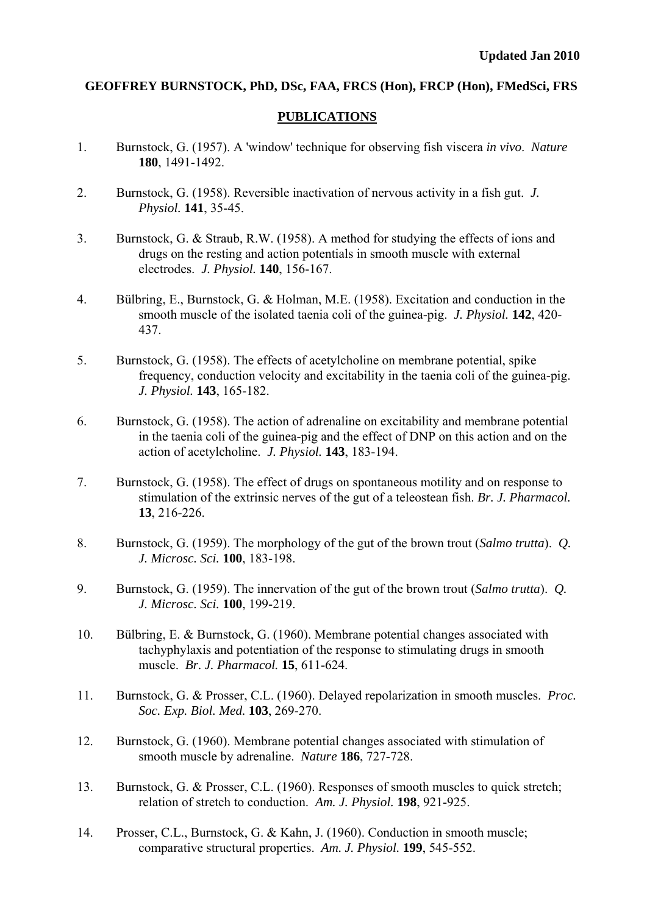**Updated Jan 2010**

**GEOFFREY BURNSTOCK, PhD, DSc, FAA, FRCS (Hon), FRCP (Hon), FMedSci, FRS**

## PUBLICATIONS

1. Burnstock, G. (1957). A 'window' technique for observing fish viscera *in vivo*. *Nature* **180**, 1491-1492.

2. Burnstock, G. (1958). Reversible inactivation of nervous activity in a fish gut. *J. Physiol.* **141**, 35-45.

3. Burnstock, G. & Straub, R.W. (1958). A method for studying the effects of ions and drugs on the resting and action potentials in smooth muscle with external electrodes. *J. Physiol.* **140**, 156-167.

4. Bülbring, E., Burnstock, G. & Holman, M.E. (1958). Excitation and conduction in the smooth muscle of the isolated taenia coli of the guinea-pig. *J. Physiol.* **142**, 420-437.

5. Burnstock, G. (1958). The effects of acetylcholine on membrane potential, spike frequency, conduction velocity and excitability in the taenia coli of the guinea-pig. *J. Physiol.* **143**, 165-182.

6. Burnstock, G. (1958). The action of adrenaline on excitability and membrane potential in the taenia coli of the guinea-pig and the effect of DNP on this action and on the action of acetylcholine. *J. Physiol.* **143**, 183-194.

7. Burnstock, G. (1958). The effect of drugs on spontaneous motility and on response to stimulation of the extrinsic nerves of the gut of a teleostean fish. *Br. J. Pharmacol.* **13**, 216-226.

8. Burnstock, G. (1959). The morphology of the gut of the brown trout (*Salmo trutta*). *Q. J. Microsc. Sci.* **100**, 183-198.

9. Burnstock, G. (1959). The innervation of the gut of the brown trout (*Salmo trutta*). *Q. J. Microsc. Sci.* **100**, 199-219.

10. Bülbring, E. & Burnstock, G. (1960). Membrane potential changes associated with tachyphylaxis and potentiation of the response to stimulating drugs in smooth muscle. *Br. J. Pharmacol.* **15**, 611-624.

11. Burnstock, G. & Prosser, C.L. (1960). Delayed repolarization in smooth muscles. *Proc. Soc. Exp. Biol. Med.* **103**, 269-270.

12. Burnstock, G. (1960). Membrane potential changes associated with stimulation of smooth muscle by adrenaline. *Nature* **186**, 727-728.

13. Burnstock, G. & Prosser, C.L. (1960). Responses of smooth muscles to quick stretch; relation of stretch to conduction. *Am. J. Physiol.* **198**, 921-925.

14. Prosser, C.L., Burnstock, G. & Kahn, J. (1960). Conduction in smooth muscle; comparative structural properties. *Am. J. Physiol.* **199**, 545-552.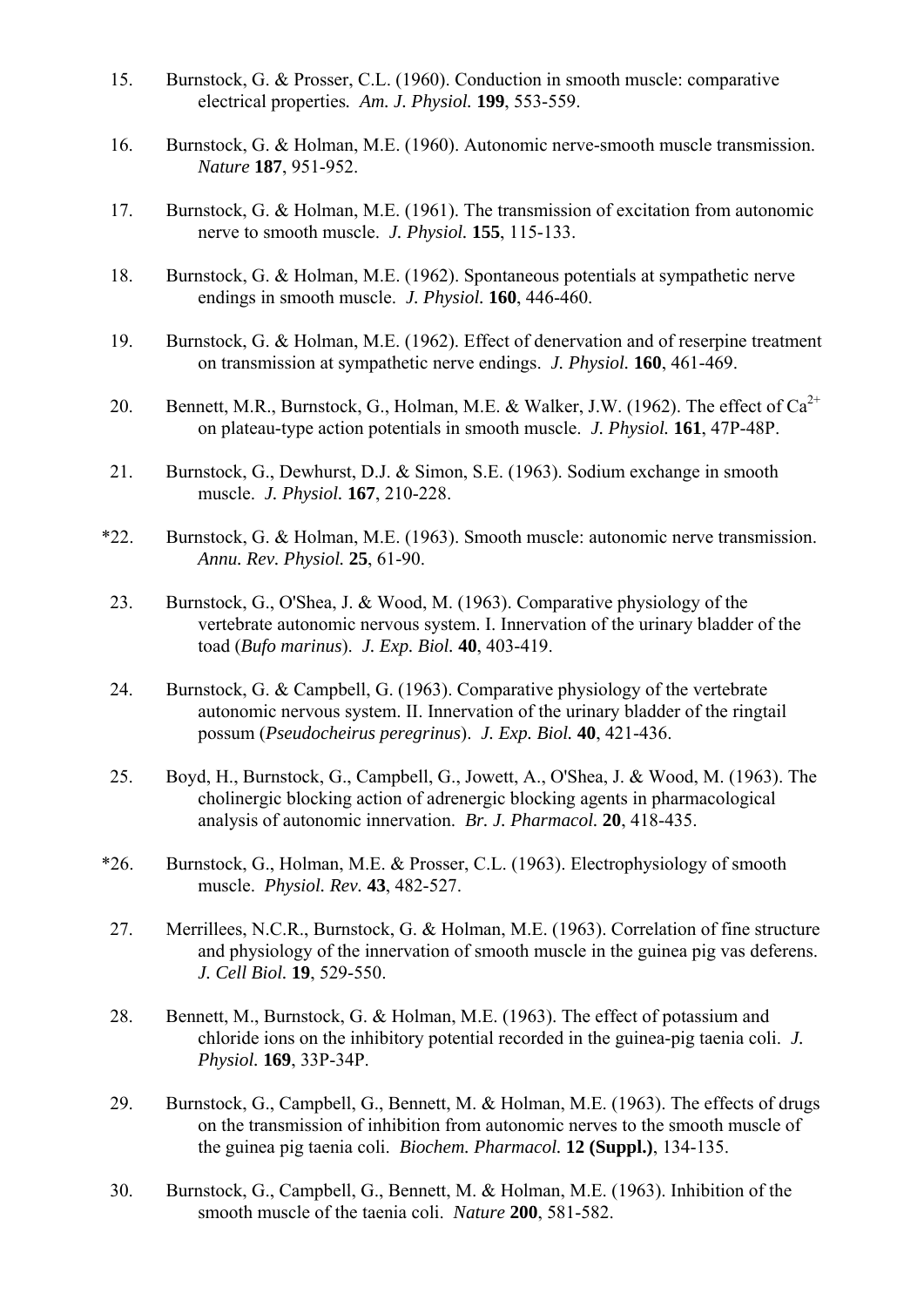15. Burnstock, G. & Prosser, C.L. (1960). Conduction in smooth muscle: comparative electrical properties. *Am. J. Physiol.* **199**, 553-559.

16. Burnstock, G. & Holman, M.E. (1960). Autonomic nerve-smooth muscle transmission. *Nature* **187**, 951-952.

17. Burnstock, G. & Holman, M.E. (1961). The transmission of excitation from autonomic nerve to smooth muscle. *J. Physiol.* **155**, 115-133.

18. Burnstock, G. & Holman, M.E. (1962). Spontaneous potentials at sympathetic nerve endings in smooth muscle. *J. Physiol.* **160**, 446-460.

19. Burnstock, G. & Holman, M.E. (1962). Effect of denervation and of reserpine treatment on transmission at sympathetic nerve endings. *J. Physiol.* **160**, 461-469.

20. Bennett, M.R., Burnstock, G., Holman, M.E. & Walker, J.W. (1962). The effect of $Ca^{2+}$ on plateau-type action potentials in smooth muscle. *J. Physiol.* **161**, 47P-48P.

21. Burnstock, G., Dewhurst, D.J. & Simon, S.E. (1963). Sodium exchange in smooth muscle. *J. Physiol.* **167**, 210-228.

*22. Burnstock, G. & Holman, M.E. (1963). Smooth muscle: autonomic nerve transmission. *Annu. Rev. Physiol.* **25**, 61-90.

23. Burnstock, G., O'Shea, J. & Wood, M. (1963). Comparative physiology of the vertebrate autonomic nervous system. I. Innervation of the urinary bladder of the toad (*Bufo marinus*). *J. Exp. Biol.* **40**, 403-419.

24. Burnstock, G. & Campbell, G. (1963). Comparative physiology of the vertebrate autonomic nervous system. II. Innervation of the urinary bladder of the ringtail possum (*Pseudocheirus peregrinus*). *J. Exp. Biol.* **40**, 421-436.

25. Boyd, H., Burnstock, G., Campbell, G., Jowett, A., O'Shea, J. & Wood, M. (1963). The cholinergic blocking action of adrenergic blocking agents in pharmacological analysis of autonomic innervation. *Br. J. Pharmacol.* **20**, 418-435.

*26. Burnstock, G., Holman, M.E. & Prosser, C.L. (1963). Electrophysiology of smooth muscle. *Physiol. Rev.* **43**, 482-527.

27. Merrillees, N.C.R., Burnstock, G. & Holman, M.E. (1963). Correlation of fine structure and physiology of the innervation of smooth muscle in the guinea pig vas deferens. *J. Cell Biol.* **19**, 529-550.

28. Bennett, M., Burnstock, G. & Holman, M.E. (1963). The effect of potassium and chloride ions on the inhibitory potential recorded in the guinea-pig taenia coli. *J. Physiol.* **169**, 33P-34P.

29. Burnstock, G., Campbell, G., Bennett, M. & Holman, M.E. (1963). The effects of drugs on the transmission of inhibition from autonomic nerves to the smooth muscle of the guinea pig taenia coli. *Biochem. Pharmacol.* **12 (Suppl.)**, 134-135.

30. Burnstock, G., Campbell, G., Bennett, M. & Holman, M.E. (1963). Inhibition of the smooth muscle of the taenia coli. *Nature* **200**, 581-582.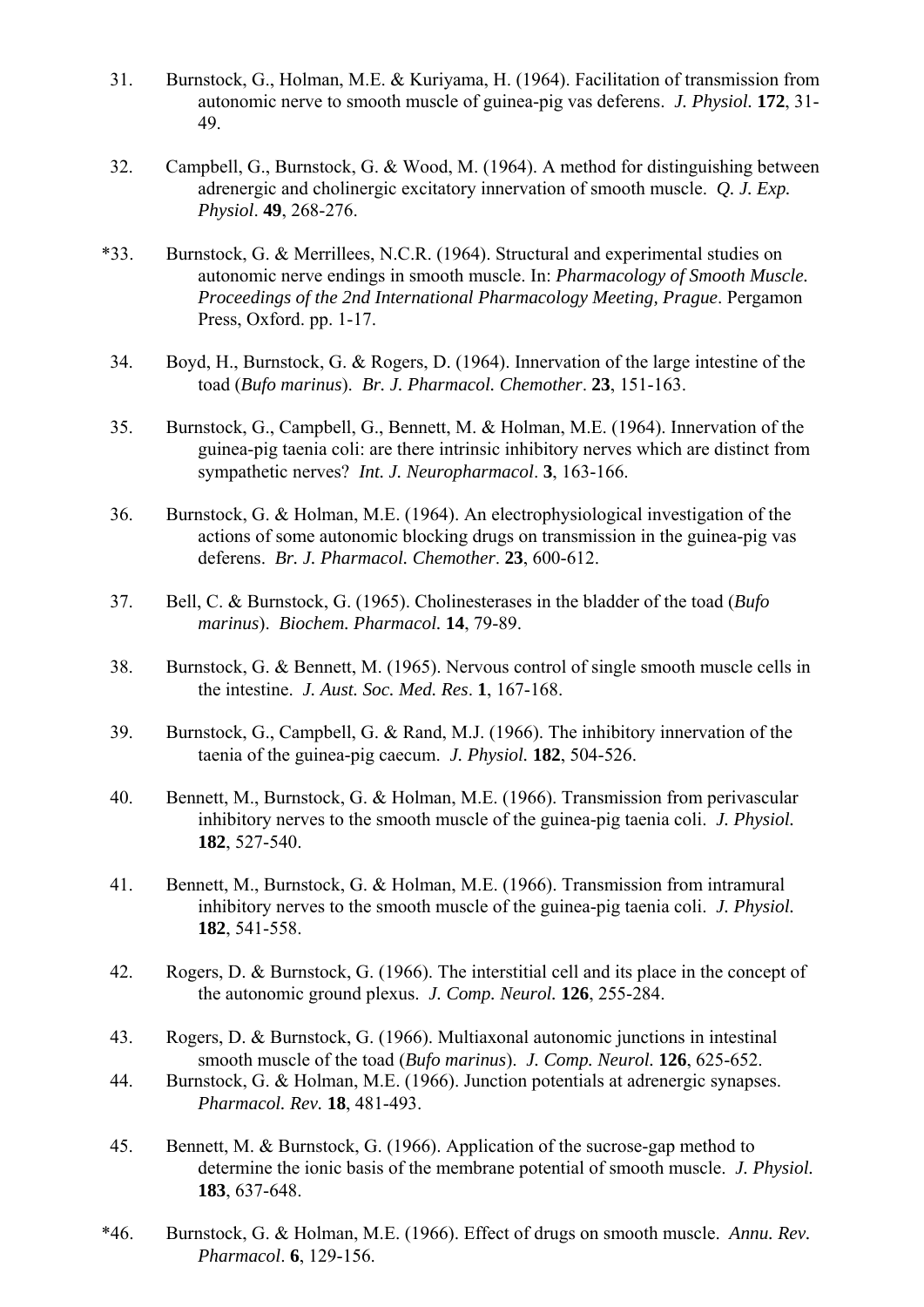31. Burnstock, G., Holman, M.E. & Kuriyama, H. (1964). Facilitation of transmission from autonomic nerve to smooth muscle of guinea-pig vas deferens. *J. Physiol.* **172**, 31-49.

32. Campbell, G., Burnstock, G. & Wood, M. (1964). A method for distinguishing between adrenergic and cholinergic excitatory innervation of smooth muscle. *Q. J. Exp. Physiol*. **49**, 268-276.

*33. Burnstock, G. & Merrillees, N.C.R. (1964). Structural and experimental studies on autonomic nerve endings in smooth muscle. In: *Pharmacology of Smooth Muscle. Proceedings of the 2nd International Pharmacology Meeting, Prague*. Pergamon Press, Oxford. pp. 1-17.

34. Boyd, H., Burnstock, G. & Rogers, D. (1964). Innervation of the large intestine of the toad (*Bufo marinus*). *Br. J. Pharmacol. Chemother*. **23**, 151-163.

35. Burnstock, G., Campbell, G., Bennett, M. & Holman, M.E. (1964). Innervation of the guinea-pig taenia coli: are there intrinsic inhibitory nerves which are distinct from sympathetic nerves? *Int. J. Neuropharmacol*. **3**, 163-166.

36. Burnstock, G. & Holman, M.E. (1964). An electrophysiological investigation of the actions of some autonomic blocking drugs on transmission in the guinea-pig vas deferens. *Br. J. Pharmacol. Chemother*. **23**, 600-612.

37. Bell, C. & Burnstock, G. (1965). Cholinesterases in the bladder of the toad (*Bufo marinus*). *Biochem. Pharmacol.* **14**, 79-89.

38. Burnstock, G. & Bennett, M. (1965). Nervous control of single smooth muscle cells in the intestine. *J. Aust. Soc. Med. Res*. **1**, 167-168.

39. Burnstock, G., Campbell, G. & Rand, M.J. (1966). The inhibitory innervation of the taenia of the guinea-pig caecum. *J. Physiol.* **182**, 504-526.

40. Bennett, M., Burnstock, G. & Holman, M.E. (1966). Transmission from perivascular inhibitory nerves to the smooth muscle of the guinea-pig taenia coli. *J. Physiol.* **182**, 527-540.

41. Bennett, M., Burnstock, G. & Holman, M.E. (1966). Transmission from intramural inhibitory nerves to the smooth muscle of the guinea-pig taenia coli. *J. Physiol.* **182**, 541-558.

42. Rogers, D. & Burnstock, G. (1966). The interstitial cell and its place in the concept of the autonomic ground plexus. *J. Comp. Neurol.* **126**, 255-284.

43. Rogers, D. & Burnstock, G. (1966). Multiaxonal autonomic junctions in intestinal smooth muscle of the toad (*Bufo marinus*). *J. Comp. Neurol.* **126**, 625-652.

44. Burnstock, G. & Holman, M.E. (1966). Junction potentials at adrenergic synapses. *Pharmacol. Rev.* **18**, 481-493.

45. Bennett, M. & Burnstock, G. (1966). Application of the sucrose-gap method to determine the ionic basis of the membrane potential of smooth muscle. *J. Physiol.* **183**, 637-648.

*46. Burnstock, G. & Holman, M.E. (1966). Effect of drugs on smooth muscle. *Annu. Rev. Pharmacol*. **6**, 129-156.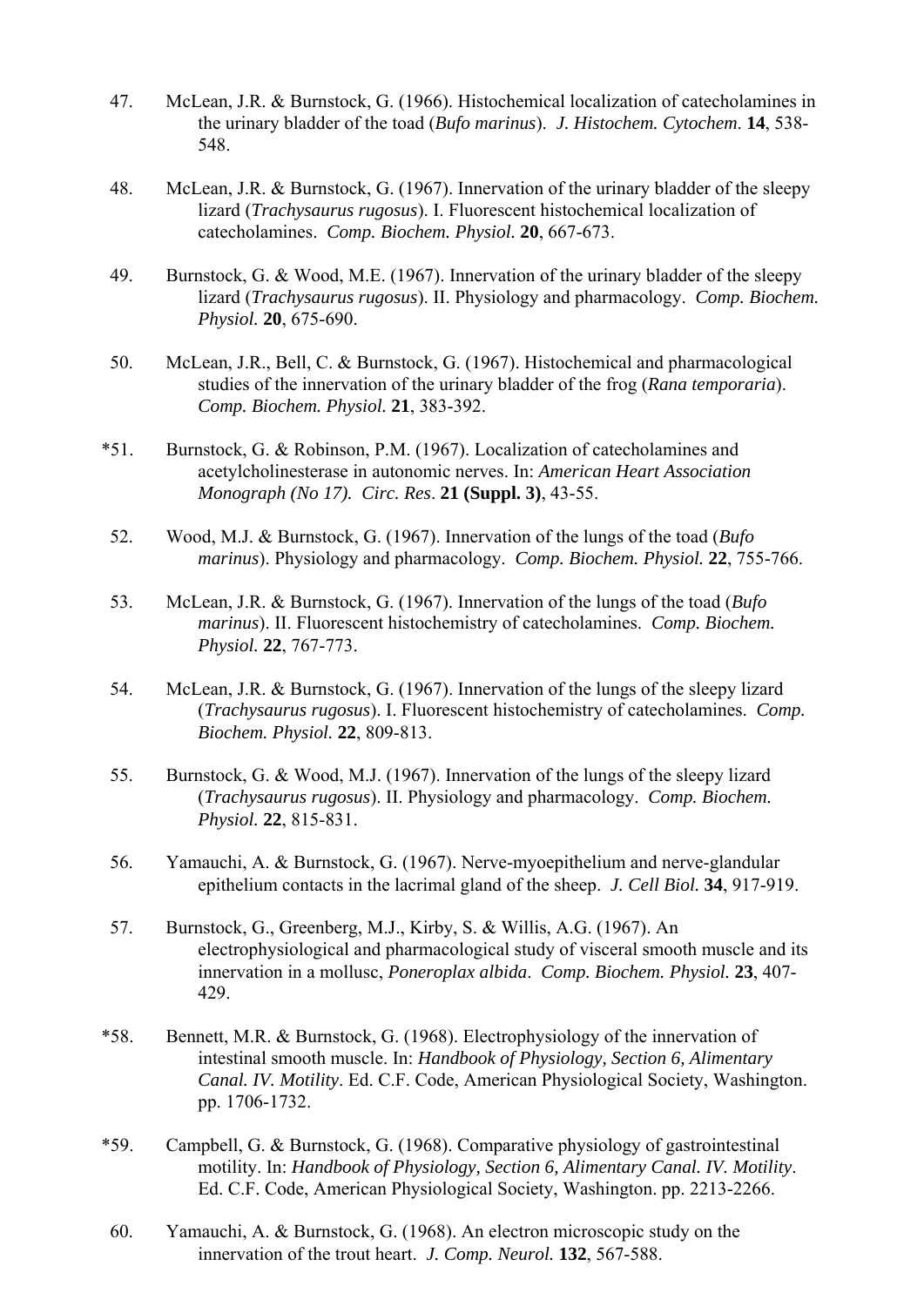47. McLean, J.R. & Burnstock, G. (1966). Histochemical localization of catecholamines in the urinary bladder of the toad (*Bufo marinus*). *J. Histochem. Cytochem*. **14**, 538-548.

48. McLean, J.R. & Burnstock, G. (1967). Innervation of the urinary bladder of the sleepy lizard (*Trachysaurus rugosus*). I. Fluorescent histochemical localization of catecholamines. *Comp. Biochem. Physiol.* **20**, 667-673.

49. Burnstock, G. & Wood, M.E. (1967). Innervation of the urinary bladder of the sleepy lizard (*Trachysaurus rugosus*). II. Physiology and pharmacology. *Comp. Biochem. Physiol.* **20**, 675-690.

50. McLean, J.R., Bell, C. & Burnstock, G. (1967). Histochemical and pharmacological studies of the innervation of the urinary bladder of the frog (*Rana temporaria*). *Comp. Biochem. Physiol.* **21**, 383-392.

*51. Burnstock, G. & Robinson, P.M. (1967). Localization of catecholamines and acetylcholinesterase in autonomic nerves. In: *American Heart Association Monograph (No 17). Circ. Res*. **21 (Suppl. 3)**, 43-55.

52. Wood, M.J. & Burnstock, G. (1967). Innervation of the lungs of the toad (*Bufo marinus*). Physiology and pharmacology. *Comp. Biochem. Physiol.* **22**, 755-766.

53. McLean, J.R. & Burnstock, G. (1967). Innervation of the lungs of the toad (*Bufo marinus*). II. Fluorescent histochemistry of catecholamines. *Comp. Biochem. Physiol.* **22**, 767-773.

54. McLean, J.R. & Burnstock, G. (1967). Innervation of the lungs of the sleepy lizard (*Trachysaurus rugosus*). I. Fluorescent histochemistry of catecholamines. *Comp. Biochem. Physiol.* **22**, 809-813.

55. Burnstock, G. & Wood, M.J. (1967). Innervation of the lungs of the sleepy lizard (*Trachysaurus rugosus*). II. Physiology and pharmacology. *Comp. Biochem. Physiol.* **22**, 815-831.

56. Yamauchi, A. & Burnstock, G. (1967). Nerve-myoepithelium and nerve-glandular epithelium contacts in the lacrimal gland of the sheep. *J. Cell Biol.* **34**, 917-919.

57. Burnstock, G., Greenberg, M.J., Kirby, S. & Willis, A.G. (1967). An electrophysiological and pharmacological study of visceral smooth muscle and its innervation in a mollusc, *Poneroplax albida*. *Comp. Biochem. Physiol.* **23**, 407-429.

*58. Bennett, M.R. & Burnstock, G. (1968). Electrophysiology of the innervation of intestinal smooth muscle. In: *Handbook of Physiology, Section 6, Alimentary Canal. IV. Motility*. Ed. C.F. Code, American Physiological Society, Washington. pp. 1706-1732.

*59. Campbell, G. & Burnstock, G. (1968). Comparative physiology of gastrointestinal motility. In: *Handbook of Physiology, Section 6, Alimentary Canal. IV. Motility*. Ed. C.F. Code, American Physiological Society, Washington. pp. 2213-2266.

60. Yamauchi, A. & Burnstock, G. (1968). An electron microscopic study on the innervation of the trout heart. *J. Comp. Neurol.* **132**, 567-588.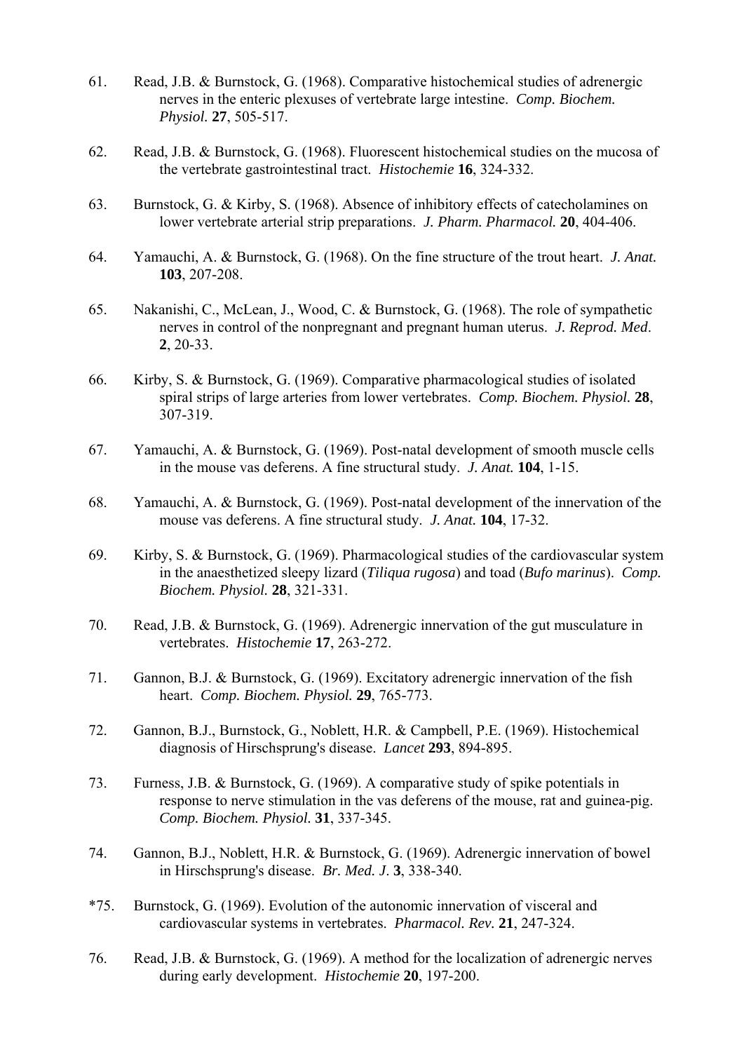61. Read, J.B. & Burnstock, G. (1968). Comparative histochemical studies of adrenergic nerves in the enteric plexuses of vertebrate large intestine. *Comp. Biochem. Physiol.* **27**, 505-517.

62. Read, J.B. & Burnstock, G. (1968). Fluorescent histochemical studies on the mucosa of the vertebrate gastrointestinal tract. *Histochemie* **16**, 324-332.

63. Burnstock, G. & Kirby, S. (1968). Absence of inhibitory effects of catecholamines on lower vertebrate arterial strip preparations. *J. Pharm. Pharmacol.* **20**, 404-406.

64. Yamauchi, A. & Burnstock, G. (1968). On the fine structure of the trout heart. *J. Anat.* **103**, 207-208.

65. Nakanishi, C., McLean, J., Wood, C. & Burnstock, G. (1968). The role of sympathetic nerves in control of the nonpregnant and pregnant human uterus. *J. Reprod. Med*. **2**, 20-33.

66. Kirby, S. & Burnstock, G. (1969). Comparative pharmacological studies of isolated spiral strips of large arteries from lower vertebrates. *Comp. Biochem. Physiol.* **28**, 307-319.

67. Yamauchi, A. & Burnstock, G. (1969). Post-natal development of smooth muscle cells in the mouse vas deferens. A fine structural study. *J. Anat.* **104**, 1-15.

68. Yamauchi, A. & Burnstock, G. (1969). Post-natal development of the innervation of the mouse vas deferens. A fine structural study. *J. Anat.* **104**, 17-32.

69. Kirby, S. & Burnstock, G. (1969). Pharmacological studies of the cardiovascular system in the anaesthetized sleepy lizard (*Tiliqua rugosa*) and toad (*Bufo marinus*). *Comp. Biochem. Physiol.* **28**, 321-331.

70. Read, J.B. & Burnstock, G. (1969). Adrenergic innervation of the gut musculature in vertebrates. *Histochemie* **17**, 263-272.

71. Gannon, B.J. & Burnstock, G. (1969). Excitatory adrenergic innervation of the fish heart. *Comp. Biochem. Physiol.* **29**, 765-773.

72. Gannon, B.J., Burnstock, G., Noblett, H.R. & Campbell, P.E. (1969). Histochemical diagnosis of Hirschsprung's disease. *Lancet* **293**, 894-895.

73. Furness, J.B. & Burnstock, G. (1969). A comparative study of spike potentials in response to nerve stimulation in the vas deferens of the mouse, rat and guinea-pig. *Comp. Biochem. Physiol.* **31**, 337-345.

74. Gannon, B.J., Noblett, H.R. & Burnstock, G. (1969). Adrenergic innervation of bowel in Hirschsprung's disease. *Br. Med. J*. **3**, 338-340.

*75. Burnstock, G. (1969). Evolution of the autonomic innervation of visceral and cardiovascular systems in vertebrates. *Pharmacol. Rev.* **21**, 247-324.

76. Read, J.B. & Burnstock, G. (1969). A method for the localization of adrenergic nerves during early development. *Histochemie* **20**, 197-200.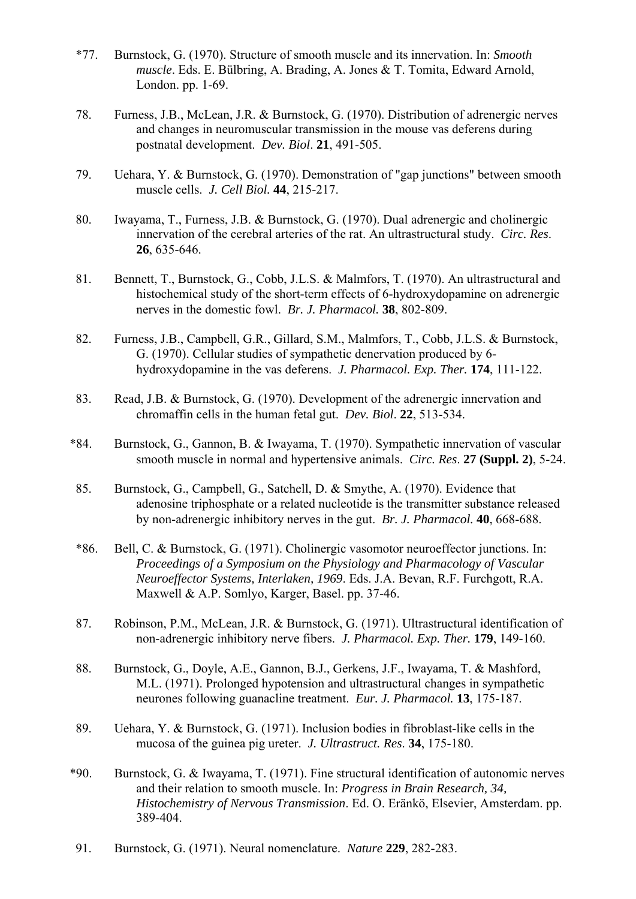*77. Burnstock, G. (1970). Structure of smooth muscle and its innervation. In: *Smooth muscle*. Eds. E. Bülbring, A. Brading, A. Jones & T. Tomita, Edward Arnold, London. pp. 1-69.

78. Furness, J.B., McLean, J.R. & Burnstock, G. (1970). Distribution of adrenergic nerves and changes in neuromuscular transmission in the mouse vas deferens during postnatal development. *Dev. Biol*. **21**, 491-505.

79. Uehara, Y. & Burnstock, G. (1970). Demonstration of "gap junctions" between smooth muscle cells. *J. Cell Biol.* **44**, 215-217.

80. Iwayama, T., Furness, J.B. & Burnstock, G. (1970). Dual adrenergic and cholinergic innervation of the cerebral arteries of the rat. An ultrastructural study. *Circ. Res.* **26**, 635-646.

81. Bennett, T., Burnstock, G., Cobb, J.L.S. & Malmfors, T. (1970). An ultrastructural and histochemical study of the short-term effects of 6-hydroxydopamine on adrenergic nerves in the domestic fowl. *Br. J. Pharmacol.* **38**, 802-809.

82. Furness, J.B., Campbell, G.R., Gillard, S.M., Malmfors, T., Cobb, J.L.S. & Burnstock, G. (1970). Cellular studies of sympathetic denervation produced by 6-hydroxydopamine in the vas deferens. *J. Pharmacol. Exp. Ther.* **174**, 111-122.

83. Read, J.B. & Burnstock, G. (1970). Development of the adrenergic innervation and chromaffin cells in the human fetal gut. *Dev. Biol*. **22**, 513-534.

*84. Burnstock, G., Gannon, B. & Iwayama, T. (1970). Sympathetic innervation of vascular smooth muscle in normal and hypertensive animals. *Circ. Res*. **27 (Suppl. 2)**, 5-24.

85. Burnstock, G., Campbell, G., Satchell, D. & Smythe, A. (1970). Evidence that adenosine triphosphate or a related nucleotide is the transmitter substance released by non-adrenergic inhibitory nerves in the gut. *Br. J. Pharmacol.* **40**, 668-688.

*86. Bell, C. & Burnstock, G. (1971). Cholinergic vasomotor neuroeffector junctions. In: *Proceedings of a Symposium on the Physiology and Pharmacology of Vascular Neuroeffector Systems, Interlaken, 1969*. Eds. J.A. Bevan, R.F. Furchgott, R.A. Maxwell & A.P. Somlyo, Karger, Basel. pp. 37-46.

87. Robinson, P.M., McLean, J.R. & Burnstock, G. (1971). Ultrastructural identification of non-adrenergic inhibitory nerve fibers. *J. Pharmacol. Exp. Ther.* **179**, 149-160.

88. Burnstock, G., Doyle, A.E., Gannon, B.J., Gerkens, J.F., Iwayama, T. & Mashford, M.L. (1971). Prolonged hypotension and ultrastructural changes in sympathetic neurones following guanacline treatment. *Eur. J. Pharmacol.* **13**, 175-187.

89. Uehara, Y. & Burnstock, G. (1971). Inclusion bodies in fibroblast-like cells in the mucosa of the guinea pig ureter. *J. Ultrastruct. Res*. **34**, 175-180.

*90. Burnstock, G. & Iwayama, T. (1971). Fine structural identification of autonomic nerves and their relation to smooth muscle. In: *Progress in Brain Research, 34, Histochemistry of Nervous Transmission*. Ed. O. Eränkö, Elsevier, Amsterdam. pp. 389-404.

91. Burnstock, G. (1971). Neural nomenclature. *Nature* **229**, 282-283.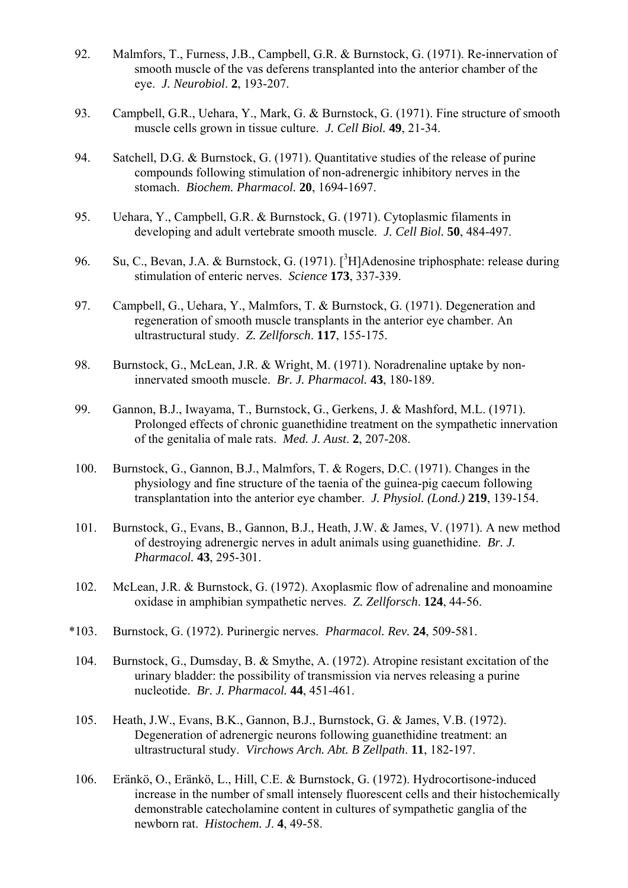92. Malmfors, T., Furness, J.B., Campbell, G.R. & Burnstock, G. (1971). Re-innervation of smooth muscle of the vas deferens transplanted into the anterior chamber of the eye. *J. Neurobiol*. **2**, 193-207.

93. Campbell, G.R., Uehara, Y., Mark, G. & Burnstock, G. (1971). Fine structure of smooth muscle cells grown in tissue culture. *J. Cell Biol.* **49**, 21-34.

94. Satchell, D.G. & Burnstock, G. (1971). Quantitative studies of the release of purine compounds following stimulation of non-adrenergic inhibitory nerves in the stomach. *Biochem. Pharmacol.* **20**, 1694-1697.

95. Uehara, Y., Campbell, G.R. & Burnstock, G. (1971). Cytoplasmic filaments in developing and adult vertebrate smooth muscle. *J. Cell Biol.* **50**, 484-497.

96. Su, C., Bevan, J.A. & Burnstock, G. (1971). [$^3$H]Adenosine triphosphate: release during stimulation of enteric nerves. *Science* **173**, 337-339.

97. Campbell, G., Uehara, Y., Malmfors, T. & Burnstock, G. (1971). Degeneration and regeneration of smooth muscle transplants in the anterior eye chamber. An ultrastructural study. *Z. Zellforsch*. **117**, 155-175.

98. Burnstock, G., McLean, J.R. & Wright, M. (1971). Noradrenaline uptake by non-innervated smooth muscle. *Br. J. Pharmacol.* **43**, 180-189.

99. Gannon, B.J., Iwayama, T., Burnstock, G., Gerkens, J. & Mashford, M.L. (1971). Prolonged effects of chronic guanethidine treatment on the sympathetic innervation of the genitalia of male rats. *Med. J. Aust*. **2**, 207-208.

100. Burnstock, G., Gannon, B.J., Malmfors, T. & Rogers, D.C. (1971). Changes in the physiology and fine structure of the taenia of the guinea-pig caecum following transplantation into the anterior eye chamber. *J. Physiol. (Lond.)* **219**, 139-154.

101. Burnstock, G., Evans, B., Gannon, B.J., Heath, J.W. & James, V. (1971). A new method of destroying adrenergic nerves in adult animals using guanethidine. *Br. J. Pharmacol.* **43**, 295-301.

102. McLean, J.R. & Burnstock, G. (1972). Axoplasmic flow of adrenaline and monoamine oxidase in amphibian sympathetic nerves. *Z. Zellforsch*. **124**, 44-56.

*103. Burnstock, G. (1972). Purinergic nerves. *Pharmacol. Rev.* **24**, 509-581.

104. Burnstock, G., Dumsday, B. & Smythe, A. (1972). Atropine resistant excitation of the urinary bladder: the possibility of transmission via nerves releasing a purine nucleotide. *Br. J. Pharmacol.* **44**, 451-461.

105. Heath, J.W., Evans, B.K., Gannon, B.J., Burnstock, G. & James, V.B. (1972). Degeneration of adrenergic neurons following guanethidine treatment: an ultrastructural study. *Virchows Arch. Abt. B Zellpath*. **11**, 182-197.

106. Eränkö, O., Eränkö, L., Hill, C.E. & Burnstock, G. (1972). Hydrocortisone-induced increase in the number of small intensely fluorescent cells and their histochemically demonstrable catecholamine content in cultures of sympathetic ganglia of the newborn rat. *Histochem. J*. **4**, 49-58.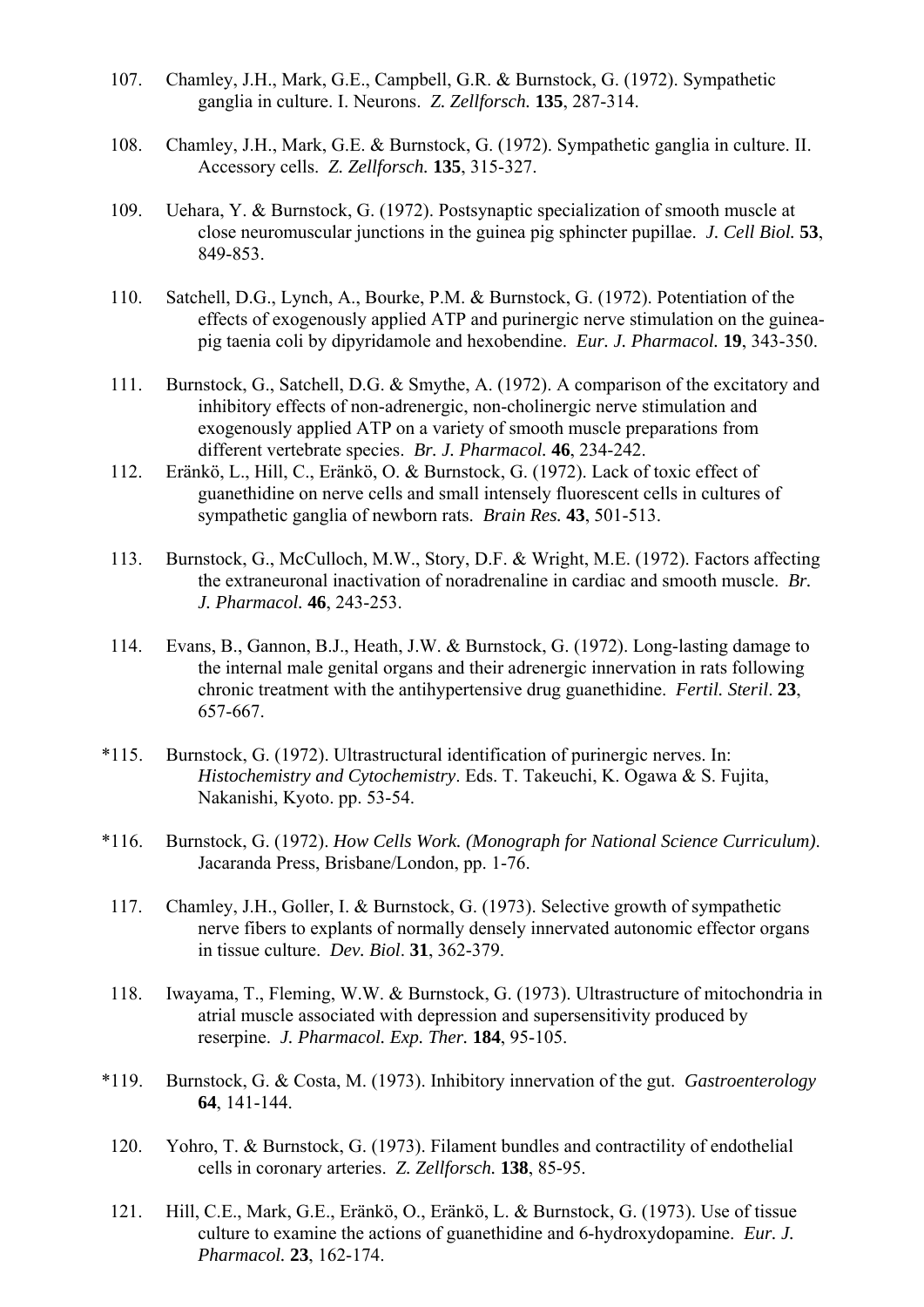107. Chamley, J.H., Mark, G.E., Campbell, G.R. & Burnstock, G. (1972). Sympathetic ganglia in culture. I. Neurons. *Z. Zellforsch.* **135**, 287-314.

108. Chamley, J.H., Mark, G.E. & Burnstock, G. (1972). Sympathetic ganglia in culture. II. Accessory cells. *Z. Zellforsch.* **135**, 315-327.

109. Uehara, Y. & Burnstock, G. (1972). Postsynaptic specialization of smooth muscle at close neuromuscular junctions in the guinea pig sphincter pupillae. *J. Cell Biol.* **53**, 849-853.

110. Satchell, D.G., Lynch, A., Bourke, P.M. & Burnstock, G. (1972). Potentiation of the effects of exogenously applied ATP and purinergic nerve stimulation on the guinea-pig taenia coli by dipyridamole and hexobendine. *Eur. J. Pharmacol.* **19**, 343-350.

111. Burnstock, G., Satchell, D.G. & Smythe, A. (1972). A comparison of the excitatory and inhibitory effects of non-adrenergic, non-cholinergic nerve stimulation and exogenously applied ATP on a variety of smooth muscle preparations from different vertebrate species. *Br. J. Pharmacol.* **46**, 234-242.

112. Eränkö, L., Hill, C., Eränkö, O. & Burnstock, G. (1972). Lack of toxic effect of guanethidine on nerve cells and small intensely fluorescent cells in cultures of sympathetic ganglia of newborn rats. *Brain Res.* **43**, 501-513.

113. Burnstock, G., McCulloch, M.W., Story, D.F. & Wright, M.E. (1972). Factors affecting the extraneuronal inactivation of noradrenaline in cardiac and smooth muscle. *Br. J. Pharmacol.* **46**, 243-253.

114. Evans, B., Gannon, B.J., Heath, J.W. & Burnstock, G. (1972). Long-lasting damage to the internal male genital organs and their adrenergic innervation in rats following chronic treatment with the antihypertensive drug guanethidine. *Fertil. Steril*. **23**, 657-667.

*115. Burnstock, G. (1972). Ultrastructural identification of purinergic nerves. In: *Histochemistry and Cytochemistry*. Eds. T. Takeuchi, K. Ogawa & S. Fujita, Nakanishi, Kyoto. pp. 53-54.

*116. Burnstock, G. (1972). *How Cells Work. (Monograph for National Science Curriculum)*. Jacaranda Press, Brisbane/London, pp. 1-76.

117. Chamley, J.H., Goller, I. & Burnstock, G. (1973). Selective growth of sympathetic nerve fibers to explants of normally densely innervated autonomic effector organs in tissue culture. *Dev. Biol*. **31**, 362-379.

118. Iwayama, T., Fleming, W.W. & Burnstock, G. (1973). Ultrastructure of mitochondria in atrial muscle associated with depression and supersensitivity produced by reserpine. *J. Pharmacol. Exp. Ther.* **184**, 95-105.

*119. Burnstock, G. & Costa, M. (1973). Inhibitory innervation of the gut. *Gastroenterology* **64**, 141-144.

120. Yohro, T. & Burnstock, G. (1973). Filament bundles and contractility of endothelial cells in coronary arteries. *Z. Zellforsch.* **138**, 85-95.

121. Hill, C.E., Mark, G.E., Eränkö, O., Eränkö, L. & Burnstock, G. (1973). Use of tissue culture to examine the actions of guanethidine and 6-hydroxydopamine. *Eur. J. Pharmacol.* **23**, 162-174.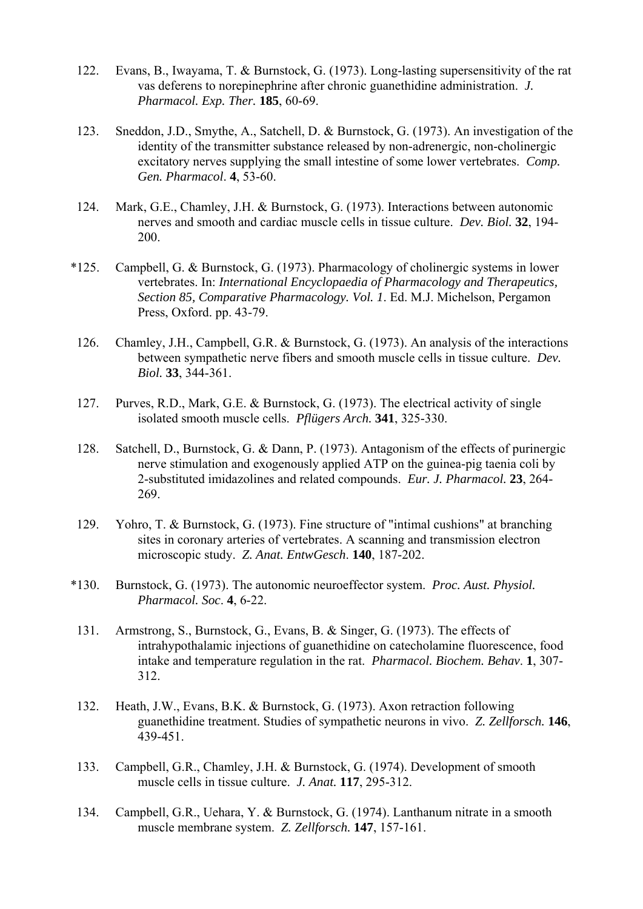122. Evans, B., Iwayama, T. & Burnstock, G. (1973). Long-lasting supersensitivity of the rat vas deferens to norepinephrine after chronic guanethidine administration. *J. Pharmacol. Exp. Ther.* **185**, 60-69.

123. Sneddon, J.D., Smythe, A., Satchell, D. & Burnstock, G. (1973). An investigation of the identity of the transmitter substance released by non-adrenergic, non-cholinergic excitatory nerves supplying the small intestine of some lower vertebrates. *Comp. Gen. Pharmacol*. **4**, 53-60.

124. Mark, G.E., Chamley, J.H. & Burnstock, G. (1973). Interactions between autonomic nerves and smooth and cardiac muscle cells in tissue culture. *Dev. Biol.* **32**, 194-200.

*125. Campbell, G. & Burnstock, G. (1973). Pharmacology of cholinergic systems in lower vertebrates. In: *International Encyclopaedia of Pharmacology and Therapeutics, Section 85, Comparative Pharmacology. Vol. 1*. Ed. M.J. Michelson, Pergamon Press, Oxford. pp. 43-79.

126. Chamley, J.H., Campbell, G.R. & Burnstock, G. (1973). An analysis of the interactions between sympathetic nerve fibers and smooth muscle cells in tissue culture. *Dev. Biol.* **33**, 344-361.

127. Purves, R.D., Mark, G.E. & Burnstock, G. (1973). The electrical activity of single isolated smooth muscle cells. *Pflügers Arch.* **341**, 325-330.

128. Satchell, D., Burnstock, G. & Dann, P. (1973). Antagonism of the effects of purinergic nerve stimulation and exogenously applied ATP on the guinea-pig taenia coli by 2-substituted imidazolines and related compounds. *Eur. J. Pharmacol.* **23**, 264-269.

129. Yohro, T. & Burnstock, G. (1973). Fine structure of "intimal cushions" at branching sites in coronary arteries of vertebrates. A scanning and transmission electron microscopic study. *Z. Anat. EntwGesch*. **140**, 187-202.

*130. Burnstock, G. (1973). The autonomic neuroeffector system. *Proc. Aust. Physiol. Pharmacol. Soc*. **4**, 6-22.

131. Armstrong, S., Burnstock, G., Evans, B. & Singer, G. (1973). The effects of intrahypothalamic injections of guanethidine on catecholamine fluorescence, food intake and temperature regulation in the rat. *Pharmacol. Biochem. Behav*. **1**, 307-312.

132. Heath, J.W., Evans, B.K. & Burnstock, G. (1973). Axon retraction following guanethidine treatment. Studies of sympathetic neurons in vivo. *Z. Zellforsch.* **146**, 439-451.

133. Campbell, G.R., Chamley, J.H. & Burnstock, G. (1974). Development of smooth muscle cells in tissue culture. *J. Anat.* **117**, 295-312.

134. Campbell, G.R., Uehara, Y. & Burnstock, G. (1974). Lanthanum nitrate in a smooth muscle membrane system. *Z. Zellforsch.* **147**, 157-161.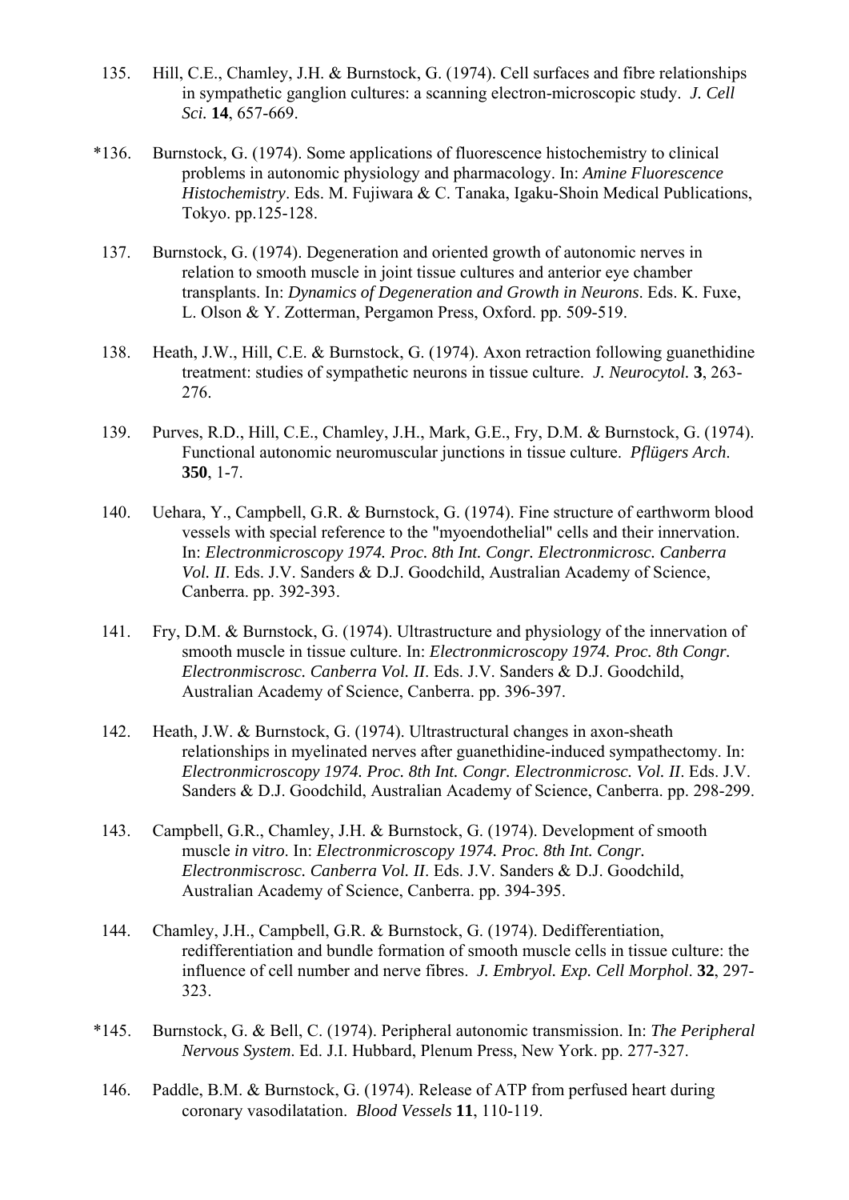135. Hill, C.E., Chamley, J.H. & Burnstock, G. (1974). Cell surfaces and fibre relationships in sympathetic ganglion cultures: a scanning electron-microscopic study. *J. Cell Sci.* **14**, 657-669.

*136. Burnstock, G. (1974). Some applications of fluorescence histochemistry to clinical problems in autonomic physiology and pharmacology. In: *Amine Fluorescence Histochemistry*. Eds. M. Fujiwara & C. Tanaka, Igaku-Shoin Medical Publications, Tokyo. pp.125-128.

137. Burnstock, G. (1974). Degeneration and oriented growth of autonomic nerves in relation to smooth muscle in joint tissue cultures and anterior eye chamber transplants. In: *Dynamics of Degeneration and Growth in Neurons*. Eds. K. Fuxe, L. Olson & Y. Zotterman, Pergamon Press, Oxford. pp. 509-519.

138. Heath, J.W., Hill, C.E. & Burnstock, G. (1974). Axon retraction following guanethidine treatment: studies of sympathetic neurons in tissue culture. *J. Neurocytol.* **3**, 263-276.

139. Purves, R.D., Hill, C.E., Chamley, J.H., Mark, G.E., Fry, D.M. & Burnstock, G. (1974). Functional autonomic neuromuscular junctions in tissue culture. *Pflügers Arch.* **350**, 1-7.

140. Uehara, Y., Campbell, G.R. & Burnstock, G. (1974). Fine structure of earthworm blood vessels with special reference to the "myoendothelial" cells and their innervation. In: *Electronmicroscopy 1974. Proc. 8th Int. Congr. Electronmicrosc. Canberra Vol. II*. Eds. J.V. Sanders & D.J. Goodchild, Australian Academy of Science, Canberra. pp. 392-393.

141. Fry, D.M. & Burnstock, G. (1974). Ultrastructure and physiology of the innervation of smooth muscle in tissue culture. In: *Electronmicroscopy 1974. Proc. 8th Congr. Electronmiscrosc. Canberra Vol. II*. Eds. J.V. Sanders & D.J. Goodchild, Australian Academy of Science, Canberra. pp. 396-397.

142. Heath, J.W. & Burnstock, G. (1974). Ultrastructural changes in axon-sheath relationships in myelinated nerves after guanethidine-induced sympathectomy. In: *Electronmicroscopy 1974. Proc. 8th Int. Congr. Electronmicrosc. Vol. II*. Eds. J.V. Sanders & D.J. Goodchild, Australian Academy of Science, Canberra. pp. 298-299.

143. Campbell, G.R., Chamley, J.H. & Burnstock, G. (1974). Development of smooth muscle *in vitro*. In: *Electronmicroscopy 1974. Proc. 8th Int. Congr. Electronmiscrosc. Canberra Vol. II*. Eds. J.V. Sanders & D.J. Goodchild, Australian Academy of Science, Canberra. pp. 394-395.

144. Chamley, J.H., Campbell, G.R. & Burnstock, G. (1974). Dedifferentiation, redifferentiation and bundle formation of smooth muscle cells in tissue culture: the influence of cell number and nerve fibres. *J. Embryol. Exp. Cell Morphol*. **32**, 297-323.

*145. Burnstock, G. & Bell, C. (1974). Peripheral autonomic transmission. In: *The Peripheral Nervous System*. Ed. J.I. Hubbard, Plenum Press, New York. pp. 277-327.

146. Paddle, B.M. & Burnstock, G. (1974). Release of ATP from perfused heart during coronary vasodilatation. *Blood Vessels* **11**, 110-119.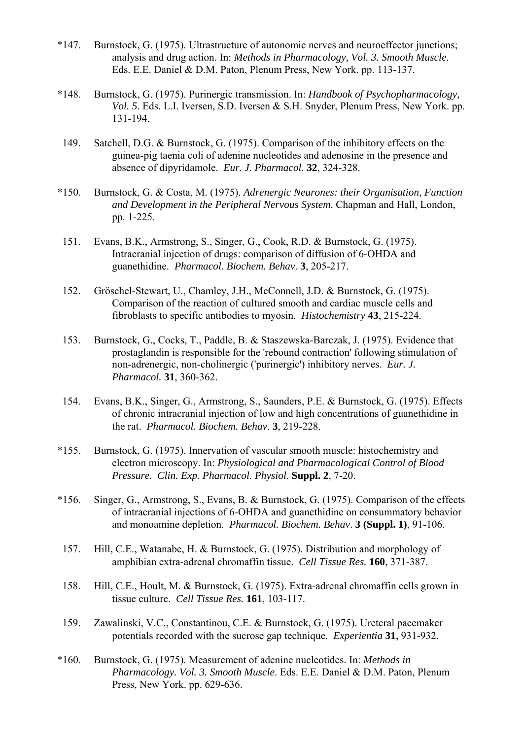*147. Burnstock, G. (1975). Ultrastructure of autonomic nerves and neuroeffector junctions; analysis and drug action. In: *Methods in Pharmacology, Vol. 3. Smooth Muscle*. Eds. E.E. Daniel & D.M. Paton, Plenum Press, New York. pp. 113-137.

*148. Burnstock, G. (1975). Purinergic transmission. In: *Handbook of Psychopharmacology, Vol. 5.* Eds. L.I. Iversen, S.D. Iversen & S.H. Snyder, Plenum Press, New York. pp. 131-194.

149. Satchell, D.G. & Burnstock, G. (1975). Comparison of the inhibitory effects on the guinea-pig taenia coli of adenine nucleotides and adenosine in the presence and absence of dipyridamole. *Eur. J. Pharmacol.* **32**, 324-328.

*150. Burnstock, G. & Costa, M. (1975). *Adrenergic Neurones: their Organisation, Function and Development in the Peripheral Nervous System*. Chapman and Hall, London, pp. 1-225.

151. Evans, B.K., Armstrong, S., Singer, G., Cook, R.D. & Burnstock, G. (1975). Intracranial injection of drugs: comparison of diffusion of 6-OHDA and guanethidine. *Pharmacol. Biochem. Behav*. **3**, 205-217.

152. Gröschel-Stewart, U., Chamley, J.H., McConnell, J.D. & Burnstock, G. (1975). Comparison of the reaction of cultured smooth and cardiac muscle cells and fibroblasts to specific antibodies to myosin. *Histochemistry* **43**, 215-224.

153. Burnstock, G., Cocks, T., Paddle, B. & Staszewska-Barczak, J. (1975). Evidence that prostaglandin is responsible for the 'rebound contraction' following stimulation of non-adrenergic, non-cholinergic ('purinergic') inhibitory nerves. *Eur. J. Pharmacol.* **31**, 360-362.

154. Evans, B.K., Singer, G., Armstrong, S., Saunders, P.E. & Burnstock, G. (1975). Effects of chronic intracranial injection of low and high concentrations of guanethidine in the rat. *Pharmacol. Biochem. Behav*. **3**, 219-228.

*155. Burnstock, G. (1975). Innervation of vascular smooth muscle: histochemistry and electron microscopy. In: *Physiological and Pharmacological Control of Blood Pressure. Clin. Exp. Pharmacol. Physiol.* **Suppl. 2**, 7-20.

*156. Singer, G., Armstrong, S., Evans, B. & Burnstock, G. (1975). Comparison of the effects of intracranial injections of 6-OHDA and guanethidine on consummatory behavior and monoamine depletion. *Pharmacol. Biochem. Behav*. **3 (Suppl. 1)**, 91-106.

157. Hill, C.E., Watanabe, H. & Burnstock, G. (1975). Distribution and morphology of amphibian extra-adrenal chromaffin tissue. *Cell Tissue Res.* **160**, 371-387.

158. Hill, C.E., Hoult, M. & Burnstock, G. (1975). Extra-adrenal chromaffin cells grown in tissue culture. *Cell Tissue Res.* **161**, 103-117.

159. Zawalinski, V.C., Constantinou, C.E. & Burnstock, G. (1975). Ureteral pacemaker potentials recorded with the sucrose gap technique. *Experientia* **31**, 931-932.

*160. Burnstock, G. (1975). Measurement of adenine nucleotides. In: *Methods in Pharmacology. Vol. 3. Smooth Muscle*. Eds. E.E. Daniel & D.M. Paton, Plenum Press, New York. pp. 629-636.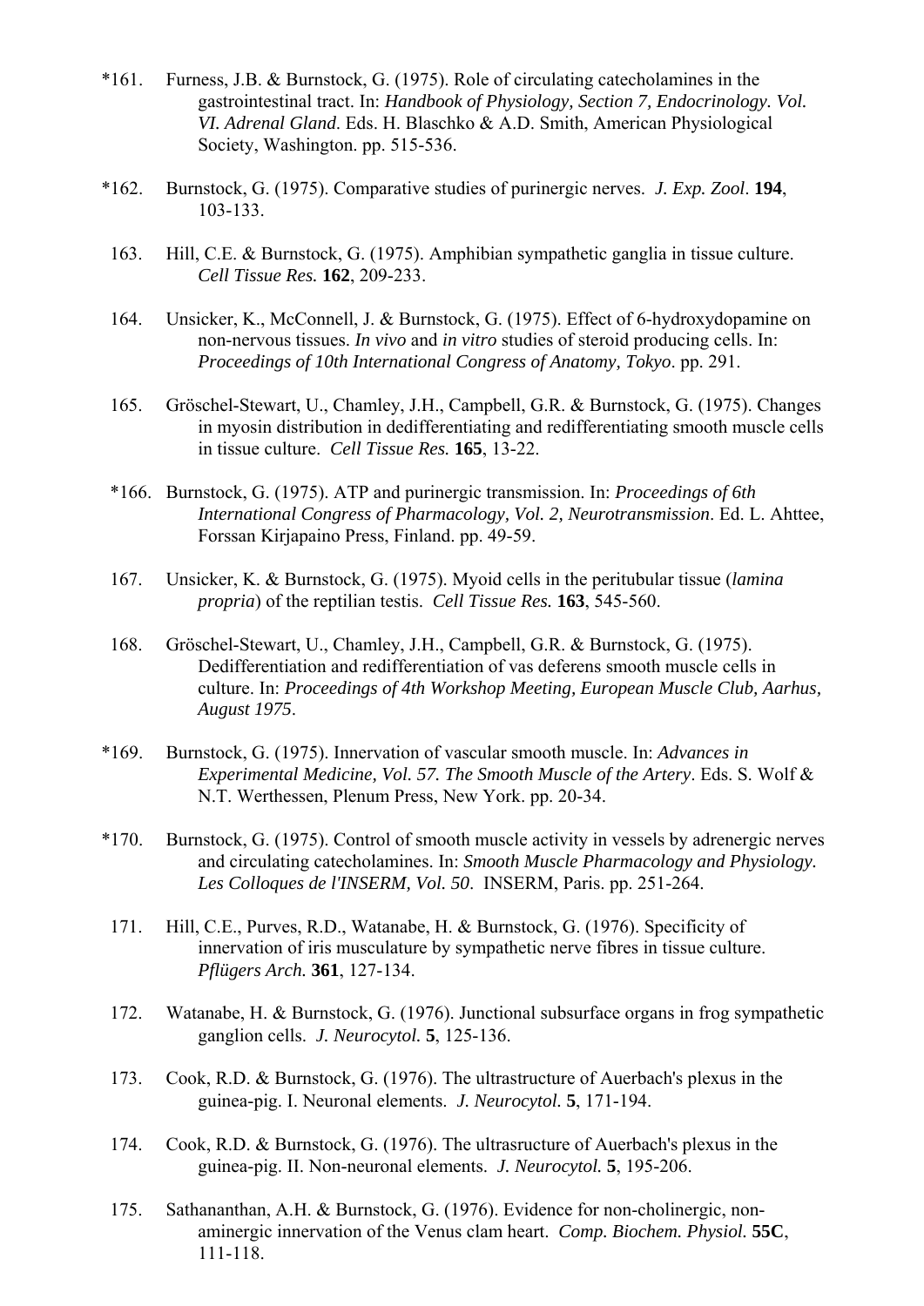*161. Furness, J.B. & Burnstock, G. (1975). Role of circulating catecholamines in the gastrointestinal tract. In: *Handbook of Physiology, Section 7, Endocrinology. Vol. VI. Adrenal Gland*. Eds. H. Blaschko & A.D. Smith, American Physiological Society, Washington. pp. 515-536.

*162. Burnstock, G. (1975). Comparative studies of purinergic nerves. *J. Exp. Zool*. **194**, 103-133.

163. Hill, C.E. & Burnstock, G. (1975). Amphibian sympathetic ganglia in tissue culture. *Cell Tissue Res.* **162**, 209-233.

164. Unsicker, K., McConnell, J. & Burnstock, G. (1975). Effect of 6-hydroxydopamine on non-nervous tissues. *In vivo* and *in vitro* studies of steroid producing cells. In: *Proceedings of 10th International Congress of Anatomy, Tokyo*. pp. 291.

165. Gröschel-Stewart, U., Chamley, J.H., Campbell, G.R. & Burnstock, G. (1975). Changes in myosin distribution in dedifferentiating and redifferentiating smooth muscle cells in tissue culture. *Cell Tissue Res.* **165**, 13-22.

*166. Burnstock, G. (1975). ATP and purinergic transmission. In: *Proceedings of 6th International Congress of Pharmacology, Vol. 2, Neurotransmission*. Ed. L. Ahttee, Forssan Kirjapaino Press, Finland. pp. 49-59.

167. Unsicker, K. & Burnstock, G. (1975). Myoid cells in the peritubular tissue (*lamina propria*) of the reptilian testis. *Cell Tissue Res.* **163**, 545-560.

168. Gröschel-Stewart, U., Chamley, J.H., Campbell, G.R. & Burnstock, G. (1975). Dedifferentiation and redifferentiation of vas deferens smooth muscle cells in culture. In: *Proceedings of 4th Workshop Meeting, European Muscle Club, Aarhus, August 1975*.

*169. Burnstock, G. (1975). Innervation of vascular smooth muscle. In: *Advances in Experimental Medicine, Vol. 57. The Smooth Muscle of the Artery*. Eds. S. Wolf & N.T. Werthessen, Plenum Press, New York. pp. 20-34.

*170. Burnstock, G. (1975). Control of smooth muscle activity in vessels by adrenergic nerves and circulating catecholamines. In: *Smooth Muscle Pharmacology and Physiology. Les Colloques de l'INSERM, Vol. 50*. INSERM, Paris. pp. 251-264.

171. Hill, C.E., Purves, R.D., Watanabe, H. & Burnstock, G. (1976). Specificity of innervation of iris musculature by sympathetic nerve fibres in tissue culture. *Pflügers Arch.* **361**, 127-134.

172. Watanabe, H. & Burnstock, G. (1976). Junctional subsurface organs in frog sympathetic ganglion cells. *J. Neurocytol.* **5**, 125-136.

173. Cook, R.D. & Burnstock, G. (1976). The ultrastructure of Auerbach's plexus in the guinea-pig. I. Neuronal elements. *J. Neurocytol.* **5**, 171-194.

174. Cook, R.D. & Burnstock, G. (1976). The ultrasructure of Auerbach's plexus in the guinea-pig. II. Non-neuronal elements. *J. Neurocytol.* **5**, 195-206.

175. Sathananthan, A.H. & Burnstock, G. (1976). Evidence for non-cholinergic, non-aminergic innervation of the Venus clam heart. *Comp. Biochem. Physiol.* **55C**, 111-118.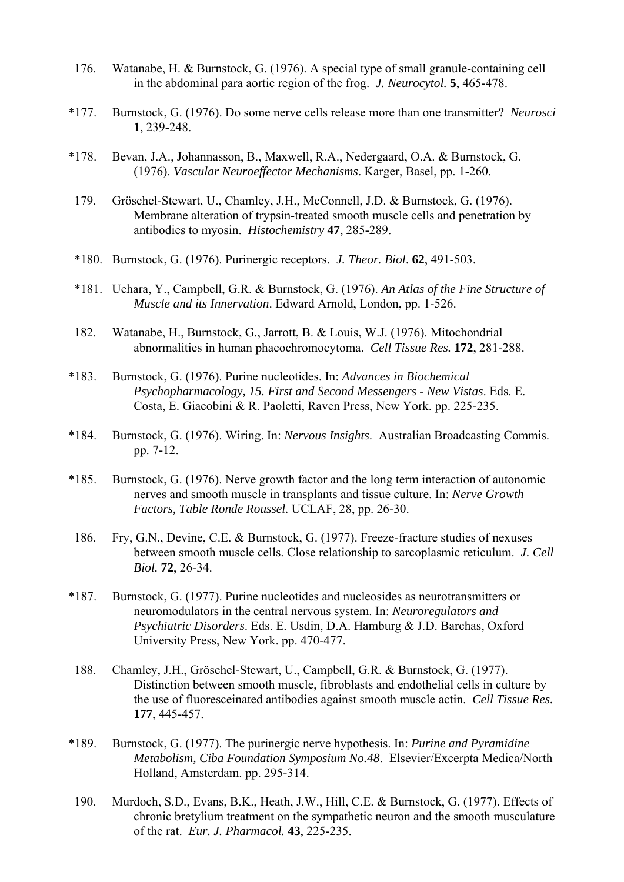176. Watanabe, H. & Burnstock, G. (1976). A special type of small granule-containing cell in the abdominal para aortic region of the frog. *J. Neurocytol.* **5**, 465-478.

*177. Burnstock, G. (1976). Do some nerve cells release more than one transmitter? *Neurosci* **1**, 239-248.

*178. Bevan, J.A., Johannasson, B., Maxwell, R.A., Nedergaard, O.A. & Burnstock, G. (1976). *Vascular Neuroeffector Mechanisms*. Karger, Basel, pp. 1-260.

179. Gröschel-Stewart, U., Chamley, J.H., McConnell, J.D. & Burnstock, G. (1976). Membrane alteration of trypsin-treated smooth muscle cells and penetration by antibodies to myosin. *Histochemistry* **47**, 285-289.

*180. Burnstock, G. (1976). Purinergic receptors. *J. Theor. Biol*. **62**, 491-503.

*181. Uehara, Y., Campbell, G.R. & Burnstock, G. (1976). *An Atlas of the Fine Structure of Muscle and its Innervation*. Edward Arnold, London, pp. 1-526.

182. Watanabe, H., Burnstock, G., Jarrott, B. & Louis, W.J. (1976). Mitochondrial abnormalities in human phaeochromocytoma. *Cell Tissue Res.* **172**, 281-288.

*183. Burnstock, G. (1976). Purine nucleotides. In: *Advances in Biochemical Psychopharmacology, 15. First and Second Messengers - New Vistas*. Eds. E. Costa, E. Giacobini & R. Paoletti, Raven Press, New York. pp. 225-235.

*184. Burnstock, G. (1976). Wiring. In: *Nervous Insights*. Australian Broadcasting Commis. pp. 7-12.

*185. Burnstock, G. (1976). Nerve growth factor and the long term interaction of autonomic nerves and smooth muscle in transplants and tissue culture. In: *Nerve Growth Factors, Table Ronde Roussel.* UCLAF, 28, pp. 26-30.

186. Fry, G.N., Devine, C.E. & Burnstock, G. (1977). Freeze-fracture studies of nexuses between smooth muscle cells. Close relationship to sarcoplasmic reticulum. *J. Cell Biol.* **72**, 26-34.

*187. Burnstock, G. (1977). Purine nucleotides and nucleosides as neurotransmitters or neuromodulators in the central nervous system. In: *Neuroregulators and Psychiatric Disorders*. Eds. E. Usdin, D.A. Hamburg & J.D. Barchas, Oxford University Press, New York. pp. 470-477.

188. Chamley, J.H., Gröschel-Stewart, U., Campbell, G.R. & Burnstock, G. (1977). Distinction between smooth muscle, fibroblasts and endothelial cells in culture by the use of fluoresceinated antibodies against smooth muscle actin. *Cell Tissue Res.* **177**, 445-457.

*189. Burnstock, G. (1977). The purinergic nerve hypothesis. In: *Purine and Pyramidine Metabolism, Ciba Foundation Symposium No.48*. Elsevier/Excerpta Medica/North Holland, Amsterdam. pp. 295-314.

190. Murdoch, S.D., Evans, B.K., Heath, J.W., Hill, C.E. & Burnstock, G. (1977). Effects of chronic bretylium treatment on the sympathetic neuron and the smooth musculature of the rat. *Eur. J. Pharmacol.* **43**, 225-235.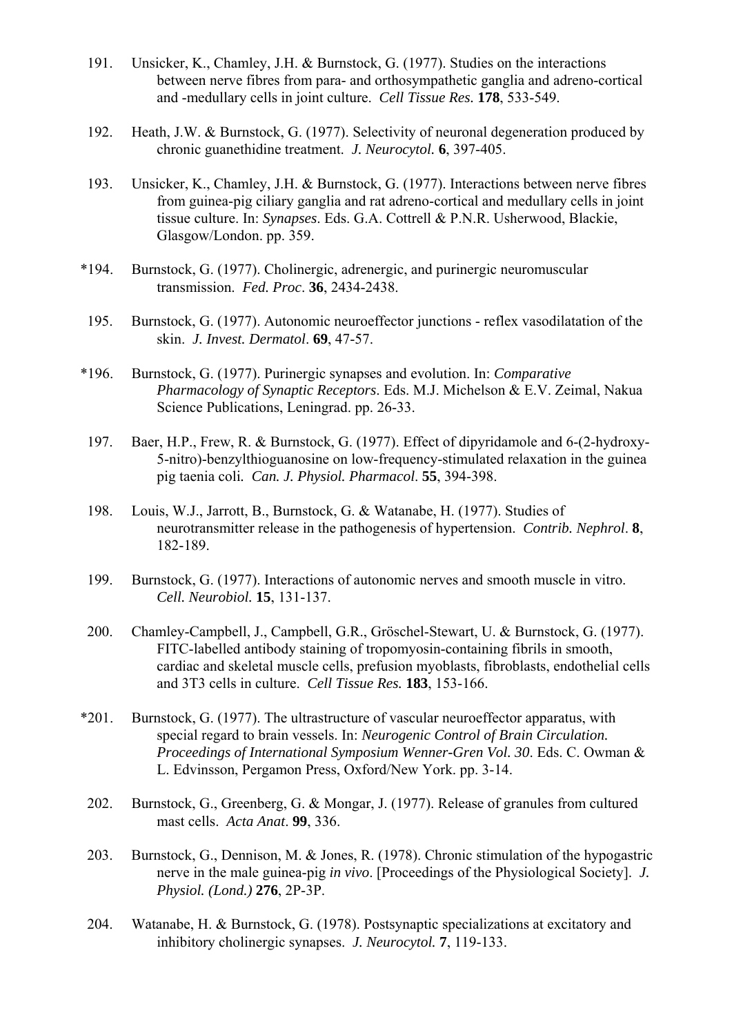191. Unsicker, K., Chamley, J.H. & Burnstock, G. (1977). Studies on the interactions between nerve fibres from para- and orthosympathetic ganglia and adreno-cortical and -medullary cells in joint culture. *Cell Tissue Res.* **178**, 533-549.

192. Heath, J.W. & Burnstock, G. (1977). Selectivity of neuronal degeneration produced by chronic guanethidine treatment. *J. Neurocytol.* **6**, 397-405.

193. Unsicker, K., Chamley, J.H. & Burnstock, G. (1977). Interactions between nerve fibres from guinea-pig ciliary ganglia and rat adreno-cortical and medullary cells in joint tissue culture. In: *Synapses*. Eds. G.A. Cottrell & P.N.R. Usherwood, Blackie, Glasgow/London. pp. 359.

*194. Burnstock, G. (1977). Cholinergic, adrenergic, and purinergic neuromuscular transmission. *Fed. Proc*. **36**, 2434-2438.

195. Burnstock, G. (1977). Autonomic neuroeffector junctions - reflex vasodilatation of the skin. *J. Invest. Dermatol*. **69**, 47-57.

*196. Burnstock, G. (1977). Purinergic synapses and evolution. In: *Comparative Pharmacology of Synaptic Receptors*. Eds. M.J. Michelson & E.V. Zeimal, Nakua Science Publications, Leningrad. pp. 26-33.

197. Baer, H.P., Frew, R. & Burnstock, G. (1977). Effect of dipyridamole and 6-(2-hydroxy-5-nitro)-benzylthioguanosine on low-frequency-stimulated relaxation in the guinea pig taenia coli. *Can. J. Physiol. Pharmacol*. **55**, 394-398.

198. Louis, W.J., Jarrott, B., Burnstock, G. & Watanabe, H. (1977). Studies of neurotransmitter release in the pathogenesis of hypertension. *Contrib. Nephrol*. **8**, 182-189.

199. Burnstock, G. (1977). Interactions of autonomic nerves and smooth muscle in vitro. *Cell. Neurobiol.* **15**, 131-137.

200. Chamley-Campbell, J., Campbell, G.R., Gröschel-Stewart, U. & Burnstock, G. (1977). FITC-labelled antibody staining of tropomyosin-containing fibrils in smooth, cardiac and skeletal muscle cells, prefusion myoblasts, fibroblasts, endothelial cells and 3T3 cells in culture. *Cell Tissue Res.* **183**, 153-166.

*201. Burnstock, G. (1977). The ultrastructure of vascular neuroeffector apparatus, with special regard to brain vessels. In: *Neurogenic Control of Brain Circulation. Proceedings of International Symposium Wenner-Gren Vol. 30*. Eds. C. Owman & L. Edvinsson, Pergamon Press, Oxford/New York. pp. 3-14.

202. Burnstock, G., Greenberg, G. & Mongar, J. (1977). Release of granules from cultured mast cells. *Acta Anat*. **99**, 336.

203. Burnstock, G., Dennison, M. & Jones, R. (1978). Chronic stimulation of the hypogastric nerve in the male guinea-pig *in vivo*. [Proceedings of the Physiological Society]. *J. Physiol. (Lond.)* **276**, 2P-3P.

204. Watanabe, H. & Burnstock, G. (1978). Postsynaptic specializations at excitatory and inhibitory cholinergic synapses. *J. Neurocytol.* **7**, 119-133.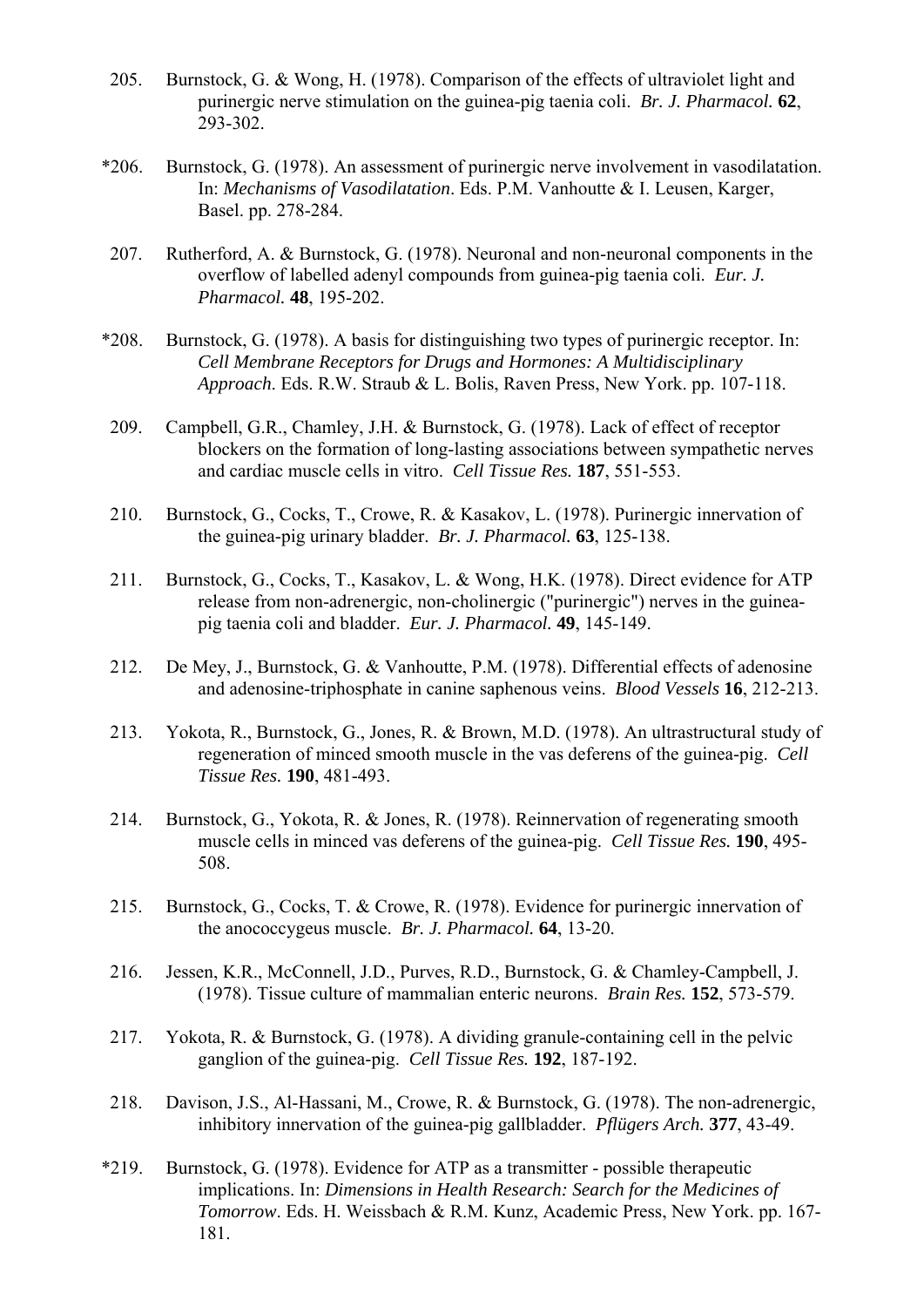205. Burnstock, G. & Wong, H. (1978). Comparison of the effects of ultraviolet light and purinergic nerve stimulation on the guinea-pig taenia coli. *Br. J. Pharmacol.* **62**, 293-302.

*206. Burnstock, G. (1978). An assessment of purinergic nerve involvement in vasodilatation. In: *Mechanisms of Vasodilatation*. Eds. P.M. Vanhoutte & I. Leusen, Karger, Basel. pp. 278-284.

207. Rutherford, A. & Burnstock, G. (1978). Neuronal and non-neuronal components in the overflow of labelled adenyl compounds from guinea-pig taenia coli. *Eur. J. Pharmacol.* **48**, 195-202.

*208. Burnstock, G. (1978). A basis for distinguishing two types of purinergic receptor. In: *Cell Membrane Receptors for Drugs and Hormones: A Multidisciplinary Approach*. Eds. R.W. Straub & L. Bolis, Raven Press, New York. pp. 107-118.

209. Campbell, G.R., Chamley, J.H. & Burnstock, G. (1978). Lack of effect of receptor blockers on the formation of long-lasting associations between sympathetic nerves and cardiac muscle cells in vitro. *Cell Tissue Res.* **187**, 551-553.

210. Burnstock, G., Cocks, T., Crowe, R. & Kasakov, L. (1978). Purinergic innervation of the guinea-pig urinary bladder. *Br. J. Pharmacol.* **63**, 125-138.

211. Burnstock, G., Cocks, T., Kasakov, L. & Wong, H.K. (1978). Direct evidence for ATP release from non-adrenergic, non-cholinergic ("purinergic") nerves in the guinea-pig taenia coli and bladder. *Eur. J. Pharmacol.* **49**, 145-149.

212. De Mey, J., Burnstock, G. & Vanhoutte, P.M. (1978). Differential effects of adenosine and adenosine-triphosphate in canine saphenous veins. *Blood Vessels* **16**, 212-213.

213. Yokota, R., Burnstock, G., Jones, R. & Brown, M.D. (1978). An ultrastructural study of regeneration of minced smooth muscle in the vas deferens of the guinea-pig. *Cell Tissue Res.* **190**, 481-493.

214. Burnstock, G., Yokota, R. & Jones, R. (1978). Reinnervation of regenerating smooth muscle cells in minced vas deferens of the guinea-pig. *Cell Tissue Res.* **190**, 495-508.

215. Burnstock, G., Cocks, T. & Crowe, R. (1978). Evidence for purinergic innervation of the anococcygeus muscle. *Br. J. Pharmacol.* **64**, 13-20.

216. Jessen, K.R., McConnell, J.D., Purves, R.D., Burnstock, G. & Chamley-Campbell, J. (1978). Tissue culture of mammalian enteric neurons. *Brain Res.* **152**, 573-579.

217. Yokota, R. & Burnstock, G. (1978). A dividing granule-containing cell in the pelvic ganglion of the guinea-pig. *Cell Tissue Res.* **192**, 187-192.

218. Davison, J.S., Al-Hassani, M., Crowe, R. & Burnstock, G. (1978). The non-adrenergic, inhibitory innervation of the guinea-pig gallbladder. *Pflügers Arch.* **377**, 43-49.

*219. Burnstock, G. (1978). Evidence for ATP as a transmitter - possible therapeutic implications. In: *Dimensions in Health Research: Search for the Medicines of Tomorrow*. Eds. H. Weissbach & R.M. Kunz, Academic Press, New York. pp. 167-181.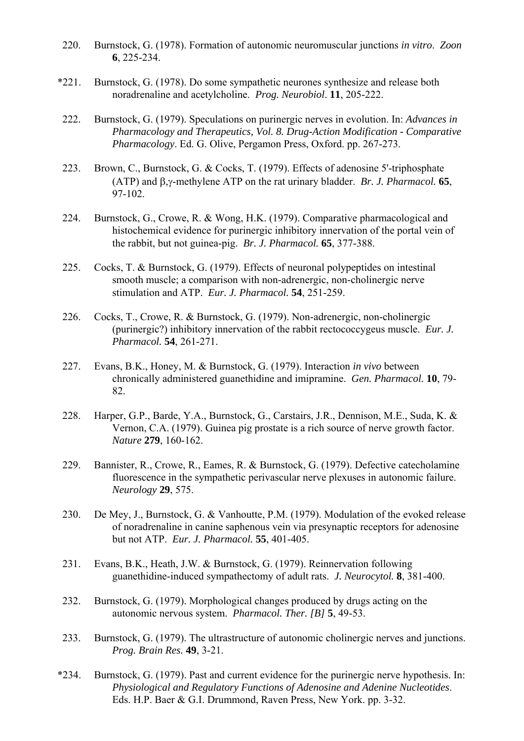220. Burnstock, G. (1978). Formation of autonomic neuromuscular junctions *in vitro*. *Zoon* **6**, 225-234.

*221. Burnstock, G. (1978). Do some sympathetic neurones synthesize and release both noradrenaline and acetylcholine. *Prog. Neurobiol*. **11**, 205-222.

222. Burnstock, G. (1979). Speculations on purinergic nerves in evolution. In: *Advances in Pharmacology and Therapeutics, Vol. 8. Drug-Action Modification - Comparative Pharmacology*. Ed. G. Olive, Pergamon Press, Oxford. pp. 267-273.

223. Brown, C., Burnstock, G. & Cocks, T. (1979). Effects of adenosine 5'-triphosphate (ATP) and β,γ-methylene ATP on the rat urinary bladder. *Br. J. Pharmacol.* **65**, 97-102.

224. Burnstock, G., Crowe, R. & Wong, H.K. (1979). Comparative pharmacological and histochemical evidence for purinergic inhibitory innervation of the portal vein of the rabbit, but not guinea-pig. *Br. J. Pharmacol.* **65**, 377-388.

225. Cocks, T. & Burnstock, G. (1979). Effects of neuronal polypeptides on intestinal smooth muscle; a comparison with non-adrenergic, non-cholinergic nerve stimulation and ATP. *Eur. J. Pharmacol.* **54**, 251-259.

226. Cocks, T., Crowe, R. & Burnstock, G. (1979). Non-adrenergic, non-cholinergic (purinergic?) inhibitory innervation of the rabbit rectococcygeus muscle. *Eur. J. Pharmacol.* **54**, 261-271.

227. Evans, B.K., Honey, M. & Burnstock, G. (1979). Interaction *in vivo* between chronically administered guanethidine and imipramine. *Gen. Pharmacol.* **10**, 79-82.

228. Harper, G.P., Barde, Y.A., Burnstock, G., Carstairs, J.R., Dennison, M.E., Suda, K. & Vernon, C.A. (1979). Guinea pig prostate is a rich source of nerve growth factor. *Nature* **279**, 160-162.

229. Bannister, R., Crowe, R., Eames, R. & Burnstock, G. (1979). Defective catecholamine fluorescence in the sympathetic perivascular nerve plexuses in autonomic failure. *Neurology* **29**, 575.

230. De Mey, J., Burnstock, G. & Vanhoutte, P.M. (1979). Modulation of the evoked release of noradrenaline in canine saphenous vein via presynaptic receptors for adenosine but not ATP. *Eur. J. Pharmacol.* **55**, 401-405.

231. Evans, B.K., Heath, J.W. & Burnstock, G. (1979). Reinnervation following guanethidine-induced sympathectomy of adult rats. *J. Neurocytol.* **8**, 381-400.

232. Burnstock, G. (1979). Morphological changes produced by drugs acting on the autonomic nervous system. *Pharmacol. Ther. [B]* **5**, 49-53.

233. Burnstock, G. (1979). The ultrastructure of autonomic cholinergic nerves and junctions. *Prog. Brain Res.* **49**, 3-21.

*234. Burnstock, G. (1979). Past and current evidence for the purinergic nerve hypothesis. In: *Physiological and Regulatory Functions of Adenosine and Adenine Nucleotides*. Eds. H.P. Baer & G.I. Drummond, Raven Press, New York. pp. 3-32.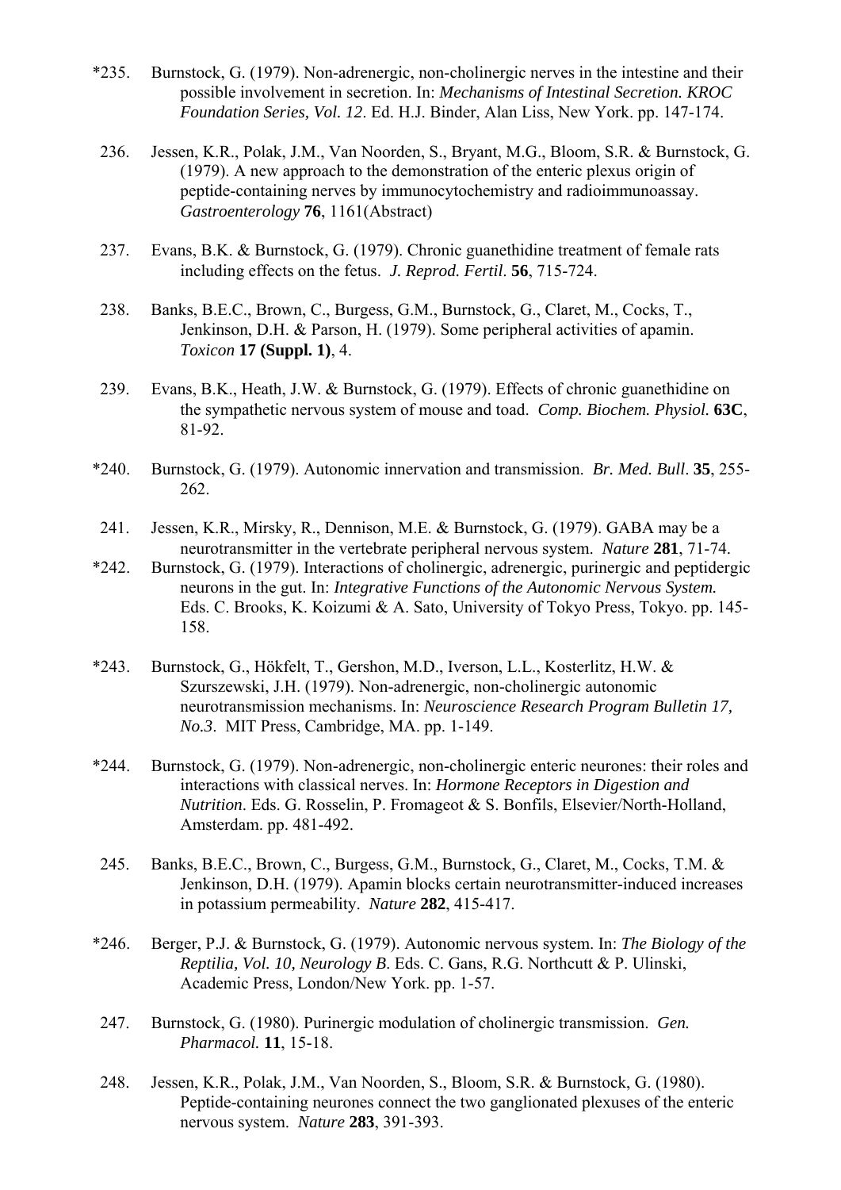*235. Burnstock, G. (1979). Non-adrenergic, non-cholinergic nerves in the intestine and their possible involvement in secretion. In: *Mechanisms of Intestinal Secretion. KROC Foundation Series, Vol. 12*. Ed. H.J. Binder, Alan Liss, New York. pp. 147-174.

236. Jessen, K.R., Polak, J.M., Van Noorden, S., Bryant, M.G., Bloom, S.R. & Burnstock, G. (1979). A new approach to the demonstration of the enteric plexus origin of peptide-containing nerves by immunocytochemistry and radioimmunoassay. *Gastroenterology* **76**, 1161(Abstract)

237. Evans, B.K. & Burnstock, G. (1979). Chronic guanethidine treatment of female rats including effects on the fetus. *J. Reprod. Fertil*. **56**, 715-724.

238. Banks, B.E.C., Brown, C., Burgess, G.M., Burnstock, G., Claret, M., Cocks, T., Jenkinson, D.H. & Parson, H. (1979). Some peripheral activities of apamin. *Toxicon* **17 (Suppl. 1)**, 4.

239. Evans, B.K., Heath, J.W. & Burnstock, G. (1979). Effects of chronic guanethidine on the sympathetic nervous system of mouse and toad. *Comp. Biochem. Physiol.* **63C**, 81-92.

*240. Burnstock, G. (1979). Autonomic innervation and transmission. *Br. Med. Bull*. **35**, 255-262.

241. Jessen, K.R., Mirsky, R., Dennison, M.E. & Burnstock, G. (1979). GABA may be a neurotransmitter in the vertebrate peripheral nervous system. *Nature* **281**, 71-74.

*242. Burnstock, G. (1979). Interactions of cholinergic, adrenergic, purinergic and peptidergic neurons in the gut. In: *Integrative Functions of the Autonomic Nervous System.* Eds. C. Brooks, K. Koizumi & A. Sato, University of Tokyo Press, Tokyo. pp. 145-158.

*243. Burnstock, G., Hökfelt, T., Gershon, M.D., Iverson, L.L., Kosterlitz, H.W. & Szurszewski, J.H. (1979). Non-adrenergic, non-cholinergic autonomic neurotransmission mechanisms. In: *Neuroscience Research Program Bulletin 17, No.3*. MIT Press, Cambridge, MA. pp. 1-149.

*244. Burnstock, G. (1979). Non-adrenergic, non-cholinergic enteric neurones: their roles and interactions with classical nerves. In: *Hormone Receptors in Digestion and Nutrition*. Eds. G. Rosselin, P. Fromageot & S. Bonfils, Elsevier/North-Holland, Amsterdam. pp. 481-492.

245. Banks, B.E.C., Brown, C., Burgess, G.M., Burnstock, G., Claret, M., Cocks, T.M. & Jenkinson, D.H. (1979). Apamin blocks certain neurotransmitter-induced increases in potassium permeability. *Nature* **282**, 415-417.

*246. Berger, P.J. & Burnstock, G. (1979). Autonomic nervous system. In: *The Biology of the Reptilia, Vol. 10, Neurology B*. Eds. C. Gans, R.G. Northcutt & P. Ulinski, Academic Press, London/New York. pp. 1-57.

247. Burnstock, G. (1980). Purinergic modulation of cholinergic transmission. *Gen. Pharmacol.* **11**, 15-18.

248. Jessen, K.R., Polak, J.M., Van Noorden, S., Bloom, S.R. & Burnstock, G. (1980). Peptide-containing neurones connect the two ganglionated plexuses of the enteric nervous system. *Nature* **283**, 391-393.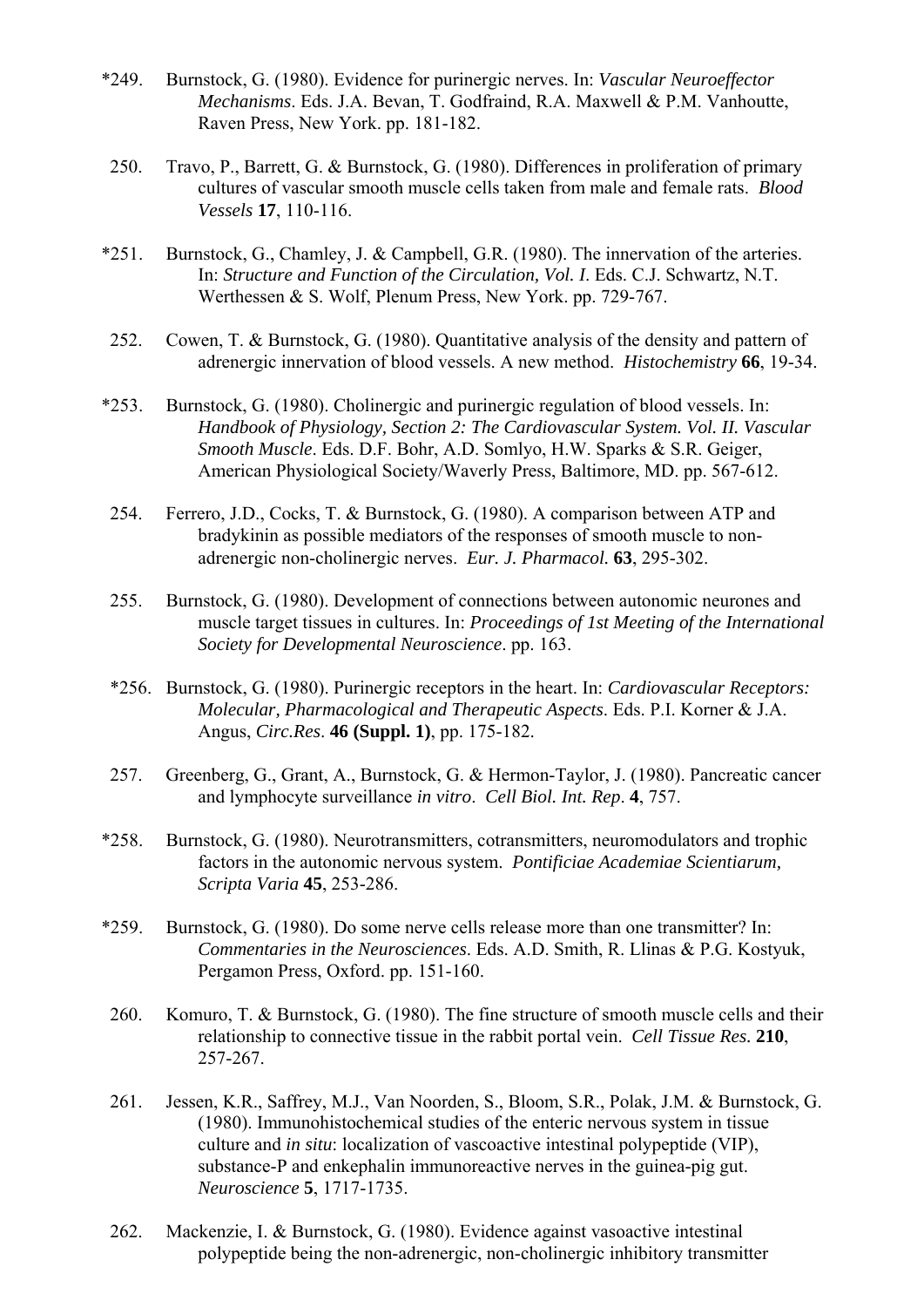*249. Burnstock, G. (1980). Evidence for purinergic nerves. In: *Vascular Neuroeffector Mechanisms*. Eds. J.A. Bevan, T. Godfraind, R.A. Maxwell & P.M. Vanhoutte, Raven Press, New York. pp. 181-182.

250. Travo, P., Barrett, G. & Burnstock, G. (1980). Differences in proliferation of primary cultures of vascular smooth muscle cells taken from male and female rats. *Blood Vessels* **17**, 110-116.

*251. Burnstock, G., Chamley, J. & Campbell, G.R. (1980). The innervation of the arteries. In: *Structure and Function of the Circulation, Vol. I.* Eds. C.J. Schwartz, N.T. Werthessen & S. Wolf, Plenum Press, New York. pp. 729-767.

252. Cowen, T. & Burnstock, G. (1980). Quantitative analysis of the density and pattern of adrenergic innervation of blood vessels. A new method. *Histochemistry* **66**, 19-34.

*253. Burnstock, G. (1980). Cholinergic and purinergic regulation of blood vessels. In: *Handbook of Physiology, Section 2: The Cardiovascular System. Vol. II. Vascular Smooth Muscle*. Eds. D.F. Bohr, A.D. Somlyo, H.W. Sparks & S.R. Geiger, American Physiological Society/Waverly Press, Baltimore, MD. pp. 567-612.

254. Ferrero, J.D., Cocks, T. & Burnstock, G. (1980). A comparison between ATP and bradykinin as possible mediators of the responses of smooth muscle to non-adrenergic non-cholinergic nerves. *Eur. J. Pharmacol.* **63**, 295-302.

255. Burnstock, G. (1980). Development of connections between autonomic neurones and muscle target tissues in cultures. In: *Proceedings of 1st Meeting of the International Society for Developmental Neuroscience*. pp. 163.

*256. Burnstock, G. (1980). Purinergic receptors in the heart. In: *Cardiovascular Receptors: Molecular, Pharmacological and Therapeutic Aspects*. Eds. P.I. Korner & J.A. Angus, *Circ.Res*. **46 (Suppl. 1)**, pp. 175-182.

257. Greenberg, G., Grant, A., Burnstock, G. & Hermon-Taylor, J. (1980). Pancreatic cancer and lymphocyte surveillance *in vitro*. *Cell Biol. Int. Rep*. **4**, 757.

*258. Burnstock, G. (1980). Neurotransmitters, cotransmitters, neuromodulators and trophic factors in the autonomic nervous system. *Pontificiae Academiae Scientiarum, Scripta Varia* **45**, 253-286.

*259. Burnstock, G. (1980). Do some nerve cells release more than one transmitter? In: *Commentaries in the Neurosciences*. Eds. A.D. Smith, R. Llinas & P.G. Kostyuk, Pergamon Press, Oxford. pp. 151-160.

260. Komuro, T. & Burnstock, G. (1980). The fine structure of smooth muscle cells and their relationship to connective tissue in the rabbit portal vein. *Cell Tissue Res.* **210**, 257-267.

261. Jessen, K.R., Saffrey, M.J., Van Noorden, S., Bloom, S.R., Polak, J.M. & Burnstock, G. (1980). Immunohistochemical studies of the enteric nervous system in tissue culture and *in situ*: localization of vascoactive intestinal polypeptide (VIP), substance-P and enkephalin immunoreactive nerves in the guinea-pig gut. *Neuroscience* **5**, 1717-1735.

262. Mackenzie, I. & Burnstock, G. (1980). Evidence against vasoactive intestinal polypeptide being the non-adrenergic, non-cholinergic inhibitory transmitter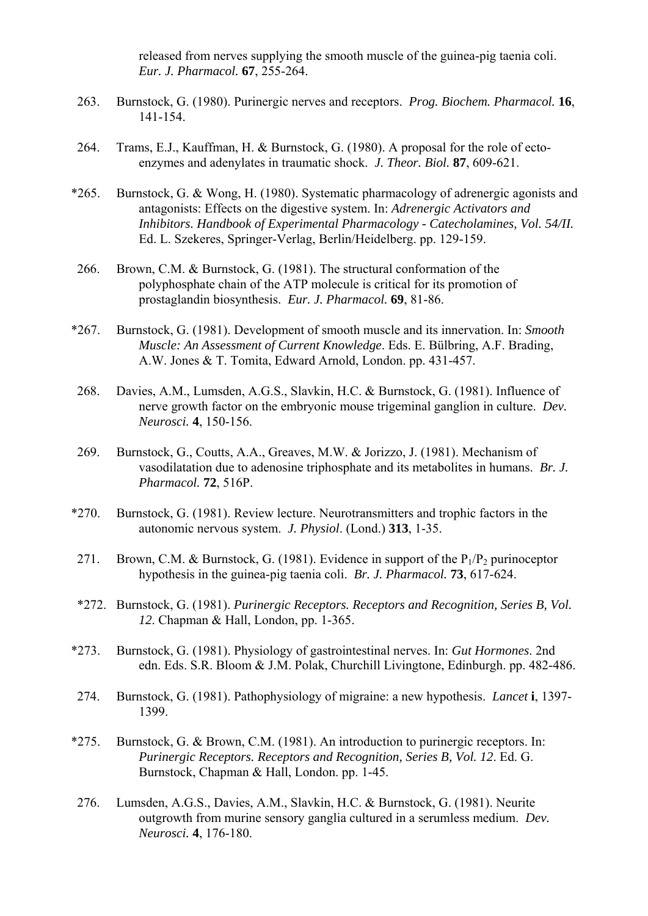released from nerves supplying the smooth muscle of the guinea-pig taenia coli. *Eur. J. Pharmacol.* **67**, 255-264.

263. Burnstock, G. (1980). Purinergic nerves and receptors. *Prog. Biochem. Pharmacol.* **16**, 141-154.

264. Trams, E.J., Kauffman, H. & Burnstock, G. (1980). A proposal for the role of ecto-enzymes and adenylates in traumatic shock. *J. Theor. Biol.* **87**, 609-621.

*265. Burnstock, G. & Wong, H. (1980). Systematic pharmacology of adrenergic agonists and antagonists: Effects on the digestive system. In: *Adrenergic Activators and Inhibitors. Handbook of Experimental Pharmacology - Catecholamines, Vol. 54/II.* Ed. L. Szekeres, Springer-Verlag, Berlin/Heidelberg. pp. 129-159.

266. Brown, C.M. & Burnstock, G. (1981). The structural conformation of the polyphosphate chain of the ATP molecule is critical for its promotion of prostaglandin biosynthesis. *Eur. J. Pharmacol.* **69**, 81-86.

*267. Burnstock, G. (1981). Development of smooth muscle and its innervation. In: *Smooth Muscle: An Assessment of Current Knowledge*. Eds. E. Bülbring, A.F. Brading, A.W. Jones & T. Tomita, Edward Arnold, London. pp. 431-457.

268. Davies, A.M., Lumsden, A.G.S., Slavkin, H.C. & Burnstock, G. (1981). Influence of nerve growth factor on the embryonic mouse trigeminal ganglion in culture. *Dev. Neurosci.* **4**, 150-156.

269. Burnstock, G., Coutts, A.A., Greaves, M.W. & Jorizzo, J. (1981). Mechanism of vasodilatation due to adenosine triphosphate and its metabolites in humans. *Br. J. Pharmacol.* **72**, 516P.

*270. Burnstock, G. (1981). Review lecture. Neurotransmitters and trophic factors in the autonomic nervous system. *J. Physiol*. (Lond.) **313**, 1-35.

271. Brown, C.M. & Burnstock, G. (1981). Evidence in support of the $P_1/P_2$ purinoceptor hypothesis in the guinea-pig taenia coli. *Br. J. Pharmacol.* **73**, 617-624.

*272. Burnstock, G. (1981). *Purinergic Receptors. Receptors and Recognition, Series B, Vol. 12.* Chapman & Hall, London, pp. 1-365.

*273. Burnstock, G. (1981). Physiology of gastrointestinal nerves. In: *Gut Hormones*. 2nd edn. Eds. S.R. Bloom & J.M. Polak, Churchill Livingtone, Edinburgh. pp. 482-486.

274. Burnstock, G. (1981). Pathophysiology of migraine: a new hypothesis. *Lancet* **i**, 1397-1399.

*275. Burnstock, G. & Brown, C.M. (1981). An introduction to purinergic receptors. In: *Purinergic Receptors. Receptors and Recognition, Series B, Vol. 12*. Ed. G. Burnstock, Chapman & Hall, London. pp. 1-45.

276. Lumsden, A.G.S., Davies, A.M., Slavkin, H.C. & Burnstock, G. (1981). Neurite outgrowth from murine sensory ganglia cultured in a serumless medium. *Dev. Neurosci.* **4**, 176-180.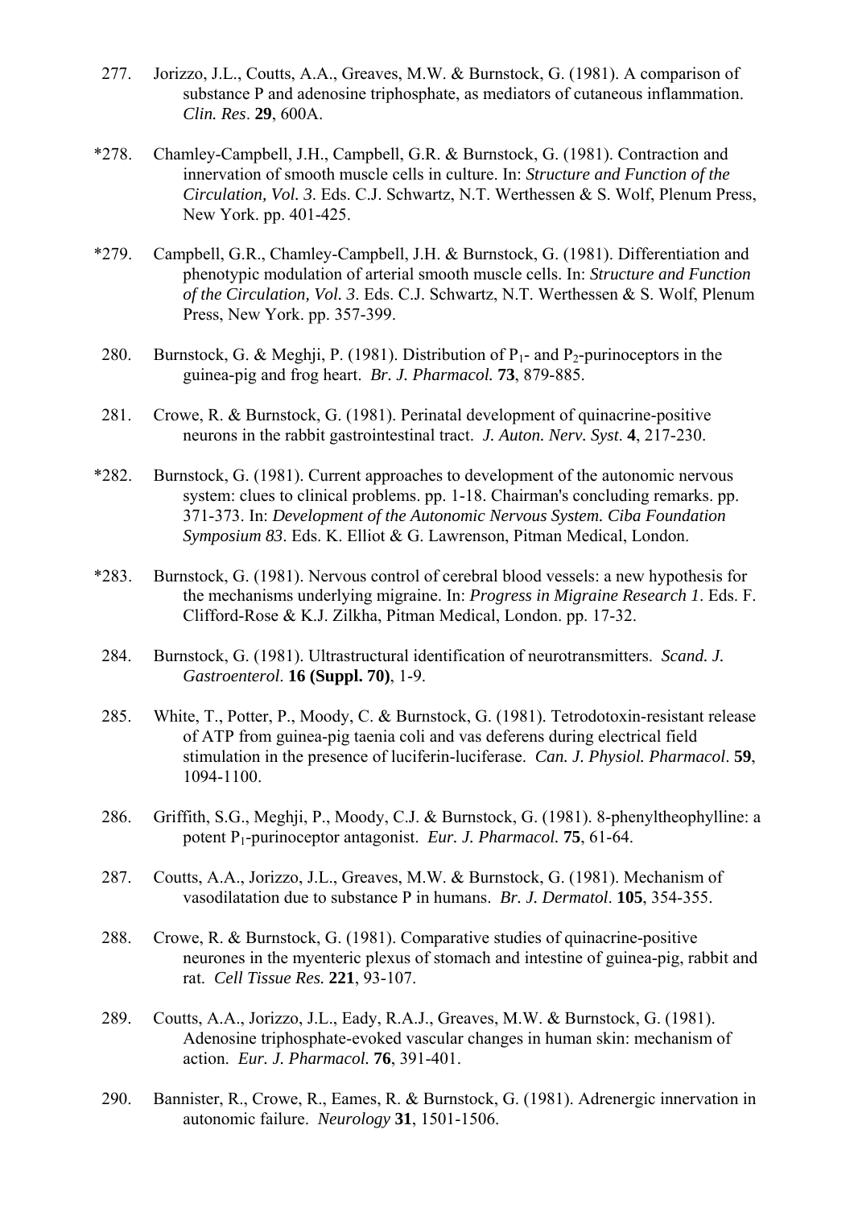277. Jorizzo, J.L., Coutts, A.A., Greaves, M.W. & Burnstock, G. (1981). A comparison of substance P and adenosine triphosphate, as mediators of cutaneous inflammation. *Clin. Res*. **29**, 600A.

*278. Chamley-Campbell, J.H., Campbell, G.R. & Burnstock, G. (1981). Contraction and innervation of smooth muscle cells in culture. In: *Structure and Function of the Circulation, Vol. 3*. Eds. C.J. Schwartz, N.T. Werthessen & S. Wolf, Plenum Press, New York. pp. 401-425.

*279. Campbell, G.R., Chamley-Campbell, J.H. & Burnstock, G. (1981). Differentiation and phenotypic modulation of arterial smooth muscle cells. In: *Structure and Function of the Circulation, Vol. 3*. Eds. C.J. Schwartz, N.T. Werthessen & S. Wolf, Plenum Press, New York. pp. 357-399.

280. Burnstock, G. & Meghji, P. (1981). Distribution of $P_1$- and $P_2$-purinoceptors in the guinea-pig and frog heart. *Br. J. Pharmacol.* **73**, 879-885.

281. Crowe, R. & Burnstock, G. (1981). Perinatal development of quinacrine-positive neurons in the rabbit gastrointestinal tract. *J. Auton. Nerv. Syst.* **4**, 217-230.

*282. Burnstock, G. (1981). Current approaches to development of the autonomic nervous system: clues to clinical problems. pp. 1-18. Chairman's concluding remarks. pp. 371-373. In: *Development of the Autonomic Nervous System. Ciba Foundation Symposium 83*. Eds. K. Elliot & G. Lawrenson, Pitman Medical, London.

*283. Burnstock, G. (1981). Nervous control of cerebral blood vessels: a new hypothesis for the mechanisms underlying migraine. In: *Progress in Migraine Research 1*. Eds. F. Clifford-Rose & K.J. Zilkha, Pitman Medical, London. pp. 17-32.

284. Burnstock, G. (1981). Ultrastructural identification of neurotransmitters. *Scand. J. Gastroenterol*. **16 (Suppl. 70)**, 1-9.

285. White, T., Potter, P., Moody, C. & Burnstock, G. (1981). Tetrodotoxin-resistant release of ATP from guinea-pig taenia coli and vas deferens during electrical field stimulation in the presence of luciferin-luciferase. *Can. J. Physiol. Pharmacol*. **59**, 1094-1100.

286. Griffith, S.G., Meghji, P., Moody, C.J. & Burnstock, G. (1981). 8-phenyltheophylline: a potent $P_1$-purinoceptor antagonist. *Eur. J. Pharmacol.* **75**, 61-64.

287. Coutts, A.A., Jorizzo, J.L., Greaves, M.W. & Burnstock, G. (1981). Mechanism of vasodilatation due to substance P in humans. *Br. J. Dermatol*. **105**, 354-355.

288. Crowe, R. & Burnstock, G. (1981). Comparative studies of quinacrine-positive neurones in the myenteric plexus of stomach and intestine of guinea-pig, rabbit and rat. *Cell Tissue Res.* **221**, 93-107.

289. Coutts, A.A., Jorizzo, J.L., Eady, R.A.J., Greaves, M.W. & Burnstock, G. (1981). Adenosine triphosphate-evoked vascular changes in human skin: mechanism of action. *Eur. J. Pharmacol.* **76**, 391-401.

290. Bannister, R., Crowe, R., Eames, R. & Burnstock, G. (1981). Adrenergic innervation in autonomic failure. *Neurology* **31**, 1501-1506.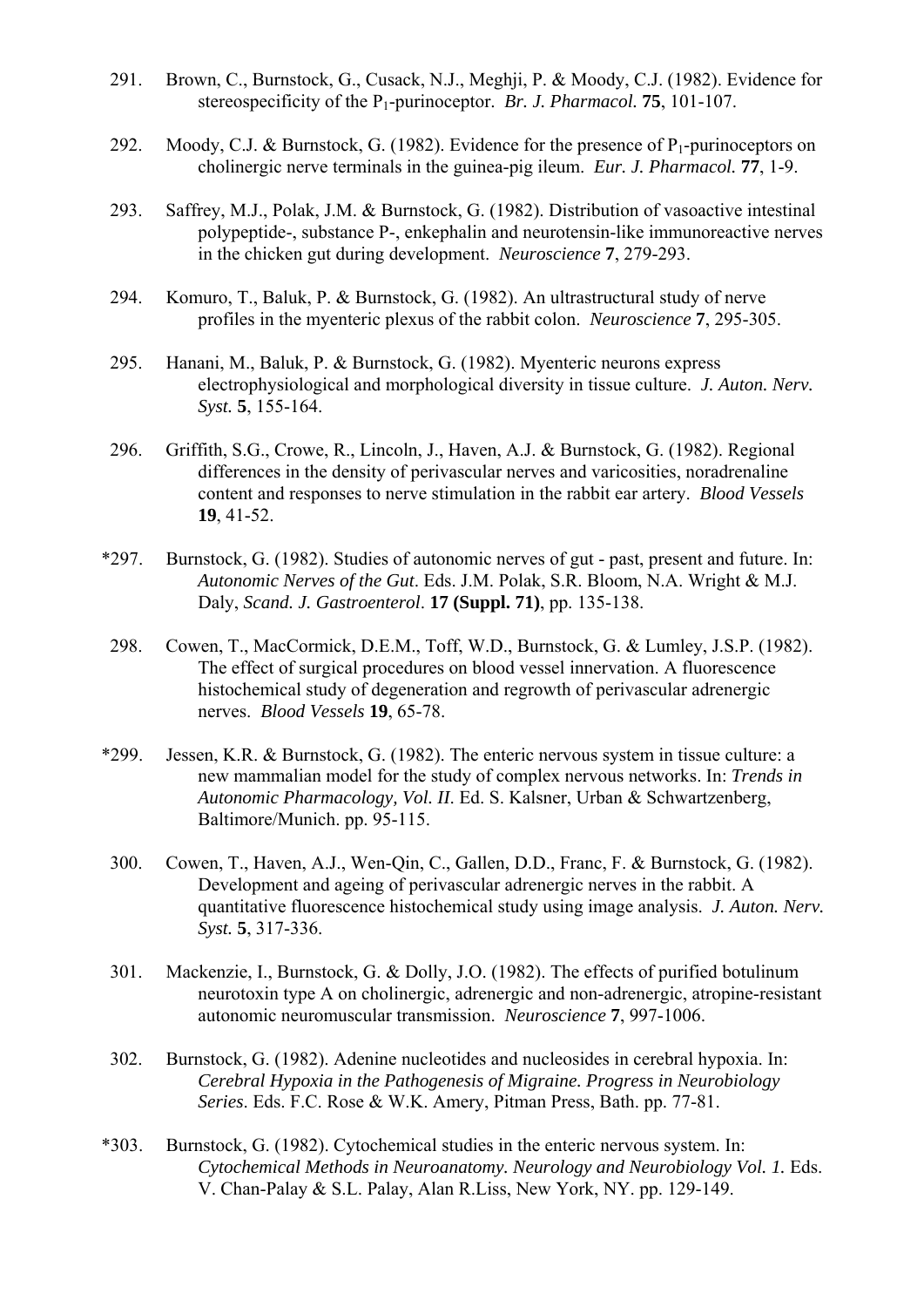291. Brown, C., Burnstock, G., Cusack, N.J., Meghji, P. & Moody, C.J. (1982). Evidence for stereospecificity of the $P_1$-purinoceptor. *Br. J. Pharmacol.* **75**, 101-107.

292. Moody, C.J. & Burnstock, G. (1982). Evidence for the presence of $P_1$-purinoceptors on cholinergic nerve terminals in the guinea-pig ileum. *Eur. J. Pharmacol.* **77**, 1-9.

293. Saffrey, M.J., Polak, J.M. & Burnstock, G. (1982). Distribution of vasoactive intestinal polypeptide-, substance P-, enkephalin and neurotensin-like immunoreactive nerves in the chicken gut during development. *Neuroscience* **7**, 279-293.

294. Komuro, T., Baluk, P. & Burnstock, G. (1982). An ultrastructural study of nerve profiles in the myenteric plexus of the rabbit colon. *Neuroscience* **7**, 295-305.

295. Hanani, M., Baluk, P. & Burnstock, G. (1982). Myenteric neurons express electrophysiological and morphological diversity in tissue culture. *J. Auton. Nerv. Syst.* **5**, 155-164.

296. Griffith, S.G., Crowe, R., Lincoln, J., Haven, A.J. & Burnstock, G. (1982). Regional differences in the density of perivascular nerves and varicosities, noradrenaline content and responses to nerve stimulation in the rabbit ear artery. *Blood Vessels* **19**, 41-52.

*297. Burnstock, G. (1982). Studies of autonomic nerves of gut - past, present and future. In: *Autonomic Nerves of the Gut*. Eds. J.M. Polak, S.R. Bloom, N.A. Wright & M.J. Daly, *Scand. J. Gastroenterol*. **17 (Suppl. 71)**, pp. 135-138.

298. Cowen, T., MacCormick, D.E.M., Toff, W.D., Burnstock, G. & Lumley, J.S.P. (1982). The effect of surgical procedures on blood vessel innervation. A fluorescence histochemical study of degeneration and regrowth of perivascular adrenergic nerves. *Blood Vessels* **19**, 65-78.

*299. Jessen, K.R. & Burnstock, G. (1982). The enteric nervous system in tissue culture: a new mammalian model for the study of complex nervous networks. In: *Trends in Autonomic Pharmacology, Vol. II*. Ed. S. Kalsner, Urban & Schwartzenberg, Baltimore/Munich. pp. 95-115.

300. Cowen, T., Haven, A.J., Wen-Qin, C., Gallen, D.D., Franc, F. & Burnstock, G. (1982). Development and ageing of perivascular adrenergic nerves in the rabbit. A quantitative fluorescence histochemical study using image analysis. *J. Auton. Nerv. Syst.* **5**, 317-336.

301. Mackenzie, I., Burnstock, G. & Dolly, J.O. (1982). The effects of purified botulinum neurotoxin type A on cholinergic, adrenergic and non-adrenergic, atropine-resistant autonomic neuromuscular transmission. *Neuroscience* **7**, 997-1006.

302. Burnstock, G. (1982). Adenine nucleotides and nucleosides in cerebral hypoxia. In: *Cerebral Hypoxia in the Pathogenesis of Migraine. Progress in Neurobiology Series*. Eds. F.C. Rose & W.K. Amery, Pitman Press, Bath. pp. 77-81.

*303. Burnstock, G. (1982). Cytochemical studies in the enteric nervous system. In: *Cytochemical Methods in Neuroanatomy. Neurology and Neurobiology Vol. 1.* Eds. V. Chan-Palay & S.L. Palay, Alan R.Liss, New York, NY. pp. 129-149.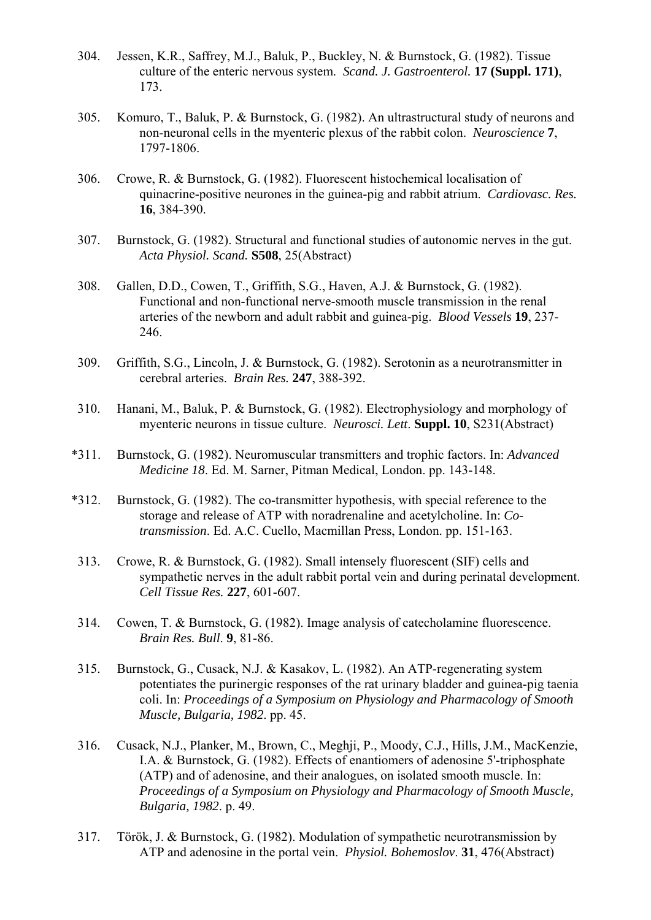304. Jessen, K.R., Saffrey, M.J., Baluk, P., Buckley, N. & Burnstock, G. (1982). Tissue culture of the enteric nervous system. *Scand. J. Gastroenterol.* **17 (Suppl. 171)**, 173.

305. Komuro, T., Baluk, P. & Burnstock, G. (1982). An ultrastructural study of neurons and non-neuronal cells in the myenteric plexus of the rabbit colon. *Neuroscience* **7**, 1797-1806.

306. Crowe, R. & Burnstock, G. (1982). Fluorescent histochemical localisation of quinacrine-positive neurones in the guinea-pig and rabbit atrium. *Cardiovasc. Res.* **16**, 384-390.

307. Burnstock, G. (1982). Structural and functional studies of autonomic nerves in the gut. *Acta Physiol. Scand.* **S508**, 25(Abstract)

308. Gallen, D.D., Cowen, T., Griffith, S.G., Haven, A.J. & Burnstock, G. (1982). Functional and non-functional nerve-smooth muscle transmission in the renal arteries of the newborn and adult rabbit and guinea-pig. *Blood Vessels* **19**, 237-246.

309. Griffith, S.G., Lincoln, J. & Burnstock, G. (1982). Serotonin as a neurotransmitter in cerebral arteries. *Brain Res.* **247**, 388-392.

310. Hanani, M., Baluk, P. & Burnstock, G. (1982). Electrophysiology and morphology of myenteric neurons in tissue culture. *Neurosci. Lett*. **Suppl. 10**, S231(Abstract)

*311. Burnstock, G. (1982). Neuromuscular transmitters and trophic factors. In: *Advanced Medicine 18*. Ed. M. Sarner, Pitman Medical, London. pp. 143-148.

*312. Burnstock, G. (1982). The co-transmitter hypothesis, with special reference to the storage and release of ATP with noradrenaline and acetylcholine. In: *Co-transmission*. Ed. A.C. Cuello, Macmillan Press, London. pp. 151-163.

313. Crowe, R. & Burnstock, G. (1982). Small intensely fluorescent (SIF) cells and sympathetic nerves in the adult rabbit portal vein and during perinatal development. *Cell Tissue Res.* **227**, 601-607.

314. Cowen, T. & Burnstock, G. (1982). Image analysis of catecholamine fluorescence. *Brain Res. Bull*. **9**, 81-86.

315. Burnstock, G., Cusack, N.J. & Kasakov, L. (1982). An ATP-regenerating system potentiates the purinergic responses of the rat urinary bladder and guinea-pig taenia coli. In: *Proceedings of a Symposium on Physiology and Pharmacology of Smooth Muscle, Bulgaria, 1982*. pp. 45.

316. Cusack, N.J., Planker, M., Brown, C., Meghji, P., Moody, C.J., Hills, J.M., MacKenzie, I.A. & Burnstock, G. (1982). Effects of enantiomers of adenosine 5'-triphosphate (ATP) and of adenosine, and their analogues, on isolated smooth muscle. In: *Proceedings of a Symposium on Physiology and Pharmacology of Smooth Muscle, Bulgaria, 1982*. p. 49.

317. Török, J. & Burnstock, G. (1982). Modulation of sympathetic neurotransmission by ATP and adenosine in the portal vein. *Physiol. Bohemoslov*. **31**, 476(Abstract)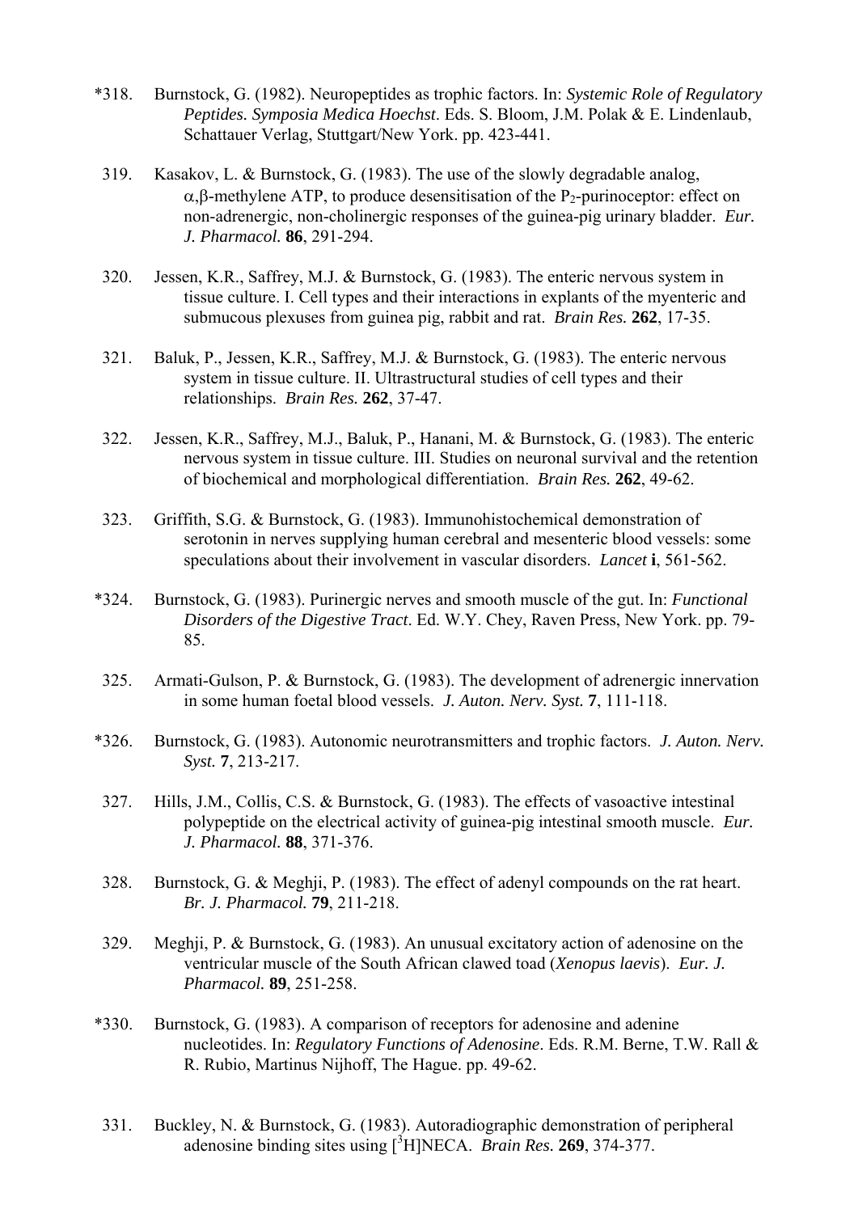*318. Burnstock, G. (1982). Neuropeptides as trophic factors. In: *Systemic Role of Regulatory Peptides. Symposia Medica Hoechst*. Eds. S. Bloom, J.M. Polak & E. Lindenlaub, Schattauer Verlag, Stuttgart/New York. pp. 423-441.

319. Kasakov, L. & Burnstock, G. (1983). The use of the slowly degradable analog, α,β-methylene ATP, to produce desensitisation of the $P_2$-purinoceptor: effect on non-adrenergic, non-cholinergic responses of the guinea-pig urinary bladder. *Eur. J. Pharmacol.* **86**, 291-294.

320. Jessen, K.R., Saffrey, M.J. & Burnstock, G. (1983). The enteric nervous system in tissue culture. I. Cell types and their interactions in explants of the myenteric and submucous plexuses from guinea pig, rabbit and rat. *Brain Res.* **262**, 17-35.

321. Baluk, P., Jessen, K.R., Saffrey, M.J. & Burnstock, G. (1983). The enteric nervous system in tissue culture. II. Ultrastructural studies of cell types and their relationships. *Brain Res.* **262**, 37-47.

322. Jessen, K.R., Saffrey, M.J., Baluk, P., Hanani, M. & Burnstock, G. (1983). The enteric nervous system in tissue culture. III. Studies on neuronal survival and the retention of biochemical and morphological differentiation. *Brain Res.* **262**, 49-62.

323. Griffith, S.G. & Burnstock, G. (1983). Immunohistochemical demonstration of serotonin in nerves supplying human cerebral and mesenteric blood vessels: some speculations about their involvement in vascular disorders. *Lancet* **i**, 561-562.

*324. Burnstock, G. (1983). Purinergic nerves and smooth muscle of the gut. In: *Functional Disorders of the Digestive Tract*. Ed. W.Y. Chey, Raven Press, New York. pp. 79-85.

325. Armati-Gulson, P. & Burnstock, G. (1983). The development of adrenergic innervation in some human foetal blood vessels. *J. Auton. Nerv. Syst.* **7**, 111-118.

*326. Burnstock, G. (1983). Autonomic neurotransmitters and trophic factors. *J. Auton. Nerv. Syst.* **7**, 213-217.

327. Hills, J.M., Collis, C.S. & Burnstock, G. (1983). The effects of vasoactive intestinal polypeptide on the electrical activity of guinea-pig intestinal smooth muscle. *Eur. J. Pharmacol.* **88**, 371-376.

328. Burnstock, G. & Meghji, P. (1983). The effect of adenyl compounds on the rat heart. *Br. J. Pharmacol.* **79**, 211-218.

329. Meghji, P. & Burnstock, G. (1983). An unusual excitatory action of adenosine on the ventricular muscle of the South African clawed toad (*Xenopus laevis*). *Eur. J. Pharmacol.* **89**, 251-258.

*330. Burnstock, G. (1983). A comparison of receptors for adenosine and adenine nucleotides. In: *Regulatory Functions of Adenosine*. Eds. R.M. Berne, T.W. Rall & R. Rubio, Martinus Nijhoff, The Hague. pp. 49-62.

331. Buckley, N. & Burnstock, G. (1983). Autoradiographic demonstration of peripheral adenosine binding sites using [$^{3}$H]NECA. *Brain Res.* **269**, 374-377.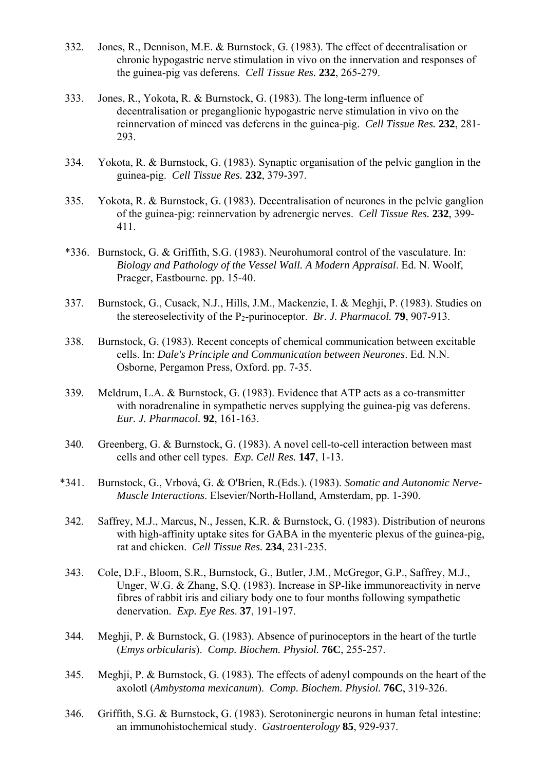332. Jones, R., Dennison, M.E. & Burnstock, G. (1983). The effect of decentralisation or chronic hypogastric nerve stimulation in vivo on the innervation and responses of the guinea-pig vas deferens. *Cell Tissue Res.* **232**, 265-279.

333. Jones, R., Yokota, R. & Burnstock, G. (1983). The long-term influence of decentralisation or preganglionic hypogastric nerve stimulation in vivo on the reinnervation of minced vas deferens in the guinea-pig. *Cell Tissue Res.* **232**, 281-293.

334. Yokota, R. & Burnstock, G. (1983). Synaptic organisation of the pelvic ganglion in the guinea-pig. *Cell Tissue Res.* **232**, 379-397.

335. Yokota, R. & Burnstock, G. (1983). Decentralisation of neurones in the pelvic ganglion of the guinea-pig: reinnervation by adrenergic nerves. *Cell Tissue Res.* **232**, 399-411.

*336. Burnstock, G. & Griffith, S.G. (1983). Neurohumoral control of the vasculature. In: *Biology and Pathology of the Vessel Wall. A Modern Appraisal*. Ed. N. Woolf, Praeger, Eastbourne. pp. 15-40.

337. Burnstock, G., Cusack, N.J., Hills, J.M., Mackenzie, I. & Meghji, P. (1983). Studies on the stereoselectivity of the $P_2$-purinoceptor. *Br. J. Pharmacol.* **79**, 907-913.

338. Burnstock, G. (1983). Recent concepts of chemical communication between excitable cells. In: *Dale's Principle and Communication between Neurones*. Ed. N.N. Osborne, Pergamon Press, Oxford. pp. 7-35.

339. Meldrum, L.A. & Burnstock, G. (1983). Evidence that ATP acts as a co-transmitter with noradrenaline in sympathetic nerves supplying the guinea-pig vas deferens. *Eur. J. Pharmacol.* **92**, 161-163.

340. Greenberg, G. & Burnstock, G. (1983). A novel cell-to-cell interaction between mast cells and other cell types. *Exp. Cell Res.* **147**, 1-13.

*341. Burnstock, G., Vrbová, G. & O'Brien, R.(Eds.). (1983). *Somatic and Autonomic Nerve-Muscle Interactions*. Elsevier/North-Holland, Amsterdam, pp. 1-390.

342. Saffrey, M.J., Marcus, N., Jessen, K.R. & Burnstock, G. (1983). Distribution of neurons with high-affinity uptake sites for GABA in the myenteric plexus of the guinea-pig, rat and chicken. *Cell Tissue Res.* **234**, 231-235.

343. Cole, D.F., Bloom, S.R., Burnstock, G., Butler, J.M., McGregor, G.P., Saffrey, M.J., Unger, W.G. & Zhang, S.Q. (1983). Increase in SP-like immunoreactivity in nerve fibres of rabbit iris and ciliary body one to four months following sympathetic denervation. *Exp. Eye Res.* **37**, 191-197.

344. Meghji, P. & Burnstock, G. (1983). Absence of purinoceptors in the heart of the turtle (*Emys orbicularis*). *Comp. Biochem. Physiol.* **76C**, 255-257.

345. Meghji, P. & Burnstock, G. (1983). The effects of adenyl compounds on the heart of the axolotl (*Ambystoma mexicanum*). *Comp. Biochem. Physiol.* **76C**, 319-326.

346. Griffith, S.G. & Burnstock, G. (1983). Serotoninergic neurons in human fetal intestine: an immunohistochemical study. *Gastroenterology* **85**, 929-937.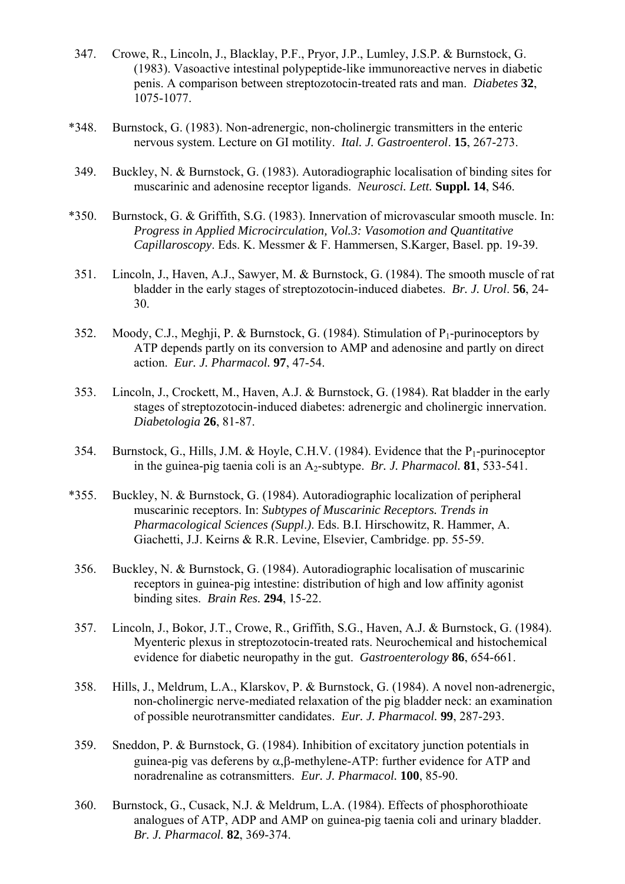347. Crowe, R., Lincoln, J., Blacklay, P.F., Pryor, J.P., Lumley, J.S.P. & Burnstock, G. (1983). Vasoactive intestinal polypeptide-like immunoreactive nerves in diabetic penis. A comparison between streptozotocin-treated rats and man. *Diabetes* **32**, 1075-1077.

*348. Burnstock, G. (1983). Non-adrenergic, non-cholinergic transmitters in the enteric nervous system. Lecture on GI motility. *Ital. J. Gastroenterol*. **15**, 267-273.

349. Buckley, N. & Burnstock, G. (1983). Autoradiographic localisation of binding sites for muscarinic and adenosine receptor ligands. *Neurosci. Lett.* **Suppl. 14**, S46.

*350. Burnstock, G. & Griffith, S.G. (1983). Innervation of microvascular smooth muscle. In: *Progress in Applied Microcirculation, Vol.3: Vasomotion and Quantitative Capillaroscopy*. Eds. K. Messmer & F. Hammersen, S.Karger, Basel. pp. 19-39.

351. Lincoln, J., Haven, A.J., Sawyer, M. & Burnstock, G. (1984). The smooth muscle of rat bladder in the early stages of streptozotocin-induced diabetes. *Br. J. Urol*. **56**, 24-30.

352. Moody, C.J., Meghji, P. & Burnstock, G. (1984). Stimulation of $P_1$-purinoceptors by ATP depends partly on its conversion to AMP and adenosine and partly on direct action. *Eur. J. Pharmacol.* **97**, 47-54.

353. Lincoln, J., Crockett, M., Haven, A.J. & Burnstock, G. (1984). Rat bladder in the early stages of streptozotocin-induced diabetes: adrenergic and cholinergic innervation. *Diabetologia* **26**, 81-87.

354. Burnstock, G., Hills, J.M. & Hoyle, C.H.V. (1984). Evidence that the $P_1$-purinoceptor in the guinea-pig taenia coli is an $A_2$-subtype. *Br. J. Pharmacol.* **81**, 533-541.

*355. Buckley, N. & Burnstock, G. (1984). Autoradiographic localization of peripheral muscarinic receptors. In: *Subtypes of Muscarinic Receptors. Trends in Pharmacological Sciences (Suppl.)*. Eds. B.I. Hirschowitz, R. Hammer, A. Giachetti, J.J. Keirns & R.R. Levine, Elsevier, Cambridge. pp. 55-59.

356. Buckley, N. & Burnstock, G. (1984). Autoradiographic localisation of muscarinic receptors in guinea-pig intestine: distribution of high and low affinity agonist binding sites. *Brain Res.* **294**, 15-22.

357. Lincoln, J., Bokor, J.T., Crowe, R., Griffith, S.G., Haven, A.J. & Burnstock, G. (1984). Myenteric plexus in streptozotocin-treated rats. Neurochemical and histochemical evidence for diabetic neuropathy in the gut. *Gastroenterology* **86**, 654-661.

358. Hills, J., Meldrum, L.A., Klarskov, P. & Burnstock, G. (1984). A novel non-adrenergic, non-cholinergic nerve-mediated relaxation of the pig bladder neck: an examination of possible neurotransmitter candidates. *Eur. J. Pharmacol.* **99**, 287-293.

359. Sneddon, P. & Burnstock, G. (1984). Inhibition of excitatory junction potentials in guinea-pig vas deferens by $\alpha,\beta$-methylene-ATP: further evidence for ATP and noradrenaline as cotransmitters. *Eur. J. Pharmacol.* **100**, 85-90.

360. Burnstock, G., Cusack, N.J. & Meldrum, L.A. (1984). Effects of phosphorothioate analogues of ATP, ADP and AMP on guinea-pig taenia coli and urinary bladder. *Br. J. Pharmacol.* **82**, 369-374.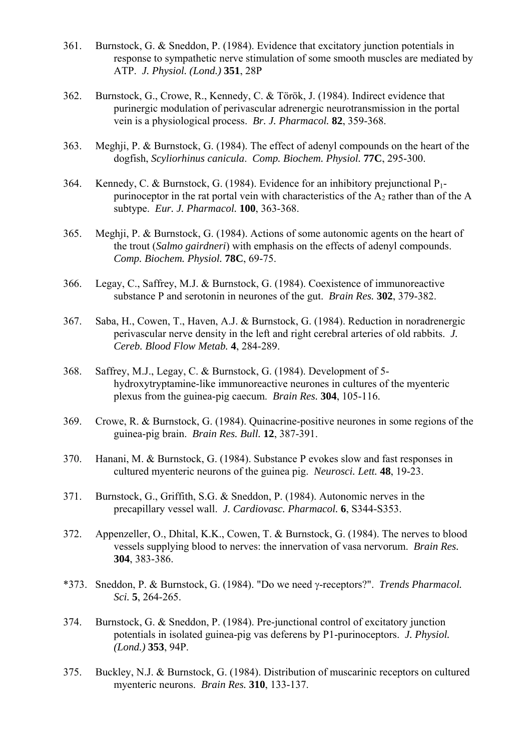361. Burnstock, G. & Sneddon, P. (1984). Evidence that excitatory junction potentials in response to sympathetic nerve stimulation of some smooth muscles are mediated by ATP. *J. Physiol. (Lond.)* **351**, 28P

362. Burnstock, G., Crowe, R., Kennedy, C. & Török, J. (1984). Indirect evidence that purinergic modulation of perivascular adrenergic neurotransmission in the portal vein is a physiological process. *Br. J. Pharmacol.* **82**, 359-368.

363. Meghji, P. & Burnstock, G. (1984). The effect of adenyl compounds on the heart of the dogfish, *Scyliorhinus canicula*. *Comp. Biochem. Physiol.* **77C**, 295-300.

364. Kennedy, C. & Burnstock, G. (1984). Evidence for an inhibitory prejunctional $P_1$-purinoceptor in the rat portal vein with characteristics of the $A_2$ rather than of the A subtype. *Eur. J. Pharmacol.* **100**, 363-368.

365. Meghji, P. & Burnstock, G. (1984). Actions of some autonomic agents on the heart of the trout (*Salmo gairdneri*) with emphasis on the effects of adenyl compounds. *Comp. Biochem. Physiol.* **78C**, 69-75.

366. Legay, C., Saffrey, M.J. & Burnstock, G. (1984). Coexistence of immunoreactive substance P and serotonin in neurones of the gut. *Brain Res.* **302**, 379-382.

367. Saba, H., Cowen, T., Haven, A.J. & Burnstock, G. (1984). Reduction in noradrenergic perivascular nerve density in the left and right cerebral arteries of old rabbits. *J. Cereb. Blood Flow Metab.* **4**, 284-289.

368. Saffrey, M.J., Legay, C. & Burnstock, G. (1984). Development of 5-hydroxytryptamine-like immunoreactive neurones in cultures of the myenteric plexus from the guinea-pig caecum. *Brain Res.* **304**, 105-116.

369. Crowe, R. & Burnstock, G. (1984). Quinacrine-positive neurones in some regions of the guinea-pig brain. *Brain Res. Bull.* **12**, 387-391.

370. Hanani, M. & Burnstock, G. (1984). Substance P evokes slow and fast responses in cultured myenteric neurons of the guinea pig. *Neurosci. Lett.* **48**, 19-23.

371. Burnstock, G., Griffith, S.G. & Sneddon, P. (1984). Autonomic nerves in the precapillary vessel wall. *J. Cardiovasc. Pharmacol.* **6**, S344-S353.

372. Appenzeller, O., Dhital, K.K., Cowen, T. & Burnstock, G. (1984). The nerves to blood vessels supplying blood to nerves: the innervation of vasa nervorum. *Brain Res.* **304**, 383-386.

*373. Sneddon, P. & Burnstock, G. (1984). "Do we need γ-receptors?". *Trends Pharmacol. Sci.* **5**, 264-265.

374. Burnstock, G. & Sneddon, P. (1984). Pre-junctional control of excitatory junction potentials in isolated guinea-pig vas deferens by P1-purinoceptors. *J. Physiol. (Lond.)* **353**, 94P.

375. Buckley, N.J. & Burnstock, G. (1984). Distribution of muscarinic receptors on cultured myenteric neurons. *Brain Res.* **310**, 133-137.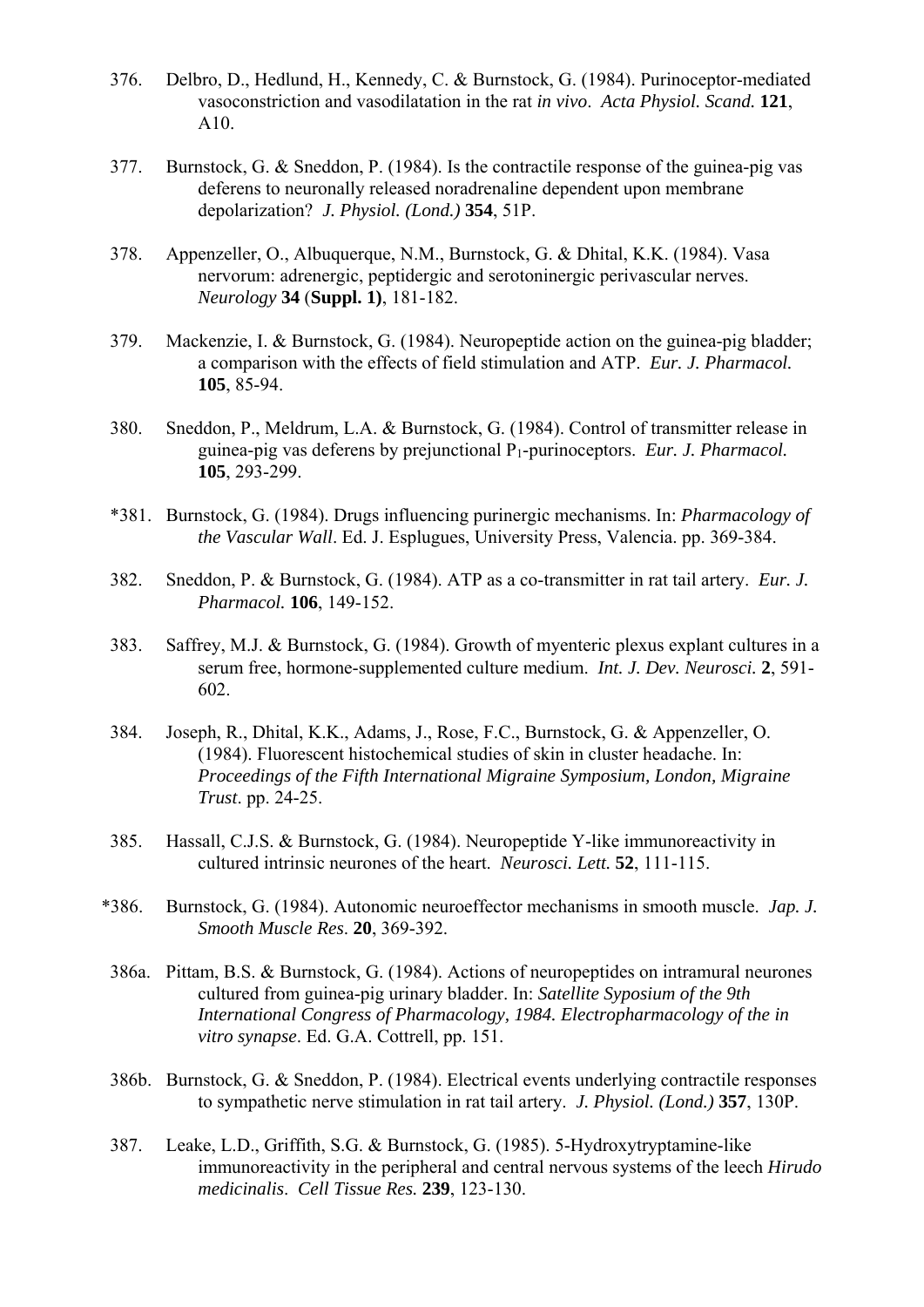376. Delbro, D., Hedlund, H., Kennedy, C. & Burnstock, G. (1984). Purinoceptor-mediated vasoconstriction and vasodilatation in the rat *in vivo*. *Acta Physiol. Scand.* **121**, A10.

377. Burnstock, G. & Sneddon, P. (1984). Is the contractile response of the guinea-pig vas deferens to neuronally released noradrenaline dependent upon membrane depolarization? *J. Physiol. (Lond.)* **354**, 51P.

378. Appenzeller, O., Albuquerque, N.M., Burnstock, G. & Dhital, K.K. (1984). Vasa nervorum: adrenergic, peptidergic and serotoninergic perivascular nerves. *Neurology* **34** (**Suppl. 1)**, 181-182.

379. Mackenzie, I. & Burnstock, G. (1984). Neuropeptide action on the guinea-pig bladder; a comparison with the effects of field stimulation and ATP. *Eur. J. Pharmacol.* **105**, 85-94.

380. Sneddon, P., Meldrum, L.A. & Burnstock, G. (1984). Control of transmitter release in guinea-pig vas deferens by prejunctional $P_1$-purinoceptors. *Eur. J. Pharmacol.* **105**, 293-299.

*381. Burnstock, G. (1984). Drugs influencing purinergic mechanisms. In: *Pharmacology of the Vascular Wall*. Ed. J. Esplugues, University Press, Valencia. pp. 369-384.

382. Sneddon, P. & Burnstock, G. (1984). ATP as a co-transmitter in rat tail artery. *Eur. J. Pharmacol.* **106**, 149-152.

383. Saffrey, M.J. & Burnstock, G. (1984). Growth of myenteric plexus explant cultures in a serum free, hormone-supplemented culture medium. *Int. J. Dev. Neurosci.* **2**, 591-602.

384. Joseph, R., Dhital, K.K., Adams, J., Rose, F.C., Burnstock, G. & Appenzeller, O. (1984). Fluorescent histochemical studies of skin in cluster headache. In: *Proceedings of the Fifth International Migraine Symposium, London, Migraine Trust*. pp. 24-25.

385. Hassall, C.J.S. & Burnstock, G. (1984). Neuropeptide Y-like immunoreactivity in cultured intrinsic neurones of the heart. *Neurosci. Lett.* **52**, 111-115.

*386. Burnstock, G. (1984). Autonomic neuroeffector mechanisms in smooth muscle. *Jap. J. Smooth Muscle Res.* **20**, 369-392.

386a. Pittam, B.S. & Burnstock, G. (1984). Actions of neuropeptides on intramural neurones cultured from guinea-pig urinary bladder. In: *Satellite Syposium of the 9th International Congress of Pharmacology, 1984. Electropharmacology of the in vitro synapse*. Ed. G.A. Cottrell, pp. 151.

386b. Burnstock, G. & Sneddon, P. (1984). Electrical events underlying contractile responses to sympathetic nerve stimulation in rat tail artery. *J. Physiol. (Lond.)* **357**, 130P.

387. Leake, L.D., Griffith, S.G. & Burnstock, G. (1985). 5-Hydroxytryptamine-like immunoreactivity in the peripheral and central nervous systems of the leech *Hirudo medicinalis*. *Cell Tissue Res.* **239**, 123-130.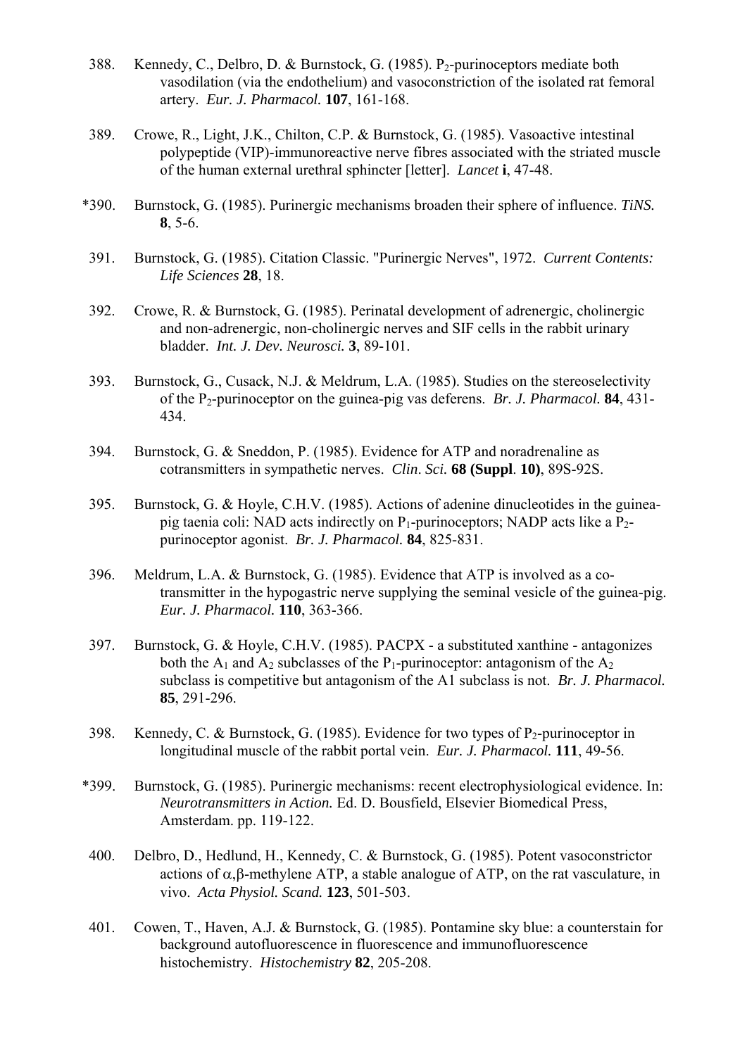388. Kennedy, C., Delbro, D. & Burnstock, G. (1985). $P_2$-purinoceptors mediate both vasodilation (via the endothelium) and vasoconstriction of the isolated rat femoral artery. *Eur. J. Pharmacol.* **107**, 161-168.

389. Crowe, R., Light, J.K., Chilton, C.P. & Burnstock, G. (1985). Vasoactive intestinal polypeptide (VIP)-immunoreactive nerve fibres associated with the striated muscle of the human external urethral sphincter [letter]. *Lancet* **i**, 47-48.

*390. Burnstock, G. (1985). Purinergic mechanisms broaden their sphere of influence. *TiNS.* **8**, 5-6.

391. Burnstock, G. (1985). Citation Classic. "Purinergic Nerves", 1972. *Current Contents: Life Sciences* **28**, 18.

392. Crowe, R. & Burnstock, G. (1985). Perinatal development of adrenergic, cholinergic and non-adrenergic, non-cholinergic nerves and SIF cells in the rabbit urinary bladder. *Int. J. Dev. Neurosci.* **3**, 89-101.

393. Burnstock, G., Cusack, N.J. & Meldrum, L.A. (1985). Studies on the stereoselectivity of the $P_2$-purinoceptor on the guinea-pig vas deferens. *Br. J. Pharmacol.* **84**, 431-434.

394. Burnstock, G. & Sneddon, P. (1985). Evidence for ATP and noradrenaline as cotransmitters in sympathetic nerves. *Clin. Sci.* **68 (Suppl. 10)**, 89S-92S.

395. Burnstock, G. & Hoyle, C.H.V. (1985). Actions of adenine dinucleotides in the guinea-pig taenia coli: NAD acts indirectly on $P_1$-purinoceptors; NADP acts like a $P_2$-purinoceptor agonist. *Br. J. Pharmacol.* **84**, 825-831.

396. Meldrum, L.A. & Burnstock, G. (1985). Evidence that ATP is involved as a co-transmitter in the hypogastric nerve supplying the seminal vesicle of the guinea-pig. *Eur. J. Pharmacol.* **110**, 363-366.

397. Burnstock, G. & Hoyle, C.H.V. (1985). PACPX - a substituted xanthine - antagonizes both the $A_1$ and $A_2$ subclasses of the $P_1$-purinoceptor: antagonism of the $A_2$ subclass is competitive but antagonism of the A1 subclass is not. *Br. J. Pharmacol.* **85**, 291-296.

398. Kennedy, C. & Burnstock, G. (1985). Evidence for two types of $P_2$-purinoceptor in longitudinal muscle of the rabbit portal vein. *Eur. J. Pharmacol.* **111**, 49-56.

*399. Burnstock, G. (1985). Purinergic mechanisms: recent electrophysiological evidence. In: *Neurotransmitters in Action.* Ed. D. Bousfield, Elsevier Biomedical Press, Amsterdam. pp. 119-122.

400. Delbro, D., Hedlund, H., Kennedy, C. & Burnstock, G. (1985). Potent vasoconstrictor actions of $\alpha,\beta$-methylene ATP, a stable analogue of ATP, on the rat vasculature, in vivo. *Acta Physiol. Scand.* **123**, 501-503.

401. Cowen, T., Haven, A.J. & Burnstock, G. (1985). Pontamine sky blue: a counterstain for background autofluorescence in fluorescence and immunofluorescence histochemistry. *Histochemistry* **82**, 205-208.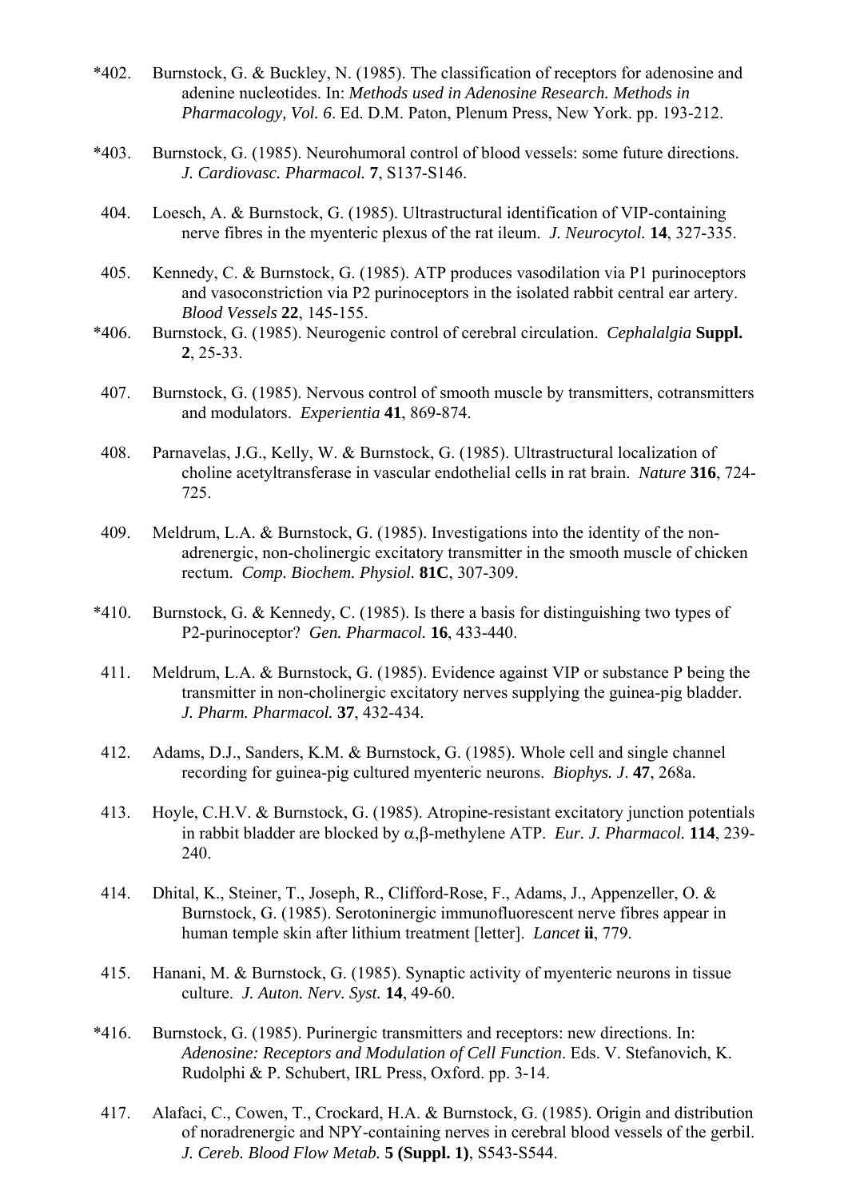*402. Burnstock, G. & Buckley, N. (1985). The classification of receptors for adenosine and adenine nucleotides. In: *Methods used in Adenosine Research. Methods in Pharmacology, Vol. 6*. Ed. D.M. Paton, Plenum Press, New York. pp. 193-212.

*403. Burnstock, G. (1985). Neurohumoral control of blood vessels: some future directions. *J. Cardiovasc. Pharmacol.* **7**, S137-S146.

404. Loesch, A. & Burnstock, G. (1985). Ultrastructural identification of VIP-containing nerve fibres in the myenteric plexus of the rat ileum. *J. Neurocytol.* **14**, 327-335.

405. Kennedy, C. & Burnstock, G. (1985). ATP produces vasodilation via P1 purinoceptors and vasoconstriction via P2 purinoceptors in the isolated rabbit central ear artery. *Blood Vessels* **22**, 145-155.

*406. Burnstock, G. (1985). Neurogenic control of cerebral circulation. *Cephalalgia* **Suppl. 2**, 25-33.

407. Burnstock, G. (1985). Nervous control of smooth muscle by transmitters, cotransmitters and modulators. *Experientia* **41**, 869-874.

408. Parnavelas, J.G., Kelly, W. & Burnstock, G. (1985). Ultrastructural localization of choline acetyltransferase in vascular endothelial cells in rat brain. *Nature* **316**, 724-725.

409. Meldrum, L.A. & Burnstock, G. (1985). Investigations into the identity of the non-adrenergic, non-cholinergic excitatory transmitter in the smooth muscle of chicken rectum. *Comp. Biochem. Physiol.* **81C**, 307-309.

*410. Burnstock, G. & Kennedy, C. (1985). Is there a basis for distinguishing two types of P2-purinoceptor? *Gen. Pharmacol.* **16**, 433-440.

411. Meldrum, L.A. & Burnstock, G. (1985). Evidence against VIP or substance P being the transmitter in non-cholinergic excitatory nerves supplying the guinea-pig bladder. *J. Pharm. Pharmacol.* **37**, 432-434.

412. Adams, D.J., Sanders, K.M. & Burnstock, G. (1985). Whole cell and single channel recording for guinea-pig cultured myenteric neurons. *Biophys. J*. **47**, 268a.

413. Hoyle, C.H.V. & Burnstock, G. (1985). Atropine-resistant excitatory junction potentials in rabbit bladder are blocked by $\alpha,\beta$-methylene ATP. *Eur. J. Pharmacol.* **114**, 239-240.

414. Dhital, K., Steiner, T., Joseph, R., Clifford-Rose, F., Adams, J., Appenzeller, O. & Burnstock, G. (1985). Serotoninergic immunofluorescent nerve fibres appear in human temple skin after lithium treatment [letter]. *Lancet* **ii**, 779.

415. Hanani, M. & Burnstock, G. (1985). Synaptic activity of myenteric neurons in tissue culture. *J. Auton. Nerv. Syst.* **14**, 49-60.

*416. Burnstock, G. (1985). Purinergic transmitters and receptors: new directions. In: *Adenosine: Receptors and Modulation of Cell Function*. Eds. V. Stefanovich, K. Rudolphi & P. Schubert, IRL Press, Oxford. pp. 3-14.

417. Alafaci, C., Cowen, T., Crockard, H.A. & Burnstock, G. (1985). Origin and distribution of noradrenergic and NPY-containing nerves in cerebral blood vessels of the gerbil. *J. Cereb. Blood Flow Metab.* **5 (Suppl. 1)**, S543-S544.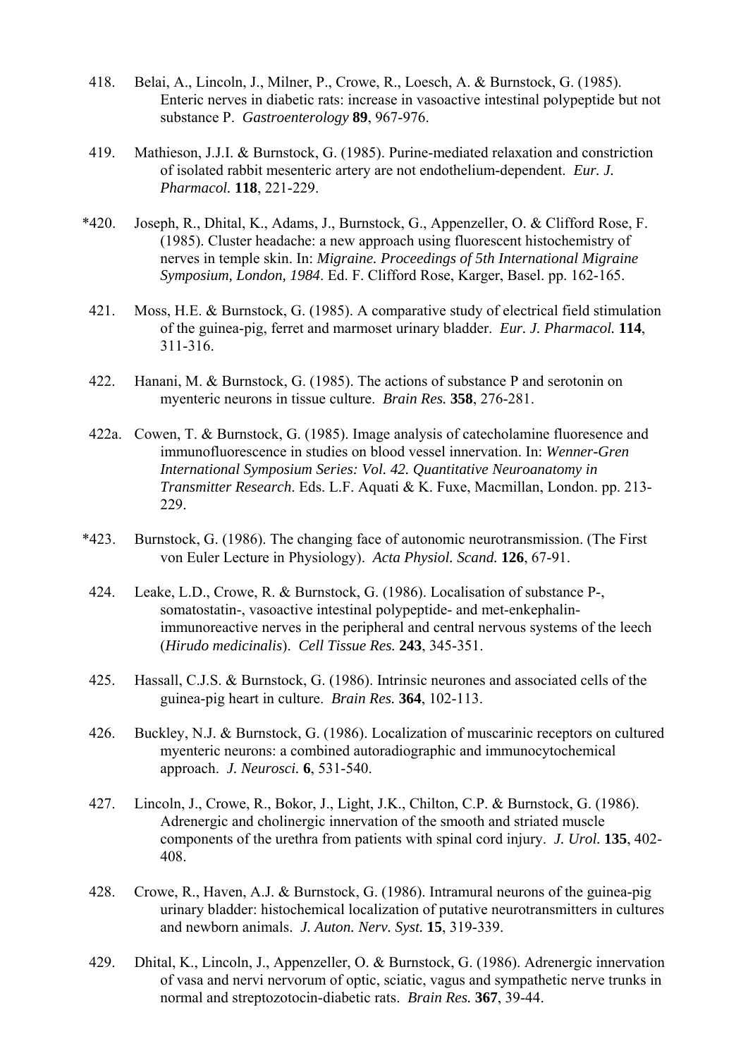418. Belai, A., Lincoln, J., Milner, P., Crowe, R., Loesch, A. & Burnstock, G. (1985). Enteric nerves in diabetic rats: increase in vasoactive intestinal polypeptide but not substance P. *Gastroenterology* **89**, 967-976.

419. Mathieson, J.J.I. & Burnstock, G. (1985). Purine-mediated relaxation and constriction of isolated rabbit mesenteric artery are not endothelium-dependent. *Eur. J. Pharmacol.* **118**, 221-229.

*420. Joseph, R., Dhital, K., Adams, J., Burnstock, G., Appenzeller, O. & Clifford Rose, F. (1985). Cluster headache: a new approach using fluorescent histochemistry of nerves in temple skin. In: *Migraine. Proceedings of 5th International Migraine Symposium, London, 1984*. Ed. F. Clifford Rose, Karger, Basel. pp. 162-165.

421. Moss, H.E. & Burnstock, G. (1985). A comparative study of electrical field stimulation of the guinea-pig, ferret and marmoset urinary bladder. *Eur. J. Pharmacol.* **114**, 311-316.

422. Hanani, M. & Burnstock, G. (1985). The actions of substance P and serotonin on myenteric neurons in tissue culture. *Brain Res.* **358**, 276-281.

422a. Cowen, T. & Burnstock, G. (1985). Image analysis of catecholamine fluoresence and immunofluorescence in studies on blood vessel innervation. In: *Wenner-Gren International Symposium Series: Vol. 42. Quantitative Neuroanatomy in Transmitter Research*. Eds. L.F. Aquati & K. Fuxe, Macmillan, London. pp. 213-229.

*423. Burnstock, G. (1986). The changing face of autonomic neurotransmission. (The First von Euler Lecture in Physiology). *Acta Physiol. Scand.* **126**, 67-91.

424. Leake, L.D., Crowe, R. & Burnstock, G. (1986). Localisation of substance P-, somatostatin-, vasoactive intestinal polypeptide- and met-enkephalin-immunoreactive nerves in the peripheral and central nervous systems of the leech (*Hirudo medicinalis*). *Cell Tissue Res.* **243**, 345-351.

425. Hassall, C.J.S. & Burnstock, G. (1986). Intrinsic neurones and associated cells of the guinea-pig heart in culture. *Brain Res.* **364**, 102-113.

426. Buckley, N.J. & Burnstock, G. (1986). Localization of muscarinic receptors on cultured myenteric neurons: a combined autoradiographic and immunocytochemical approach. *J. Neurosci.* **6**, 531-540.

427. Lincoln, J., Crowe, R., Bokor, J., Light, J.K., Chilton, C.P. & Burnstock, G. (1986). Adrenergic and cholinergic innervation of the smooth and striated muscle components of the urethra from patients with spinal cord injury. *J. Urol.* **135**, 402-408.

428. Crowe, R., Haven, A.J. & Burnstock, G. (1986). Intramural neurons of the guinea-pig urinary bladder: histochemical localization of putative neurotransmitters in cultures and newborn animals. *J. Auton. Nerv. Syst.* **15**, 319-339.

429. Dhital, K., Lincoln, J., Appenzeller, O. & Burnstock, G. (1986). Adrenergic innervation of vasa and nervi nervorum of optic, sciatic, vagus and sympathetic nerve trunks in normal and streptozotocin-diabetic rats. *Brain Res.* **367**, 39-44.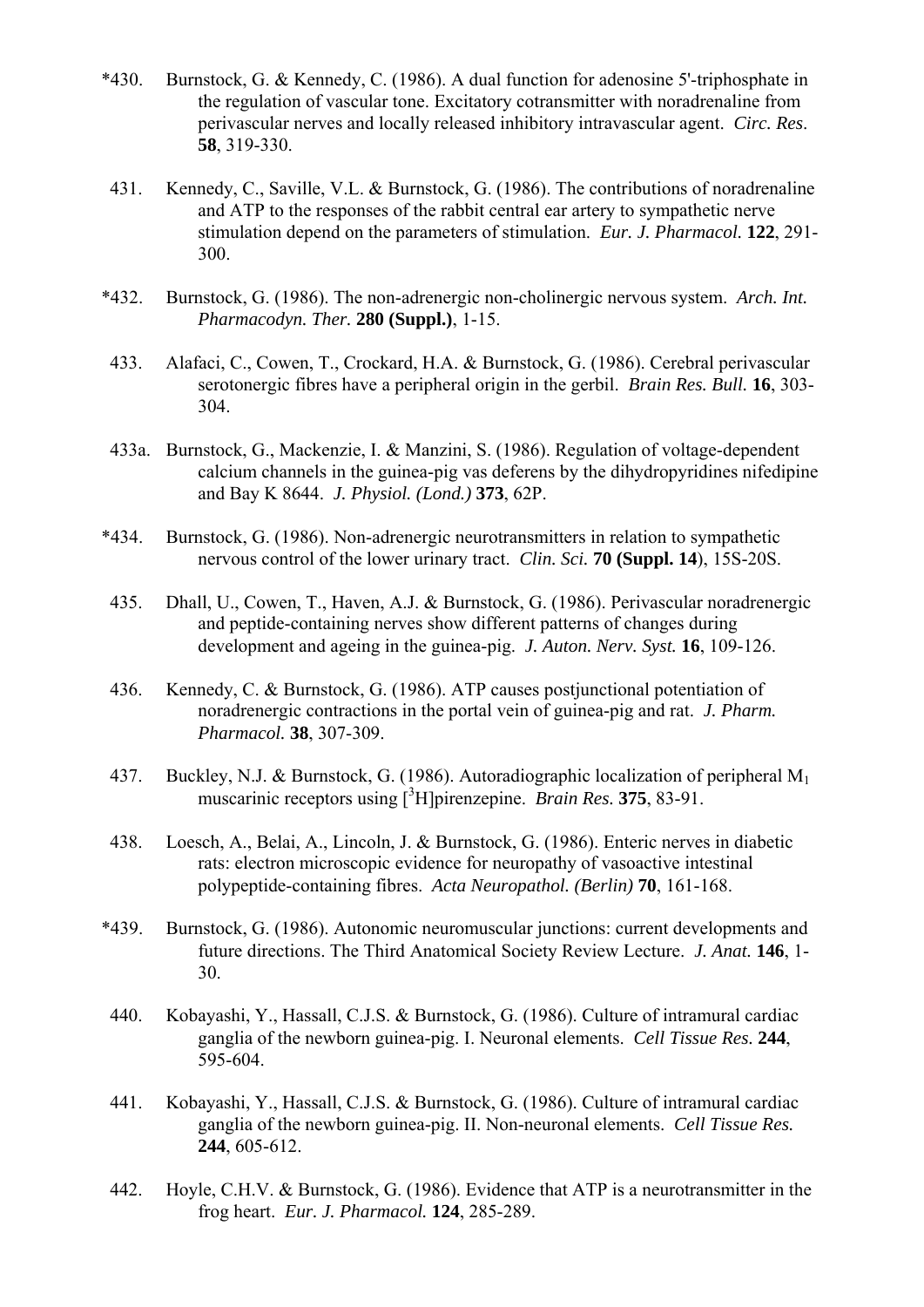*430. Burnstock, G. & Kennedy, C. (1986). A dual function for adenosine 5'-triphosphate in the regulation of vascular tone. Excitatory cotransmitter with noradrenaline from perivascular nerves and locally released inhibitory intravascular agent. *Circ. Res*. **58**, 319-330.

431. Kennedy, C., Saville, V.L. & Burnstock, G. (1986). The contributions of noradrenaline and ATP to the responses of the rabbit central ear artery to sympathetic nerve stimulation depend on the parameters of stimulation. *Eur. J. Pharmacol.* **122**, 291-300.

*432. Burnstock, G. (1986). The non-adrenergic non-cholinergic nervous system. *Arch. Int. Pharmacodyn. Ther.* **280 (Suppl.)**, 1-15.

433. Alafaci, C., Cowen, T., Crockard, H.A. & Burnstock, G. (1986). Cerebral perivascular serotonergic fibres have a peripheral origin in the gerbil. *Brain Res. Bull.* **16**, 303-304.

433a. Burnstock, G., Mackenzie, I. & Manzini, S. (1986). Regulation of voltage-dependent calcium channels in the guinea-pig vas deferens by the dihydropyridines nifedipine and Bay K 8644. *J. Physiol. (Lond.)* **373**, 62P.

*434. Burnstock, G. (1986). Non-adrenergic neurotransmitters in relation to sympathetic nervous control of the lower urinary tract. *Clin. Sci.* **70 (Suppl. 14**), 15S-20S.

435. Dhall, U., Cowen, T., Haven, A.J. & Burnstock, G. (1986). Perivascular noradrenergic and peptide-containing nerves show different patterns of changes during development and ageing in the guinea-pig. *J. Auton. Nerv. Syst.* **16**, 109-126.

436. Kennedy, C. & Burnstock, G. (1986). ATP causes postjunctional potentiation of noradrenergic contractions in the portal vein of guinea-pig and rat. *J. Pharm. Pharmacol.* **38**, 307-309.

437. Buckley, N.J. & Burnstock, G. (1986). Autoradiographic localization of peripheral $M_1$ muscarinic receptors using [$^3$H]pirenzepine. *Brain Res.* **375**, 83-91.

438. Loesch, A., Belai, A., Lincoln, J. & Burnstock, G. (1986). Enteric nerves in diabetic rats: electron microscopic evidence for neuropathy of vasoactive intestinal polypeptide-containing fibres. *Acta Neuropathol. (Berlin)* **70**, 161-168.

*439. Burnstock, G. (1986). Autonomic neuromuscular junctions: current developments and future directions. The Third Anatomical Society Review Lecture. *J. Anat.* **146**, 1-30.

440. Kobayashi, Y., Hassall, C.J.S. & Burnstock, G. (1986). Culture of intramural cardiac ganglia of the newborn guinea-pig. I. Neuronal elements. *Cell Tissue Res.* **244**, 595-604.

441. Kobayashi, Y., Hassall, C.J.S. & Burnstock, G. (1986). Culture of intramural cardiac ganglia of the newborn guinea-pig. II. Non-neuronal elements. *Cell Tissue Res.* **244**, 605-612.

442. Hoyle, C.H.V. & Burnstock, G. (1986). Evidence that ATP is a neurotransmitter in the frog heart. *Eur. J. Pharmacol.* **124**, 285-289.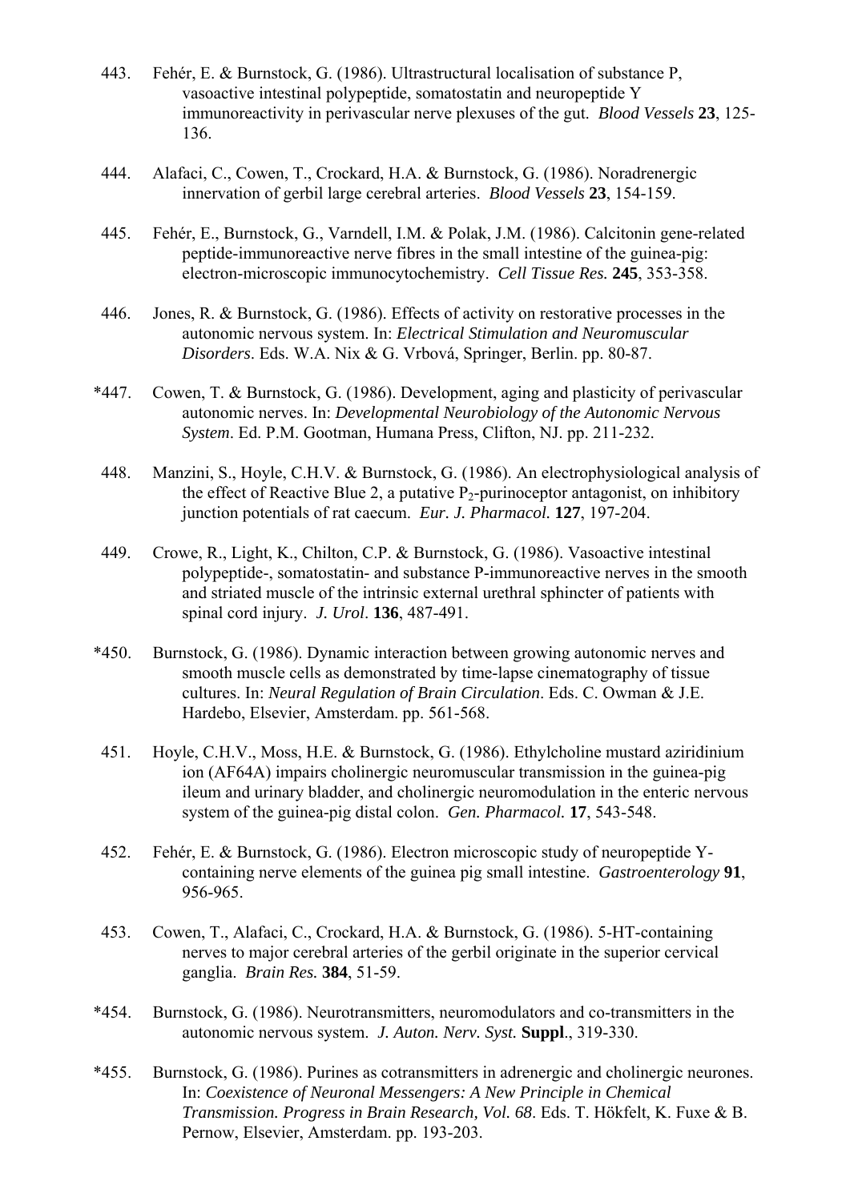443. Fehér, E. & Burnstock, G. (1986). Ultrastructural localisation of substance P, vasoactive intestinal polypeptide, somatostatin and neuropeptide Y immunoreactivity in perivascular nerve plexuses of the gut. *Blood Vessels* **23**, 125-136.

444. Alafaci, C., Cowen, T., Crockard, H.A. & Burnstock, G. (1986). Noradrenergic innervation of gerbil large cerebral arteries. *Blood Vessels* **23**, 154-159.

445. Fehér, E., Burnstock, G., Varndell, I.M. & Polak, J.M. (1986). Calcitonin gene-related peptide-immunoreactive nerve fibres in the small intestine of the guinea-pig: electron-microscopic immunocytochemistry. *Cell Tissue Res.* **245**, 353-358.

446. Jones, R. & Burnstock, G. (1986). Effects of activity on restorative processes in the autonomic nervous system. In: *Electrical Stimulation and Neuromuscular Disorders*. Eds. W.A. Nix & G. Vrbová, Springer, Berlin. pp. 80-87.

*447. Cowen, T. & Burnstock, G. (1986). Development, aging and plasticity of perivascular autonomic nerves. In: *Developmental Neurobiology of the Autonomic Nervous System*. Ed. P.M. Gootman, Humana Press, Clifton, NJ. pp. 211-232.

448. Manzini, S., Hoyle, C.H.V. & Burnstock, G. (1986). An electrophysiological analysis of the effect of Reactive Blue 2, a putative $P_2$-purinoceptor antagonist, on inhibitory junction potentials of rat caecum. *Eur. J. Pharmacol.* **127**, 197-204.

449. Crowe, R., Light, K., Chilton, C.P. & Burnstock, G. (1986). Vasoactive intestinal polypeptide-, somatostatin- and substance P-immunoreactive nerves in the smooth and striated muscle of the intrinsic external urethral sphincter of patients with spinal cord injury. *J. Urol*. **136**, 487-491.

*450. Burnstock, G. (1986). Dynamic interaction between growing autonomic nerves and smooth muscle cells as demonstrated by time-lapse cinematography of tissue cultures. In: *Neural Regulation of Brain Circulation*. Eds. C. Owman & J.E. Hardebo, Elsevier, Amsterdam. pp. 561-568.

451. Hoyle, C.H.V., Moss, H.E. & Burnstock, G. (1986). Ethylcholine mustard aziridinium ion (AF64A) impairs cholinergic neuromuscular transmission in the guinea-pig ileum and urinary bladder, and cholinergic neuromodulation in the enteric nervous system of the guinea-pig distal colon. *Gen. Pharmacol.* **17**, 543-548.

452. Fehér, E. & Burnstock, G. (1986). Electron microscopic study of neuropeptide Y-containing nerve elements of the guinea pig small intestine. *Gastroenterology* **91**, 956-965.

453. Cowen, T., Alafaci, C., Crockard, H.A. & Burnstock, G. (1986). 5-HT-containing nerves to major cerebral arteries of the gerbil originate in the superior cervical ganglia. *Brain Res.* **384**, 51-59.

*454. Burnstock, G. (1986). Neurotransmitters, neuromodulators and co-transmitters in the autonomic nervous system. *J. Auton. Nerv. Syst.* **Suppl**., 319-330.

*455. Burnstock, G. (1986). Purines as cotransmitters in adrenergic and cholinergic neurones. In: *Coexistence of Neuronal Messengers: A New Principle in Chemical Transmission. Progress in Brain Research, Vol. 68*. Eds. T. Hökfelt, K. Fuxe & B. Pernow, Elsevier, Amsterdam. pp. 193-203.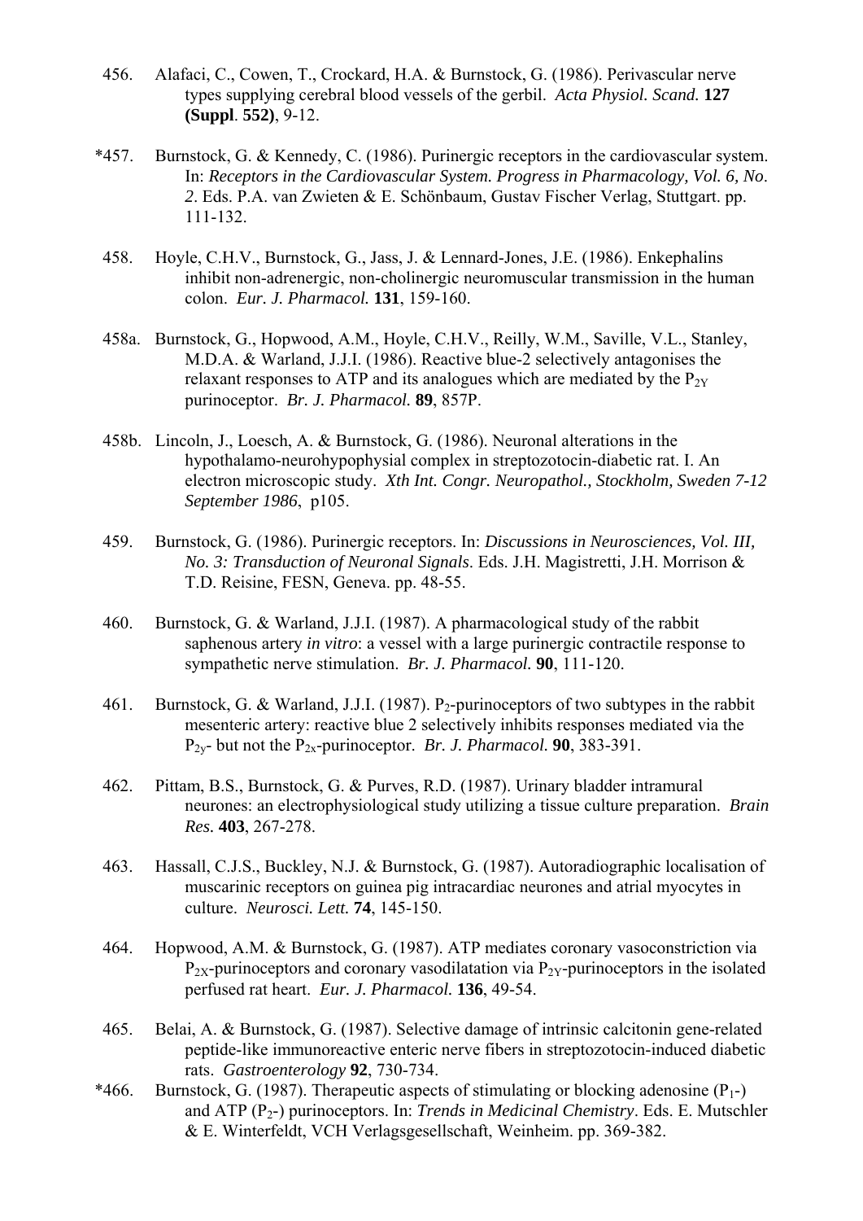456. Alafaci, C., Cowen, T., Crockard, H.A. & Burnstock, G. (1986). Perivascular nerve types supplying cerebral blood vessels of the gerbil. *Acta Physiol. Scand.* **127 (Suppl. 552)**, 9-12.

*457. Burnstock, G. & Kennedy, C. (1986). Purinergic receptors in the cardiovascular system. In: *Receptors in the Cardiovascular System. Progress in Pharmacology, Vol. 6, No. 2*. Eds. P.A. van Zwieten & E. Schönbaum, Gustav Fischer Verlag, Stuttgart. pp. 111-132.

458. Hoyle, C.H.V., Burnstock, G., Jass, J. & Lennard-Jones, J.E. (1986). Enkephalins inhibit non-adrenergic, non-cholinergic neuromuscular transmission in the human colon. *Eur. J. Pharmacol.* **131**, 159-160.

458a. Burnstock, G., Hopwood, A.M., Hoyle, C.H.V., Reilly, W.M., Saville, V.L., Stanley, M.D.A. & Warland, J.J.I. (1986). Reactive blue-2 selectively antagonises the relaxant responses to ATP and its analogues which are mediated by the $P_{2Y}$ purinoceptor. *Br. J. Pharmacol.* **89**, 857P.

458b. Lincoln, J., Loesch, A. & Burnstock, G. (1986). Neuronal alterations in the hypothalamo-neurohypophysial complex in streptozotocin-diabetic rat. I. An electron microscopic study. *Xth Int. Congr. Neuropathol., Stockholm, Sweden 7-12 September 1986*, p105.

459. Burnstock, G. (1986). Purinergic receptors. In: *Discussions in Neurosciences, Vol. III, No. 3: Transduction of Neuronal Signals*. Eds. J.H. Magistretti, J.H. Morrison & T.D. Reisine, FESN, Geneva. pp. 48-55.

460. Burnstock, G. & Warland, J.J.I. (1987). A pharmacological study of the rabbit saphenous artery *in vitro*: a vessel with a large purinergic contractile response to sympathetic nerve stimulation. *Br. J. Pharmacol.* **90**, 111-120.

461. Burnstock, G. & Warland, J.J.I. (1987). $P_2$-purinoceptors of two subtypes in the rabbit mesenteric artery: reactive blue 2 selectively inhibits responses mediated via the $P_{2y}$- but not the $P_{2x}$-purinoceptor. *Br. J. Pharmacol.* **90**, 383-391.

462. Pittam, B.S., Burnstock, G. & Purves, R.D. (1987). Urinary bladder intramural neurones: an electrophysiological study utilizing a tissue culture preparation. *Brain Res.* **403**, 267-278.

463. Hassall, C.J.S., Buckley, N.J. & Burnstock, G. (1987). Autoradiographic localisation of muscarinic receptors on guinea pig intracardiac neurones and atrial myocytes in culture. *Neurosci. Lett.* **74**, 145-150.

464. Hopwood, A.M. & Burnstock, G. (1987). ATP mediates coronary vasoconstriction via $P_{2X}$-purinoceptors and coronary vasodilatation via $P_{2Y}$-purinoceptors in the isolated perfused rat heart. *Eur. J. Pharmacol.* **136**, 49-54.

465. Belai, A. & Burnstock, G. (1987). Selective damage of intrinsic calcitonin gene-related peptide-like immunoreactive enteric nerve fibers in streptozotocin-induced diabetic rats. *Gastroenterology* **92**, 730-734.

*466. Burnstock, G. (1987). Therapeutic aspects of stimulating or blocking adenosine ($P_1$-) and ATP ($P_2$-) purinoceptors. In: *Trends in Medicinal Chemistry*. Eds. E. Mutschler & E. Winterfeldt, VCH Verlagsgesellschaft, Weinheim. pp. 369-382.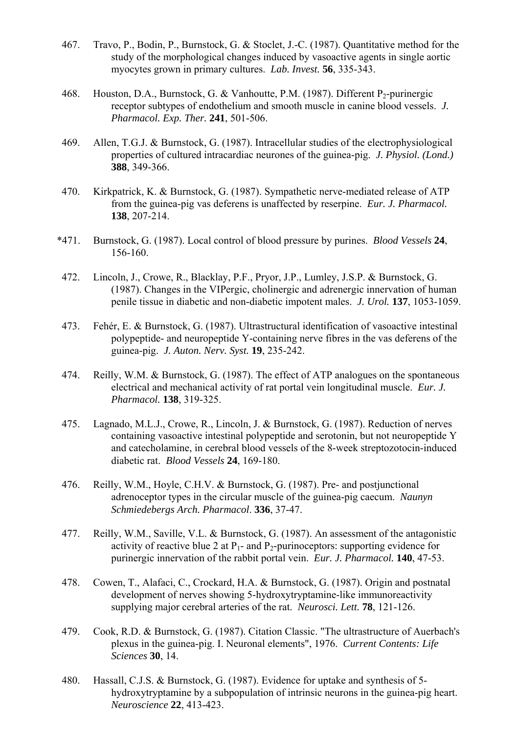467. Travo, P., Bodin, P., Burnstock, G. & Stoclet, J.-C. (1987). Quantitative method for the study of the morphological changes induced by vasoactive agents in single aortic myocytes grown in primary cultures. *Lab. Invest.* **56**, 335-343.

468. Houston, D.A., Burnstock, G. & Vanhoutte, P.M. (1987). Different $P_2$-purinergic receptor subtypes of endothelium and smooth muscle in canine blood vessels. *J. Pharmacol. Exp. Ther.* **241**, 501-506.

469. Allen, T.G.J. & Burnstock, G. (1987). Intracellular studies of the electrophysiological properties of cultured intracardiac neurones of the guinea-pig. *J. Physiol. (Lond.)* **388**, 349-366.

470. Kirkpatrick, K. & Burnstock, G. (1987). Sympathetic nerve-mediated release of ATP from the guinea-pig vas deferens is unaffected by reserpine. *Eur. J. Pharmacol.* **138**, 207-214.

*471. Burnstock, G. (1987). Local control of blood pressure by purines. *Blood Vessels* **24**, 156-160.

472. Lincoln, J., Crowe, R., Blacklay, P.F., Pryor, J.P., Lumley, J.S.P. & Burnstock, G. (1987). Changes in the VIPergic, cholinergic and adrenergic innervation of human penile tissue in diabetic and non-diabetic impotent males. *J. Urol.* **137**, 1053-1059.

473. Fehér, E. & Burnstock, G. (1987). Ultrastructural identification of vasoactive intestinal polypeptide- and neuropeptide Y-containing nerve fibres in the vas deferens of the guinea-pig. *J. Auton. Nerv. Syst.* **19**, 235-242.

474. Reilly, W.M. & Burnstock, G. (1987). The effect of ATP analogues on the spontaneous electrical and mechanical activity of rat portal vein longitudinal muscle. *Eur. J. Pharmacol.* **138**, 319-325.

475. Lagnado, M.L.J., Crowe, R., Lincoln, J. & Burnstock, G. (1987). Reduction of nerves containing vasoactive intestinal polypeptide and serotonin, but not neuropeptide Y and catecholamine, in cerebral blood vessels of the 8-week streptozotocin-induced diabetic rat. *Blood Vessels* **24**, 169-180.

476. Reilly, W.M., Hoyle, C.H.V. & Burnstock, G. (1987). Pre- and postjunctional adrenoceptor types in the circular muscle of the guinea-pig caecum. *Naunyn Schmiedebergs Arch. Pharmacol*. **336**, 37-47.

477. Reilly, W.M., Saville, V.L. & Burnstock, G. (1987). An assessment of the antagonistic activity of reactive blue 2 at $P_1$- and $P_2$-purinoceptors: supporting evidence for purinergic innervation of the rabbit portal vein. *Eur. J. Pharmacol.* **140**, 47-53.

478. Cowen, T., Alafaci, C., Crockard, H.A. & Burnstock, G. (1987). Origin and postnatal development of nerves showing 5-hydroxytryptamine-like immunoreactivity supplying major cerebral arteries of the rat. *Neurosci. Lett.* **78**, 121-126.

479. Cook, R.D. & Burnstock, G. (1987). Citation Classic. "The ultrastructure of Auerbach's plexus in the guinea-pig. I. Neuronal elements", 1976. *Current Contents: Life Sciences* **30**, 14.

480. Hassall, C.J.S. & Burnstock, G. (1987). Evidence for uptake and synthesis of 5-hydroxytryptamine by a subpopulation of intrinsic neurons in the guinea-pig heart. *Neuroscience* **22**, 413-423.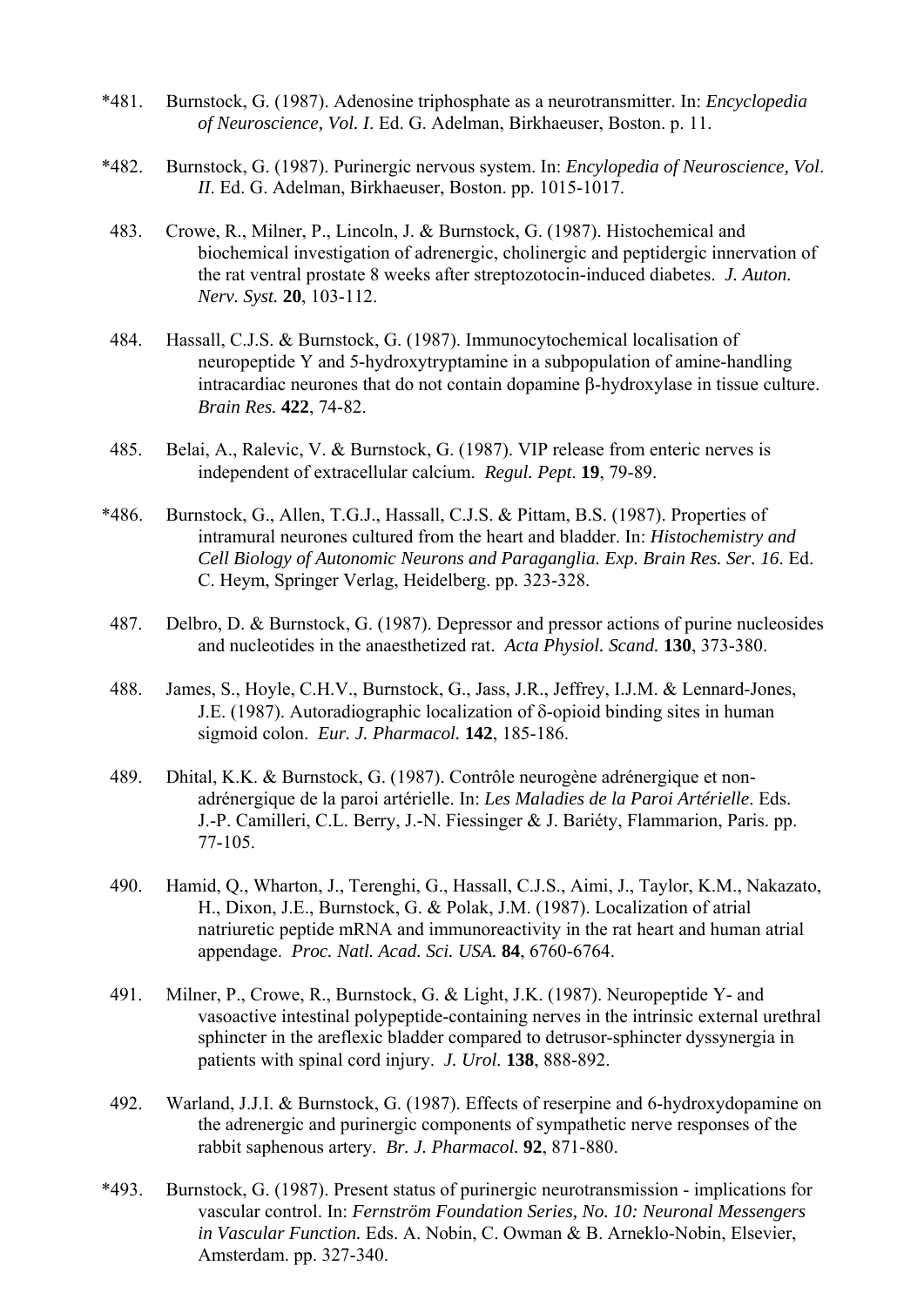*481. Burnstock, G. (1987). Adenosine triphosphate as a neurotransmitter. In: *Encyclopedia of Neuroscience, Vol. I*. Ed. G. Adelman, Birkhaeuser, Boston. p. 11.

*482. Burnstock, G. (1987). Purinergic nervous system. In: *Encylopedia of Neuroscience, Vol. II*. Ed. G. Adelman, Birkhaeuser, Boston. pp. 1015-1017.

483. Crowe, R., Milner, P., Lincoln, J. & Burnstock, G. (1987). Histochemical and biochemical investigation of adrenergic, cholinergic and peptidergic innervation of the rat ventral prostate 8 weeks after streptozotocin-induced diabetes. *J. Auton. Nerv. Syst.* **20**, 103-112.

484. Hassall, C.J.S. & Burnstock, G. (1987). Immunocytochemical localisation of neuropeptide Y and 5-hydroxytryptamine in a subpopulation of amine-handling intracardiac neurones that do not contain dopamine β-hydroxylase in tissue culture. *Brain Res.* **422**, 74-82.

485. Belai, A., Ralevic, V. & Burnstock, G. (1987). VIP release from enteric nerves is independent of extracellular calcium. *Regul. Pept*. **19**, 79-89.

*486. Burnstock, G., Allen, T.G.J., Hassall, C.J.S. & Pittam, B.S. (1987). Properties of intramural neurones cultured from the heart and bladder. In: *Histochemistry and Cell Biology of Autonomic Neurons and Paraganglia. Exp. Brain Res. Ser. 16*. Ed. C. Heym, Springer Verlag, Heidelberg. pp. 323-328.

487. Delbro, D. & Burnstock, G. (1987). Depressor and pressor actions of purine nucleosides and nucleotides in the anaesthetized rat. *Acta Physiol. Scand.* **130**, 373-380.

488. James, S., Hoyle, C.H.V., Burnstock, G., Jass, J.R., Jeffrey, I.J.M. & Lennard-Jones, J.E. (1987). Autoradiographic localization of δ-opioid binding sites in human sigmoid colon. *Eur. J. Pharmacol.* **142**, 185-186.

489. Dhital, K.K. & Burnstock, G. (1987). Contrôle neurogène adrénergique et non-adrénergique de la paroi artérielle. In: *Les Maladies de la Paroi Artérielle*. Eds. J.-P. Camilleri, C.L. Berry, J.-N. Fiessinger & J. Bariéty, Flammarion, Paris. pp. 77-105.

490. Hamid, Q., Wharton, J., Terenghi, G., Hassall, C.J.S., Aimi, J., Taylor, K.M., Nakazato, H., Dixon, J.E., Burnstock, G. & Polak, J.M. (1987). Localization of atrial natriuretic peptide mRNA and immunoreactivity in the rat heart and human atrial appendage. *Proc. Natl. Acad. Sci. USA.* **84**, 6760-6764.

491. Milner, P., Crowe, R., Burnstock, G. & Light, J.K. (1987). Neuropeptide Y- and vasoactive intestinal polypeptide-containing nerves in the intrinsic external urethral sphincter in the areflexic bladder compared to detrusor-sphincter dyssynergia in patients with spinal cord injury. *J. Urol.* **138**, 888-892.

492. Warland, J.J.I. & Burnstock, G. (1987). Effects of reserpine and 6-hydroxydopamine on the adrenergic and purinergic components of sympathetic nerve responses of the rabbit saphenous artery. *Br. J. Pharmacol.* **92**, 871-880.

*493. Burnstock, G. (1987). Present status of purinergic neurotransmission - implications for vascular control. In: *Fernström Foundation Series, No. 10: Neuronal Messengers in Vascular Function.* Eds. A. Nobin, C. Owman & B. Arneklo-Nobin, Elsevier, Amsterdam. pp. 327-340.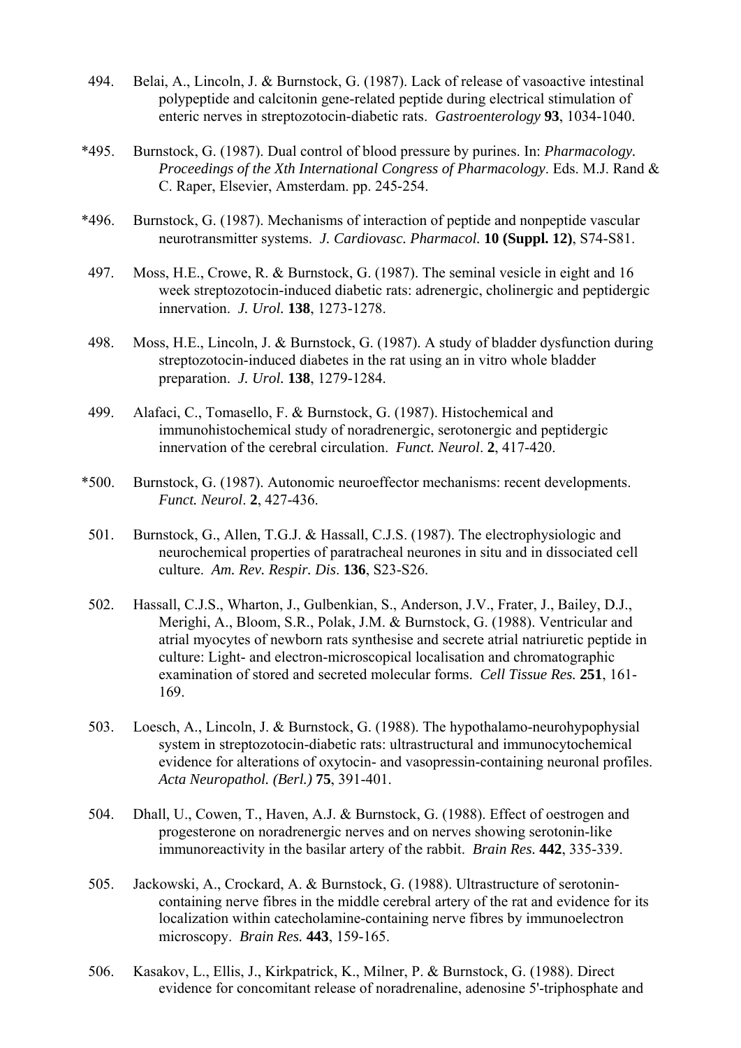494. Belai, A., Lincoln, J. & Burnstock, G. (1987). Lack of release of vasoactive intestinal polypeptide and calcitonin gene-related peptide during electrical stimulation of enteric nerves in streptozotocin-diabetic rats. *Gastroenterology* **93**, 1034-1040.

*495. Burnstock, G. (1987). Dual control of blood pressure by purines. In: *Pharmacology. Proceedings of the Xth International Congress of Pharmacology*. Eds. M.J. Rand & C. Raper, Elsevier, Amsterdam. pp. 245-254.

*496. Burnstock, G. (1987). Mechanisms of interaction of peptide and nonpeptide vascular neurotransmitter systems. *J. Cardiovasc. Pharmacol.* **10 (Suppl. 12)**, S74-S81.

497. Moss, H.E., Crowe, R. & Burnstock, G. (1987). The seminal vesicle in eight and 16 week streptozotocin-induced diabetic rats: adrenergic, cholinergic and peptidergic innervation. *J. Urol.* **138**, 1273-1278.

498. Moss, H.E., Lincoln, J. & Burnstock, G. (1987). A study of bladder dysfunction during streptozotocin-induced diabetes in the rat using an in vitro whole bladder preparation. *J. Urol.* **138**, 1279-1284.

499. Alafaci, C., Tomasello, F. & Burnstock, G. (1987). Histochemical and immunohistochemical study of noradrenergic, serotonergic and peptidergic innervation of the cerebral circulation. *Funct. Neurol*. **2**, 417-420.

*500. Burnstock, G. (1987). Autonomic neuroeffector mechanisms: recent developments. *Funct. Neurol*. **2**, 427-436.

501. Burnstock, G., Allen, T.G.J. & Hassall, C.J.S. (1987). The electrophysiologic and neurochemical properties of paratracheal neurones in situ and in dissociated cell culture. *Am. Rev. Respir. Dis*. **136**, S23-S26.

502. Hassall, C.J.S., Wharton, J., Gulbenkian, S., Anderson, J.V., Frater, J., Bailey, D.J., Merighi, A., Bloom, S.R., Polak, J.M. & Burnstock, G. (1988). Ventricular and atrial myocytes of newborn rats synthesise and secrete atrial natriuretic peptide in culture: Light- and electron-microscopical localisation and chromatographic examination of stored and secreted molecular forms. *Cell Tissue Res.* **251**, 161-169.

503. Loesch, A., Lincoln, J. & Burnstock, G. (1988). The hypothalamo-neurohypophysial system in streptozotocin-diabetic rats: ultrastructural and immunocytochemical evidence for alterations of oxytocin- and vasopressin-containing neuronal profiles. *Acta Neuropathol. (Berl.)* **75**, 391-401.

504. Dhall, U., Cowen, T., Haven, A.J. & Burnstock, G. (1988). Effect of oestrogen and progesterone on noradrenergic nerves and on nerves showing serotonin-like immunoreactivity in the basilar artery of the rabbit. *Brain Res.* **442**, 335-339.

505. Jackowski, A., Crockard, A. & Burnstock, G. (1988). Ultrastructure of serotonin-containing nerve fibres in the middle cerebral artery of the rat and evidence for its localization within catecholamine-containing nerve fibres by immunoelectron microscopy. *Brain Res.* **443**, 159-165.

506. Kasakov, L., Ellis, J., Kirkpatrick, K., Milner, P. & Burnstock, G. (1988). Direct evidence for concomitant release of noradrenaline, adenosine 5'-triphosphate and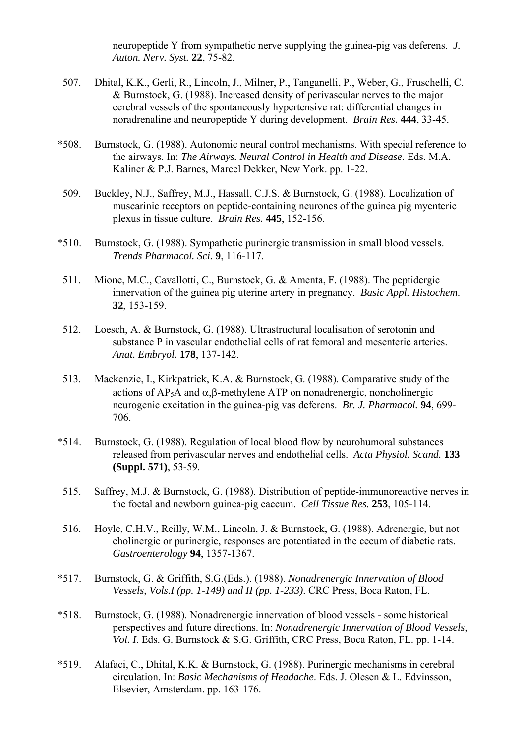neuropeptide Y from sympathetic nerve supplying the guinea-pig vas deferens. *J. Auton. Nerv. Syst.* **22**, 75-82.

507. Dhital, K.K., Gerli, R., Lincoln, J., Milner, P., Tanganelli, P., Weber, G., Fruschelli, C. & Burnstock, G. (1988). Increased density of perivascular nerves to the major cerebral vessels of the spontaneously hypertensive rat: differential changes in noradrenaline and neuropeptide Y during development. *Brain Res.* **444**, 33-45.

*508. Burnstock, G. (1988). Autonomic neural control mechanisms. With special reference to the airways. In: *The Airways. Neural Control in Health and Disease*. Eds. M.A. Kaliner & P.J. Barnes, Marcel Dekker, New York. pp. 1-22.

509. Buckley, N.J., Saffrey, M.J., Hassall, C.J.S. & Burnstock, G. (1988). Localization of muscarinic receptors on peptide-containing neurones of the guinea pig myenteric plexus in tissue culture. *Brain Res.* **445**, 152-156.

*510. Burnstock, G. (1988). Sympathetic purinergic transmission in small blood vessels. *Trends Pharmacol. Sci.* **9**, 116-117.

511. Mione, M.C., Cavallotti, C., Burnstock, G. & Amenta, F. (1988). The peptidergic innervation of the guinea pig uterine artery in pregnancy. *Basic Appl. Histochem.* **32**, 153-159.

512. Loesch, A. & Burnstock, G. (1988). Ultrastructural localisation of serotonin and substance P in vascular endothelial cells of rat femoral and mesenteric arteries. *Anat. Embryol.* **178**, 137-142.

513. Mackenzie, I., Kirkpatrick, K.A. & Burnstock, G. (1988). Comparative study of the actions of $AP_5A$ and $\alpha,\beta$-methylene ATP on nonadrenergic, noncholinergic neurogenic excitation in the guinea-pig vas deferens. *Br. J. Pharmacol.* **94**, 699-706.

*514. Burnstock, G. (1988). Regulation of local blood flow by neurohumoral substances released from perivascular nerves and endothelial cells. *Acta Physiol. Scand.* **133 (Suppl. 571)**, 53-59.

515. Saffrey, M.J. & Burnstock, G. (1988). Distribution of peptide-immunoreactive nerves in the foetal and newborn guinea-pig caecum. *Cell Tissue Res.* **253**, 105-114.

516. Hoyle, C.H.V., Reilly, W.M., Lincoln, J. & Burnstock, G. (1988). Adrenergic, but not cholinergic or purinergic, responses are potentiated in the cecum of diabetic rats. *Gastroenterology* **94**, 1357-1367.

*517. Burnstock, G. & Griffith, S.G.(Eds.). (1988). *Nonadrenergic Innervation of Blood Vessels, Vols.I (pp. 1-149) and II (pp. 1-233)*. CRC Press, Boca Raton, FL.

*518. Burnstock, G. (1988). Nonadrenergic innervation of blood vessels - some historical perspectives and future directions. In: *Nonadrenergic Innervation of Blood Vessels, Vol. I*. Eds. G. Burnstock & S.G. Griffith, CRC Press, Boca Raton, FL. pp. 1-14.

*519. Alafaci, C., Dhital, K.K. & Burnstock, G. (1988). Purinergic mechanisms in cerebral circulation. In: *Basic Mechanisms of Headache*. Eds. J. Olesen & L. Edvinsson, Elsevier, Amsterdam. pp. 163-176.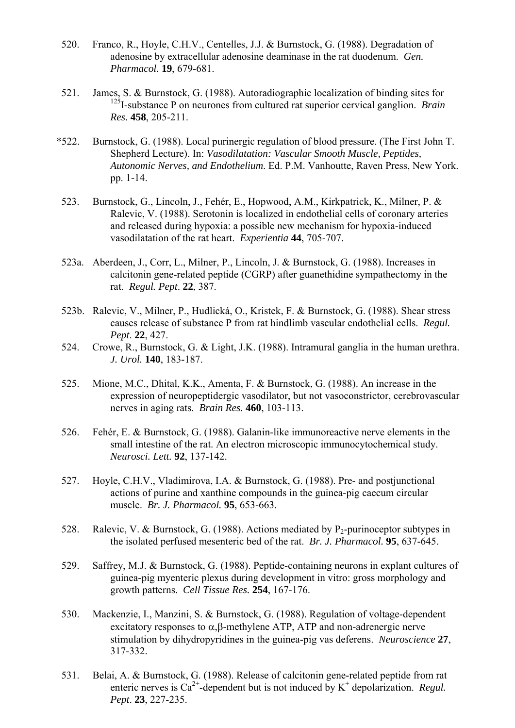520. Franco, R., Hoyle, C.H.V., Centelles, J.J. & Burnstock, G. (1988). Degradation of adenosine by extracellular adenosine deaminase in the rat duodenum. *Gen. Pharmacol.* **19**, 679-681.

521. James, S. & Burnstock, G. (1988). Autoradiographic localization of binding sites for $^{125}$I-substance P on neurones from cultured rat superior cervical ganglion. *Brain Res.* **458**, 205-211.

*522. Burnstock, G. (1988). Local purinergic regulation of blood pressure. (The First John T. Shepherd Lecture). In: *Vasodilatation: Vascular Smooth Muscle, Peptides, Autonomic Nerves, and Endothelium.* Ed. P.M. Vanhoutte, Raven Press, New York. pp. 1-14.

523. Burnstock, G., Lincoln, J., Fehér, E., Hopwood, A.M., Kirkpatrick, K., Milner, P. & Ralevic, V. (1988). Serotonin is localized in endothelial cells of coronary arteries and released during hypoxia: a possible new mechanism for hypoxia-induced vasodilatation of the rat heart. *Experientia* **44**, 705-707.

523a. Aberdeen, J., Corr, L., Milner, P., Lincoln, J. & Burnstock, G. (1988). Increases in calcitonin gene-related peptide (CGRP) after guanethidine sympathectomy in the rat. *Regul. Pept*. **22**, 387.

523b. Ralevic, V., Milner, P., Hudlická, O., Kristek, F. & Burnstock, G. (1988). Shear stress causes release of substance P from rat hindlimb vascular endothelial cells. *Regul. Pept*. **22**, 427.

524. Crowe, R., Burnstock, G. & Light, J.K. (1988). Intramural ganglia in the human urethra. *J. Urol.* **140**, 183-187.

525. Mione, M.C., Dhital, K.K., Amenta, F. & Burnstock, G. (1988). An increase in the expression of neuropeptidergic vasodilator, but not vasoconstrictor, cerebrovascular nerves in aging rats. *Brain Res.* **460**, 103-113.

526. Fehér, E. & Burnstock, G. (1988). Galanin-like immunoreactive nerve elements in the small intestine of the rat. An electron microscopic immunocytochemical study. *Neurosci. Lett.* **92**, 137-142.

527. Hoyle, C.H.V., Vladimirova, I.A. & Burnstock, G. (1988). Pre- and postjunctional actions of purine and xanthine compounds in the guinea-pig caecum circular muscle. *Br. J. Pharmacol.* **95**, 653-663.

528. Ralevic, V. & Burnstock, G. (1988). Actions mediated by $P_2$-purinoceptor subtypes in the isolated perfused mesenteric bed of the rat. *Br. J. Pharmacol.* **95**, 637-645.

529. Saffrey, M.J. & Burnstock, G. (1988). Peptide-containing neurons in explant cultures of guinea-pig myenteric plexus during development in vitro: gross morphology and growth patterns. *Cell Tissue Res.* **254**, 167-176.

530. Mackenzie, I., Manzini, S. & Burnstock, G. (1988). Regulation of voltage-dependent excitatory responses to $\alpha,\beta$-methylene ATP, ATP and non-adrenergic nerve stimulation by dihydropyridines in the guinea-pig vas deferens. *Neuroscience* **27**, 317-332.

531. Belai, A. & Burnstock, G. (1988). Release of calcitonin gene-related peptide from rat enteric nerves is $Ca^{2+}$-dependent but is not induced by $K^+$ depolarization. *Regul. Pept*. **23**, 227-235.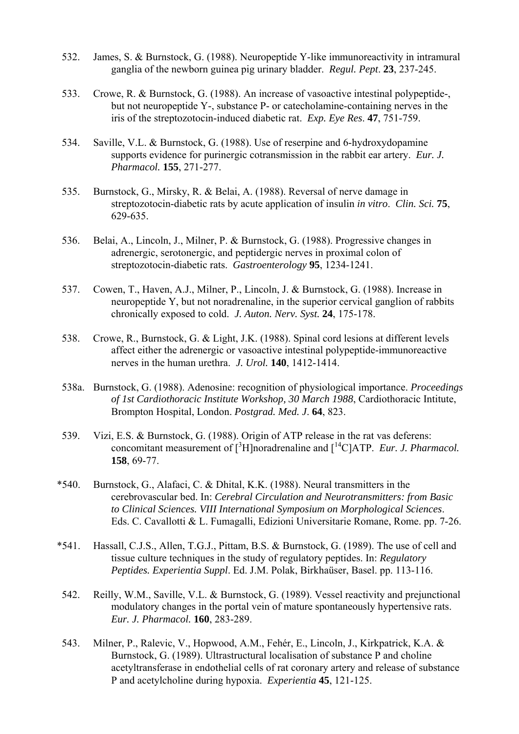532. James, S. & Burnstock, G. (1988). Neuropeptide Y-like immunoreactivity in intramural ganglia of the newborn guinea pig urinary bladder. *Regul. Pept.* **23**, 237-245.

533. Crowe, R. & Burnstock, G. (1988). An increase of vasoactive intestinal polypeptide-, but not neuropeptide Y-, substance P- or catecholamine-containing nerves in the iris of the streptozotocin-induced diabetic rat. *Exp. Eye Res.* **47**, 751-759.

534. Saville, V.L. & Burnstock, G. (1988). Use of reserpine and 6-hydroxydopamine supports evidence for purinergic cotransmission in the rabbit ear artery. *Eur. J. Pharmacol.* **155**, 271-277.

535. Burnstock, G., Mirsky, R. & Belai, A. (1988). Reversal of nerve damage in streptozotocin-diabetic rats by acute application of insulin *in vitro*. *Clin. Sci.* **75**, 629-635.

536. Belai, A., Lincoln, J., Milner, P. & Burnstock, G. (1988). Progressive changes in adrenergic, serotonergic, and peptidergic nerves in proximal colon of streptozotocin-diabetic rats. *Gastroenterology* **95**, 1234-1241.

537. Cowen, T., Haven, A.J., Milner, P., Lincoln, J. & Burnstock, G. (1988). Increase in neuropeptide Y, but not noradrenaline, in the superior cervical ganglion of rabbits chronically exposed to cold. *J. Auton. Nerv. Syst.* **24**, 175-178.

538. Crowe, R., Burnstock, G. & Light, J.K. (1988). Spinal cord lesions at different levels affect either the adrenergic or vasoactive intestinal polypeptide-immunoreactive nerves in the human urethra. *J. Urol.* **140**, 1412-1414.

538a. Burnstock, G. (1988). Adenosine: recognition of physiological importance. *Proceedings of 1st Cardiothoracic Institute Workshop, 30 March 1988*, Cardiothoracic Intitute, Brompton Hospital, London. *Postgrad. Med. J.* **64**, 823.

539. Vizi, E.S. & Burnstock, G. (1988). Origin of ATP release in the rat vas deferens: concomitant measurement of [$^{3}$H]noradrenaline and [$^{14}$C]ATP. *Eur. J. Pharmacol.* **158**, 69-77.

*540. Burnstock, G., Alafaci, C. & Dhital, K.K. (1988). Neural transmitters in the cerebrovascular bed. In: *Cerebral Circulation and Neurotransmitters: from Basic to Clinical Sciences. VIII International Symposium on Morphological Sciences*. Eds. C. Cavallotti & L. Fumagalli, Edizioni Universitarie Romane, Rome. pp. 7-26.

*541. Hassall, C.J.S., Allen, T.G.J., Pittam, B.S. & Burnstock, G. (1989). The use of cell and tissue culture techniques in the study of regulatory peptides. In: *Regulatory Peptides. Experientia Suppl*. Ed. J.M. Polak, Birkhaüser, Basel. pp. 113-116.

542. Reilly, W.M., Saville, V.L. & Burnstock, G. (1989). Vessel reactivity and prejunctional modulatory changes in the portal vein of mature spontaneously hypertensive rats. *Eur. J. Pharmacol.* **160**, 283-289.

543. Milner, P., Ralevic, V., Hopwood, A.M., Fehér, E., Lincoln, J., Kirkpatrick, K.A. & Burnstock, G. (1989). Ultrastructural localisation of substance P and choline acetyltransferase in endothelial cells of rat coronary artery and release of substance P and acetylcholine during hypoxia. *Experientia* **45**, 121-125.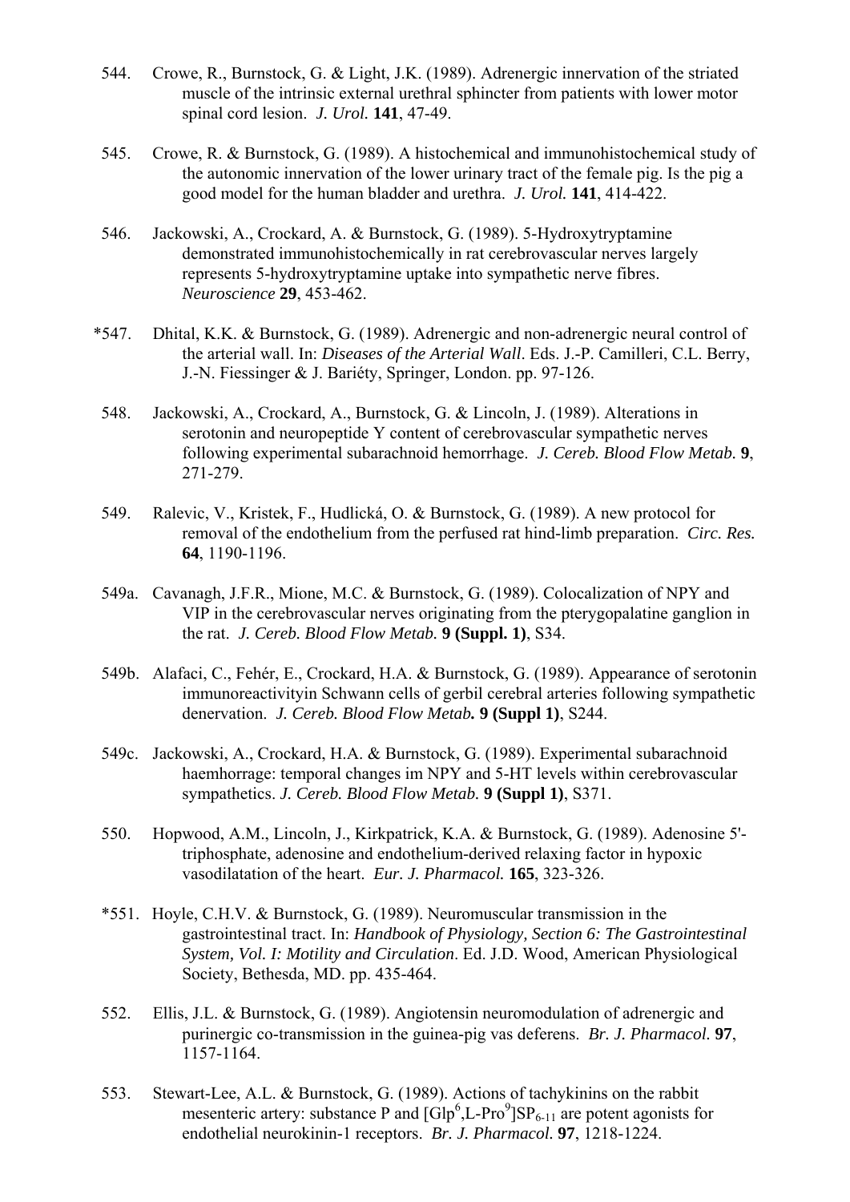544. Crowe, R., Burnstock, G. & Light, J.K. (1989). Adrenergic innervation of the striated muscle of the intrinsic external urethral sphincter from patients with lower motor spinal cord lesion. *J. Urol.* **141**, 47-49.

545. Crowe, R. & Burnstock, G. (1989). A histochemical and immunohistochemical study of the autonomic innervation of the lower urinary tract of the female pig. Is the pig a good model for the human bladder and urethra. *J. Urol.* **141**, 414-422.

546. Jackowski, A., Crockard, A. & Burnstock, G. (1989). 5-Hydroxytryptamine demonstrated immunohistochemically in rat cerebrovascular nerves largely represents 5-hydroxytryptamine uptake into sympathetic nerve fibres. *Neuroscience* **29**, 453-462.

*547. Dhital, K.K. & Burnstock, G. (1989). Adrenergic and non-adrenergic neural control of the arterial wall. In: *Diseases of the Arterial Wall*. Eds. J.-P. Camilleri, C.L. Berry, J.-N. Fiessinger & J. Bariéty, Springer, London. pp. 97-126.

548. Jackowski, A., Crockard, A., Burnstock, G. & Lincoln, J. (1989). Alterations in serotonin and neuropeptide Y content of cerebrovascular sympathetic nerves following experimental subarachnoid hemorrhage. *J. Cereb. Blood Flow Metab.* **9**, 271-279.

549. Ralevic, V., Kristek, F., Hudlická, O. & Burnstock, G. (1989). A new protocol for removal of the endothelium from the perfused rat hind-limb preparation. *Circ. Res.* **64**, 1190-1196.

549a. Cavanagh, J.F.R., Mione, M.C. & Burnstock, G. (1989). Colocalization of NPY and VIP in the cerebrovascular nerves originating from the pterygopalatine ganglion in the rat. *J. Cereb. Blood Flow Metab.* **9 (Suppl. 1)**, S34.

549b. Alafaci, C., Fehér, E., Crockard, H.A. & Burnstock, G. (1989). Appearance of serotonin immunoreactivityin Schwann cells of gerbil cerebral arteries following sympathetic denervation. *J. Cereb. Blood Flow Metab.* **9 (Suppl 1)**, S244.

549c. Jackowski, A., Crockard, H.A. & Burnstock, G. (1989). Experimental subarachnoid haemhorrage: temporal changes im NPY and 5-HT levels within cerebrovascular sympathetics. *J. Cereb. Blood Flow Metab.* **9 (Suppl 1)**, S371.

550. Hopwood, A.M., Lincoln, J., Kirkpatrick, K.A. & Burnstock, G. (1989). Adenosine 5'-triphosphate, adenosine and endothelium-derived relaxing factor in hypoxic vasodilatation of the heart. *Eur. J. Pharmacol.* **165**, 323-326.

*551. Hoyle, C.H.V. & Burnstock, G. (1989). Neuromuscular transmission in the gastrointestinal tract. In: *Handbook of Physiology, Section 6: The Gastrointestinal System, Vol. I: Motility and Circulation*. Ed. J.D. Wood, American Physiological Society, Bethesda, MD. pp. 435-464.

552. Ellis, J.L. & Burnstock, G. (1989). Angiotensin neuromodulation of adrenergic and purinergic co-transmission in the guinea-pig vas deferens. *Br. J. Pharmacol.* **97**, 1157-1164.

553. Stewart-Lee, A.L. & Burnstock, G. (1989). Actions of tachykinins on the rabbit mesenteric artery: substance P and [Glp$^6$,L-Pro$^9$]SP$_{6\text{-}11}$ are potent agonists for endothelial neurokinin-1 receptors. *Br. J. Pharmacol.* **97**, 1218-1224.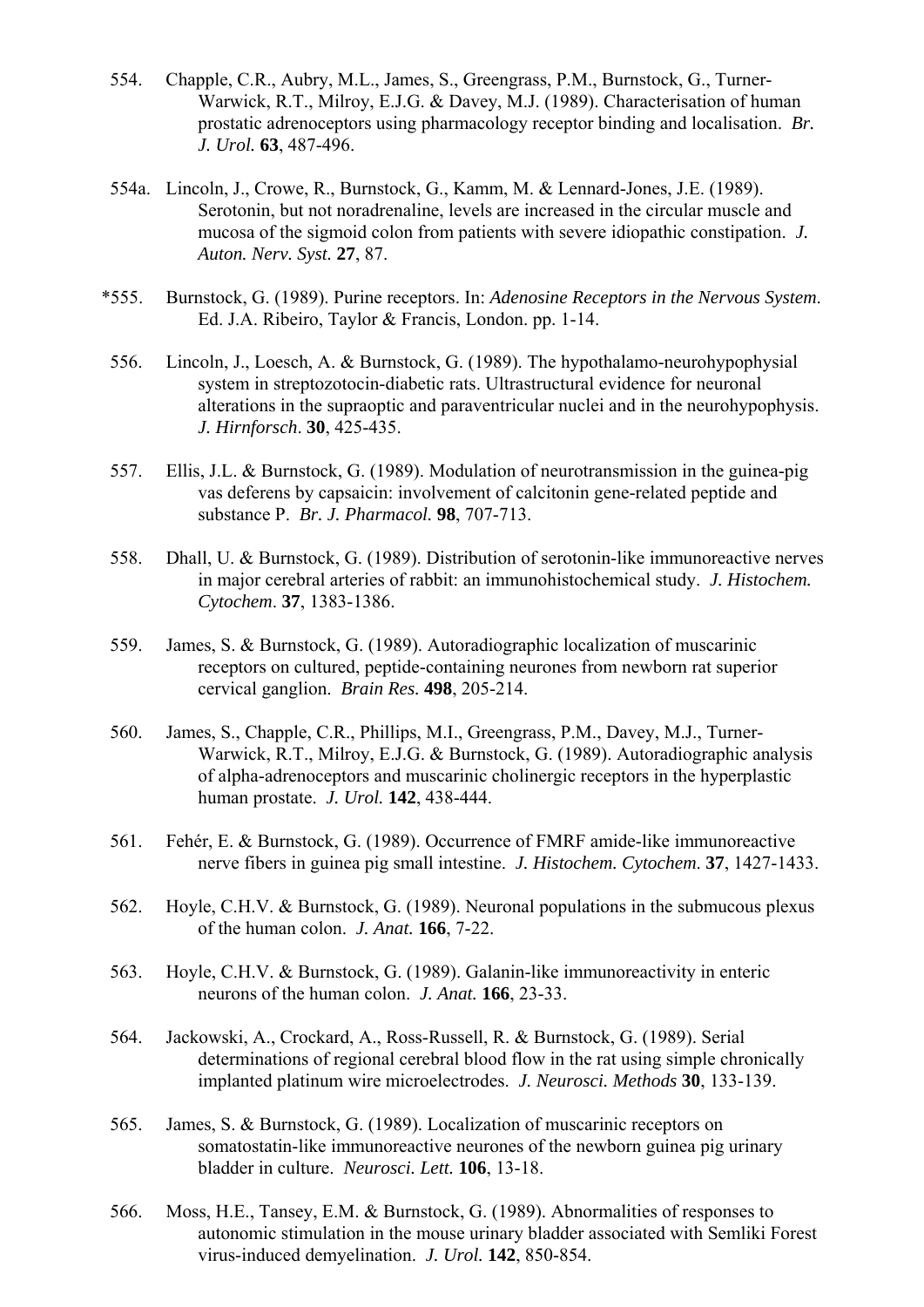554. Chapple, C.R., Aubry, M.L., James, S., Greengrass, P.M., Burnstock, G., Turner-Warwick, R.T., Milroy, E.J.G. & Davey, M.J. (1989). Characterisation of human prostatic adrenoceptors using pharmacology receptor binding and localisation. *Br. J. Urol.* **63**, 487-496.

554a. Lincoln, J., Crowe, R., Burnstock, G., Kamm, M. & Lennard-Jones, J.E. (1989). Serotonin, but not noradrenaline, levels are increased in the circular muscle and mucosa of the sigmoid colon from patients with severe idiopathic constipation. *J. Auton. Nerv. Syst.* **27**, 87.

*555. Burnstock, G. (1989). Purine receptors. In: *Adenosine Receptors in the Nervous System*. Ed. J.A. Ribeiro, Taylor & Francis, London. pp. 1-14.

556. Lincoln, J., Loesch, A. & Burnstock, G. (1989). The hypothalamo-neurohypophysial system in streptozotocin-diabetic rats. Ultrastructural evidence for neuronal alterations in the supraoptic and paraventricular nuclei and in the neurohypophysis. *J. Hirnforsch*. **30**, 425-435.

557. Ellis, J.L. & Burnstock, G. (1989). Modulation of neurotransmission in the guinea-pig vas deferens by capsaicin: involvement of calcitonin gene-related peptide and substance P. *Br. J. Pharmacol.* **98**, 707-713.

558. Dhall, U. & Burnstock, G. (1989). Distribution of serotonin-like immunoreactive nerves in major cerebral arteries of rabbit: an immunohistochemical study. *J. Histochem. Cytochem*. **37**, 1383-1386.

559. James, S. & Burnstock, G. (1989). Autoradiographic localization of muscarinic receptors on cultured, peptide-containing neurones from newborn rat superior cervical ganglion. *Brain Res.* **498**, 205-214.

560. James, S., Chapple, C.R., Phillips, M.I., Greengrass, P.M., Davey, M.J., Turner-Warwick, R.T., Milroy, E.J.G. & Burnstock, G. (1989). Autoradiographic analysis of alpha-adrenoceptors and muscarinic cholinergic receptors in the hyperplastic human prostate. *J. Urol.* **142**, 438-444.

561. Fehér, E. & Burnstock, G. (1989). Occurrence of FMRF amide-like immunoreactive nerve fibers in guinea pig small intestine. *J. Histochem. Cytochem*. **37**, 1427-1433.

562. Hoyle, C.H.V. & Burnstock, G. (1989). Neuronal populations in the submucous plexus of the human colon. *J. Anat.* **166**, 7-22.

563. Hoyle, C.H.V. & Burnstock, G. (1989). Galanin-like immunoreactivity in enteric neurons of the human colon. *J. Anat.* **166**, 23-33.

564. Jackowski, A., Crockard, A., Ross-Russell, R. & Burnstock, G. (1989). Serial determinations of regional cerebral blood flow in the rat using simple chronically implanted platinum wire microelectrodes. *J. Neurosci. Methods* **30**, 133-139.

565. James, S. & Burnstock, G. (1989). Localization of muscarinic receptors on somatostatin-like immunoreactive neurones of the newborn guinea pig urinary bladder in culture. *Neurosci. Lett.* **106**, 13-18.

566. Moss, H.E., Tansey, E.M. & Burnstock, G. (1989). Abnormalities of responses to autonomic stimulation in the mouse urinary bladder associated with Semliki Forest virus-induced demyelination. *J. Urol.* **142**, 850-854.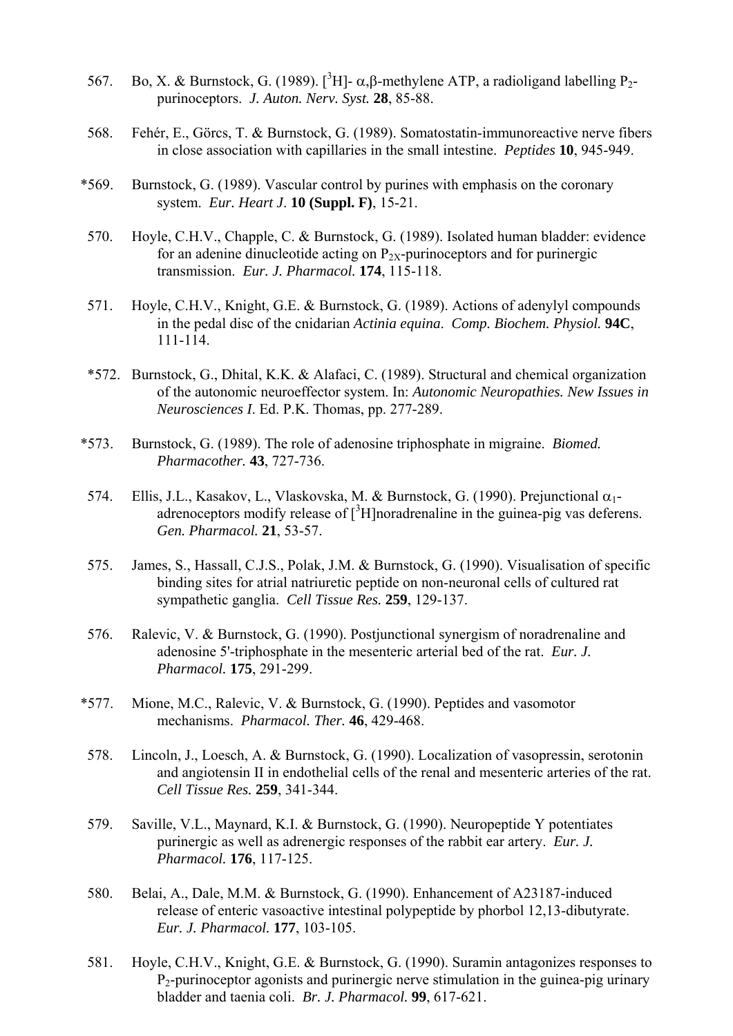567. Bo, X. & Burnstock, G. (1989). [$^3$H]- $\alpha,\beta$-methylene ATP, a radioligand labelling $P_2$-purinoceptors. *J. Auton. Nerv. Syst.* **28**, 85-88.

568. Fehér, E., Görcs, T. & Burnstock, G. (1989). Somatostatin-immunoreactive nerve fibers in close association with capillaries in the small intestine. *Peptides* **10**, 945-949.

*569. Burnstock, G. (1989). Vascular control by purines with emphasis on the coronary system. *Eur. Heart J*. **10 (Suppl. F)**, 15-21.

570. Hoyle, C.H.V., Chapple, C. & Burnstock, G. (1989). Isolated human bladder: evidence for an adenine dinucleotide acting on $P_{2X}$-purinoceptors and for purinergic transmission. *Eur. J. Pharmacol.* **174**, 115-118.

571. Hoyle, C.H.V., Knight, G.E. & Burnstock, G. (1989). Actions of adenylyl compounds in the pedal disc of the cnidarian *Actinia equina*. *Comp. Biochem. Physiol.* **94C**, 111-114.

*572. Burnstock, G., Dhital, K.K. & Alafaci, C. (1989). Structural and chemical organization of the autonomic neuroeffector system. In: *Autonomic Neuropathies. New Issues in Neurosciences I.* Ed. P.K. Thomas, pp. 277-289.

*573. Burnstock, G. (1989). The role of adenosine triphosphate in migraine. *Biomed. Pharmacother.* **43**, 727-736.

574. Ellis, J.L., Kasakov, L., Vlaskovska, M. & Burnstock, G. (1990). Prejunctional $\alpha_1$-adrenoceptors modify release of [$^3$H]noradrenaline in the guinea-pig vas deferens. *Gen. Pharmacol.* **21**, 53-57.

575. James, S., Hassall, C.J.S., Polak, J.M. & Burnstock, G. (1990). Visualisation of specific binding sites for atrial natriuretic peptide on non-neuronal cells of cultured rat sympathetic ganglia. *Cell Tissue Res.* **259**, 129-137.

576. Ralevic, V. & Burnstock, G. (1990). Postjunctional synergism of noradrenaline and adenosine 5'-triphosphate in the mesenteric arterial bed of the rat. *Eur. J. Pharmacol.* **175**, 291-299.

*577. Mione, M.C., Ralevic, V. & Burnstock, G. (1990). Peptides and vasomotor mechanisms. *Pharmacol. Ther.* **46**, 429-468.

578. Lincoln, J., Loesch, A. & Burnstock, G. (1990). Localization of vasopressin, serotonin and angiotensin II in endothelial cells of the renal and mesenteric arteries of the rat. *Cell Tissue Res.* **259**, 341-344.

579. Saville, V.L., Maynard, K.I. & Burnstock, G. (1990). Neuropeptide Y potentiates purinergic as well as adrenergic responses of the rabbit ear artery. *Eur. J. Pharmacol.* **176**, 117-125.

580. Belai, A., Dale, M.M. & Burnstock, G. (1990). Enhancement of A23187-induced release of enteric vasoactive intestinal polypeptide by phorbol 12,13-dibutyrate. *Eur. J. Pharmacol.* **177**, 103-105.

581. Hoyle, C.H.V., Knight, G.E. & Burnstock, G. (1990). Suramin antagonizes responses to $P_2$-purinoceptor agonists and purinergic nerve stimulation in the guinea-pig urinary bladder and taenia coli. *Br. J. Pharmacol.* **99**, 617-621.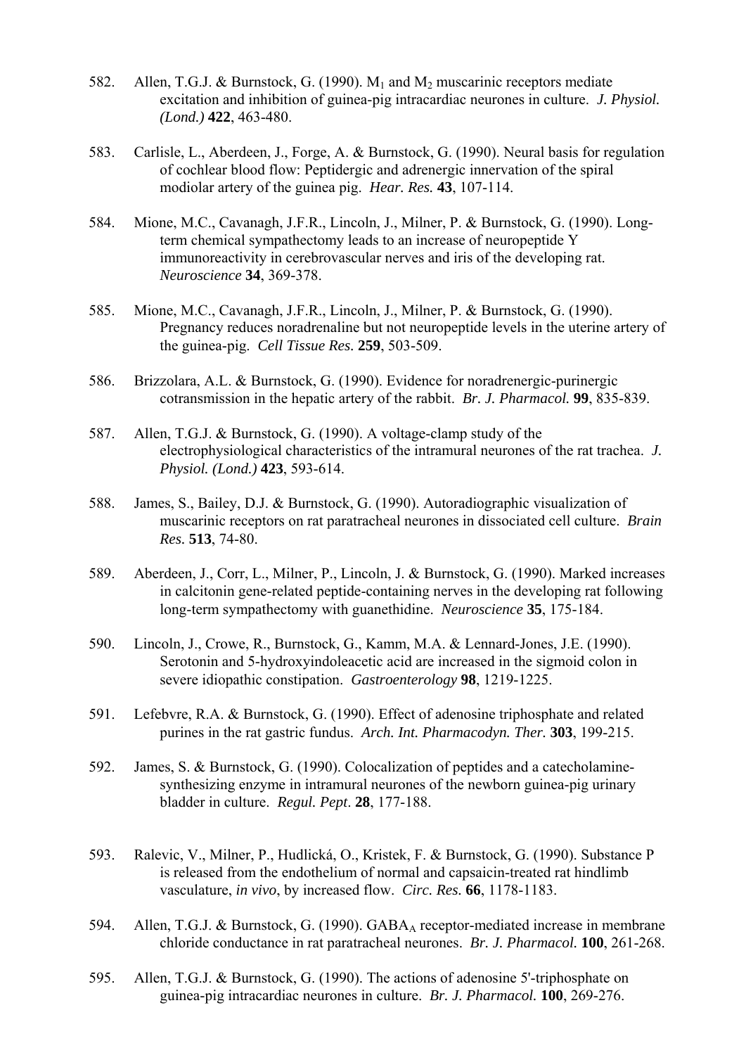582. Allen, T.G.J. & Burnstock, G. (1990). $M_1$ and $M_2$ muscarinic receptors mediate excitation and inhibition of guinea-pig intracardiac neurones in culture. *J. Physiol. (Lond.)* **422**, 463-480.

583. Carlisle, L., Aberdeen, J., Forge, A. & Burnstock, G. (1990). Neural basis for regulation of cochlear blood flow: Peptidergic and adrenergic innervation of the spiral modiolar artery of the guinea pig. *Hear. Res.* **43**, 107-114.

584. Mione, M.C., Cavanagh, J.F.R., Lincoln, J., Milner, P. & Burnstock, G. (1990). Long-term chemical sympathectomy leads to an increase of neuropeptide Y immunoreactivity in cerebrovascular nerves and iris of the developing rat. *Neuroscience* **34**, 369-378.

585. Mione, M.C., Cavanagh, J.F.R., Lincoln, J., Milner, P. & Burnstock, G. (1990). Pregnancy reduces noradrenaline but not neuropeptide levels in the uterine artery of the guinea-pig. *Cell Tissue Res.* **259**, 503-509.

586. Brizzolara, A.L. & Burnstock, G. (1990). Evidence for noradrenergic-purinergic cotransmission in the hepatic artery of the rabbit. *Br. J. Pharmacol.* **99**, 835-839.

587. Allen, T.G.J. & Burnstock, G. (1990). A voltage-clamp study of the electrophysiological characteristics of the intramural neurones of the rat trachea. *J. Physiol. (Lond.)* **423**, 593-614.

588. James, S., Bailey, D.J. & Burnstock, G. (1990). Autoradiographic visualization of muscarinic receptors on rat paratracheal neurones in dissociated cell culture. *Brain Res.* **513**, 74-80.

589. Aberdeen, J., Corr, L., Milner, P., Lincoln, J. & Burnstock, G. (1990). Marked increases in calcitonin gene-related peptide-containing nerves in the developing rat following long-term sympathectomy with guanethidine. *Neuroscience* **35**, 175-184.

590. Lincoln, J., Crowe, R., Burnstock, G., Kamm, M.A. & Lennard-Jones, J.E. (1990). Serotonin and 5-hydroxyindoleacetic acid are increased in the sigmoid colon in severe idiopathic constipation. *Gastroenterology* **98**, 1219-1225.

591. Lefebvre, R.A. & Burnstock, G. (1990). Effect of adenosine triphosphate and related purines in the rat gastric fundus. *Arch. Int. Pharmacodyn. Ther.* **303**, 199-215.

592. James, S. & Burnstock, G. (1990). Colocalization of peptides and a catecholamine-synthesizing enzyme in intramural neurones of the newborn guinea-pig urinary bladder in culture. *Regul. Pept*. **28**, 177-188.

593. Ralevic, V., Milner, P., Hudlická, O., Kristek, F. & Burnstock, G. (1990). Substance P is released from the endothelium of normal and capsaicin-treated rat hindlimb vasculature, *in vivo*, by increased flow. *Circ. Res.* **66**, 1178-1183.

594. Allen, T.G.J. & Burnstock, G. (1990). $GABA_A$ receptor-mediated increase in membrane chloride conductance in rat paratracheal neurones. *Br. J. Pharmacol.* **100**, 261-268.

595. Allen, T.G.J. & Burnstock, G. (1990). The actions of adenosine 5'-triphosphate on guinea-pig intracardiac neurones in culture. *Br. J. Pharmacol.* **100**, 269-276.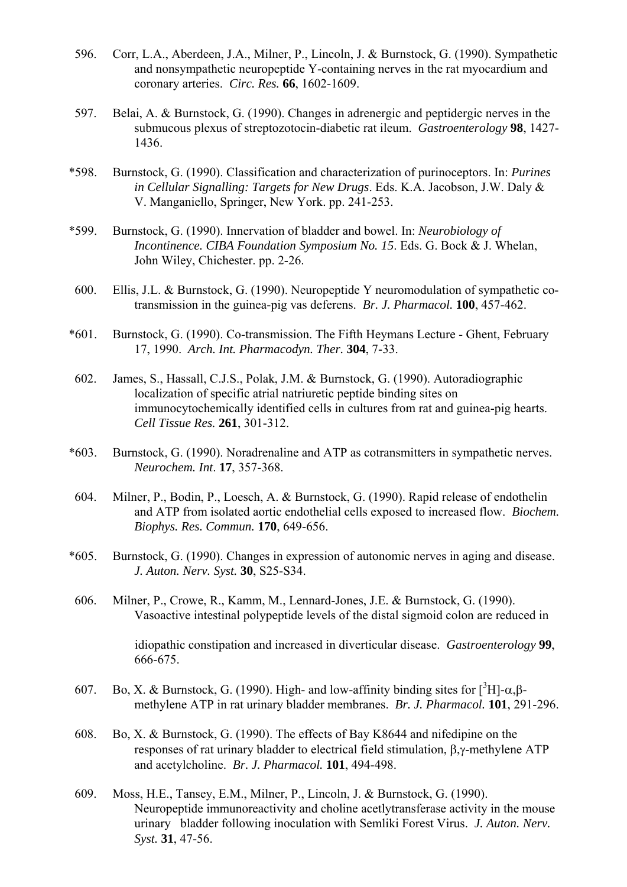596. Corr, L.A., Aberdeen, J.A., Milner, P., Lincoln, J. & Burnstock, G. (1990). Sympathetic and nonsympathetic neuropeptide Y-containing nerves in the rat myocardium and coronary arteries. *Circ. Res.* **66**, 1602-1609.

597. Belai, A. & Burnstock, G. (1990). Changes in adrenergic and peptidergic nerves in the submucous plexus of streptozotocin-diabetic rat ileum. *Gastroenterology* **98**, 1427-1436.

*598. Burnstock, G. (1990). Classification and characterization of purinoceptors. In: *Purines in Cellular Signalling: Targets for New Drugs*. Eds. K.A. Jacobson, J.W. Daly & V. Manganiello, Springer, New York. pp. 241-253.

*599. Burnstock, G. (1990). Innervation of bladder and bowel. In: *Neurobiology of Incontinence. CIBA Foundation Symposium No. 15*. Eds. G. Bock & J. Whelan, John Wiley, Chichester. pp. 2-26.

600. Ellis, J.L. & Burnstock, G. (1990). Neuropeptide Y neuromodulation of sympathetic co-transmission in the guinea-pig vas deferens. *Br. J. Pharmacol.* **100**, 457-462.

*601. Burnstock, G. (1990). Co-transmission. The Fifth Heymans Lecture - Ghent, February 17, 1990. *Arch. Int. Pharmacodyn. Ther.* **304**, 7-33.

602. James, S., Hassall, C.J.S., Polak, J.M. & Burnstock, G. (1990). Autoradiographic localization of specific atrial natriuretic peptide binding sites on immunocytochemically identified cells in cultures from rat and guinea-pig hearts. *Cell Tissue Res.* **261**, 301-312.

*603. Burnstock, G. (1990). Noradrenaline and ATP as cotransmitters in sympathetic nerves. *Neurochem. Int*. **17**, 357-368.

604. Milner, P., Bodin, P., Loesch, A. & Burnstock, G. (1990). Rapid release of endothelin and ATP from isolated aortic endothelial cells exposed to increased flow. *Biochem. Biophys. Res. Commun.* **170**, 649-656.

*605. Burnstock, G. (1990). Changes in expression of autonomic nerves in aging and disease. *J. Auton. Nerv. Syst.* **30**, S25-S34.

606. Milner, P., Crowe, R., Kamm, M., Lennard-Jones, J.E. & Burnstock, G. (1990). Vasoactive intestinal polypeptide levels of the distal sigmoid colon are reduced in idiopathic constipation and increased in diverticular disease. *Gastroenterology* **99**, 666-675.

607. Bo, X. & Burnstock, G. (1990). High- and low-affinity binding sites for [$^3$H]-α,β-methylene ATP in rat urinary bladder membranes. *Br. J. Pharmacol.* **101**, 291-296.

608. Bo, X. & Burnstock, G. (1990). The effects of Bay K8644 and nifedipine on the responses of rat urinary bladder to electrical field stimulation, β,γ-methylene ATP and acetylcholine. *Br. J. Pharmacol.* **101**, 494-498.

609. Moss, H.E., Tansey, E.M., Milner, P., Lincoln, J. & Burnstock, G. (1990). Neuropeptide immunoreactivity and choline acetlytransferase activity in the mouse urinary bladder following inoculation with Semliki Forest Virus. *J. Auton. Nerv. Syst.* **31**, 47-56.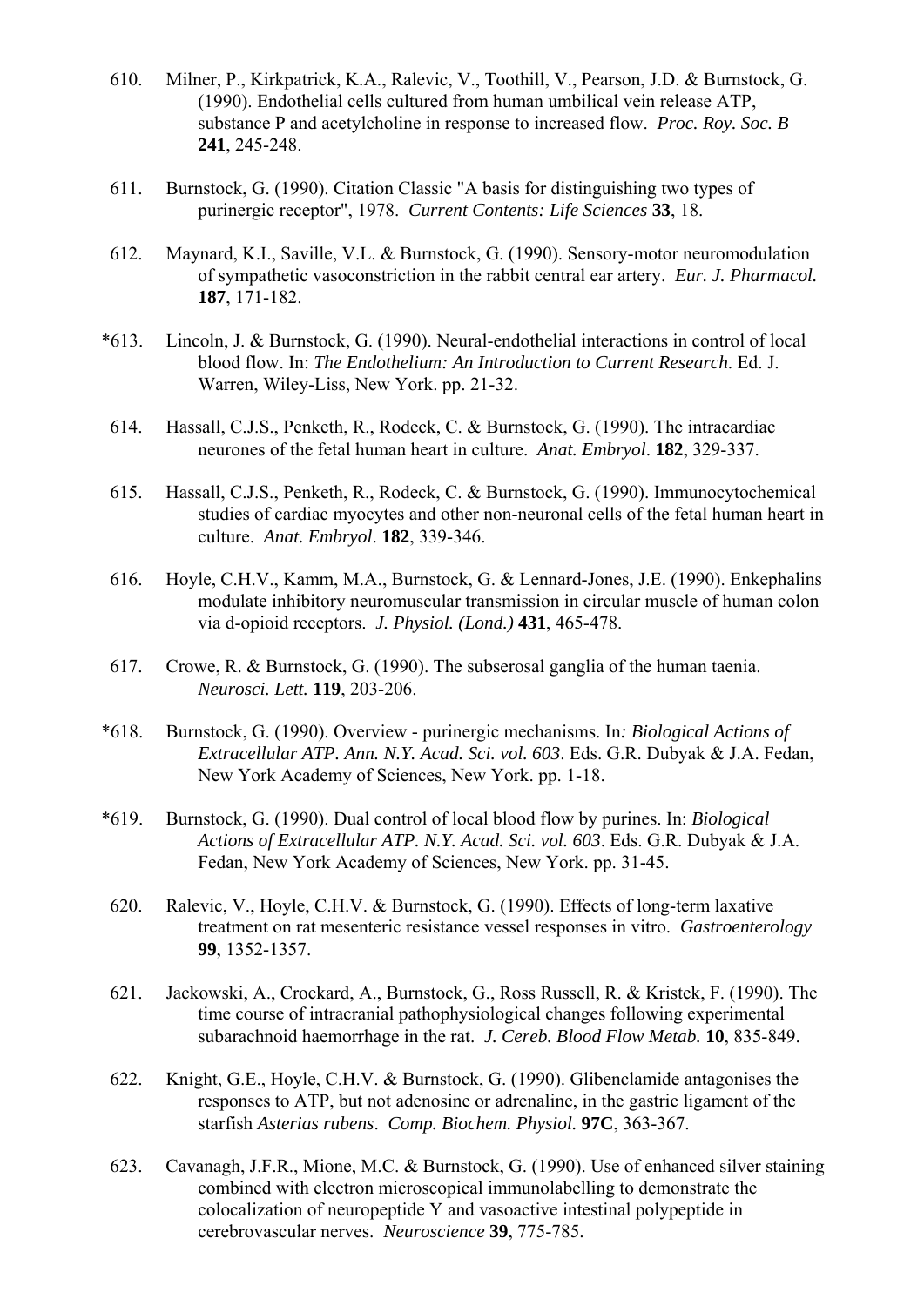610. Milner, P., Kirkpatrick, K.A., Ralevic, V., Toothill, V., Pearson, J.D. & Burnstock, G. (1990). Endothelial cells cultured from human umbilical vein release ATP, substance P and acetylcholine in response to increased flow. *Proc. Roy. Soc. B* **241**, 245-248.

611. Burnstock, G. (1990). Citation Classic "A basis for distinguishing two types of purinergic receptor", 1978. *Current Contents: Life Sciences* **33**, 18.

612. Maynard, K.I., Saville, V.L. & Burnstock, G. (1990). Sensory-motor neuromodulation of sympathetic vasoconstriction in the rabbit central ear artery. *Eur. J. Pharmacol.* **187**, 171-182.

*613. Lincoln, J. & Burnstock, G. (1990). Neural-endothelial interactions in control of local blood flow. In: *The Endothelium: An Introduction to Current Research*. Ed. J. Warren, Wiley-Liss, New York. pp. 21-32.

614. Hassall, C.J.S., Penketh, R., Rodeck, C. & Burnstock, G. (1990). The intracardiac neurones of the fetal human heart in culture. *Anat. Embryol*. **182**, 329-337.

615. Hassall, C.J.S., Penketh, R., Rodeck, C. & Burnstock, G. (1990). Immunocytochemical studies of cardiac myocytes and other non-neuronal cells of the fetal human heart in culture. *Anat. Embryol*. **182**, 339-346.

616. Hoyle, C.H.V., Kamm, M.A., Burnstock, G. & Lennard-Jones, J.E. (1990). Enkephalins modulate inhibitory neuromuscular transmission in circular muscle of human colon via d-opioid receptors. *J. Physiol. (Lond.)* **431**, 465-478.

617. Crowe, R. & Burnstock, G. (1990). The subserosal ganglia of the human taenia. *Neurosci. Lett.* **119**, 203-206.

*618. Burnstock, G. (1990). Overview - purinergic mechanisms. In*: Biological Actions of Extracellular ATP*. *Ann. N.Y. Acad. Sci. vol. 603*. Eds. G.R. Dubyak & J.A. Fedan, New York Academy of Sciences, New York. pp. 1-18.

*619. Burnstock, G. (1990). Dual control of local blood flow by purines. In: *Biological Actions of Extracellular ATP. N.Y. Acad. Sci. vol. 603*. Eds. G.R. Dubyak & J.A. Fedan, New York Academy of Sciences, New York. pp. 31-45.

620. Ralevic, V., Hoyle, C.H.V. & Burnstock, G. (1990). Effects of long-term laxative treatment on rat mesenteric resistance vessel responses in vitro. *Gastroenterology* **99**, 1352-1357.

621. Jackowski, A., Crockard, A., Burnstock, G., Ross Russell, R. & Kristek, F. (1990). The time course of intracranial pathophysiological changes following experimental subarachnoid haemorrhage in the rat. *J. Cereb. Blood Flow Metab.* **10**, 835-849.

622. Knight, G.E., Hoyle, C.H.V. & Burnstock, G. (1990). Glibenclamide antagonises the responses to ATP, but not adenosine or adrenaline, in the gastric ligament of the starfish *Asterias rubens*. *Comp. Biochem. Physiol.* **97C**, 363-367.

623. Cavanagh, J.F.R., Mione, M.C. & Burnstock, G. (1990). Use of enhanced silver staining combined with electron microscopical immunolabelling to demonstrate the colocalization of neuropeptide Y and vasoactive intestinal polypeptide in cerebrovascular nerves. *Neuroscience* **39**, 775-785.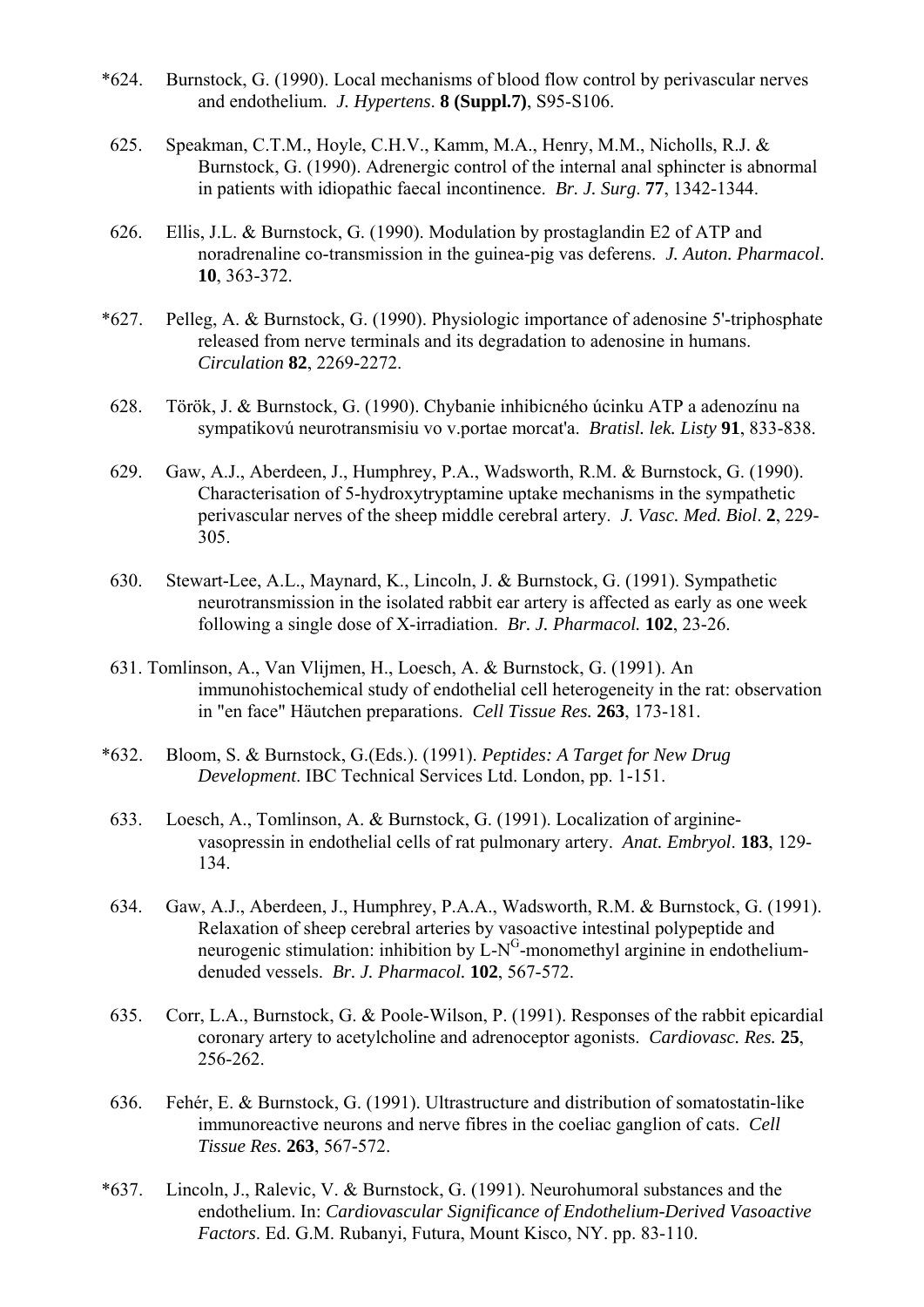*624. Burnstock, G. (1990). Local mechanisms of blood flow control by perivascular nerves and endothelium. *J. Hypertens*. **8 (Suppl.7)**, S95-S106.

625. Speakman, C.T.M., Hoyle, C.H.V., Kamm, M.A., Henry, M.M., Nicholls, R.J. & Burnstock, G. (1990). Adrenergic control of the internal anal sphincter is abnormal in patients with idiopathic faecal incontinence. *Br. J. Surg*. **77**, 1342-1344.

626. Ellis, J.L. & Burnstock, G. (1990). Modulation by prostaglandin E2 of ATP and noradrenaline co-transmission in the guinea-pig vas deferens. *J. Auton. Pharmacol*. **10**, 363-372.

*627. Pelleg, A. & Burnstock, G. (1990). Physiologic importance of adenosine 5'-triphosphate released from nerve terminals and its degradation to adenosine in humans. *Circulation* **82**, 2269-2272.

628. Török, J. & Burnstock, G. (1990). Chybanie inhibicného úcinku ATP a adenozínu na sympatikovú neurotransmisiu vo v.portae morcat'a. *Bratisl. lek. Listy* **91**, 833-838.

629. Gaw, A.J., Aberdeen, J., Humphrey, P.A., Wadsworth, R.M. & Burnstock, G. (1990). Characterisation of 5-hydroxytryptamine uptake mechanisms in the sympathetic perivascular nerves of the sheep middle cerebral artery. *J. Vasc. Med. Biol*. **2**, 229-305.

630. Stewart-Lee, A.L., Maynard, K., Lincoln, J. & Burnstock, G. (1991). Sympathetic neurotransmission in the isolated rabbit ear artery is affected as early as one week following a single dose of X-irradiation. *Br. J. Pharmacol.* **102**, 23-26.

631. Tomlinson, A., Van Vlijmen, H., Loesch, A. & Burnstock, G. (1991). An immunohistochemical study of endothelial cell heterogeneity in the rat: observation in "en face" Häutchen preparations. *Cell Tissue Res.* **263**, 173-181.

*632. Bloom, S. & Burnstock, G.(Eds.). (1991). *Peptides: A Target for New Drug Development*. IBC Technical Services Ltd. London, pp. 1-151.

633. Loesch, A., Tomlinson, A. & Burnstock, G. (1991). Localization of arginine-vasopressin in endothelial cells of rat pulmonary artery. *Anat. Embryol*. **183**, 129-134.

634. Gaw, A.J., Aberdeen, J., Humphrey, P.A.A., Wadsworth, R.M. & Burnstock, G. (1991). Relaxation of sheep cerebral arteries by vasoactive intestinal polypeptide and neurogenic stimulation: inhibition by L-$N^G$-monomethyl arginine in endothelium-denuded vessels. *Br. J. Pharmacol.* **102**, 567-572.

635. Corr, L.A., Burnstock, G. & Poole-Wilson, P. (1991). Responses of the rabbit epicardial coronary artery to acetylcholine and adrenoceptor agonists. *Cardiovasc. Res.* **25**, 256-262.

636. Fehér, E. & Burnstock, G. (1991). Ultrastructure and distribution of somatostatin-like immunoreactive neurons and nerve fibres in the coeliac ganglion of cats. *Cell Tissue Res.* **263**, 567-572.

*637. Lincoln, J., Ralevic, V. & Burnstock, G. (1991). Neurohumoral substances and the endothelium. In: *Cardiovascular Significance of Endothelium-Derived Vasoactive Factors*. Ed. G.M. Rubanyi, Futura, Mount Kisco, NY. pp. 83-110.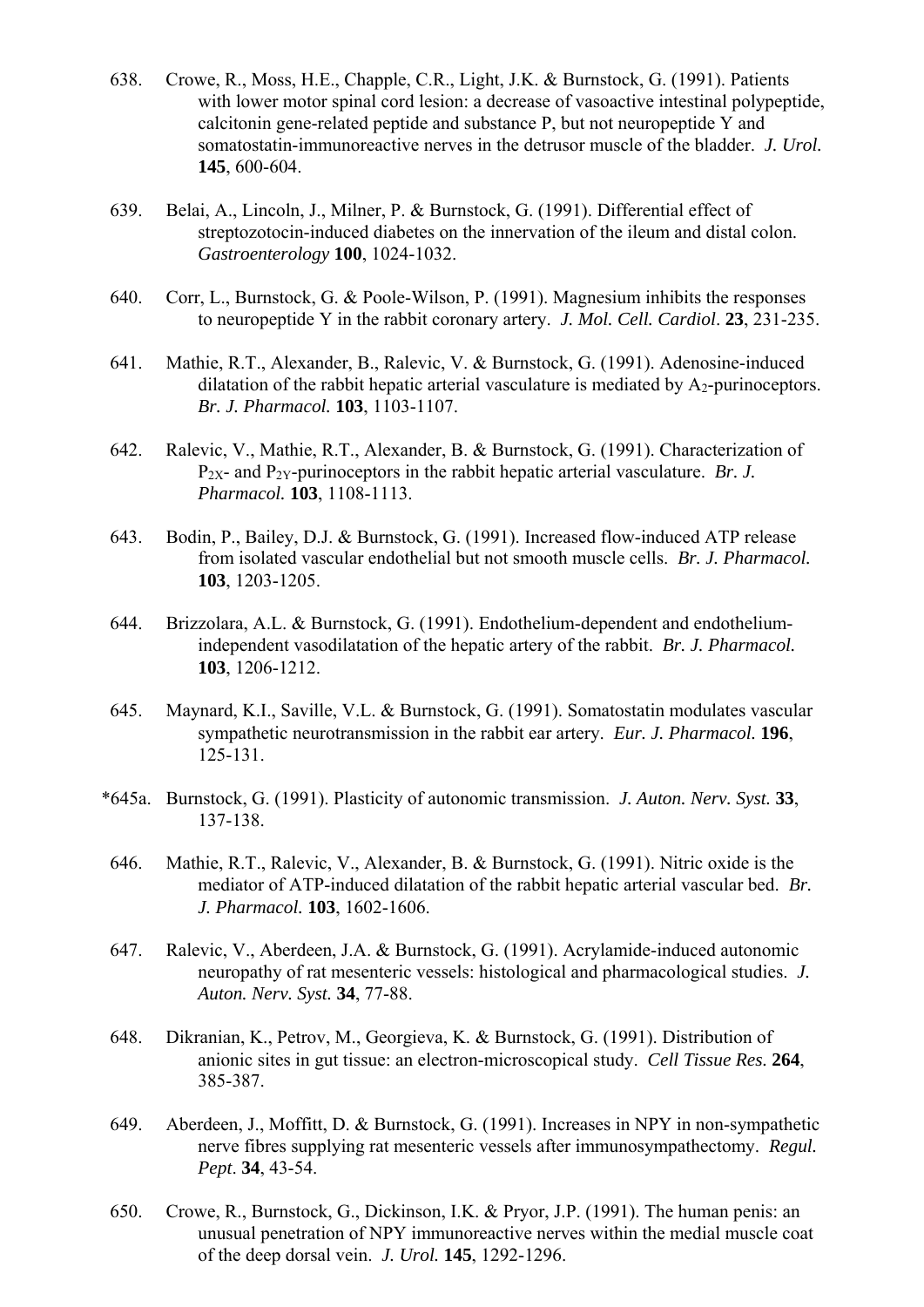638. Crowe, R., Moss, H.E., Chapple, C.R., Light, J.K. & Burnstock, G. (1991). Patients with lower motor spinal cord lesion: a decrease of vasoactive intestinal polypeptide, calcitonin gene-related peptide and substance P, but not neuropeptide Y and somatostatin-immunoreactive nerves in the detrusor muscle of the bladder. *J. Urol.* **145**, 600-604.

639. Belai, A., Lincoln, J., Milner, P. & Burnstock, G. (1991). Differential effect of streptozotocin-induced diabetes on the innervation of the ileum and distal colon. *Gastroenterology* **100**, 1024-1032.

640. Corr, L., Burnstock, G. & Poole-Wilson, P. (1991). Magnesium inhibits the responses to neuropeptide Y in the rabbit coronary artery. *J. Mol. Cell. Cardiol*. **23**, 231-235.

641. Mathie, R.T., Alexander, B., Ralevic, V. & Burnstock, G. (1991). Adenosine-induced dilatation of the rabbit hepatic arterial vasculature is mediated by $A_2$-purinoceptors. *Br. J. Pharmacol.* **103**, 1103-1107.

642. Ralevic, V., Mathie, R.T., Alexander, B. & Burnstock, G. (1991). Characterization of $P_{2X}$- and $P_{2Y}$-purinoceptors in the rabbit hepatic arterial vasculature. *Br. J. Pharmacol.* **103**, 1108-1113.

643. Bodin, P., Bailey, D.J. & Burnstock, G. (1991). Increased flow-induced ATP release from isolated vascular endothelial but not smooth muscle cells. *Br. J. Pharmacol.* **103**, 1203-1205.

644. Brizzolara, A.L. & Burnstock, G. (1991). Endothelium-dependent and endothelium-independent vasodilatation of the hepatic artery of the rabbit. *Br. J. Pharmacol.* **103**, 1206-1212.

645. Maynard, K.I., Saville, V.L. & Burnstock, G. (1991). Somatostatin modulates vascular sympathetic neurotransmission in the rabbit ear artery. *Eur. J. Pharmacol.* **196**, 125-131.

*645a. Burnstock, G. (1991). Plasticity of autonomic transmission. *J. Auton. Nerv. Syst.* **33**, 137-138.

646. Mathie, R.T., Ralevic, V., Alexander, B. & Burnstock, G. (1991). Nitric oxide is the mediator of ATP-induced dilatation of the rabbit hepatic arterial vascular bed. *Br. J. Pharmacol.* **103**, 1602-1606.

647. Ralevic, V., Aberdeen, J.A. & Burnstock, G. (1991). Acrylamide-induced autonomic neuropathy of rat mesenteric vessels: histological and pharmacological studies. *J. Auton. Nerv. Syst.* **34**, 77-88.

648. Dikranian, K., Petrov, M., Georgieva, K. & Burnstock, G. (1991). Distribution of anionic sites in gut tissue: an electron-microscopical study. *Cell Tissue Res.* **264**, 385-387.

649. Aberdeen, J., Moffitt, D. & Burnstock, G. (1991). Increases in NPY in non-sympathetic nerve fibres supplying rat mesenteric vessels after immunosympathectomy. *Regul. Pept*. **34**, 43-54.

650. Crowe, R., Burnstock, G., Dickinson, I.K. & Pryor, J.P. (1991). The human penis: an unusual penetration of NPY immunoreactive nerves within the medial muscle coat of the deep dorsal vein. *J. Urol.* **145**, 1292-1296.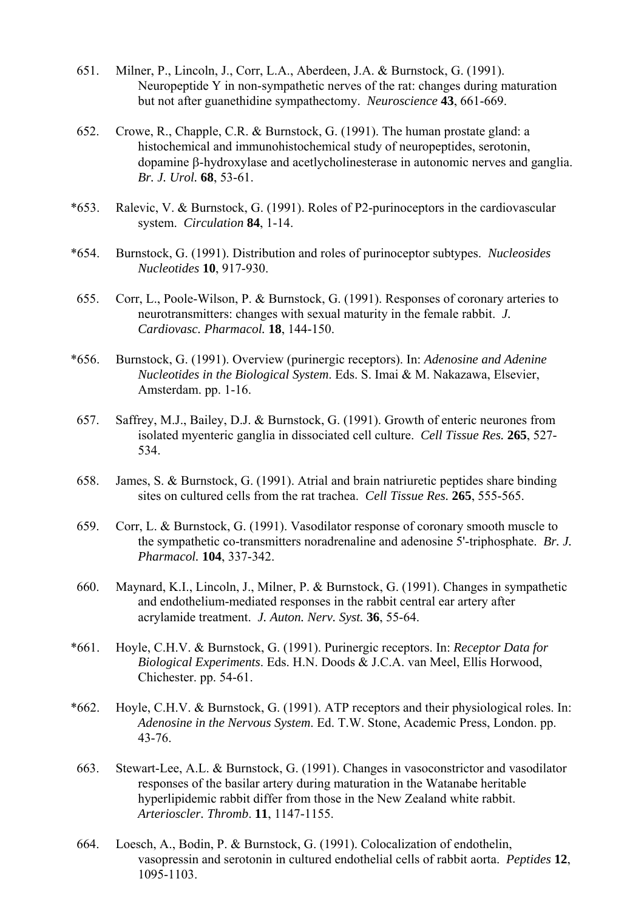651. Milner, P., Lincoln, J., Corr, L.A., Aberdeen, J.A. & Burnstock, G. (1991). Neuropeptide Y in non-sympathetic nerves of the rat: changes during maturation but not after guanethidine sympathectomy. *Neuroscience* **43**, 661-669.

652. Crowe, R., Chapple, C.R. & Burnstock, G. (1991). The human prostate gland: a histochemical and immunohistochemical study of neuropeptides, serotonin, dopamine β-hydroxylase and acetylcholinesterase in autonomic nerves and ganglia. *Br. J. Urol.* **68**, 53-61.

*653. Ralevic, V. & Burnstock, G. (1991). Roles of P2-purinoceptors in the cardiovascular system. *Circulation* **84**, 1-14.

*654. Burnstock, G. (1991). Distribution and roles of purinoceptor subtypes. *Nucleosides Nucleotides* **10**, 917-930.

655. Corr, L., Poole-Wilson, P. & Burnstock, G. (1991). Responses of coronary arteries to neurotransmitters: changes with sexual maturity in the female rabbit. *J. Cardiovasc. Pharmacol.* **18**, 144-150.

*656. Burnstock, G. (1991). Overview (purinergic receptors). In: *Adenosine and Adenine Nucleotides in the Biological System*. Eds. S. Imai & M. Nakazawa, Elsevier, Amsterdam. pp. 1-16.

657. Saffrey, M.J., Bailey, D.J. & Burnstock, G. (1991). Growth of enteric neurones from isolated myenteric ganglia in dissociated cell culture. *Cell Tissue Res.* **265**, 527-534.

658. James, S. & Burnstock, G. (1991). Atrial and brain natriuretic peptides share binding sites on cultured cells from the rat trachea. *Cell Tissue Res.* **265**, 555-565.

659. Corr, L. & Burnstock, G. (1991). Vasodilator response of coronary smooth muscle to the sympathetic co-transmitters noradrenaline and adenosine 5'-triphosphate. *Br. J. Pharmacol.* **104**, 337-342.

660. Maynard, K.I., Lincoln, J., Milner, P. & Burnstock, G. (1991). Changes in sympathetic and endothelium-mediated responses in the rabbit central ear artery after acrylamide treatment. *J. Auton. Nerv. Syst.* **36**, 55-64.

*661. Hoyle, C.H.V. & Burnstock, G. (1991). Purinergic receptors. In: *Receptor Data for Biological Experiments*. Eds. H.N. Doods & J.C.A. van Meel, Ellis Horwood, Chichester. pp. 54-61.

*662. Hoyle, C.H.V. & Burnstock, G. (1991). ATP receptors and their physiological roles. In: *Adenosine in the Nervous System*. Ed. T.W. Stone, Academic Press, London. pp. 43-76.

663. Stewart-Lee, A.L. & Burnstock, G. (1991). Changes in vasoconstrictor and vasodilator responses of the basilar artery during maturation in the Watanabe heritable hyperlipidemic rabbit differ from those in the New Zealand white rabbit. *Arterioscler. Thromb*. **11**, 1147-1155.

664. Loesch, A., Bodin, P. & Burnstock, G. (1991). Colocalization of endothelin, vasopressin and serotonin in cultured endothelial cells of rabbit aorta. *Peptides* **12**, 1095-1103.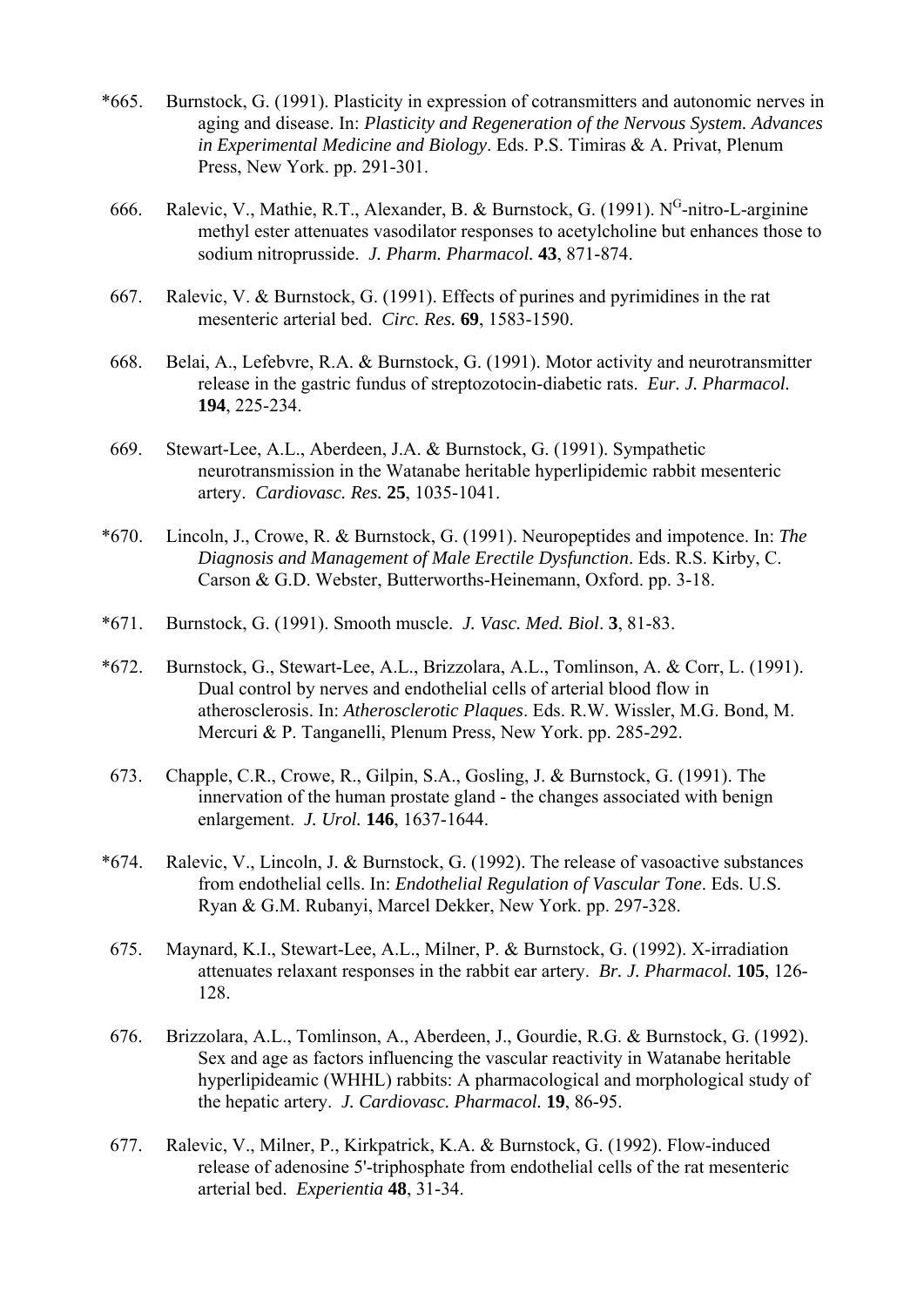*665. Burnstock, G. (1991). Plasticity in expression of cotransmitters and autonomic nerves in aging and disease. In: *Plasticity and Regeneration of the Nervous System. Advances in Experimental Medicine and Biology*. Eds. P.S. Timiras & A. Privat, Plenum Press, New York. pp. 291-301.

666. Ralevic, V., Mathie, R.T., Alexander, B. & Burnstock, G. (1991). $N^G$-nitro-L-arginine methyl ester attenuates vasodilator responses to acetylcholine but enhances those to sodium nitroprusside. *J. Pharm. Pharmacol.* **43**, 871-874.

667. Ralevic, V. & Burnstock, G. (1991). Effects of purines and pyrimidines in the rat mesenteric arterial bed. *Circ. Res.* **69**, 1583-1590.

668. Belai, A., Lefebvre, R.A. & Burnstock, G. (1991). Motor activity and neurotransmitter release in the gastric fundus of streptozotocin-diabetic rats. *Eur. J. Pharmacol.* **194**, 225-234.

669. Stewart-Lee, A.L., Aberdeen, J.A. & Burnstock, G. (1991). Sympathetic neurotransmission in the Watanabe heritable hyperlipidemic rabbit mesenteric artery. *Cardiovasc. Res.* **25**, 1035-1041.

*670. Lincoln, J., Crowe, R. & Burnstock, G. (1991). Neuropeptides and impotence. In: *The Diagnosis and Management of Male Erectile Dysfunction*. Eds. R.S. Kirby, C. Carson & G.D. Webster, Butterworths-Heinemann, Oxford. pp. 3-18.

*671. Burnstock, G. (1991). Smooth muscle. *J. Vasc. Med. Biol*. **3**, 81-83.

*672. Burnstock, G., Stewart-Lee, A.L., Brizzolara, A.L., Tomlinson, A. & Corr, L. (1991). Dual control by nerves and endothelial cells of arterial blood flow in atherosclerosis. In: *Atherosclerotic Plaques*. Eds. R.W. Wissler, M.G. Bond, M. Mercuri & P. Tanganelli, Plenum Press, New York. pp. 285-292.

673. Chapple, C.R., Crowe, R., Gilpin, S.A., Gosling, J. & Burnstock, G. (1991). The innervation of the human prostate gland - the changes associated with benign enlargement. *J. Urol.* **146**, 1637-1644.

*674. Ralevic, V., Lincoln, J. & Burnstock, G. (1992). The release of vasoactive substances from endothelial cells. In: *Endothelial Regulation of Vascular Tone*. Eds. U.S. Ryan & G.M. Rubanyi, Marcel Dekker, New York. pp. 297-328.

675. Maynard, K.I., Stewart-Lee, A.L., Milner, P. & Burnstock, G. (1992). X-irradiation attenuates relaxant responses in the rabbit ear artery. *Br. J. Pharmacol.* **105**, 126-128.

676. Brizzolara, A.L., Tomlinson, A., Aberdeen, J., Gourdie, R.G. & Burnstock, G. (1992). Sex and age as factors influencing the vascular reactivity in Watanabe heritable hyperlipideamic (WHHL) rabbits: A pharmacological and morphological study of the hepatic artery. *J. Cardiovasc. Pharmacol.* **19**, 86-95.

677. Ralevic, V., Milner, P., Kirkpatrick, K.A. & Burnstock, G. (1992). Flow-induced release of adenosine 5'-triphosphate from endothelial cells of the rat mesenteric arterial bed. *Experientia* **48**, 31-34.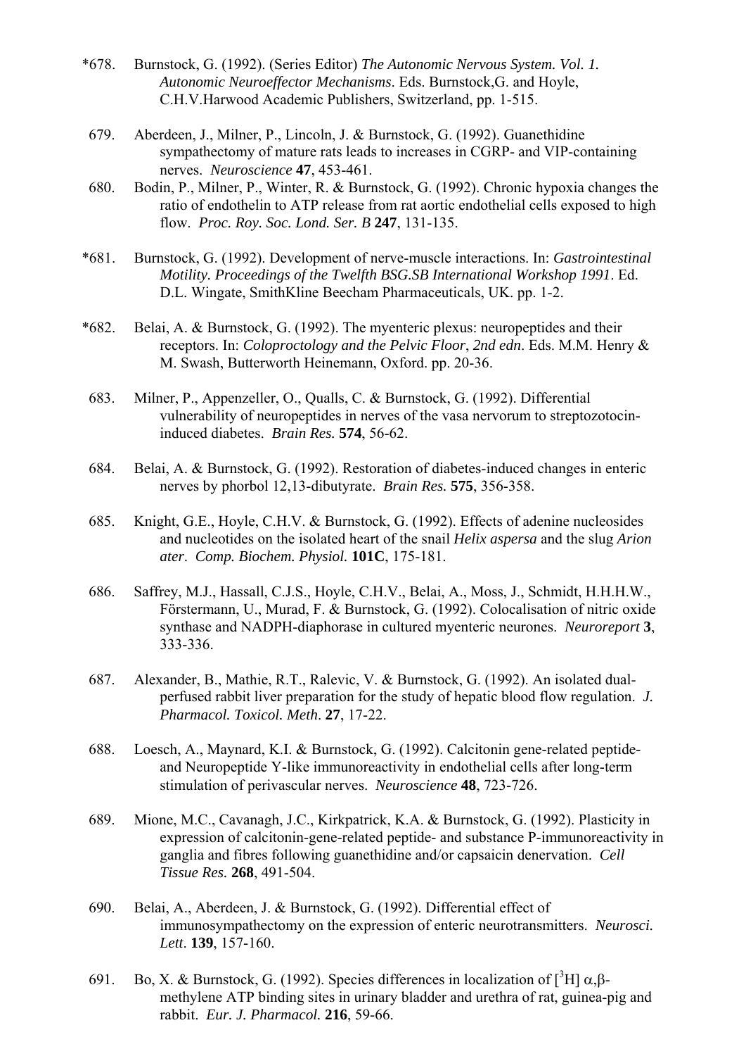*678. Burnstock, G. (1992). (Series Editor) *The Autonomic Nervous System. Vol. 1. Autonomic Neuroeffector Mechanisms*. Eds. Burnstock,G. and Hoyle, C.H.V.Harwood Academic Publishers, Switzerland, pp. 1-515.

679. Aberdeen, J., Milner, P., Lincoln, J. & Burnstock, G. (1992). Guanethidine sympathectomy of mature rats leads to increases in CGRP- and VIP-containing nerves. *Neuroscience* **47**, 453-461.

680. Bodin, P., Milner, P., Winter, R. & Burnstock, G. (1992). Chronic hypoxia changes the ratio of endothelin to ATP release from rat aortic endothelial cells exposed to high flow. *Proc. Roy. Soc. Lond. Ser. B* **247**, 131-135.

*681. Burnstock, G. (1992). Development of nerve-muscle interactions. In: *Gastrointestinal Motility. Proceedings of the Twelfth BSG.SB International Workshop 1991*. Ed. D.L. Wingate, SmithKline Beecham Pharmaceuticals, UK. pp. 1-2.

*682. Belai, A. & Burnstock, G. (1992). The myenteric plexus: neuropeptides and their receptors. In: *Coloproctology and the Pelvic Floor*, *2nd edn*. Eds. M.M. Henry & M. Swash, Butterworth Heinemann, Oxford. pp. 20-36.

683. Milner, P., Appenzeller, O., Qualls, C. & Burnstock, G. (1992). Differential vulnerability of neuropeptides in nerves of the vasa nervorum to streptozotocin-induced diabetes. *Brain Res.* **574**, 56-62.

684. Belai, A. & Burnstock, G. (1992). Restoration of diabetes-induced changes in enteric nerves by phorbol 12,13-dibutyrate. *Brain Res.* **575**, 356-358.

685. Knight, G.E., Hoyle, C.H.V. & Burnstock, G. (1992). Effects of adenine nucleosides and nucleotides on the isolated heart of the snail *Helix aspersa* and the slug *Arion ater*. *Comp. Biochem. Physiol.* **101C**, 175-181.

686. Saffrey, M.J., Hassall, C.J.S., Hoyle, C.H.V., Belai, A., Moss, J., Schmidt, H.H.H.W., Förstermann, U., Murad, F. & Burnstock, G. (1992). Colocalisation of nitric oxide synthase and NADPH-diaphorase in cultured myenteric neurones. *Neuroreport* **3**, 333-336.

687. Alexander, B., Mathie, R.T., Ralevic, V. & Burnstock, G. (1992). An isolated dual-perfused rabbit liver preparation for the study of hepatic blood flow regulation. *J. Pharmacol. Toxicol. Meth*. **27**, 17-22.

688. Loesch, A., Maynard, K.I. & Burnstock, G. (1992). Calcitonin gene-related peptide- and Neuropeptide Y-like immunoreactivity in endothelial cells after long-term stimulation of perivascular nerves. *Neuroscience* **48**, 723-726.

689. Mione, M.C., Cavanagh, J.C., Kirkpatrick, K.A. & Burnstock, G. (1992). Plasticity in expression of calcitonin-gene-related peptide- and substance P-immunoreactivity in ganglia and fibres following guanethidine and/or capsaicin denervation. *Cell Tissue Res.* **268**, 491-504.

690. Belai, A., Aberdeen, J. & Burnstock, G. (1992). Differential effect of immunosympathectomy on the expression of enteric neurotransmitters. *Neurosci. Lett*. **139**, 157-160.

691. Bo, X. & Burnstock, G. (1992). Species differences in localization of [$^{3}$H] $\alpha,\beta$-methylene ATP binding sites in urinary bladder and urethra of rat, guinea-pig and rabbit. *Eur. J. Pharmacol.* **216**, 59-66.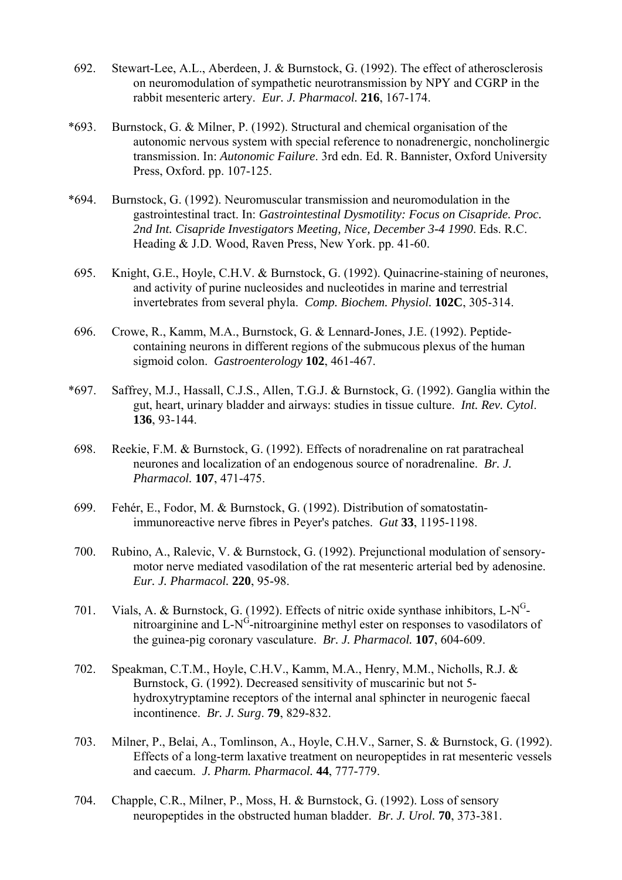692. Stewart-Lee, A.L., Aberdeen, J. & Burnstock, G. (1992). The effect of atherosclerosis on neuromodulation of sympathetic neurotransmission by NPY and CGRP in the rabbit mesenteric artery. *Eur. J. Pharmacol.* **216**, 167-174.

*693. Burnstock, G. & Milner, P. (1992). Structural and chemical organisation of the autonomic nervous system with special reference to nonadrenergic, noncholinergic transmission. In: *Autonomic Failure*. 3rd edn. Ed. R. Bannister, Oxford University Press, Oxford. pp. 107-125.

*694. Burnstock, G. (1992). Neuromuscular transmission and neuromodulation in the gastrointestinal tract. In: *Gastrointestinal Dysmotility: Focus on Cisapride. Proc. 2nd Int. Cisapride Investigators Meeting, Nice, December 3-4 1990*. Eds. R.C. Heading & J.D. Wood, Raven Press, New York. pp. 41-60.

695. Knight, G.E., Hoyle, C.H.V. & Burnstock, G. (1992). Quinacrine-staining of neurones, and activity of purine nucleosides and nucleotides in marine and terrestrial invertebrates from several phyla. *Comp. Biochem. Physiol.* **102C**, 305-314.

696. Crowe, R., Kamm, M.A., Burnstock, G. & Lennard-Jones, J.E. (1992). Peptide-containing neurons in different regions of the submucous plexus of the human sigmoid colon. *Gastroenterology* **102**, 461-467.

*697. Saffrey, M.J., Hassall, C.J.S., Allen, T.G.J. & Burnstock, G. (1992). Ganglia within the gut, heart, urinary bladder and airways: studies in tissue culture. *Int. Rev. Cytol*. **136**, 93-144.

698. Reekie, F.M. & Burnstock, G. (1992). Effects of noradrenaline on rat paratracheal neurones and localization of an endogenous source of noradrenaline. *Br. J. Pharmacol.* **107**, 471-475.

699. Fehér, E., Fodor, M. & Burnstock, G. (1992). Distribution of somatostatin-immunoreactive nerve fibres in Peyer's patches. *Gut* **33**, 1195-1198.

700. Rubino, A., Ralevic, V. & Burnstock, G. (1992). Prejunctional modulation of sensory-motor nerve mediated vasodilation of the rat mesenteric arterial bed by adenosine. *Eur. J. Pharmacol.* **220**, 95-98.

701. Vials, A. & Burnstock, G. (1992). Effects of nitric oxide synthase inhibitors, L-$N^G$-nitroarginine and L-$N^G$-nitroarginine methyl ester on responses to vasodilators of the guinea-pig coronary vasculature. *Br. J. Pharmacol.* **107**, 604-609.

702. Speakman, C.T.M., Hoyle, C.H.V., Kamm, M.A., Henry, M.M., Nicholls, R.J. & Burnstock, G. (1992). Decreased sensitivity of muscarinic but not 5-hydroxytryptamine receptors of the internal anal sphincter in neurogenic faecal incontinence. *Br. J. Surg*. **79**, 829-832.

703. Milner, P., Belai, A., Tomlinson, A., Hoyle, C.H.V., Sarner, S. & Burnstock, G. (1992). Effects of a long-term laxative treatment on neuropeptides in rat mesenteric vessels and caecum. *J. Pharm. Pharmacol.* **44**, 777-779.

704. Chapple, C.R., Milner, P., Moss, H. & Burnstock, G. (1992). Loss of sensory neuropeptides in the obstructed human bladder. *Br. J. Urol.* **70**, 373-381.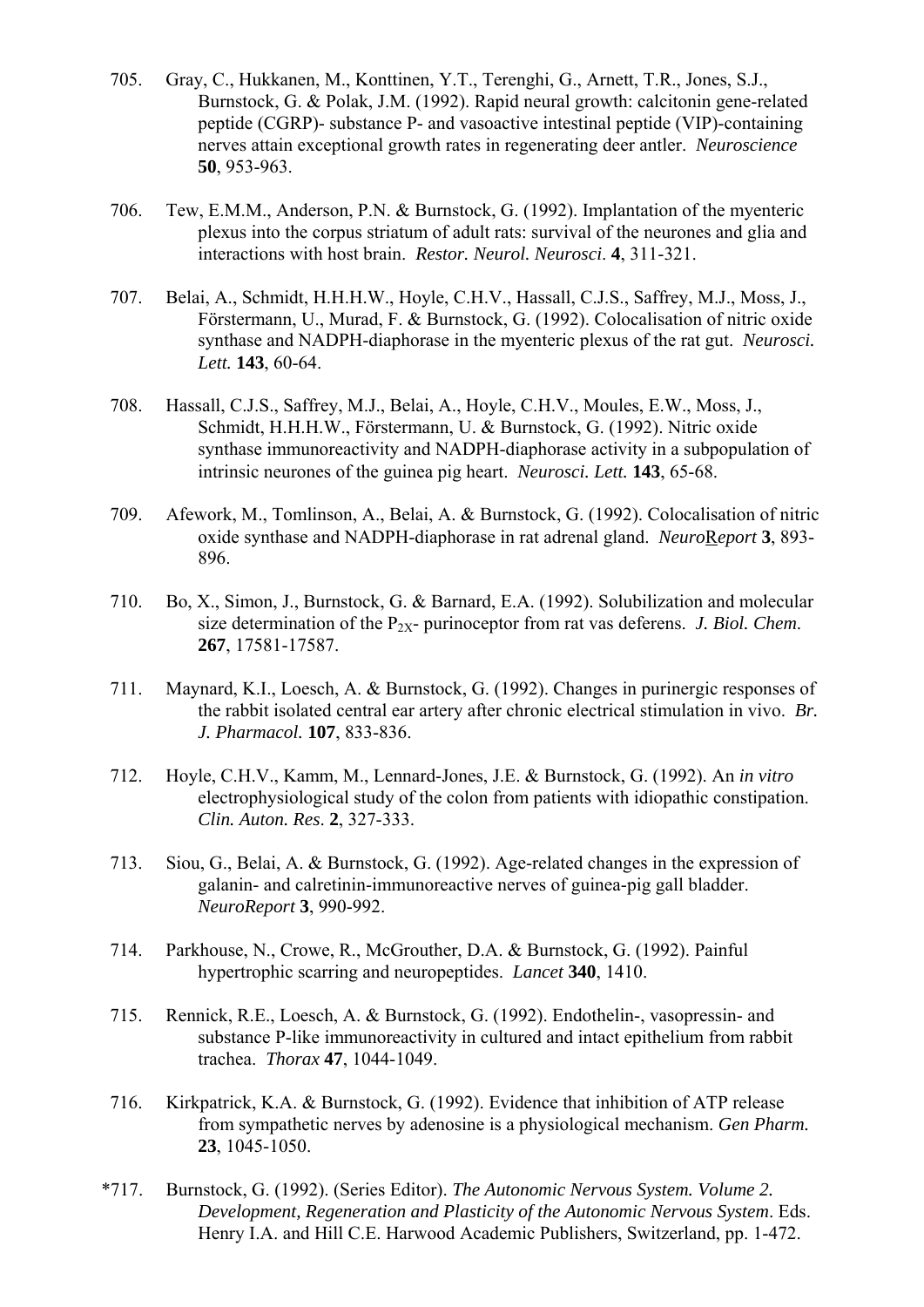705. Gray, C., Hukkanen, M., Konttinen, Y.T., Terenghi, G., Arnett, T.R., Jones, S.J., Burnstock, G. & Polak, J.M. (1992). Rapid neural growth: calcitonin gene-related peptide (CGRP)- substance P- and vasoactive intestinal peptide (VIP)-containing nerves attain exceptional growth rates in regenerating deer antler. *Neuroscience* **50**, 953-963.

706. Tew, E.M.M., Anderson, P.N. & Burnstock, G. (1992). Implantation of the myenteric plexus into the corpus striatum of adult rats: survival of the neurones and glia and interactions with host brain. *Restor. Neurol. Neurosci*. **4**, 311-321.

707. Belai, A., Schmidt, H.H.H.W., Hoyle, C.H.V., Hassall, C.J.S., Saffrey, M.J., Moss, J., Förstermann, U., Murad, F. & Burnstock, G. (1992). Colocalisation of nitric oxide synthase and NADPH-diaphorase in the myenteric plexus of the rat gut. *Neurosci. Lett.* **143**, 60-64.

708. Hassall, C.J.S., Saffrey, M.J., Belai, A., Hoyle, C.H.V., Moules, E.W., Moss, J., Schmidt, H.H.H.W., Förstermann, U. & Burnstock, G. (1992). Nitric oxide synthase immunoreactivity and NADPH-diaphorase activity in a subpopulation of intrinsic neurones of the guinea pig heart. *Neurosci. Lett.* **143**, 65-68.

709. Afework, M., Tomlinson, A., Belai, A. & Burnstock, G. (1992). Colocalisation of nitric oxide synthase and NADPH-diaphorase in rat adrenal gland. *NeuroReport* **3**, 893-896.

710. Bo, X., Simon, J., Burnstock, G. & Barnard, E.A. (1992). Solubilization and molecular size determination of the $P_{2X}$- purinoceptor from rat vas deferens. *J. Biol. Chem*. **267**, 17581-17587.

711. Maynard, K.I., Loesch, A. & Burnstock, G. (1992). Changes in purinergic responses of the rabbit isolated central ear artery after chronic electrical stimulation in vivo. *Br. J. Pharmacol.* **107**, 833-836.

712. Hoyle, C.H.V., Kamm, M., Lennard-Jones, J.E. & Burnstock, G. (1992). An *in vitro* electrophysiological study of the colon from patients with idiopathic constipation. *Clin. Auton. Res*. **2**, 327-333.

713. Siou, G., Belai, A. & Burnstock, G. (1992). Age-related changes in the expression of galanin- and calretinin-immunoreactive nerves of guinea-pig gall bladder. *NeuroReport* **3**, 990-992.

714. Parkhouse, N., Crowe, R., McGrouther, D.A. & Burnstock, G. (1992). Painful hypertrophic scarring and neuropeptides. *Lancet* **340**, 1410.

715. Rennick, R.E., Loesch, A. & Burnstock, G. (1992). Endothelin-, vasopressin- and substance P-like immunoreactivity in cultured and intact epithelium from rabbit trachea. *Thorax* **47**, 1044-1049.

716. Kirkpatrick, K.A. & Burnstock, G. (1992). Evidence that inhibition of ATP release from sympathetic nerves by adenosine is a physiological mechanism. *Gen Pharm.* **23**, 1045-1050.

*717. Burnstock, G. (1992). (Series Editor). *The Autonomic Nervous System. Volume 2. Development, Regeneration and Plasticity of the Autonomic Nervous System*. Eds. Henry I.A. and Hill C.E. Harwood Academic Publishers, Switzerland, pp. 1-472.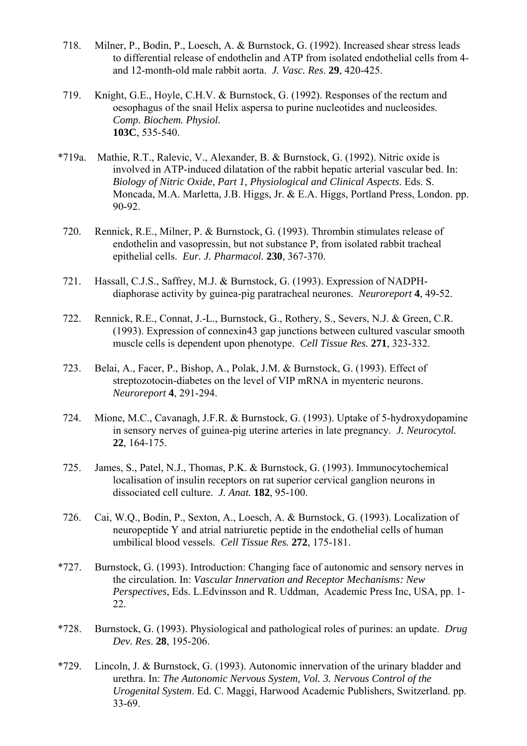718. Milner, P., Bodin, P., Loesch, A. & Burnstock, G. (1992). Increased shear stress leads to differential release of endothelin and ATP from isolated endothelial cells from 4- and 12-month-old male rabbit aorta. *J. Vasc. Res*. **29**, 420-425.

719. Knight, G.E., Hoyle, C.H.V. & Burnstock, G. (1992). Responses of the rectum and oesophagus of the snail Helix aspersa to purine nucleotides and nucleosides. *Comp. Biochem. Physiol.* **103C**, 535-540.

*719a. Mathie, R.T., Ralevic, V., Alexander, B. & Burnstock, G. (1992). Nitric oxide is involved in ATP-induced dilatation of the rabbit hepatic arterial vascular bed. In: *Biology of Nitric Oxide, Part 1, Physiological and Clinical Aspects*. Eds. S. Moncada, M.A. Marletta, J.B. Higgs, Jr. & E.A. Higgs, Portland Press, London. pp. 90-92.

720. Rennick, R.E., Milner, P. & Burnstock, G. (1993). Thrombin stimulates release of endothelin and vasopressin, but not substance P, from isolated rabbit tracheal epithelial cells. *Eur. J. Pharmacol.* **230**, 367-370.

721. Hassall, C.J.S., Saffrey, M.J. & Burnstock, G. (1993). Expression of NADPH-diaphorase activity by guinea-pig paratracheal neurones. *Neuroreport* **4**, 49-52.

722. Rennick, R.E., Connat, J.-L., Burnstock, G., Rothery, S., Severs, N.J. & Green, C.R. (1993). Expression of connexin43 gap junctions between cultured vascular smooth muscle cells is dependent upon phenotype. *Cell Tissue Res.* **271**, 323-332.

723. Belai, A., Facer, P., Bishop, A., Polak, J.M. & Burnstock, G. (1993). Effect of streptozotocin-diabetes on the level of VIP mRNA in myenteric neurons. *Neuroreport* **4**, 291-294.

724. Mione, M.C., Cavanagh, J.F.R. & Burnstock, G. (1993). Uptake of 5-hydroxydopamine in sensory nerves of guinea-pig uterine arteries in late pregnancy. *J. Neurocytol.* **22**, 164-175.

725. James, S., Patel, N.J., Thomas, P.K. & Burnstock, G. (1993). Immunocytochemical localisation of insulin receptors on rat superior cervical ganglion neurons in dissociated cell culture. *J. Anat.* **182**, 95-100.

726. Cai, W.Q., Bodin, P., Sexton, A., Loesch, A. & Burnstock, G. (1993). Localization of neuropeptide Y and atrial natriuretic peptide in the endothelial cells of human umbilical blood vessels. *Cell Tissue Res.* **272**, 175-181.

*727. Burnstock, G. (1993). Introduction: Changing face of autonomic and sensory nerves in the circulation. In: *Vascular Innervation and Receptor Mechanisms: New Perspectives*, Eds. L.Edvinsson and R. Uddman, Academic Press Inc, USA, pp. 1-22.

*728. Burnstock, G. (1993). Physiological and pathological roles of purines: an update. *Drug Dev. Res*. **28**, 195-206.

*729. Lincoln, J. & Burnstock, G. (1993). Autonomic innervation of the urinary bladder and urethra. In: *The Autonomic Nervous System, Vol. 3. Nervous Control of the Urogenital System*. Ed. C. Maggi, Harwood Academic Publishers, Switzerland. pp. 33-69.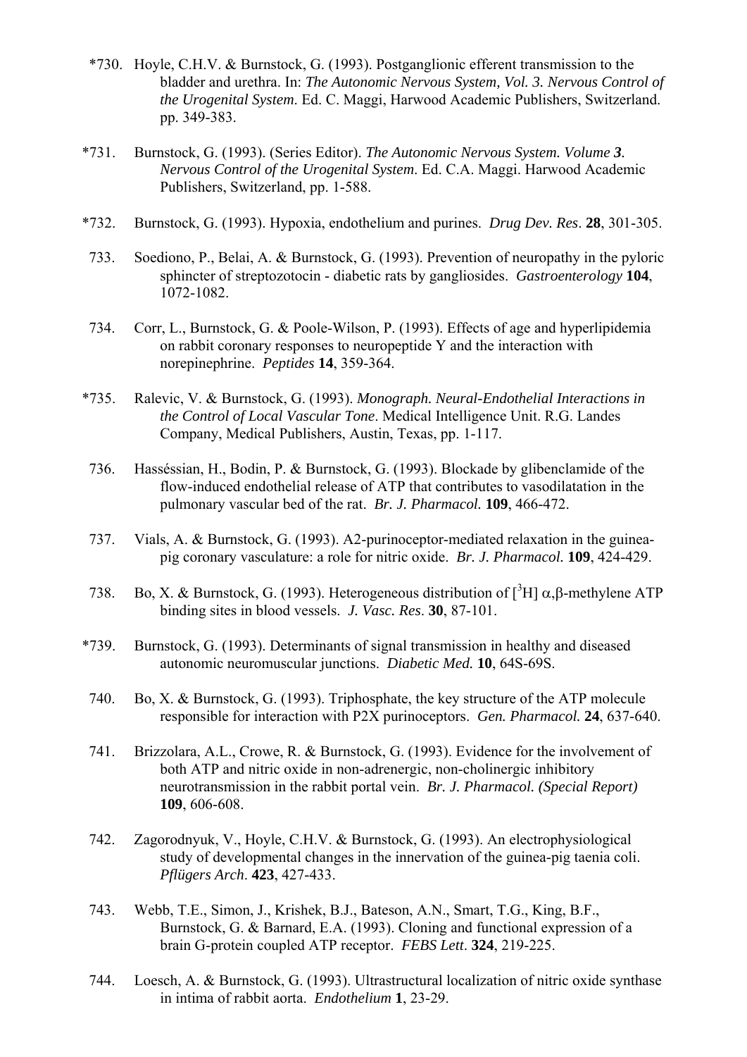*730. Hoyle, C.H.V. & Burnstock, G. (1993). Postganglionic efferent transmission to the bladder and urethra. In: *The Autonomic Nervous System, Vol. 3. Nervous Control of the Urogenital System.* Ed. C. Maggi, Harwood Academic Publishers, Switzerland. pp. 349-383.

*731. Burnstock, G. (1993). (Series Editor). *The Autonomic Nervous System. Volume **3**. Nervous Control of the Urogenital System.* Ed. C.A. Maggi. Harwood Academic Publishers, Switzerland, pp. 1-588.

*732. Burnstock, G. (1993). Hypoxia, endothelium and purines. *Drug Dev. Res.* **28**, 301-305.

733. Soediono, P., Belai, A. & Burnstock, G. (1993). Prevention of neuropathy in the pyloric sphincter of streptozotocin - diabetic rats by gangliosides. *Gastroenterology* **104**, 1072-1082.

734. Corr, L., Burnstock, G. & Poole-Wilson, P. (1993). Effects of age and hyperlipidemia on rabbit coronary responses to neuropeptide Y and the interaction with norepinephrine. *Peptides* **14**, 359-364.

*735. Ralevic, V. & Burnstock, G. (1993). *Monograph. Neural-Endothelial Interactions in the Control of Local Vascular Tone*. Medical Intelligence Unit. R.G. Landes Company, Medical Publishers, Austin, Texas, pp. 1-117.

736. Hasséssian, H., Bodin, P. & Burnstock, G. (1993). Blockade by glibenclamide of the flow-induced endothelial release of ATP that contributes to vasodilatation in the pulmonary vascular bed of the rat. *Br. J. Pharmacol.* **109**, 466-472.

737. Vials, A. & Burnstock, G. (1993). A2-purinoceptor-mediated relaxation in the guinea-pig coronary vasculature: a role for nitric oxide. *Br. J. Pharmacol.* **109**, 424-429.

738. Bo, X. & Burnstock, G. (1993). Heterogeneous distribution of [$^3$H] $\alpha,\beta$-methylene ATP binding sites in blood vessels. *J. Vasc. Res.* **30**, 87-101.

*739. Burnstock, G. (1993). Determinants of signal transmission in healthy and diseased autonomic neuromuscular junctions. *Diabetic Med.* **10**, 64S-69S.

740. Bo, X. & Burnstock, G. (1993). Triphosphate, the key structure of the ATP molecule responsible for interaction with P2X purinoceptors. *Gen. Pharmacol.* **24**, 637-640.

741. Brizzolara, A.L., Crowe, R. & Burnstock, G. (1993). Evidence for the involvement of both ATP and nitric oxide in non-adrenergic, non-cholinergic inhibitory neurotransmission in the rabbit portal vein. *Br. J. Pharmacol. (Special Report)* **109**, 606-608.

742. Zagorodnyuk, V., Hoyle, C.H.V. & Burnstock, G. (1993). An electrophysiological study of developmental changes in the innervation of the guinea-pig taenia coli. *Pflügers Arch*. **423**, 427-433.

743. Webb, T.E., Simon, J., Krishek, B.J., Bateson, A.N., Smart, T.G., King, B.F., Burnstock, G. & Barnard, E.A. (1993). Cloning and functional expression of a brain G-protein coupled ATP receptor. *FEBS Lett*. **324**, 219-225.

744. Loesch, A. & Burnstock, G. (1993). Ultrastructural localization of nitric oxide synthase in intima of rabbit aorta. *Endothelium* **1**, 23-29.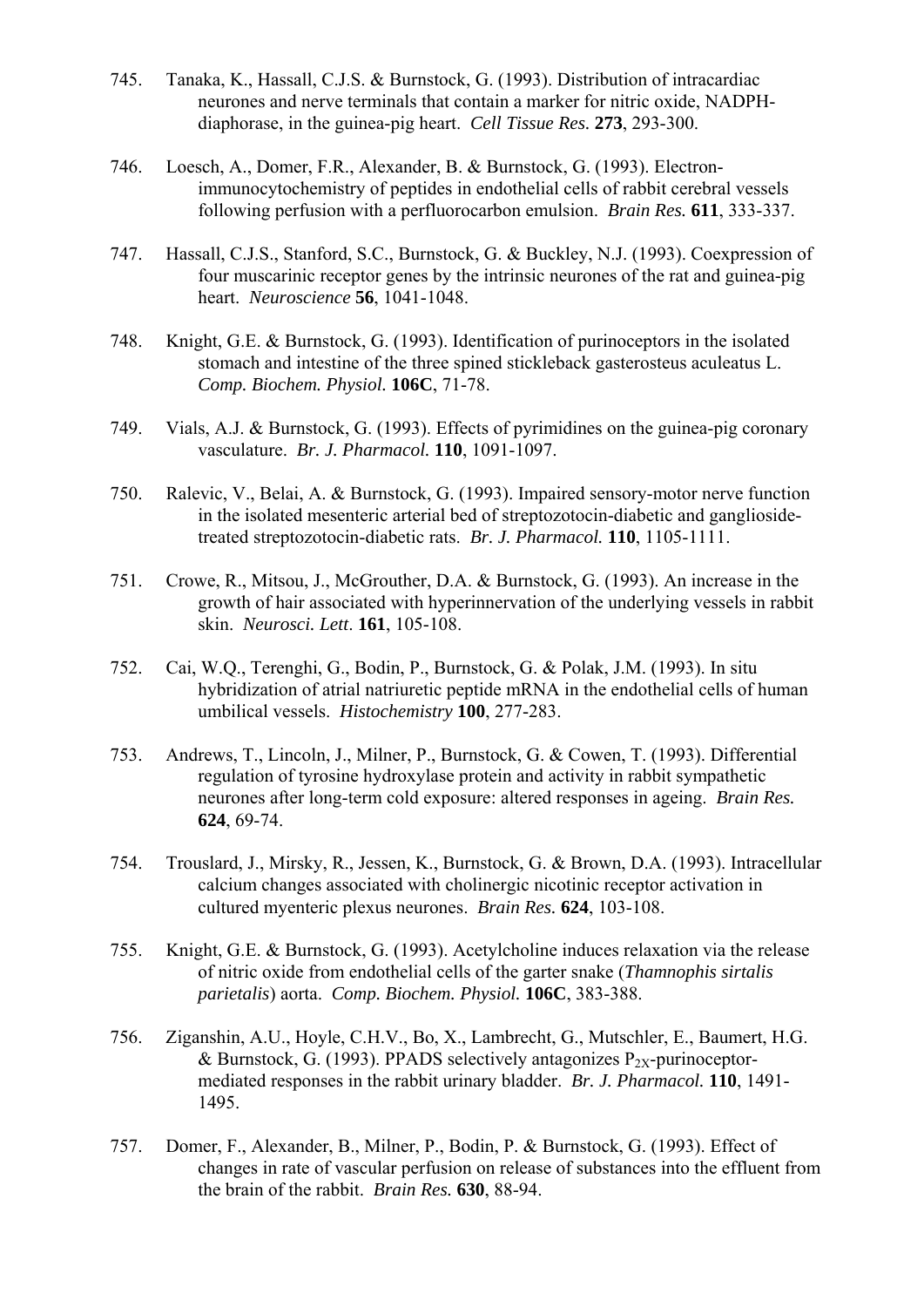745. Tanaka, K., Hassall, C.J.S. & Burnstock, G. (1993). Distribution of intracardiac neurones and nerve terminals that contain a marker for nitric oxide, NADPH-diaphorase, in the guinea-pig heart. *Cell Tissue Res.* **273**, 293-300.

746. Loesch, A., Domer, F.R., Alexander, B. & Burnstock, G. (1993). Electron-immunocytochemistry of peptides in endothelial cells of rabbit cerebral vessels following perfusion with a perfluorocarbon emulsion. *Brain Res.* **611**, 333-337.

747. Hassall, C.J.S., Stanford, S.C., Burnstock, G. & Buckley, N.J. (1993). Coexpression of four muscarinic receptor genes by the intrinsic neurones of the rat and guinea-pig heart. *Neuroscience* **56**, 1041-1048.

748. Knight, G.E. & Burnstock, G. (1993). Identification of purinoceptors in the isolated stomach and intestine of the three spined stickleback gasterosteus aculeatus L. *Comp. Biochem. Physiol.* **106C**, 71-78.

749. Vials, A.J. & Burnstock, G. (1993). Effects of pyrimidines on the guinea-pig coronary vasculature. *Br. J. Pharmacol.* **110**, 1091-1097.

750. Ralevic, V., Belai, A. & Burnstock, G. (1993). Impaired sensory-motor nerve function in the isolated mesenteric arterial bed of streptozotocin-diabetic and ganglioside-treated streptozotocin-diabetic rats. *Br. J. Pharmacol.* **110**, 1105-1111.

751. Crowe, R., Mitsou, J., McGrouther, D.A. & Burnstock, G. (1993). An increase in the growth of hair associated with hyperinnervation of the underlying vessels in rabbit skin. *Neurosci. Lett*. **161**, 105-108.

752. Cai, W.Q., Terenghi, G., Bodin, P., Burnstock, G. & Polak, J.M. (1993). In situ hybridization of atrial natriuretic peptide mRNA in the endothelial cells of human umbilical vessels. *Histochemistry* **100**, 277-283.

753. Andrews, T., Lincoln, J., Milner, P., Burnstock, G. & Cowen, T. (1993). Differential regulation of tyrosine hydroxylase protein and activity in rabbit sympathetic neurones after long-term cold exposure: altered responses in ageing. *Brain Res.* **624**, 69-74.

754. Trouslard, J., Mirsky, R., Jessen, K., Burnstock, G. & Brown, D.A. (1993). Intracellular calcium changes associated with cholinergic nicotinic receptor activation in cultured myenteric plexus neurones. *Brain Res.* **624**, 103-108.

755. Knight, G.E. & Burnstock, G. (1993). Acetylcholine induces relaxation via the release of nitric oxide from endothelial cells of the garter snake (*Thamnophis sirtalis parietalis*) aorta. *Comp. Biochem. Physiol.* **106C**, 383-388.

756. Ziganshin, A.U., Hoyle, C.H.V., Bo, X., Lambrecht, G., Mutschler, E., Baumert, H.G. & Burnstock, G. (1993). PPADS selectively antagonizes $P_{2X}$-purinoceptor-mediated responses in the rabbit urinary bladder. *Br. J. Pharmacol.* **110**, 1491-1495.

757. Domer, F., Alexander, B., Milner, P., Bodin, P. & Burnstock, G. (1993). Effect of changes in rate of vascular perfusion on release of substances into the effluent from the brain of the rabbit. *Brain Res.* **630**, 88-94.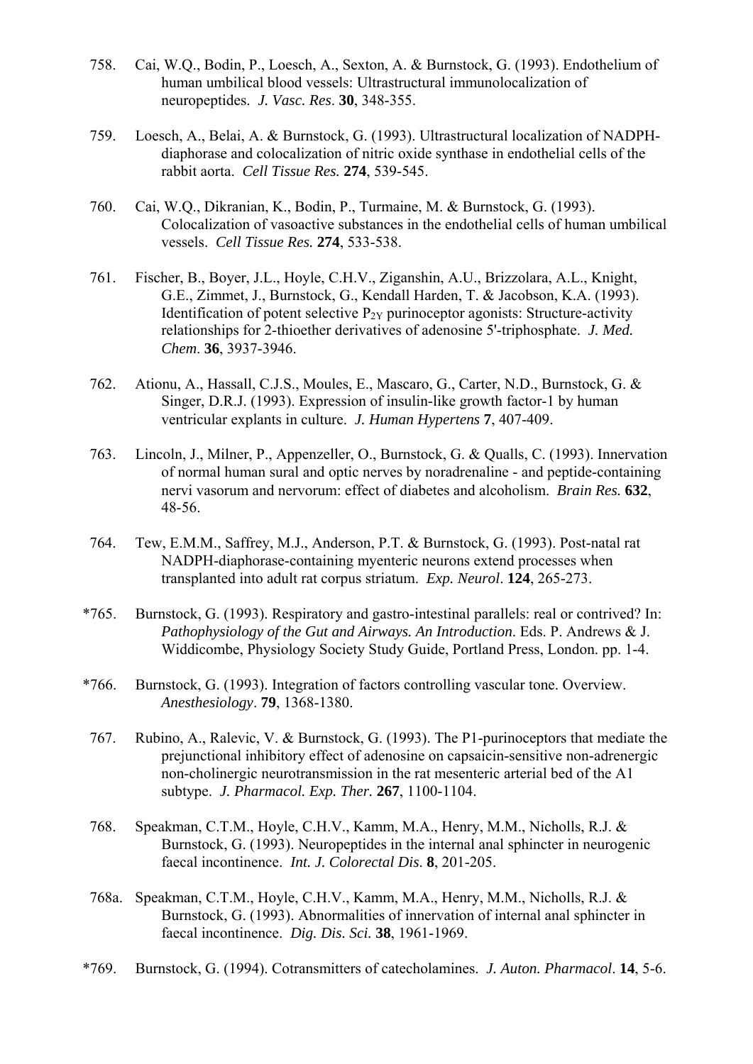758. Cai, W.Q., Bodin, P., Loesch, A., Sexton, A. & Burnstock, G. (1993). Endothelium of human umbilical blood vessels: Ultrastructural immunolocalization of neuropeptides. *J. Vasc. Res*. **30**, 348-355.

759. Loesch, A., Belai, A. & Burnstock, G. (1993). Ultrastructural localization of NADPH-diaphorase and colocalization of nitric oxide synthase in endothelial cells of the rabbit aorta. *Cell Tissue Res.* **274**, 539-545.

760. Cai, W.Q., Dikranian, K., Bodin, P., Turmaine, M. & Burnstock, G. (1993). Colocalization of vasoactive substances in the endothelial cells of human umbilical vessels. *Cell Tissue Res.* **274**, 533-538.

761. Fischer, B., Boyer, J.L., Hoyle, C.H.V., Ziganshin, A.U., Brizzolara, A.L., Knight, G.E., Zimmet, J., Burnstock, G., Kendall Harden, T. & Jacobson, K.A. (1993). Identification of potent selective $P_{2Y}$ purinoceptor agonists: Structure-activity relationships for 2-thioether derivatives of adenosine 5'-triphosphate. *J. Med. Chem*. **36**, 3937-3946.

762. Ationu, A., Hassall, C.J.S., Moules, E., Mascaro, G., Carter, N.D., Burnstock, G. & Singer, D.R.J. (1993). Expression of insulin-like growth factor-1 by human ventricular explants in culture. *J. Human Hypertens* **7**, 407-409.

763. Lincoln, J., Milner, P., Appenzeller, O., Burnstock, G. & Qualls, C. (1993). Innervation of normal human sural and optic nerves by noradrenaline - and peptide-containing nervi vasorum and nervorum: effect of diabetes and alcoholism. *Brain Res.* **632**, 48-56.

764. Tew, E.M.M., Saffrey, M.J., Anderson, P.T. & Burnstock, G. (1993). Post-natal rat NADPH-diaphorase-containing myenteric neurons extend processes when transplanted into adult rat corpus striatum. *Exp. Neurol*. **124**, 265-273.

*765. Burnstock, G. (1993). Respiratory and gastro-intestinal parallels: real or contrived? In: *Pathophysiology of the Gut and Airways. An Introduction*. Eds. P. Andrews & J. Widdicombe, Physiology Society Study Guide, Portland Press, London. pp. 1-4.

*766. Burnstock, G. (1993). Integration of factors controlling vascular tone. Overview. *Anesthesiology*. **79**, 1368-1380.

767. Rubino, A., Ralevic, V. & Burnstock, G. (1993). The P1-purinoceptors that mediate the prejunctional inhibitory effect of adenosine on capsaicin-sensitive non-adrenergic non-cholinergic neurotransmission in the rat mesenteric arterial bed of the A1 subtype. *J. Pharmacol. Exp. Ther.* **267**, 1100-1104.

768. Speakman, C.T.M., Hoyle, C.H.V., Kamm, M.A., Henry, M.M., Nicholls, R.J. & Burnstock, G. (1993). Neuropeptides in the internal anal sphincter in neurogenic faecal incontinence. *Int. J. Colorectal Dis*. **8**, 201-205.

768a. Speakman, C.T.M., Hoyle, C.H.V., Kamm, M.A., Henry, M.M., Nicholls, R.J. & Burnstock, G. (1993). Abnormalities of innervation of internal anal sphincter in faecal incontinence. *Dig. Dis. Sci.* **38**, 1961-1969.

*769. Burnstock, G. (1994). Cotransmitters of catecholamines. *J. Auton. Pharmacol*. **14**, 5-6.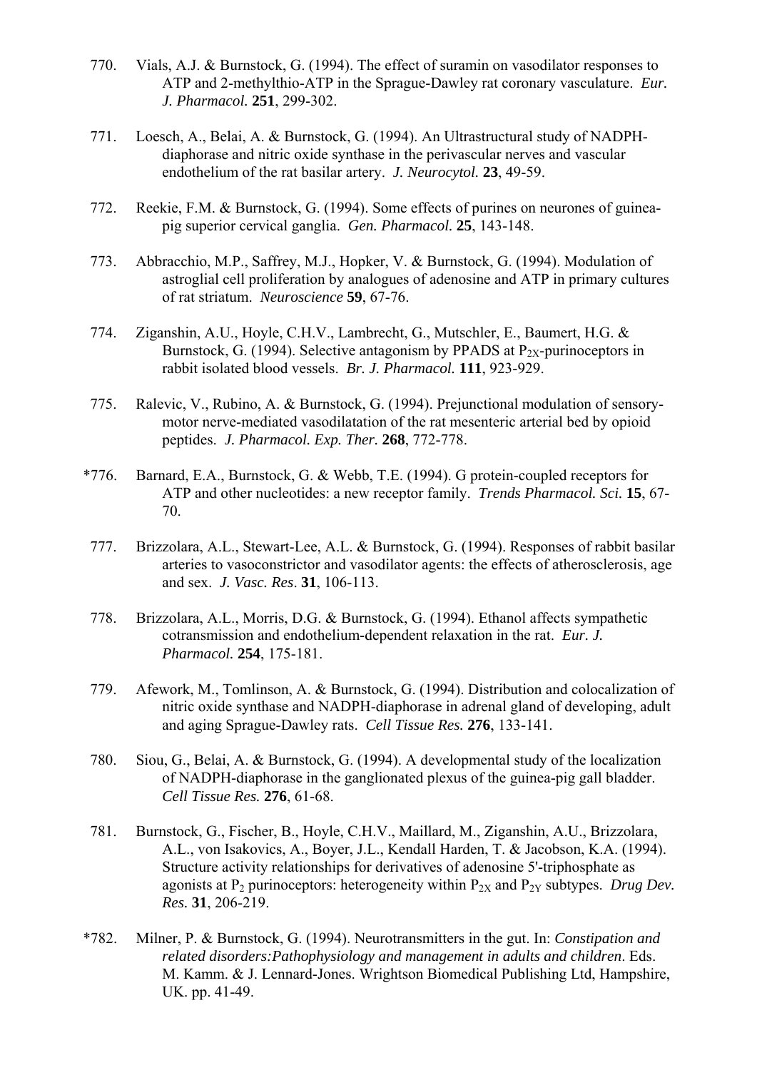770. Vials, A.J. & Burnstock, G. (1994). The effect of suramin on vasodilator responses to ATP and 2-methylthio-ATP in the Sprague-Dawley rat coronary vasculature. *Eur. J. Pharmacol.* **251**, 299-302.

771. Loesch, A., Belai, A. & Burnstock, G. (1994). An Ultrastructural study of NADPH-diaphorase and nitric oxide synthase in the perivascular nerves and vascular endothelium of the rat basilar artery. *J. Neurocytol.* **23**, 49-59.

772. Reekie, F.M. & Burnstock, G. (1994). Some effects of purines on neurones of guinea-pig superior cervical ganglia. *Gen. Pharmacol.* **25**, 143-148.

773. Abbracchio, M.P., Saffrey, M.J., Hopker, V. & Burnstock, G. (1994). Modulation of astroglial cell proliferation by analogues of adenosine and ATP in primary cultures of rat striatum. *Neuroscience* **59**, 67-76.

774. Ziganshin, A.U., Hoyle, C.H.V., Lambrecht, G., Mutschler, E., Baumert, H.G. & Burnstock, G. (1994). Selective antagonism by PPADS at $P_{2X}$-purinoceptors in rabbit isolated blood vessels. *Br. J. Pharmacol.* **111**, 923-929.

775. Ralevic, V., Rubino, A. & Burnstock, G. (1994). Prejunctional modulation of sensory-motor nerve-mediated vasodilatation of the rat mesenteric arterial bed by opioid peptides. *J. Pharmacol. Exp. Ther.* **268**, 772-778.

*776. Barnard, E.A., Burnstock, G. & Webb, T.E. (1994). G protein-coupled receptors for ATP and other nucleotides: a new receptor family. *Trends Pharmacol. Sci.* **15**, 67-70.

777. Brizzolara, A.L., Stewart-Lee, A.L. & Burnstock, G. (1994). Responses of rabbit basilar arteries to vasoconstrictor and vasodilator agents: the effects of atherosclerosis, age and sex. *J. Vasc. Res*. **31**, 106-113.

778. Brizzolara, A.L., Morris, D.G. & Burnstock, G. (1994). Ethanol affects sympathetic cotransmission and endothelium-dependent relaxation in the rat. *Eur. J. Pharmacol.* **254**, 175-181.

779. Afework, M., Tomlinson, A. & Burnstock, G. (1994). Distribution and colocalization of nitric oxide synthase and NADPH-diaphorase in adrenal gland of developing, adult and aging Sprague-Dawley rats. *Cell Tissue Res.* **276**, 133-141.

780. Siou, G., Belai, A. & Burnstock, G. (1994). A developmental study of the localization of NADPH-diaphorase in the ganglionated plexus of the guinea-pig gall bladder. *Cell Tissue Res.* **276**, 61-68.

781. Burnstock, G., Fischer, B., Hoyle, C.H.V., Maillard, M., Ziganshin, A.U., Brizzolara, A.L., von Isakovics, A., Boyer, J.L., Kendall Harden, T. & Jacobson, K.A. (1994). Structure activity relationships for derivatives of adenosine 5'-triphosphate as agonists at $P_2$ purinoceptors: heterogeneity within $P_{2X}$ and $P_{2Y}$ subtypes. *Drug Dev. Res.* **31**, 206-219.

*782. Milner, P. & Burnstock, G. (1994). Neurotransmitters in the gut. In: *Constipation and related disorders:Pathophysiology and management in adults and children*. Eds. M. Kamm. & J. Lennard-Jones. Wrightson Biomedical Publishing Ltd, Hampshire, UK. pp. 41-49.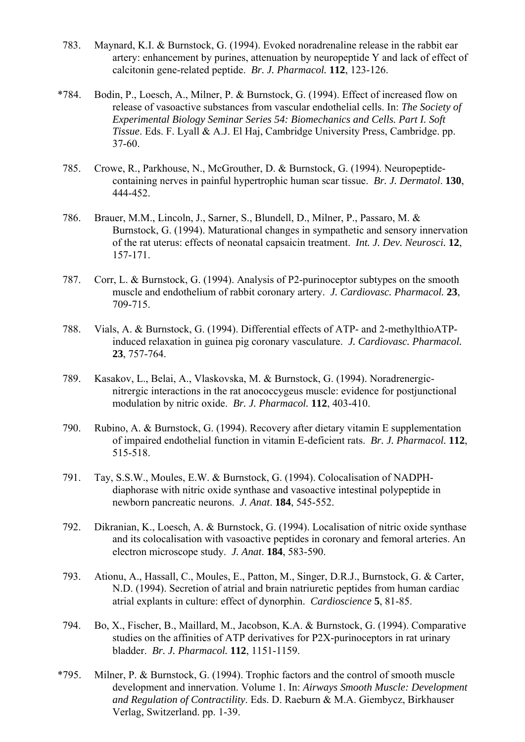783. Maynard, K.I. & Burnstock, G. (1994). Evoked noradrenaline release in the rabbit ear artery: enhancement by purines, attenuation by neuropeptide Y and lack of effect of calcitonin gene-related peptide. *Br. J. Pharmacol.* **112**, 123-126.

*784. Bodin, P., Loesch, A., Milner, P. & Burnstock, G. (1994). Effect of increased flow on release of vasoactive substances from vascular endothelial cells. In: *The Society of Experimental Biology Seminar Series 54: Biomechanics and Cells. Part I. Soft Tissue*. Eds. F. Lyall & A.J. El Haj, Cambridge University Press, Cambridge. pp. 37-60.

785. Crowe, R., Parkhouse, N., McGrouther, D. & Burnstock, G. (1994). Neuropeptide-containing nerves in painful hypertrophic human scar tissue. *Br. J. Dermatol*. **130**, 444-452.

786. Brauer, M.M., Lincoln, J., Sarner, S., Blundell, D., Milner, P., Passaro, M. & Burnstock, G. (1994). Maturational changes in sympathetic and sensory innervation of the rat uterus: effects of neonatal capsaicin treatment. *Int. J. Dev. Neurosci.* **12**, 157-171.

787. Corr, L. & Burnstock, G. (1994). Analysis of P2-purinoceptor subtypes on the smooth muscle and endothelium of rabbit coronary artery. *J. Cardiovasc. Pharmacol.* **23**, 709-715.

788. Vials, A. & Burnstock, G. (1994). Differential effects of ATP- and 2-methylthioATP-induced relaxation in guinea pig coronary vasculature. *J. Cardiovasc. Pharmacol.* **23**, 757-764.

789. Kasakov, L., Belai, A., Vlaskovska, M. & Burnstock, G. (1994). Noradrenergic-nitrergic interactions in the rat anococcygeus muscle: evidence for postjunctional modulation by nitric oxide. *Br. J. Pharmacol.* **112**, 403-410.

790. Rubino, A. & Burnstock, G. (1994). Recovery after dietary vitamin E supplementation of impaired endothelial function in vitamin E-deficient rats. *Br. J. Pharmacol.* **112**, 515-518.

791. Tay, S.S.W., Moules, E.W. & Burnstock, G. (1994). Colocalisation of NADPH-diaphorase with nitric oxide synthase and vasoactive intestinal polypeptide in newborn pancreatic neurons. *J. Anat*. **184**, 545-552.

792. Dikranian, K., Loesch, A. & Burnstock, G. (1994). Localisation of nitric oxide synthase and its colocalisation with vasoactive peptides in coronary and femoral arteries. An electron microscope study. *J. Anat*. **184**, 583-590.

793. Ationu, A., Hassall, C., Moules, E., Patton, M., Singer, D.R.J., Burnstock, G. & Carter, N.D. (1994). Secretion of atrial and brain natriuretic peptides from human cardiac atrial explants in culture: effect of dynorphin. *Cardioscience* **5**, 81-85.

794. Bo, X., Fischer, B., Maillard, M., Jacobson, K.A. & Burnstock, G. (1994). Comparative studies on the affinities of ATP derivatives for P2X-purinoceptors in rat urinary bladder. *Br. J. Pharmacol.* **112**, 1151-1159.

*795. Milner, P. & Burnstock, G. (1994). Trophic factors and the control of smooth muscle development and innervation. Volume 1. In: *Airways Smooth Muscle: Development and Regulation of Contractility*. Eds. D. Raeburn & M.A. Giembycz, Birkhauser Verlag, Switzerland. pp. 1-39.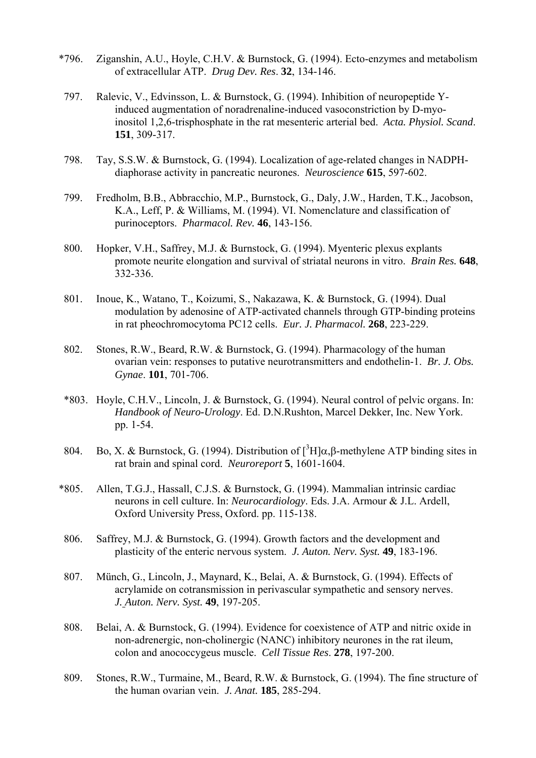*796. Ziganshin, A.U., Hoyle, C.H.V. & Burnstock, G. (1994). Ecto-enzymes and metabolism of extracellular ATP. *Drug Dev. Res*. **32**, 134-146.

797. Ralevic, V., Edvinsson, L. & Burnstock, G. (1994). Inhibition of neuropeptide Y-induced augmentation of noradrenaline-induced vasoconstriction by D-myo-inositol 1,2,6-trisphosphate in the rat mesenteric arterial bed. *Acta. Physiol. Scand*. **151**, 309-317.

798. Tay, S.S.W. & Burnstock, G. (1994). Localization of age-related changes in NADPH-diaphorase activity in pancreatic neurones. *Neuroscience* **615**, 597-602.

799. Fredholm, B.B., Abbracchio, M.P., Burnstock, G., Daly, J.W., Harden, T.K., Jacobson, K.A., Leff, P. & Williams, M. (1994). VI. Nomenclature and classification of purinoceptors. *Pharmacol. Rev.* **46**, 143-156.

800. Hopker, V.H., Saffrey, M.J. & Burnstock, G. (1994). Myenteric plexus explants promote neurite elongation and survival of striatal neurons in vitro. *Brain Res.* **648**, 332-336.

801. Inoue, K., Watano, T., Koizumi, S., Nakazawa, K. & Burnstock, G. (1994). Dual modulation by adenosine of ATP-activated channels through GTP-binding proteins in rat pheochromocytoma PC12 cells. *Eur. J. Pharmacol.* **268**, 223-229.

802. Stones, R.W., Beard, R.W. & Burnstock, G. (1994). Pharmacology of the human ovarian vein: responses to putative neurotransmitters and endothelin-1. *Br. J. Obs. Gynae*. **101**, 701-706.

*803. Hoyle, C.H.V., Lincoln, J. & Burnstock, G. (1994). Neural control of pelvic organs. In: *Handbook of Neuro-Urology*. Ed. D.N.Rushton, Marcel Dekker, Inc. New York. pp. 1-54.

804. Bo, X. & Burnstock, G. (1994). Distribution of [$^3$H]α,β-methylene ATP binding sites in rat brain and spinal cord. *Neuroreport* **5**, 1601-1604.

*805. Allen, T.G.J., Hassall, C.J.S. & Burnstock, G. (1994). Mammalian intrinsic cardiac neurons in cell culture. In: *Neurocardiology*. Eds. J.A. Armour & J.L. Ardell, Oxford University Press, Oxford. pp. 115-138.

806. Saffrey, M.J. & Burnstock, G. (1994). Growth factors and the development and plasticity of the enteric nervous system. *J. Auton. Nerv. Syst.* **49**, 183-196.

807. Münch, G., Lincoln, J., Maynard, K., Belai, A. & Burnstock, G. (1994). Effects of acrylamide on cotransmission in perivascular sympathetic and sensory nerves. *J. Auton. Nerv. Syst.* **49**, 197-205.

808. Belai, A. & Burnstock, G. (1994). Evidence for coexistence of ATP and nitric oxide in non-adrenergic, non-cholinergic (NANC) inhibitory neurones in the rat ileum, colon and anococcygeus muscle. *Cell Tissue Res*. **278**, 197-200.

809. Stones, R.W., Turmaine, M., Beard, R.W. & Burnstock, G. (1994). The fine structure of the human ovarian vein. *J. Anat.* **185**, 285-294.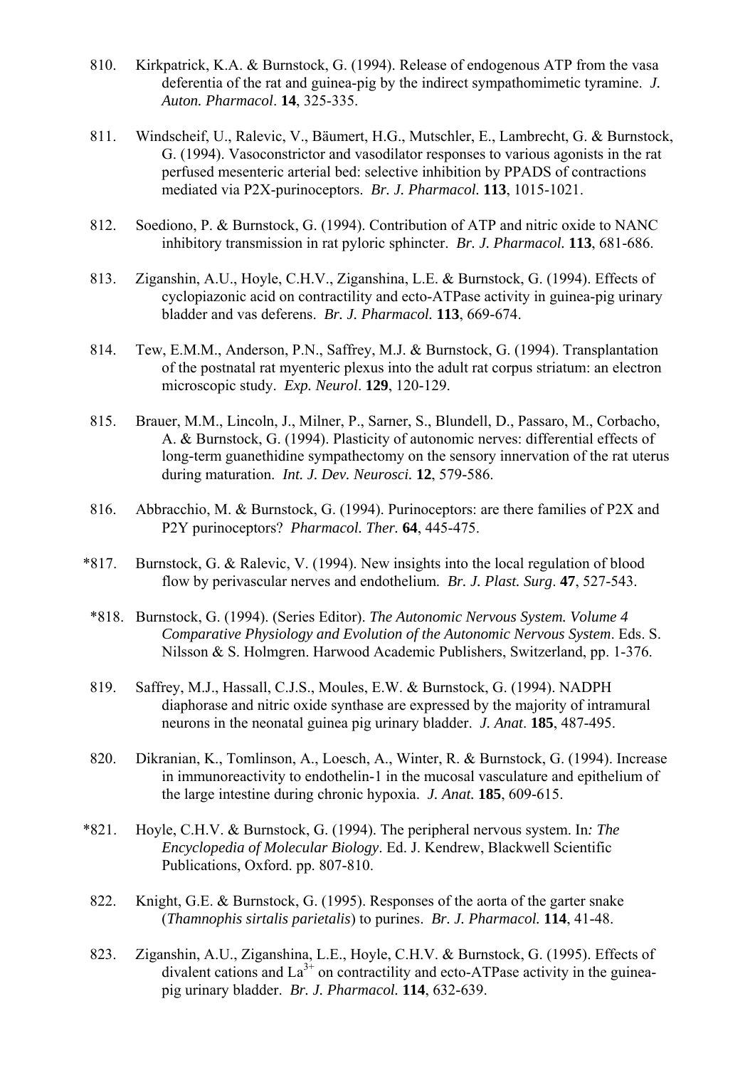810. Kirkpatrick, K.A. & Burnstock, G. (1994). Release of endogenous ATP from the vasa deferentia of the rat and guinea-pig by the indirect sympathomimetic tyramine. *J. Auton. Pharmacol*. **14**, 325-335.

811. Windscheif, U., Ralevic, V., Bäumert, H.G., Mutschler, E., Lambrecht, G. & Burnstock, G. (1994). Vasoconstrictor and vasodilator responses to various agonists in the rat perfused mesenteric arterial bed: selective inhibition by PPADS of contractions mediated via P2X-purinoceptors. *Br. J. Pharmacol.* **113**, 1015-1021.

812. Soediono, P. & Burnstock, G. (1994). Contribution of ATP and nitric oxide to NANC inhibitory transmission in rat pyloric sphincter. *Br. J. Pharmacol.* **113**, 681-686.

813. Ziganshin, A.U., Hoyle, C.H.V., Ziganshina, L.E. & Burnstock, G. (1994). Effects of cyclopiazonic acid on contractility and ecto-ATPase activity in guinea-pig urinary bladder and vas deferens. *Br. J. Pharmacol.* **113**, 669-674.

814. Tew, E.M.M., Anderson, P.N., Saffrey, M.J. & Burnstock, G. (1994). Transplantation of the postnatal rat myenteric plexus into the adult rat corpus striatum: an electron microscopic study. *Exp. Neurol*. **129**, 120-129.

815. Brauer, M.M., Lincoln, J., Milner, P., Sarner, S., Blundell, D., Passaro, M., Corbacho, A. & Burnstock, G. (1994). Plasticity of autonomic nerves: differential effects of long-term guanethidine sympathectomy on the sensory innervation of the rat uterus during maturation. *Int. J. Dev. Neurosci.* **12**, 579-586.

816. Abbracchio, M. & Burnstock, G. (1994). Purinoceptors: are there families of P2X and P2Y purinoceptors? *Pharmacol. Ther.* **64**, 445-475.

*817. Burnstock, G. & Ralevic, V. (1994). New insights into the local regulation of blood flow by perivascular nerves and endothelium. *Br. J. Plast. Surg*. **47**, 527-543.

*818. Burnstock, G. (1994). (Series Editor). *The Autonomic Nervous System. Volume 4 Comparative Physiology and Evolution of the Autonomic Nervous System*. Eds. S. Nilsson & S. Holmgren. Harwood Academic Publishers, Switzerland, pp. 1-376.

819. Saffrey, M.J., Hassall, C.J.S., Moules, E.W. & Burnstock, G. (1994). NADPH diaphorase and nitric oxide synthase are expressed by the majority of intramural neurons in the neonatal guinea pig urinary bladder. *J. Anat*. **185**, 487-495.

820. Dikranian, K., Tomlinson, A., Loesch, A., Winter, R. & Burnstock, G. (1994). Increase in immunoreactivity to endothelin-1 in the mucosal vasculature and epithelium of the large intestine during chronic hypoxia. *J. Anat.* **185**, 609-615.

*821. Hoyle, C.H.V. & Burnstock, G. (1994). The peripheral nervous system. In*: The Encyclopedia of Molecular Biology*. Ed. J. Kendrew, Blackwell Scientific Publications, Oxford. pp. 807-810.

822. Knight, G.E. & Burnstock, G. (1995). Responses of the aorta of the garter snake (*Thamnophis sirtalis parietalis*) to purines. *Br. J. Pharmacol.* **114**, 41-48.

823. Ziganshin, A.U., Ziganshina, L.E., Hoyle, C.H.V. & Burnstock, G. (1995). Effects of divalent cations and $La^{3+}$ on contractility and ecto-ATPase activity in the guinea-pig urinary bladder. *Br. J. Pharmacol.* **114**, 632-639.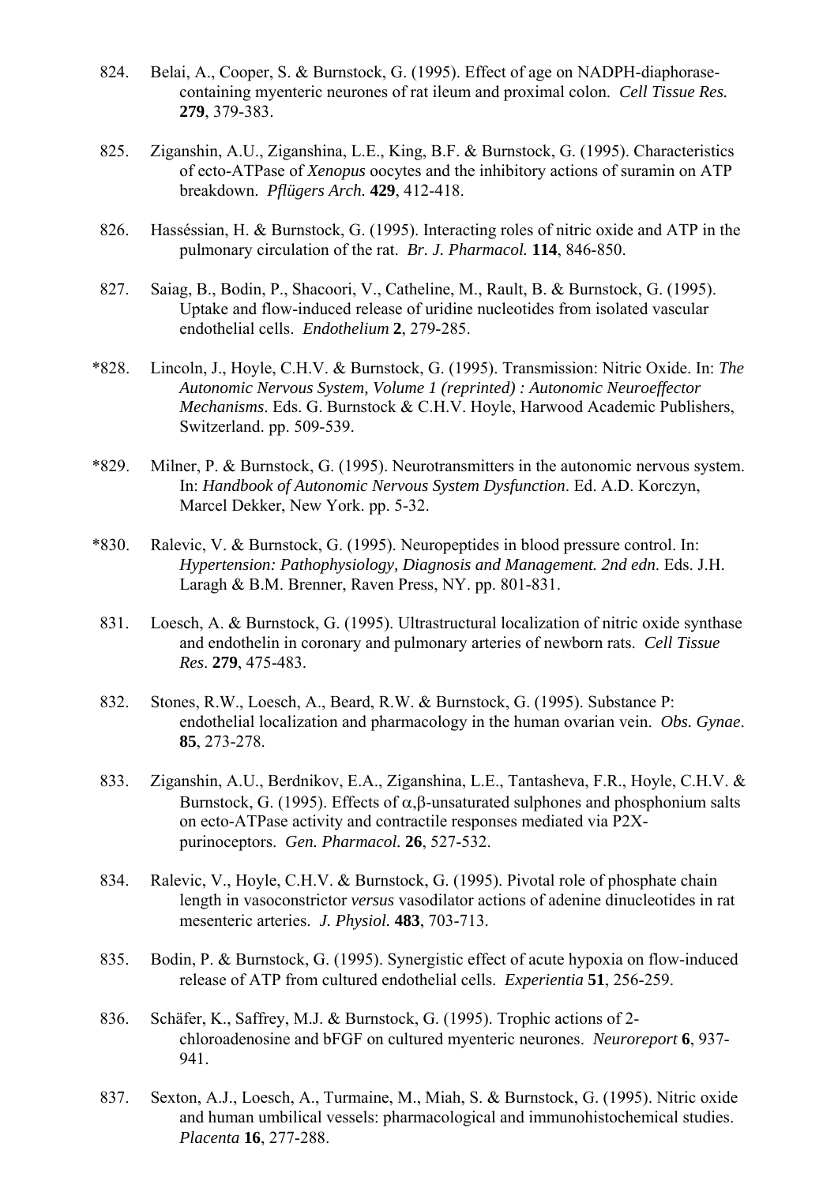824. Belai, A., Cooper, S. & Burnstock, G. (1995). Effect of age on NADPH-diaphorase-containing myenteric neurones of rat ileum and proximal colon. *Cell Tissue Res.* **279**, 379-383.

825. Ziganshin, A.U., Ziganshina, L.E., King, B.F. & Burnstock, G. (1995). Characteristics of ecto-ATPase of *Xenopus* oocytes and the inhibitory actions of suramin on ATP breakdown. *Pflügers Arch.* **429**, 412-418.

826. Hasséssian, H. & Burnstock, G. (1995). Interacting roles of nitric oxide and ATP in the pulmonary circulation of the rat. *Br. J. Pharmacol.* **114**, 846-850.

827. Saiag, B., Bodin, P., Shacoori, V., Catheline, M., Rault, B. & Burnstock, G. (1995). Uptake and flow-induced release of uridine nucleotides from isolated vascular endothelial cells. *Endothelium* **2**, 279-285.

*828. Lincoln, J., Hoyle, C.H.V. & Burnstock, G. (1995). Transmission: Nitric Oxide. In: *The Autonomic Nervous System, Volume 1 (reprinted) : Autonomic Neuroeffector Mechanisms*. Eds. G. Burnstock & C.H.V. Hoyle, Harwood Academic Publishers, Switzerland. pp. 509-539.

*829. Milner, P. & Burnstock, G. (1995). Neurotransmitters in the autonomic nervous system. In: *Handbook of Autonomic Nervous System Dysfunction*. Ed. A.D. Korczyn, Marcel Dekker, New York. pp. 5-32.

*830. Ralevic, V. & Burnstock, G. (1995). Neuropeptides in blood pressure control. In: *Hypertension: Pathophysiology, Diagnosis and Management. 2nd edn*. Eds. J.H. Laragh & B.M. Brenner, Raven Press, NY. pp. 801-831.

831. Loesch, A. & Burnstock, G. (1995). Ultrastructural localization of nitric oxide synthase and endothelin in coronary and pulmonary arteries of newborn rats. *Cell Tissue Res*. **279**, 475-483.

832. Stones, R.W., Loesch, A., Beard, R.W. & Burnstock, G. (1995). Substance P: endothelial localization and pharmacology in the human ovarian vein. *Obs. Gynae*. **85**, 273-278.

833. Ziganshin, A.U., Berdnikov, E.A., Ziganshina, L.E., Tantasheva, F.R., Hoyle, C.H.V. & Burnstock, G. (1995). Effects of α,β-unsaturated sulphones and phosphonium salts on ecto-ATPase activity and contractile responses mediated via P2X-purinoceptors. *Gen. Pharmacol.* **26**, 527-532.

834. Ralevic, V., Hoyle, C.H.V. & Burnstock, G. (1995). Pivotal role of phosphate chain length in vasoconstrictor *versus* vasodilator actions of adenine dinucleotides in rat mesenteric arteries. *J. Physiol.* **483**, 703-713.

835. Bodin, P. & Burnstock, G. (1995). Synergistic effect of acute hypoxia on flow-induced release of ATP from cultured endothelial cells. *Experientia* **51**, 256-259.

836. Schäfer, K., Saffrey, M.J. & Burnstock, G. (1995). Trophic actions of 2-chloroadenosine and bFGF on cultured myenteric neurones. *Neuroreport* **6**, 937-941.

837. Sexton, A.J., Loesch, A., Turmaine, M., Miah, S. & Burnstock, G. (1995). Nitric oxide and human umbilical vessels: pharmacological and immunohistochemical studies. *Placenta* **16**, 277-288.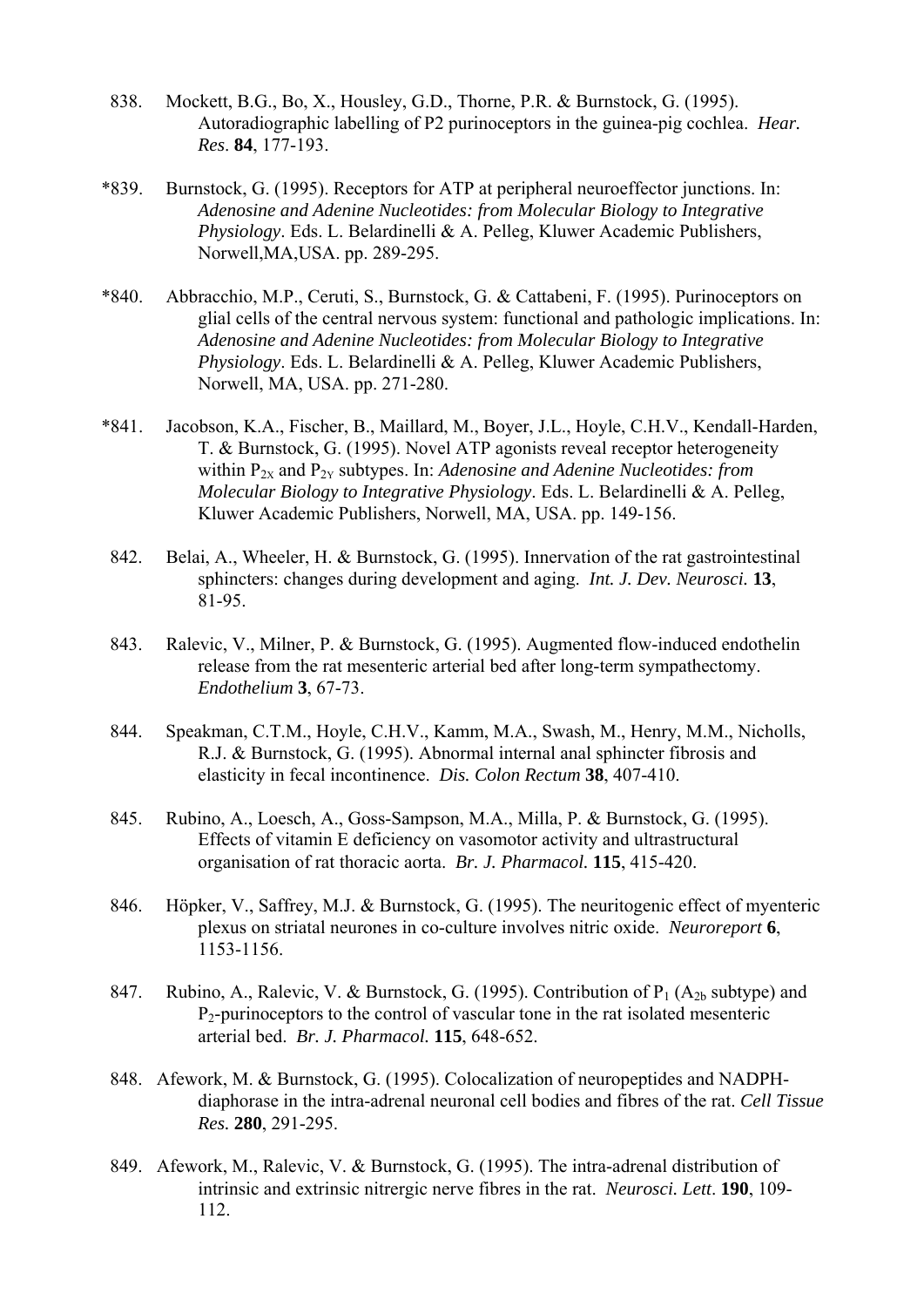838. Mockett, B.G., Bo, X., Housley, G.D., Thorne, P.R. & Burnstock, G. (1995). Autoradiographic labelling of P2 purinoceptors in the guinea-pig cochlea. *Hear. Res.* **84**, 177-193.

*839. Burnstock, G. (1995). Receptors for ATP at peripheral neuroeffector junctions. In: *Adenosine and Adenine Nucleotides: from Molecular Biology to Integrative Physiology*. Eds. L. Belardinelli & A. Pelleg, Kluwer Academic Publishers, Norwell,MA,USA. pp. 289-295.

*840. Abbracchio, M.P., Ceruti, S., Burnstock, G. & Cattabeni, F. (1995). Purinoceptors on glial cells of the central nervous system: functional and pathologic implications. In: *Adenosine and Adenine Nucleotides: from Molecular Biology to Integrative Physiology*. Eds. L. Belardinelli & A. Pelleg, Kluwer Academic Publishers, Norwell, MA, USA. pp. 271-280.

*841. Jacobson, K.A., Fischer, B., Maillard, M., Boyer, J.L., Hoyle, C.H.V., Kendall-Harden, T. & Burnstock, G. (1995). Novel ATP agonists reveal receptor heterogeneity within $P_{2X}$ and $P_{2Y}$ subtypes. In: *Adenosine and Adenine Nucleotides: from Molecular Biology to Integrative Physiology*. Eds. L. Belardinelli & A. Pelleg, Kluwer Academic Publishers, Norwell, MA, USA. pp. 149-156.

842. Belai, A., Wheeler, H. & Burnstock, G. (1995). Innervation of the rat gastrointestinal sphincters: changes during development and aging. *Int. J. Dev. Neurosci.* **13**, 81-95.

843. Ralevic, V., Milner, P. & Burnstock, G. (1995). Augmented flow-induced endothelin release from the rat mesenteric arterial bed after long-term sympathectomy. *Endothelium* **3**, 67-73.

844. Speakman, C.T.M., Hoyle, C.H.V., Kamm, M.A., Swash, M., Henry, M.M., Nicholls, R.J. & Burnstock, G. (1995). Abnormal internal anal sphincter fibrosis and elasticity in fecal incontinence. *Dis. Colon Rectum* **38**, 407-410.

845. Rubino, A., Loesch, A., Goss-Sampson, M.A., Milla, P. & Burnstock, G. (1995). Effects of vitamin E deficiency on vasomotor activity and ultrastructural organisation of rat thoracic aorta. *Br. J. Pharmacol.* **115**, 415-420.

846. Höpker, V., Saffrey, M.J. & Burnstock, G. (1995). The neuritogenic effect of myenteric plexus on striatal neurones in co-culture involves nitric oxide. *Neuroreport* **6**, 1153-1156.

847. Rubino, A., Ralevic, V. & Burnstock, G. (1995). Contribution of $P_1$ ($A_{2b}$ subtype) and $P_2$-purinoceptors to the control of vascular tone in the rat isolated mesenteric arterial bed. *Br. J. Pharmacol.* **115**, 648-652.

848. Afework, M. & Burnstock, G. (1995). Colocalization of neuropeptides and NADPH-diaphorase in the intra-adrenal neuronal cell bodies and fibres of the rat. *Cell Tissue Res.* **280**, 291-295.

849. Afework, M., Ralevic, V. & Burnstock, G. (1995). The intra-adrenal distribution of intrinsic and extrinsic nitrergic nerve fibres in the rat. *Neurosci. Lett.* **190**, 109-112.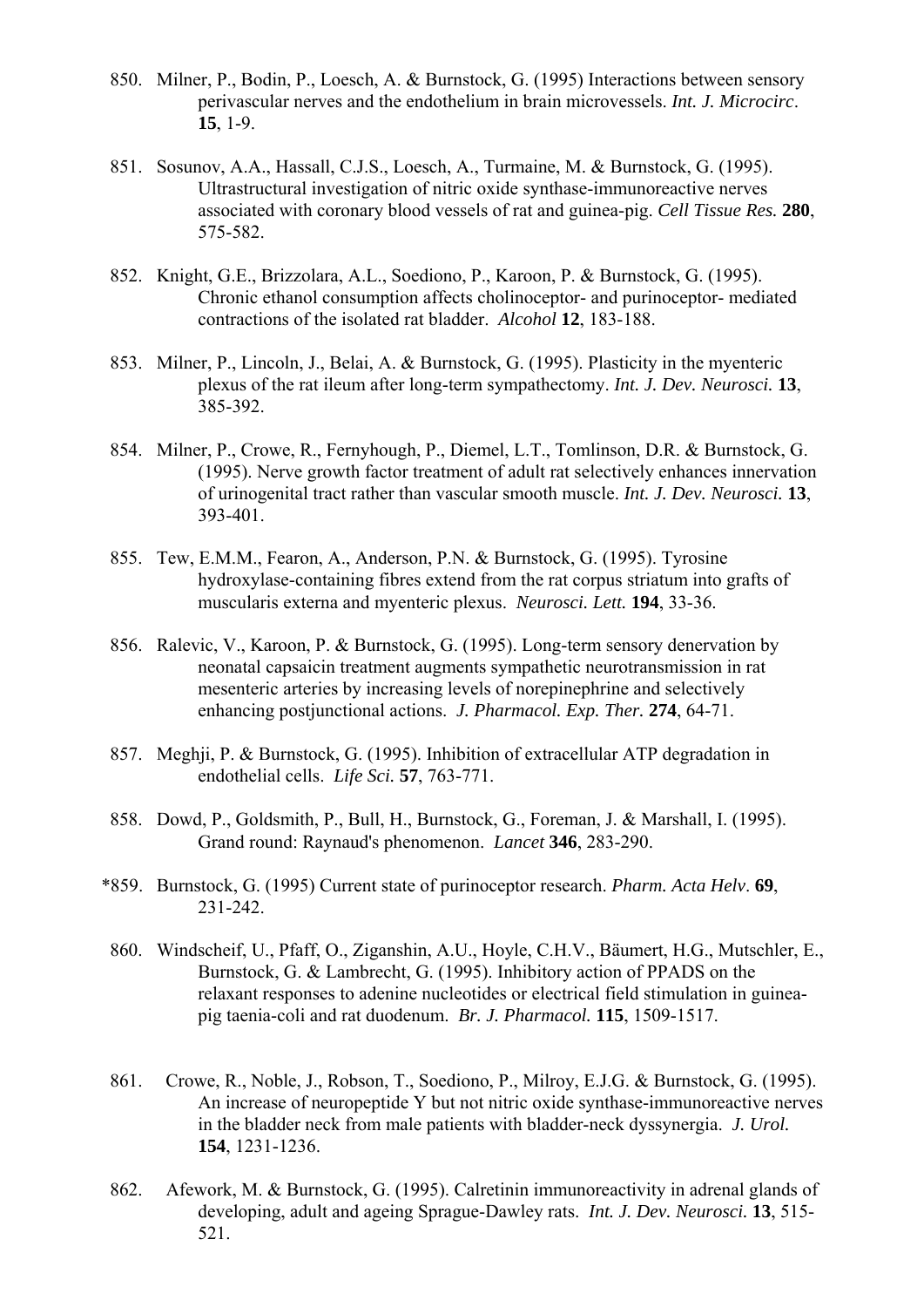850. Milner, P., Bodin, P., Loesch, A. & Burnstock, G. (1995) Interactions between sensory perivascular nerves and the endothelium in brain microvessels. *Int. J. Microcirc*. **15**, 1-9.

851. Sosunov, A.A., Hassall, C.J.S., Loesch, A., Turmaine, M. & Burnstock, G. (1995). Ultrastructural investigation of nitric oxide synthase-immunoreactive nerves associated with coronary blood vessels of rat and guinea-pig. *Cell Tissue Res.* **280**, 575-582.

852. Knight, G.E., Brizzolara, A.L., Soediono, P., Karoon, P. & Burnstock, G. (1995). Chronic ethanol consumption affects cholinoceptor- and purinoceptor- mediated contractions of the isolated rat bladder. *Alcohol* **12**, 183-188.

853. Milner, P., Lincoln, J., Belai, A. & Burnstock, G. (1995). Plasticity in the myenteric plexus of the rat ileum after long-term sympathectomy. *Int. J. Dev. Neurosci.* **13**, 385-392.

854. Milner, P., Crowe, R., Fernyhough, P., Diemel, L.T., Tomlinson, D.R. & Burnstock, G. (1995). Nerve growth factor treatment of adult rat selectively enhances innervation of urinogenital tract rather than vascular smooth muscle. *Int. J. Dev. Neurosci.* **13**, 393-401.

855. Tew, E.M.M., Fearon, A., Anderson, P.N. & Burnstock, G. (1995). Tyrosine hydroxylase-containing fibres extend from the rat corpus striatum into grafts of muscularis externa and myenteric plexus. *Neurosci. Lett.* **194**, 33-36.

856. Ralevic, V., Karoon, P. & Burnstock, G. (1995). Long-term sensory denervation by neonatal capsaicin treatment augments sympathetic neurotransmission in rat mesenteric arteries by increasing levels of norepinephrine and selectively enhancing postjunctional actions. *J. Pharmacol. Exp. Ther.* **274**, 64-71.

857. Meghji, P. & Burnstock, G. (1995). Inhibition of extracellular ATP degradation in endothelial cells. *Life Sci.* **57**, 763-771.

858. Dowd, P., Goldsmith, P., Bull, H., Burnstock, G., Foreman, J. & Marshall, I. (1995). Grand round: Raynaud's phenomenon. *Lancet* **346**, 283-290.

*859. Burnstock, G. (1995) Current state of purinoceptor research. *Pharm. Acta Helv*. **69**, 231-242.

860. Windscheif, U., Pfaff, O., Ziganshin, A.U., Hoyle, C.H.V., Bäumert, H.G., Mutschler, E., Burnstock, G. & Lambrecht, G. (1995). Inhibitory action of PPADS on the relaxant responses to adenine nucleotides or electrical field stimulation in guinea-pig taenia-coli and rat duodenum. *Br. J. Pharmacol.* **115**, 1509-1517.

861. Crowe, R., Noble, J., Robson, T., Soediono, P., Milroy, E.J.G. & Burnstock, G. (1995). An increase of neuropeptide Y but not nitric oxide synthase-immunoreactive nerves in the bladder neck from male patients with bladder-neck dyssynergia. *J. Urol.* **154**, 1231-1236.

862. Afework, M. & Burnstock, G. (1995). Calretinin immunoreactivity in adrenal glands of developing, adult and ageing Sprague-Dawley rats. *Int. J. Dev. Neurosci.* **13**, 515-521.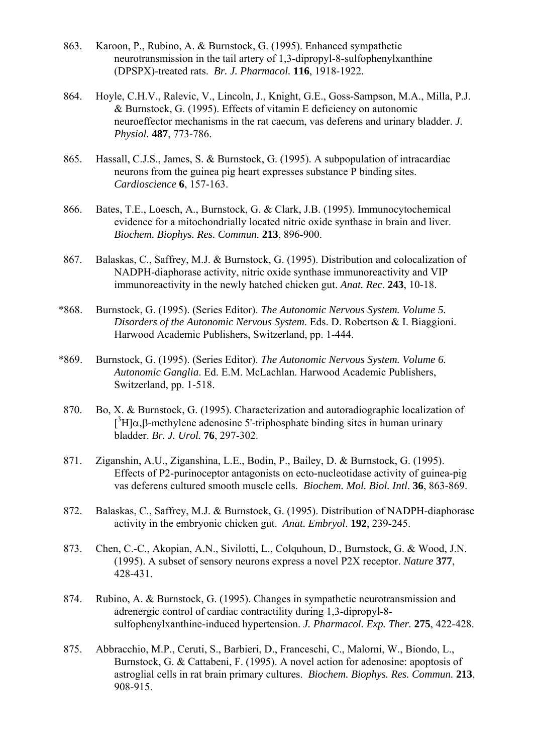863. Karoon, P., Rubino, A. & Burnstock, G. (1995). Enhanced sympathetic neurotransmission in the tail artery of 1,3-dipropyl-8-sulfophenylxanthine (DPSPX)-treated rats. *Br. J. Pharmacol.* **116**, 1918-1922.

864. Hoyle, C.H.V., Ralevic, V., Lincoln, J., Knight, G.E., Goss-Sampson, M.A., Milla, P.J. & Burnstock, G. (1995). Effects of vitamin E deficiency on autonomic neuroeffector mechanisms in the rat caecum, vas deferens and urinary bladder. *J. Physiol.* **487**, 773-786.

865. Hassall, C.J.S., James, S. & Burnstock, G. (1995). A subpopulation of intracardiac neurons from the guinea pig heart expresses substance P binding sites. *Cardioscience* **6**, 157-163.

866. Bates, T.E., Loesch, A., Burnstock, G. & Clark, J.B. (1995). Immunocytochemical evidence for a mitochondrially located nitric oxide synthase in brain and liver. *Biochem. Biophys. Res. Commun.* **213**, 896-900.

867. Balaskas, C., Saffrey, M.J. & Burnstock, G. (1995). Distribution and colocalization of NADPH-diaphorase activity, nitric oxide synthase immunoreactivity and VIP immunoreactivity in the newly hatched chicken gut. *Anat. Rec*. **243**, 10-18.

*868. Burnstock, G. (1995). (Series Editor). *The Autonomic Nervous System. Volume 5. Disorders of the Autonomic Nervous System*. Eds. D. Robertson & I. Biaggioni. Harwood Academic Publishers, Switzerland, pp. 1-444.

*869. Burnstock, G. (1995). (Series Editor). *The Autonomic Nervous System. Volume 6. Autonomic Ganglia*. Ed. E.M. McLachlan. Harwood Academic Publishers, Switzerland, pp. 1-518.

870. Bo, X. & Burnstock, G. (1995). Characterization and autoradiographic localization of [$^{3}$H]$\alpha$,$\beta$-methylene adenosine 5'-triphosphate binding sites in human urinary bladder. *Br. J. Urol.* **76**, 297-302.

871. Ziganshin, A.U., Ziganshina, L.E., Bodin, P., Bailey, D. & Burnstock, G. (1995). Effects of P2-purinoceptor antagonists on ecto-nucleotidase activity of guinea-pig vas deferens cultured smooth muscle cells. *Biochem. Mol. Biol. Intl*. **36**, 863-869.

872. Balaskas, C., Saffrey, M.J. & Burnstock, G. (1995). Distribution of NADPH-diaphorase activity in the embryonic chicken gut. *Anat. Embryol*. **192**, 239-245.

873. Chen, C.-C., Akopian, A.N., Sivilotti, L., Colquhoun, D., Burnstock, G. & Wood, J.N. (1995). A subset of sensory neurons express a novel P2X receptor. *Nature* **377**, 428-431.

874. Rubino, A. & Burnstock, G. (1995). Changes in sympathetic neurotransmission and adrenergic control of cardiac contractility during 1,3-dipropyl-8-sulfophenylxanthine-induced hypertension. *J. Pharmacol. Exp. Ther.* **275**, 422-428.

875. Abbracchio, M.P., Ceruti, S., Barbieri, D., Franceschi, C., Malorni, W., Biondo, L., Burnstock, G. & Cattabeni, F. (1995). A novel action for adenosine: apoptosis of astroglial cells in rat brain primary cultures. *Biochem. Biophys. Res. Commun.* **213**, 908-915.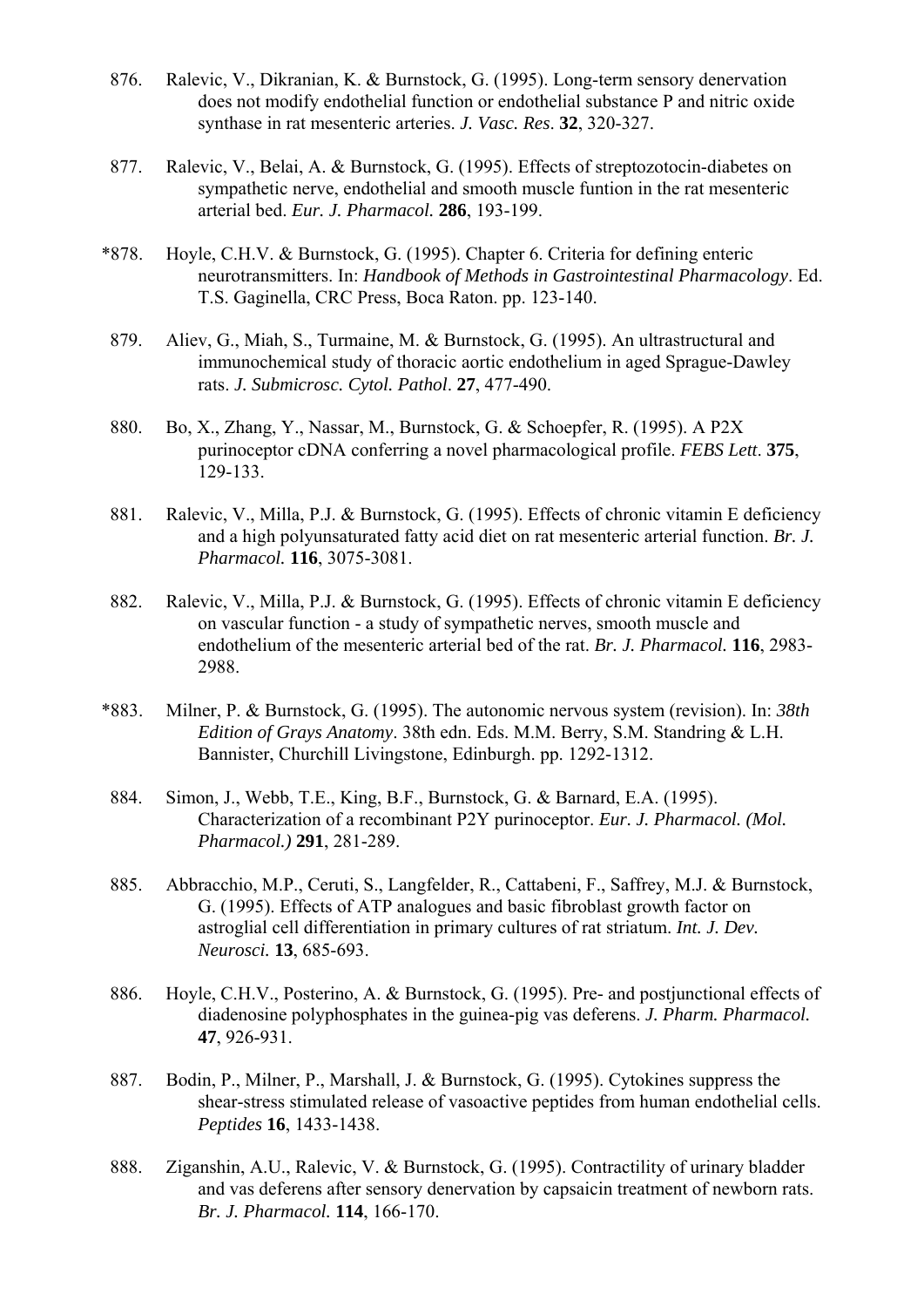876. Ralevic, V., Dikranian, K. & Burnstock, G. (1995). Long-term sensory denervation does not modify endothelial function or endothelial substance P and nitric oxide synthase in rat mesenteric arteries. *J. Vasc. Res*. **32**, 320-327.

877. Ralevic, V., Belai, A. & Burnstock, G. (1995). Effects of streptozotocin-diabetes on sympathetic nerve, endothelial and smooth muscle funtion in the rat mesenteric arterial bed. *Eur. J. Pharmacol.* **286**, 193-199.

*878. Hoyle, C.H.V. & Burnstock, G. (1995). Chapter 6. Criteria for defining enteric neurotransmitters. In: *Handbook of Methods in Gastrointestinal Pharmacology*. Ed. T.S. Gaginella, CRC Press, Boca Raton. pp. 123-140.

879. Aliev, G., Miah, S., Turmaine, M. & Burnstock, G. (1995). An ultrastructural and immunochemical study of thoracic aortic endothelium in aged Sprague-Dawley rats. *J. Submicrosc. Cytol. Pathol*. **27**, 477-490.

880. Bo, X., Zhang, Y., Nassar, M., Burnstock, G. & Schoepfer, R. (1995). A P2X purinoceptor cDNA conferring a novel pharmacological profile. *FEBS Lett*. **375**, 129-133.

881. Ralevic, V., Milla, P.J. & Burnstock, G. (1995). Effects of chronic vitamin E deficiency and a high polyunsaturated fatty acid diet on rat mesenteric arterial function. *Br. J. Pharmacol.* **116**, 3075-3081.

882. Ralevic, V., Milla, P.J. & Burnstock, G. (1995). Effects of chronic vitamin E deficiency on vascular function - a study of sympathetic nerves, smooth muscle and endothelium of the mesenteric arterial bed of the rat. *Br. J. Pharmacol.* **116**, 2983-2988.

*883. Milner, P. & Burnstock, G. (1995). The autonomic nervous system (revision). In: *38th Edition of Grays Anatomy*. 38th edn. Eds. M.M. Berry, S.M. Standring & L.H. Bannister, Churchill Livingstone, Edinburgh. pp. 1292-1312.

884. Simon, J., Webb, T.E., King, B.F., Burnstock, G. & Barnard, E.A. (1995). Characterization of a recombinant P2Y purinoceptor. *Eur. J. Pharmacol. (Mol. Pharmacol.)* **291**, 281-289.

885. Abbracchio, M.P., Ceruti, S., Langfelder, R., Cattabeni, F., Saffrey, M.J. & Burnstock, G. (1995). Effects of ATP analogues and basic fibroblast growth factor on astroglial cell differentiation in primary cultures of rat striatum. *Int. J. Dev. Neurosci.* **13**, 685-693.

886. Hoyle, C.H.V., Posterino, A. & Burnstock, G. (1995). Pre- and postjunctional effects of diadenosine polyphosphates in the guinea-pig vas deferens. *J. Pharm. Pharmacol.* **47**, 926-931.

887. Bodin, P., Milner, P., Marshall, J. & Burnstock, G. (1995). Cytokines suppress the shear-stress stimulated release of vasoactive peptides from human endothelial cells. *Peptides* **16**, 1433-1438.

888. Ziganshin, A.U., Ralevic, V. & Burnstock, G. (1995). Contractility of urinary bladder and vas deferens after sensory denervation by capsaicin treatment of newborn rats. *Br. J. Pharmacol.* **114**, 166-170.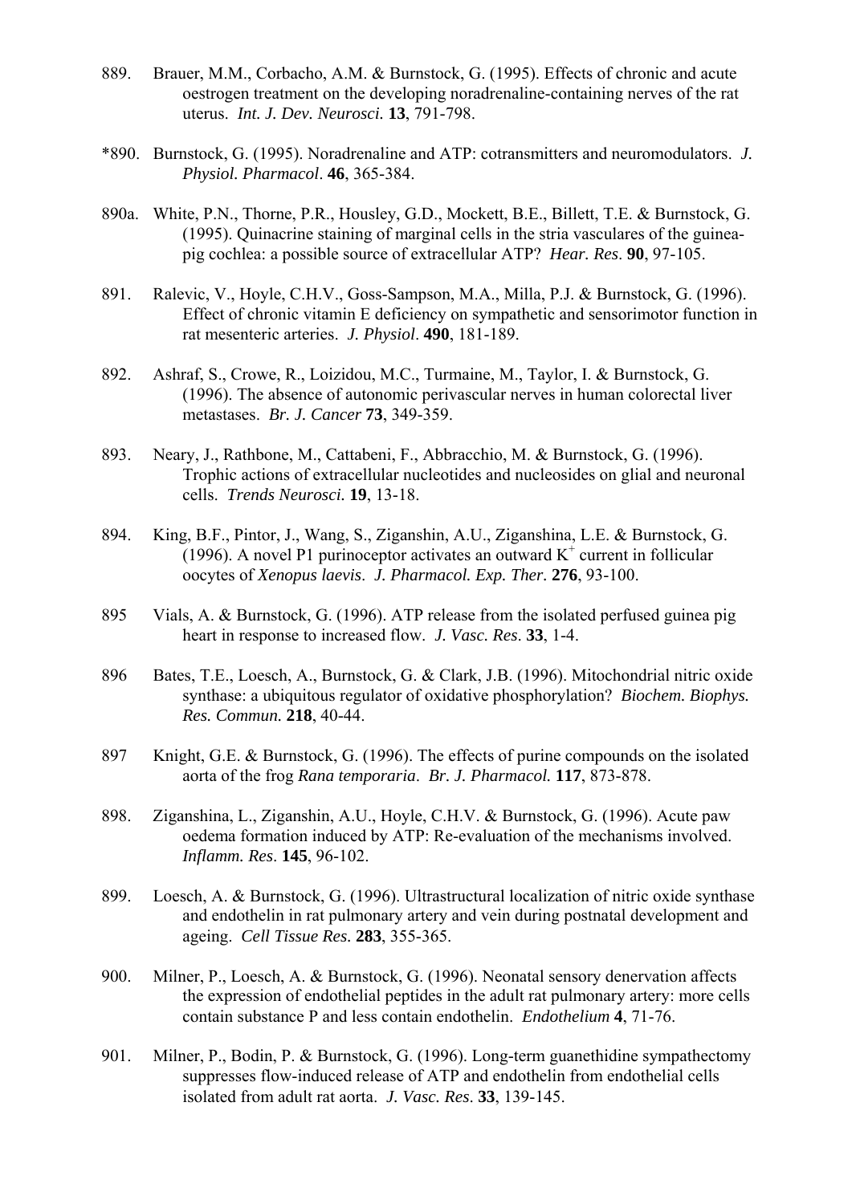889. Brauer, M.M., Corbacho, A.M. & Burnstock, G. (1995). Effects of chronic and acute oestrogen treatment on the developing noradrenaline-containing nerves of the rat uterus. *Int. J. Dev. Neurosci.* **13**, 791-798.

*890. Burnstock, G. (1995). Noradrenaline and ATP: cotransmitters and neuromodulators. *J. Physiol. Pharmacol*. **46**, 365-384.

890a. White, P.N., Thorne, P.R., Housley, G.D., Mockett, B.E., Billett, T.E. & Burnstock, G. (1995). Quinacrine staining of marginal cells in the stria vasculares of the guinea-pig cochlea: a possible source of extracellular ATP? *Hear. Res*. **90**, 97-105.

891. Ralevic, V., Hoyle, C.H.V., Goss-Sampson, M.A., Milla, P.J. & Burnstock, G. (1996). Effect of chronic vitamin E deficiency on sympathetic and sensorimotor function in rat mesenteric arteries. *J. Physiol*. **490**, 181-189.

892. Ashraf, S., Crowe, R., Loizidou, M.C., Turmaine, M., Taylor, I. & Burnstock, G. (1996). The absence of autonomic perivascular nerves in human colorectal liver metastases. *Br. J. Cancer* **73**, 349-359.

893. Neary, J., Rathbone, M., Cattabeni, F., Abbracchio, M. & Burnstock, G. (1996). Trophic actions of extracellular nucleotides and nucleosides on glial and neuronal cells. *Trends Neurosci.* **19**, 13-18.

894. King, B.F., Pintor, J., Wang, S., Ziganshin, A.U., Ziganshina, L.E. & Burnstock, G. (1996). A novel P1 purinoceptor activates an outward $K^+$ current in follicular oocytes of *Xenopus laevis*. *J. Pharmacol. Exp. Ther.* **276**, 93-100.

895 Vials, A. & Burnstock, G. (1996). ATP release from the isolated perfused guinea pig heart in response to increased flow. *J. Vasc. Res*. **33**, 1-4.

896 Bates, T.E., Loesch, A., Burnstock, G. & Clark, J.B. (1996). Mitochondrial nitric oxide synthase: a ubiquitous regulator of oxidative phosphorylation? *Biochem. Biophys. Res. Commun.* **218**, 40-44.

897 Knight, G.E. & Burnstock, G. (1996). The effects of purine compounds on the isolated aorta of the frog *Rana temporaria*. *Br. J. Pharmacol.* **117**, 873-878.

898. Ziganshina, L., Ziganshin, A.U., Hoyle, C.H.V. & Burnstock, G. (1996). Acute paw oedema formation induced by ATP: Re-evaluation of the mechanisms involved. *Inflamm. Res*. **145**, 96-102.

899. Loesch, A. & Burnstock, G. (1996). Ultrastructural localization of nitric oxide synthase and endothelin in rat pulmonary artery and vein during postnatal development and ageing. *Cell Tissue Res.* **283**, 355-365.

900. Milner, P., Loesch, A. & Burnstock, G. (1996). Neonatal sensory denervation affects the expression of endothelial peptides in the adult rat pulmonary artery: more cells contain substance P and less contain endothelin. *Endothelium* **4**, 71-76.

901. Milner, P., Bodin, P. & Burnstock, G. (1996). Long-term guanethidine sympathectomy suppresses flow-induced release of ATP and endothelin from endothelial cells isolated from adult rat aorta. *J. Vasc. Res*. **33**, 139-145.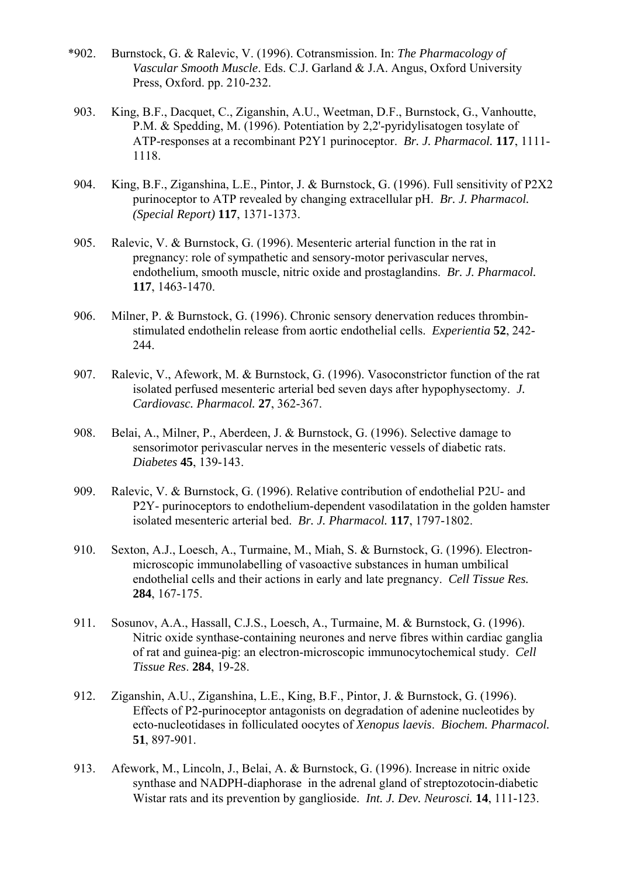*902. Burnstock, G. & Ralevic, V. (1996). Cotransmission. In: *The Pharmacology of Vascular Smooth Muscle*. Eds. C.J. Garland & J.A. Angus, Oxford University Press, Oxford. pp. 210-232.

903. King, B.F., Dacquet, C., Ziganshin, A.U., Weetman, D.F., Burnstock, G., Vanhoutte, P.M. & Spedding, M. (1996). Potentiation by 2,2'-pyridylisatogen tosylate of ATP-responses at a recombinant P2Y1 purinoceptor. *Br. J. Pharmacol.* **117**, 1111-1118.

904. King, B.F., Ziganshina, L.E., Pintor, J. & Burnstock, G. (1996). Full sensitivity of P2X2 purinoceptor to ATP revealed by changing extracellular pH. *Br. J. Pharmacol. (Special Report)* **117**, 1371-1373.

905. Ralevic, V. & Burnstock, G. (1996). Mesenteric arterial function in the rat in pregnancy: role of sympathetic and sensory-motor perivascular nerves, endothelium, smooth muscle, nitric oxide and prostaglandins. *Br. J. Pharmacol.* **117**, 1463-1470.

906. Milner, P. & Burnstock, G. (1996). Chronic sensory denervation reduces thrombin-stimulated endothelin release from aortic endothelial cells. *Experientia* **52**, 242-244.

907. Ralevic, V., Afework, M. & Burnstock, G. (1996). Vasoconstrictor function of the rat isolated perfused mesenteric arterial bed seven days after hypophysectomy. *J. Cardiovasc. Pharmacol.* **27**, 362-367.

908. Belai, A., Milner, P., Aberdeen, J. & Burnstock, G. (1996). Selective damage to sensorimotor perivascular nerves in the mesenteric vessels of diabetic rats. *Diabetes* **45**, 139-143.

909. Ralevic, V. & Burnstock, G. (1996). Relative contribution of endothelial P2U- and P2Y- purinoceptors to endothelium-dependent vasodilatation in the golden hamster isolated mesenteric arterial bed. *Br. J. Pharmacol.* **117**, 1797-1802.

910. Sexton, A.J., Loesch, A., Turmaine, M., Miah, S. & Burnstock, G. (1996). Electron-microscopic immunolabelling of vasoactive substances in human umbilical endothelial cells and their actions in early and late pregnancy. *Cell Tissue Res.* **284**, 167-175.

911. Sosunov, A.A., Hassall, C.J.S., Loesch, A., Turmaine, M. & Burnstock, G. (1996). Nitric oxide synthase-containing neurones and nerve fibres within cardiac ganglia of rat and guinea-pig: an electron-microscopic immunocytochemical study. *Cell Tissue Res*. **284**, 19-28.

912. Ziganshin, A.U., Ziganshina, L.E., King, B.F., Pintor, J. & Burnstock, G. (1996). Effects of P2-purinoceptor antagonists on degradation of adenine nucleotides by ecto-nucleotidases in folliculated oocytes of *Xenopus laevis*. *Biochem. Pharmacol.* **51**, 897-901.

913. Afework, M., Lincoln, J., Belai, A. & Burnstock, G. (1996). Increase in nitric oxide synthase and NADPH-diaphorase in the adrenal gland of streptozotocin-diabetic Wistar rats and its prevention by ganglioside. *Int. J. Dev. Neurosci.* **14**, 111-123.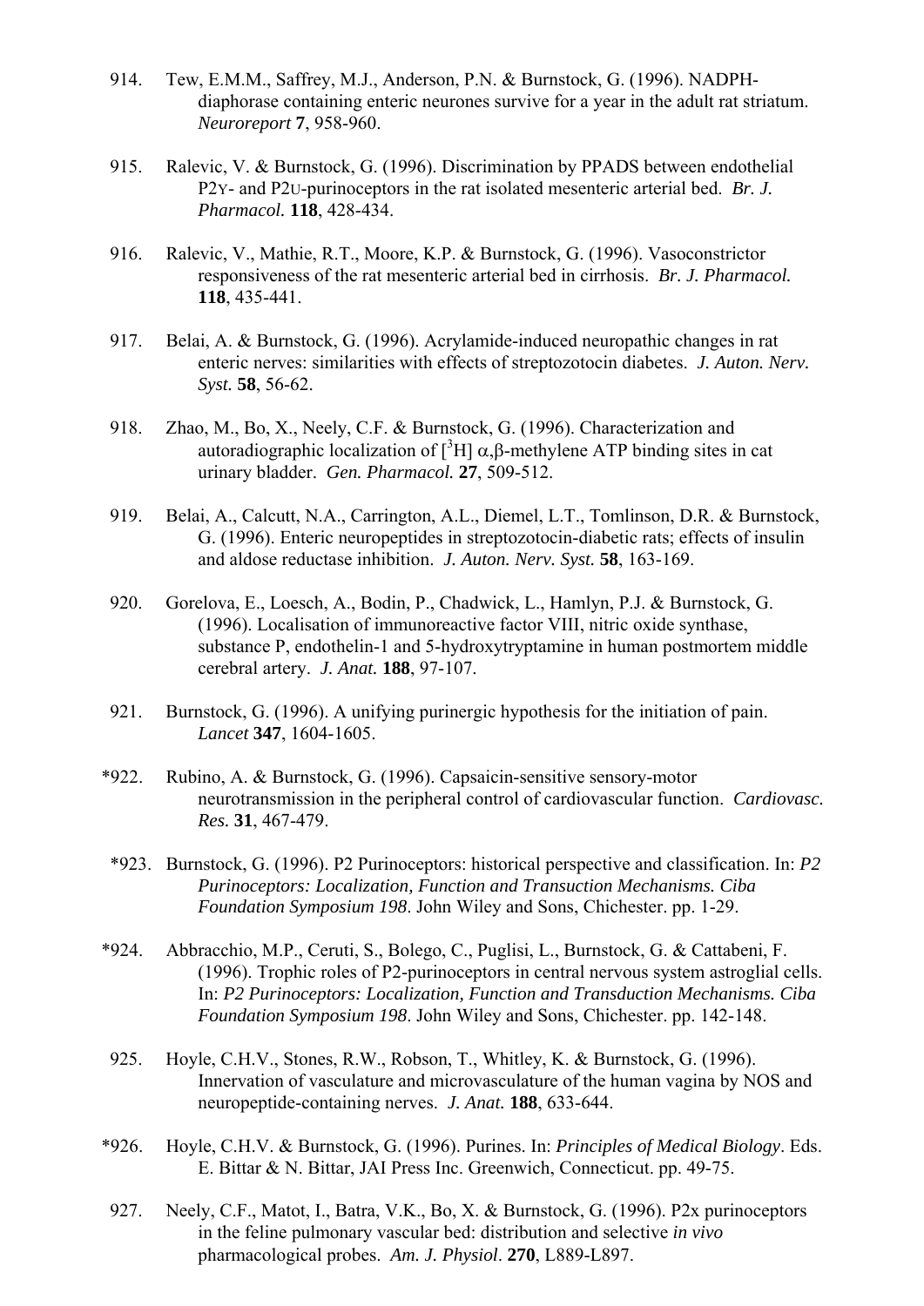914. Tew, E.M.M., Saffrey, M.J., Anderson, P.N. & Burnstock, G. (1996). NADPH-diaphorase containing enteric neurones survive for a year in the adult rat striatum. *Neuroreport* **7**, 958-960.

915. Ralevic, V. & Burnstock, G. (1996). Discrimination by PPADS between endothelial P2Y- and P2U-purinoceptors in the rat isolated mesenteric arterial bed. *Br. J. Pharmacol.* **118**, 428-434.

916. Ralevic, V., Mathie, R.T., Moore, K.P. & Burnstock, G. (1996). Vasoconstrictor responsiveness of the rat mesenteric arterial bed in cirrhosis. *Br. J. Pharmacol.* **118**, 435-441.

917. Belai, A. & Burnstock, G. (1996). Acrylamide-induced neuropathic changes in rat enteric nerves: similarities with effects of streptozotocin diabetes. *J. Auton. Nerv. Syst.* **58**, 56-62.

918. Zhao, M., Bo, X., Neely, C.F. & Burnstock, G. (1996). Characterization and autoradiographic localization of [$^3$H] $\alpha$,$\beta$-methylene ATP binding sites in cat urinary bladder. *Gen. Pharmacol.* **27**, 509-512.

919. Belai, A., Calcutt, N.A., Carrington, A.L., Diemel, L.T., Tomlinson, D.R. & Burnstock, G. (1996). Enteric neuropeptides in streptozotocin-diabetic rats; effects of insulin and aldose reductase inhibition. *J. Auton. Nerv. Syst.* **58**, 163-169.

920. Gorelova, E., Loesch, A., Bodin, P., Chadwick, L., Hamlyn, P.J. & Burnstock, G. (1996). Localisation of immunoreactive factor VIII, nitric oxide synthase, substance P, endothelin-1 and 5-hydroxytryptamine in human postmortem middle cerebral artery. *J. Anat.* **188**, 97-107.

921. Burnstock, G. (1996). A unifying purinergic hypothesis for the initiation of pain. *Lancet* **347**, 1604-1605.

*922. Rubino, A. & Burnstock, G. (1996). Capsaicin-sensitive sensory-motor neurotransmission in the peripheral control of cardiovascular function. *Cardiovasc. Res.* **31**, 467-479.

*923. Burnstock, G. (1996). P2 Purinoceptors: historical perspective and classification. In: *P2 Purinoceptors: Localization, Function and Transuction Mechanisms. Ciba Foundation Symposium 198*. John Wiley and Sons, Chichester. pp. 1-29.

*924. Abbracchio, M.P., Ceruti, S., Bolego, C., Puglisi, L., Burnstock, G. & Cattabeni, F. (1996). Trophic roles of P2-purinoceptors in central nervous system astroglial cells. In: *P2 Purinoceptors: Localization, Function and Transduction Mechanisms. Ciba Foundation Symposium 198*. John Wiley and Sons, Chichester. pp. 142-148.

925. Hoyle, C.H.V., Stones, R.W., Robson, T., Whitley, K. & Burnstock, G. (1996). Innervation of vasculature and microvasculature of the human vagina by NOS and neuropeptide-containing nerves. *J. Anat.* **188**, 633-644.

*926. Hoyle, C.H.V. & Burnstock, G. (1996). Purines. In: *Principles of Medical Biology*. Eds. E. Bittar & N. Bittar, JAI Press Inc. Greenwich, Connecticut. pp. 49-75.

927. Neely, C.F., Matot, I., Batra, V.K., Bo, X. & Burnstock, G. (1996). P2x purinoceptors in the feline pulmonary vascular bed: distribution and selective *in vivo* pharmacological probes. *Am. J. Physiol*. **270**, L889-L897.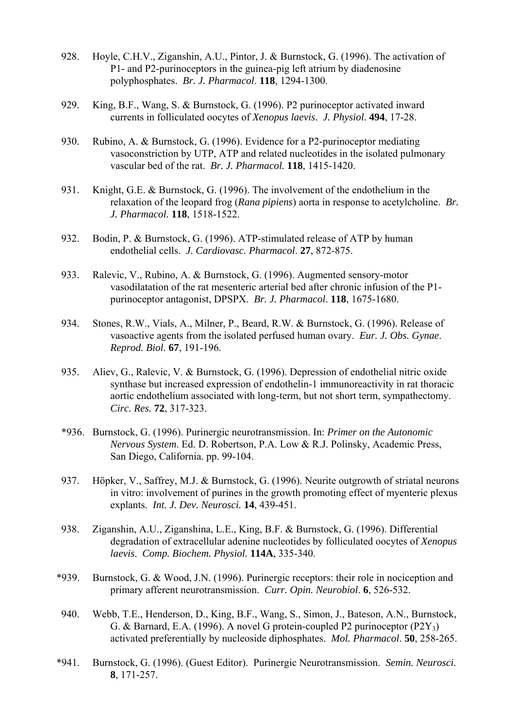928. Hoyle, C.H.V., Ziganshin, A.U., Pintor, J. & Burnstock, G. (1996). The activation of P1- and P2-purinoceptors in the guinea-pig left atrium by diadenosine polyphosphates. *Br. J. Pharmacol*. **118**, 1294-1300.

929. King, B.F., Wang, S. & Burnstock, G. (1996). P2 purinoceptor activated inward currents in folliculated oocytes of *Xenopus laevis*. *J. Physiol.* **494**, 17-28.

930. Rubino, A. & Burnstock, G. (1996). Evidence for a P2-purinoceptor mediating vasoconstriction by UTP, ATP and related nucleotides in the isolated pulmonary vascular bed of the rat. *Br. J. Pharmacol.* **118**, 1415-1420.

931. Knight, G.E. & Burnstock, G. (1996). The involvement of the endothelium in the relaxation of the leopard frog (*Rana pipiens*) aorta in response to acetylcholine. *Br. J. Pharmacol.* **118**, 1518-1522.

932. Bodin, P. & Burnstock, G. (1996). ATP-stimulated release of ATP by human endothelial cells. *J. Cardiovasc. Pharmacol*. **27**, 872-875.

933. Ralevic, V., Rubino, A. & Burnstock, G. (1996). Augmented sensory-motor vasodilatation of the rat mesenteric arterial bed after chronic infusion of the P1-purinoceptor antagonist, DPSPX. *Br. J. Pharmacol*. **118**, 1675-1680.

934. Stones, R.W., Vials, A., Milner, P., Beard, R.W. & Burnstock, G. (1996). Release of vasoactive agents from the isolated perfused human ovary. *Eur. J. Obs. Gynae. Reprod. Biol*. **67**, 191-196.

935. Aliev, G., Ralevic, V. & Burnstock, G. (1996). Depression of endothelial nitric oxide synthase but increased expression of endothelin-1 immunoreactivity in rat thoracic aortic endothelium associated with long-term, but not short term, sympathectomy. *Circ. Res.* **72**, 317-323.

*936. Burnstock, G. (1996). Purinergic neurotransmission. In: *Primer on the Autonomic Nervous System*. Ed. D. Robertson, P.A. Low & R.J. Polinsky, Academic Press, San Diego, California. pp. 99-104.

937. Höpker, V., Saffrey, M.J. & Burnstock, G. (1996). Neurite outgrowth of striatal neurons in vitro: involvement of purines in the growth promoting effect of myenteric plexus explants. *Int. J. Dev. Neurosci.* **14**, 439-451.

938. Ziganshin, A.U., Ziganshina, L.E., King, B.F. & Burnstock, G. (1996). Differential degradation of extracellular adenine nucleotides by folliculated oocytes of *Xenopus laevis*. *Comp. Biochem. Physiol.* **114A**, 335-340.

*939. Burnstock, G. & Wood, J.N. (1996). Purinergic receptors: their role in nociception and primary afferent neurotransmission. *Curr. Opin. Neurobiol*. **6**, 526-532.

940. Webb, T.E., Henderson, D., King, B.F., Wang, S., Simon, J., Bateson, A.N., Burnstock, G. & Barnard, E.A. (1996). A novel G protein-coupled P2 purinoceptor ($P2Y_3$) activated preferentially by nucleoside diphosphates. *Mol. Pharmacol*. **50**, 258-265.

*941. Burnstock, G. (1996). (Guest Editor). Purinergic Neurotransmission. *Semin. Neurosci.* **8**, 171-257.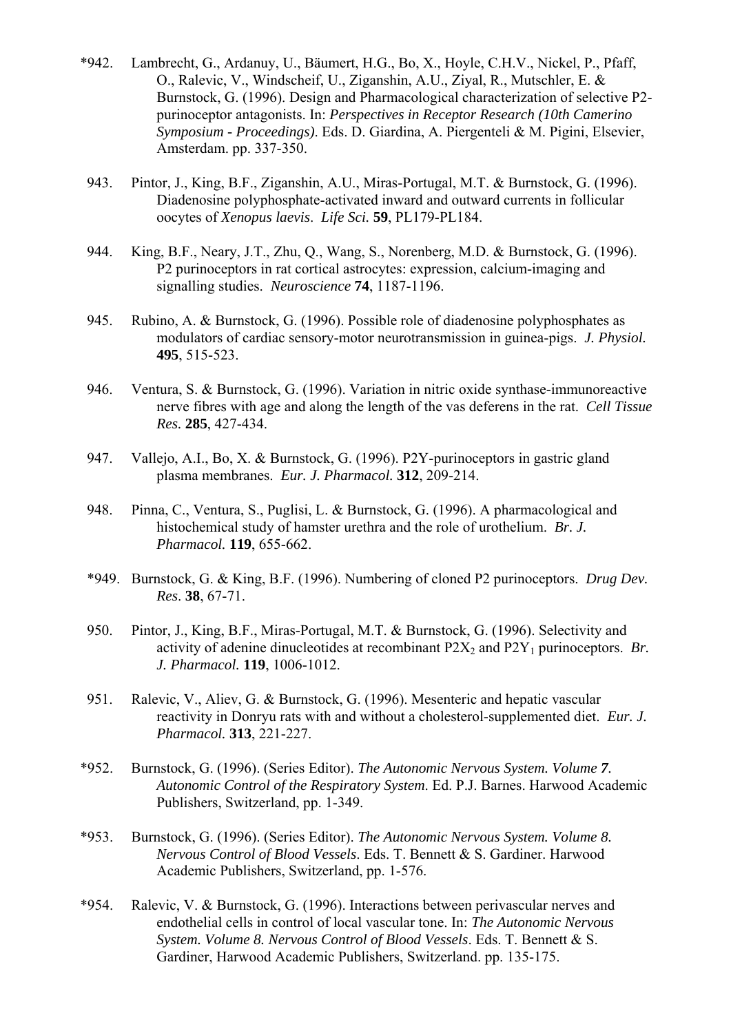*942. Lambrecht, G., Ardanuy, U., Bäumert, H.G., Bo, X., Hoyle, C.H.V., Nickel, P., Pfaff, O., Ralevic, V., Windscheif, U., Ziganshin, A.U., Ziyal, R., Mutschler, E. & Burnstock, G. (1996). Design and Pharmacological characterization of selective P2-purinoceptor antagonists. In: *Perspectives in Receptor Research (10th Camerino Symposium - Proceedings)*. Eds. D. Giardina, A. Piergenteli & M. Pigini, Elsevier, Amsterdam. pp. 337-350.

943. Pintor, J., King, B.F., Ziganshin, A.U., Miras-Portugal, M.T. & Burnstock, G. (1996). Diadenosine polyphosphate-activated inward and outward currents in follicular oocytes of *Xenopus laevis*. *Life Sci.* **59**, PL179-PL184.

944. King, B.F., Neary, J.T., Zhu, Q., Wang, S., Norenberg, M.D. & Burnstock, G. (1996). P2 purinoceptors in rat cortical astrocytes: expression, calcium-imaging and signalling studies. *Neuroscience* **74**, 1187-1196.

945. Rubino, A. & Burnstock, G. (1996). Possible role of diadenosine polyphosphates as modulators of cardiac sensory-motor neurotransmission in guinea-pigs. *J. Physiol.* **495**, 515-523.

946. Ventura, S. & Burnstock, G. (1996). Variation in nitric oxide synthase-immunoreactive nerve fibres with age and along the length of the vas deferens in the rat. *Cell Tissue Res.* **285**, 427-434.

947. Vallejo, A.I., Bo, X. & Burnstock, G. (1996). P2Y-purinoceptors in gastric gland plasma membranes. *Eur. J. Pharmacol.* **312**, 209-214.

948. Pinna, C., Ventura, S., Puglisi, L. & Burnstock, G. (1996). A pharmacological and histochemical study of hamster urethra and the role of urothelium. *Br. J. Pharmacol.* **119**, 655-662.

*949. Burnstock, G. & King, B.F. (1996). Numbering of cloned P2 purinoceptors. *Drug Dev. Res*. **38**, 67-71.

950. Pintor, J., King, B.F., Miras-Portugal, M.T. & Burnstock, G. (1996). Selectivity and activity of adenine dinucleotides at recombinant $P2X_2$ and $P2Y_1$ purinoceptors. *Br. J. Pharmacol.* **119**, 1006-1012.

951. Ralevic, V., Aliev, G. & Burnstock, G. (1996). Mesenteric and hepatic vascular reactivity in Donryu rats with and without a cholesterol-supplemented diet. *Eur. J. Pharmacol.* **313**, 221-227.

*952. Burnstock, G. (1996). (Series Editor). *The Autonomic Nervous System. Volume* ***7.*** *Autonomic Control of the Respiratory System*. Ed. P.J. Barnes. Harwood Academic Publishers, Switzerland, pp. 1-349.

*953. Burnstock, G. (1996). (Series Editor). *The Autonomic Nervous System. Volume 8. Nervous Control of Blood Vessels*. Eds. T. Bennett & S. Gardiner. Harwood Academic Publishers, Switzerland, pp. 1-576.

*954. Ralevic, V. & Burnstock, G. (1996). Interactions between perivascular nerves and endothelial cells in control of local vascular tone. In: *The Autonomic Nervous System. Volume 8. Nervous Control of Blood Vessels*. Eds. T. Bennett & S. Gardiner, Harwood Academic Publishers, Switzerland. pp. 135-175.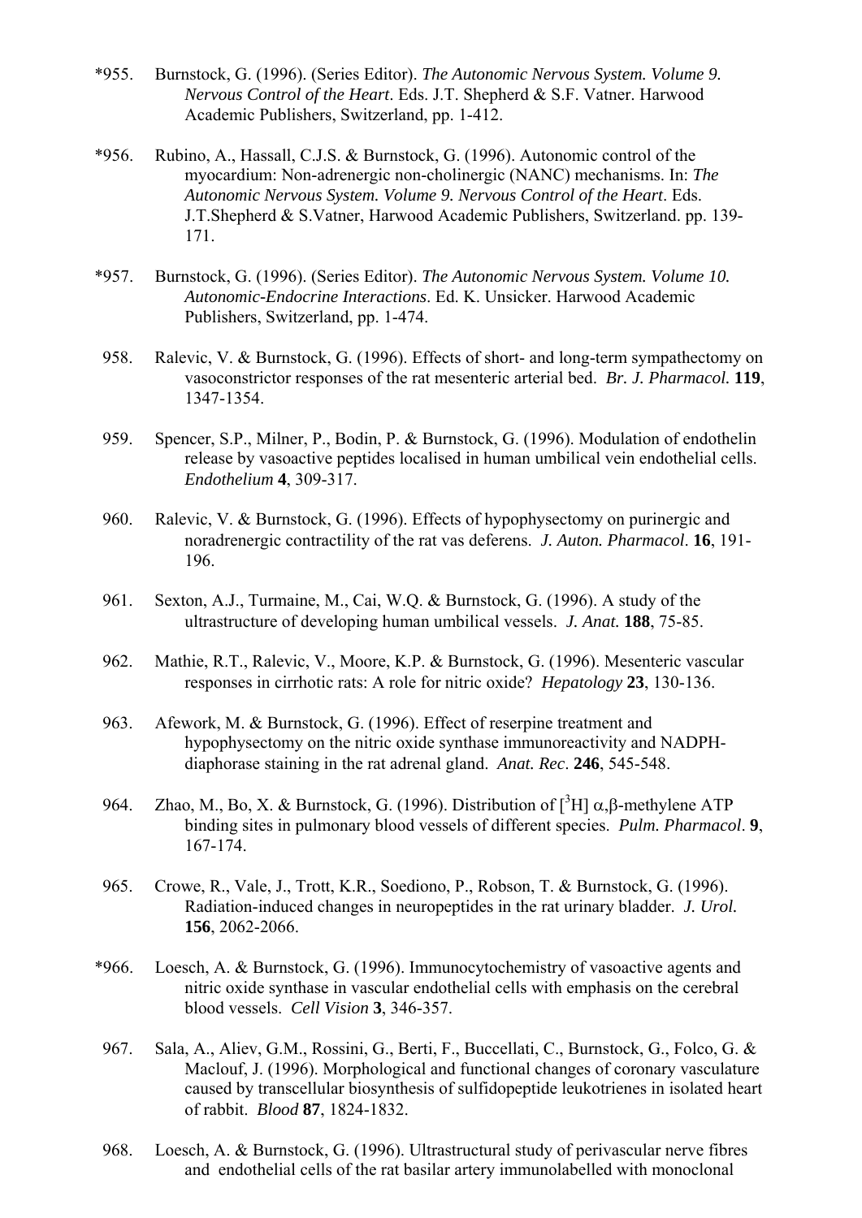*955. Burnstock, G. (1996). (Series Editor). *The Autonomic Nervous System. Volume 9. Nervous Control of the Heart*. Eds. J.T. Shepherd & S.F. Vatner. Harwood Academic Publishers, Switzerland, pp. 1-412.

*956. Rubino, A., Hassall, C.J.S. & Burnstock, G. (1996). Autonomic control of the myocardium: Non-adrenergic non-cholinergic (NANC) mechanisms. In: *The Autonomic Nervous System. Volume 9. Nervous Control of the Heart*. Eds. J.T.Shepherd & S.Vatner, Harwood Academic Publishers, Switzerland. pp. 139-171.

*957. Burnstock, G. (1996). (Series Editor). *The Autonomic Nervous System. Volume 10. Autonomic-Endocrine Interactions*. Ed. K. Unsicker. Harwood Academic Publishers, Switzerland, pp. 1-474.

958. Ralevic, V. & Burnstock, G. (1996). Effects of short- and long-term sympathectomy on vasoconstrictor responses of the rat mesenteric arterial bed. *Br. J. Pharmacol.* **119**, 1347-1354.

959. Spencer, S.P., Milner, P., Bodin, P. & Burnstock, G. (1996). Modulation of endothelin release by vasoactive peptides localised in human umbilical vein endothelial cells. *Endothelium* **4**, 309-317.

960. Ralevic, V. & Burnstock, G. (1996). Effects of hypophysectomy on purinergic and noradrenergic contractility of the rat vas deferens. *J. Auton. Pharmacol.* **16**, 191-196.

961. Sexton, A.J., Turmaine, M., Cai, W.Q. & Burnstock, G. (1996). A study of the ultrastructure of developing human umbilical vessels. *J. Anat.* **188**, 75-85.

962. Mathie, R.T., Ralevic, V., Moore, K.P. & Burnstock, G. (1996). Mesenteric vascular responses in cirrhotic rats: A role for nitric oxide? *Hepatology* **23**, 130-136.

963. Afework, M. & Burnstock, G. (1996). Effect of reserpine treatment and hypophysectomy on the nitric oxide synthase immunoreactivity and NADPH-diaphorase staining in the rat adrenal gland. *Anat. Rec.* **246**, 545-548.

964. Zhao, M., Bo, X. & Burnstock, G. (1996). Distribution of [$^{3}$H] $\alpha,\beta$-methylene ATP binding sites in pulmonary blood vessels of different species. *Pulm. Pharmacol.* **9**, 167-174.

965. Crowe, R., Vale, J., Trott, K.R., Soediono, P., Robson, T. & Burnstock, G. (1996). Radiation-induced changes in neuropeptides in the rat urinary bladder. *J. Urol.* **156**, 2062-2066.

*966. Loesch, A. & Burnstock, G. (1996). Immunocytochemistry of vasoactive agents and nitric oxide synthase in vascular endothelial cells with emphasis on the cerebral blood vessels. *Cell Vision* **3**, 346-357.

967. Sala, A., Aliev, G.M., Rossini, G., Berti, F., Buccellati, C., Burnstock, G., Folco, G. & Maclouf, J. (1996). Morphological and functional changes of coronary vasculature caused by transcellular biosynthesis of sulfidopeptide leukotrienes in isolated heart of rabbit. *Blood* **87**, 1824-1832.

968. Loesch, A. & Burnstock, G. (1996). Ultrastructural study of perivascular nerve fibres and endothelial cells of the rat basilar artery immunolabelled with monoclonal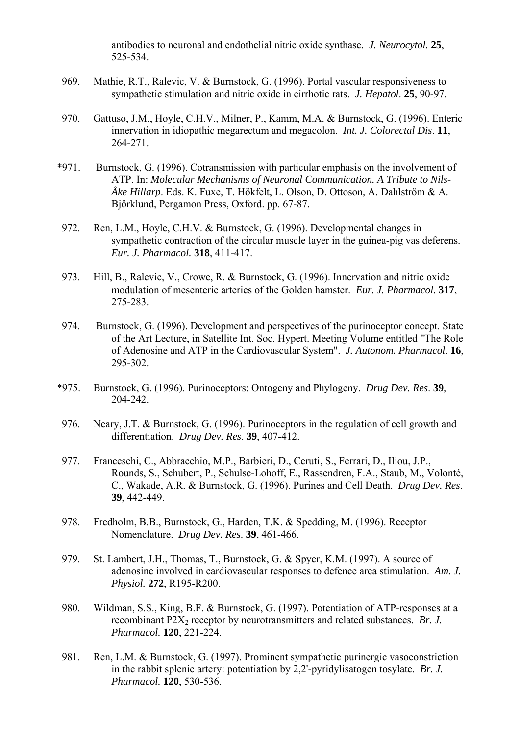antibodies to neuronal and endothelial nitric oxide synthase. *J. Neurocytol.* **25**, 525-534.

969. Mathie, R.T., Ralevic, V. & Burnstock, G. (1996). Portal vascular responsiveness to sympathetic stimulation and nitric oxide in cirrhotic rats. *J. Hepatol*. **25**, 90-97.

970. Gattuso, J.M., Hoyle, C.H.V., Milner, P., Kamm, M.A. & Burnstock, G. (1996). Enteric innervation in idiopathic megarectum and megacolon. *Int. J. Colorectal Dis*. **11**, 264-271.

*971. Burnstock, G. (1996). Cotransmission with particular emphasis on the involvement of ATP. In: *Molecular Mechanisms of Neuronal Communication. A Tribute to Nils-Åke Hillarp*. Eds. K. Fuxe, T. Hökfelt, L. Olson, D. Ottoson, A. Dahlström & A. Björklund, Pergamon Press, Oxford. pp. 67-87.

972. Ren, L.M., Hoyle, C.H.V. & Burnstock, G. (1996). Developmental changes in sympathetic contraction of the circular muscle layer in the guinea-pig vas deferens. *Eur. J. Pharmacol.* **318**, 411-417.

973. Hill, B., Ralevic, V., Crowe, R. & Burnstock, G. (1996). Innervation and nitric oxide modulation of mesenteric arteries of the Golden hamster. *Eur. J. Pharmacol.* **317**, 275-283.

974. Burnstock, G. (1996). Development and perspectives of the purinoceptor concept. State of the Art Lecture, in Satellite Int. Soc. Hypert. Meeting Volume entitled "The Role of Adenosine and ATP in the Cardiovascular System". *J. Autonom. Pharmacol*. **16**, 295-302.

*975. Burnstock, G. (1996). Purinoceptors: Ontogeny and Phylogeny. *Drug Dev. Res*. **39**, 204-242.

976. Neary, J.T. & Burnstock, G. (1996). Purinoceptors in the regulation of cell growth and differentiation. *Drug Dev. Res*. **39**, 407-412.

977. Franceschi, C., Abbracchio, M.P., Barbieri, D., Ceruti, S., Ferrari, D., Iliou, J.P., Rounds, S., Schubert, P., Schulse-Lohoff, E., Rassendren, F.A., Staub, M., Volonté, C., Wakade, A.R. & Burnstock, G. (1996). Purines and Cell Death. *Drug Dev. Res*. **39**, 442-449.

978. Fredholm, B.B., Burnstock, G., Harden, T.K. & Spedding, M. (1996). Receptor Nomenclature. *Drug Dev. Res*. **39**, 461-466.

979. St. Lambert, J.H., Thomas, T., Burnstock, G. & Spyer, K.M. (1997). A source of adenosine involved in cardiovascular responses to defence area stimulation. *Am. J. Physiol.* **272**, R195-R200.

980. Wildman, S.S., King, B.F. & Burnstock, G. (1997). Potentiation of ATP-responses at a recombinant $P2X_2$ receptor by neurotransmitters and related substances. *Br. J. Pharmacol.* **120**, 221-224.

981. Ren, L.M. & Burnstock, G. (1997). Prominent sympathetic purinergic vasoconstriction in the rabbit splenic artery: potentiation by 2,2'-pyridylisatogen tosylate. *Br. J. Pharmacol.* **120**, 530-536.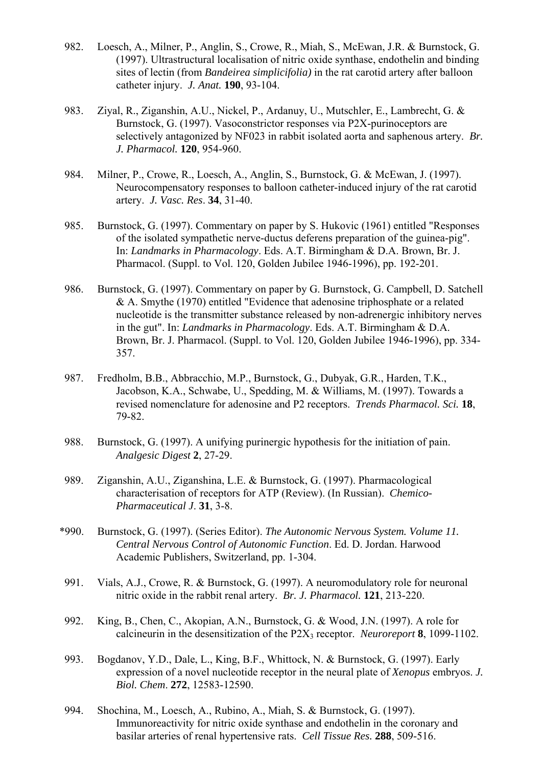982. Loesch, A., Milner, P., Anglin, S., Crowe, R., Miah, S., McEwan, J.R. & Burnstock, G. (1997). Ultrastructural localisation of nitric oxide synthase, endothelin and binding sites of lectin (from *Bandeirea simplicifolia)* in the rat carotid artery after balloon catheter injury. *J. Anat.* **190**, 93-104.

983. Ziyal, R., Ziganshin, A.U., Nickel, P., Ardanuy, U., Mutschler, E., Lambrecht, G. & Burnstock, G. (1997). Vasoconstrictor responses via P2X-purinoceptors are selectively antagonized by NF023 in rabbit isolated aorta and saphenous artery. *Br. J. Pharmacol.* **120**, 954-960.

984. Milner, P., Crowe, R., Loesch, A., Anglin, S., Burnstock, G. & McEwan, J. (1997). Neurocompensatory responses to balloon catheter-induced injury of the rat carotid artery. *J. Vasc. Res*. **34**, 31-40.

985. Burnstock, G. (1997). Commentary on paper by S. Hukovic (1961) entitled "Responses of the isolated sympathetic nerve-ductus deferens preparation of the guinea-pig". In: *Landmarks in Pharmacology*. Eds. A.T. Birmingham & D.A. Brown, Br. J. Pharmacol. (Suppl. to Vol. 120, Golden Jubilee 1946-1996), pp. 192-201.

986. Burnstock, G. (1997). Commentary on paper by G. Burnstock, G. Campbell, D. Satchell & A. Smythe (1970) entitled "Evidence that adenosine triphosphate or a related nucleotide is the transmitter substance released by non-adrenergic inhibitory nerves in the gut". In: *Landmarks in Pharmacology*. Eds. A.T. Birmingham & D.A. Brown, Br. J. Pharmacol. (Suppl. to Vol. 120, Golden Jubilee 1946-1996), pp. 334-357.

987. Fredholm, B.B., Abbracchio, M.P., Burnstock, G., Dubyak, G.R., Harden, T.K., Jacobson, K.A., Schwabe, U., Spedding, M. & Williams, M. (1997). Towards a revised nomenclature for adenosine and P2 receptors. *Trends Pharmacol. Sci.* **18**, 79-82.

988. Burnstock, G. (1997). A unifying purinergic hypothesis for the initiation of pain. *Analgesic Digest* **2**, 27-29.

989. Ziganshin, A.U., Ziganshina, L.E. & Burnstock, G. (1997). Pharmacological characterisation of receptors for ATP (Review). (In Russian). *Chemico-Pharmaceutical J*. **31**, 3-8.

*990. Burnstock, G. (1997). (Series Editor). *The Autonomic Nervous System. Volume 11. Central Nervous Control of Autonomic Function*. Ed. D. Jordan. Harwood Academic Publishers, Switzerland, pp. 1-304.

991. Vials, A.J., Crowe, R. & Burnstock, G. (1997). A neuromodulatory role for neuronal nitric oxide in the rabbit renal artery. *Br. J. Pharmacol.* **121**, 213-220.

992. King, B., Chen, C., Akopian, A.N., Burnstock, G. & Wood, J.N. (1997). A role for calcineurin in the desensitization of the $P2X_3$ receptor. *Neuroreport* **8**, 1099-1102.

993. Bogdanov, Y.D., Dale, L., King, B.F., Whittock, N. & Burnstock, G. (1997). Early expression of a novel nucleotide receptor in the neural plate of *Xenopus* embryos. *J. Biol. Chem*. **272**, 12583-12590.

994. Shochina, M., Loesch, A., Rubino, A., Miah, S. & Burnstock, G. (1997). Immunoreactivity for nitric oxide synthase and endothelin in the coronary and basilar arteries of renal hypertensive rats. *Cell Tissue Res.* **288**, 509-516.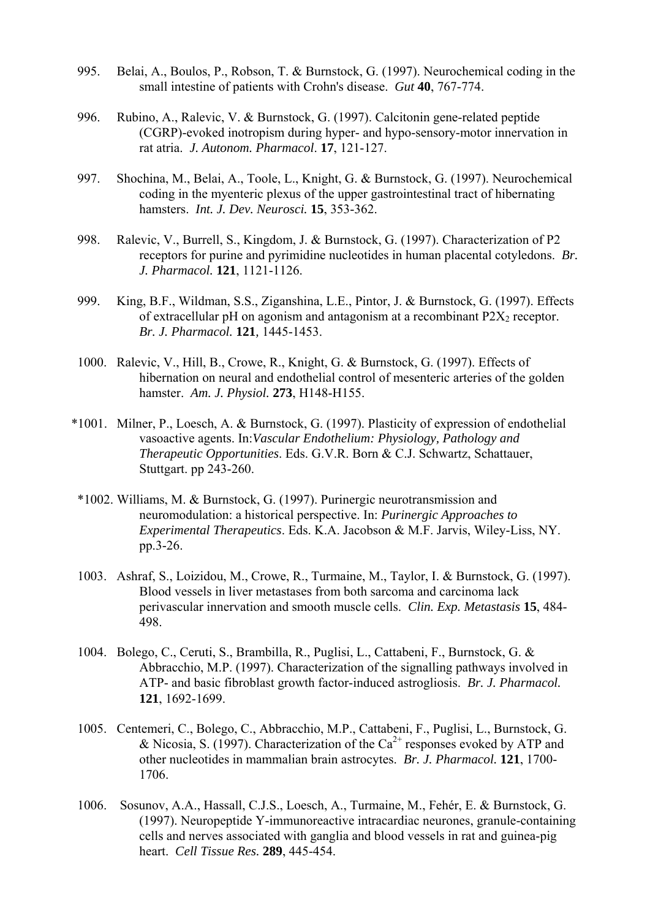995. Belai, A., Boulos, P., Robson, T. & Burnstock, G. (1997). Neurochemical coding in the small intestine of patients with Crohn's disease. *Gut* **40**, 767-774.

996. Rubino, A., Ralevic, V. & Burnstock, G. (1997). Calcitonin gene-related peptide (CGRP)-evoked inotropism during hyper- and hypo-sensory-motor innervation in rat atria. *J. Autonom. Pharmacol*. **17**, 121-127.

997. Shochina, M., Belai, A., Toole, L., Knight, G. & Burnstock, G. (1997). Neurochemical coding in the myenteric plexus of the upper gastrointestinal tract of hibernating hamsters. *Int. J. Dev. Neurosci.* **15**, 353-362.

998. Ralevic, V., Burrell, S., Kingdom, J. & Burnstock, G. (1997). Characterization of P2 receptors for purine and pyrimidine nucleotides in human placental cotyledons. *Br. J. Pharmacol.* **121**, 1121-1126.

999. King, B.F., Wildman, S.S., Ziganshina, L.E., Pintor, J. & Burnstock, G. (1997). Effects of extracellular pH on agonism and antagonism at a recombinant $P2X_2$ receptor. *Br. J. Pharmacol.* **121**, 1445-1453.

1000. Ralevic, V., Hill, B., Crowe, R., Knight, G. & Burnstock, G. (1997). Effects of hibernation on neural and endothelial control of mesenteric arteries of the golden hamster. *Am. J. Physiol.* **273**, H148-H155.

*1001. Milner, P., Loesch, A. & Burnstock, G. (1997). Plasticity of expression of endothelial vasoactive agents. In:*Vascular Endothelium: Physiology, Pathology and Therapeutic Opportunities*. Eds. G.V.R. Born & C.J. Schwartz, Schattauer, Stuttgart. pp 243-260.

*1002. Williams, M. & Burnstock, G. (1997). Purinergic neurotransmission and neuromodulation: a historical perspective. In: *Purinergic Approaches to Experimental Therapeutics*. Eds. K.A. Jacobson & M.F. Jarvis, Wiley-Liss, NY. pp.3-26.

1003. Ashraf, S., Loizidou, M., Crowe, R., Turmaine, M., Taylor, I. & Burnstock, G. (1997). Blood vessels in liver metastases from both sarcoma and carcinoma lack perivascular innervation and smooth muscle cells. *Clin. Exp. Metastasis* **15**, 484-498.

1004. Bolego, C., Ceruti, S., Brambilla, R., Puglisi, L., Cattabeni, F., Burnstock, G. & Abbracchio, M.P. (1997). Characterization of the signalling pathways involved in ATP- and basic fibroblast growth factor-induced astrogliosis. *Br. J. Pharmacol.* **121**, 1692-1699.

1005. Centemeri, C., Bolego, C., Abbracchio, M.P., Cattabeni, F., Puglisi, L., Burnstock, G. & Nicosia, S. (1997). Characterization of the $Ca^{2+}$ responses evoked by ATP and other nucleotides in mammalian brain astrocytes. *Br. J. Pharmacol.* **121**, 1700-1706.

1006. Sosunov, A.A., Hassall, C.J.S., Loesch, A., Turmaine, M., Fehér, E. & Burnstock, G. (1997). Neuropeptide Y-immunoreactive intracardiac neurones, granule-containing cells and nerves associated with ganglia and blood vessels in rat and guinea-pig heart. *Cell Tissue Res.* **289**, 445-454.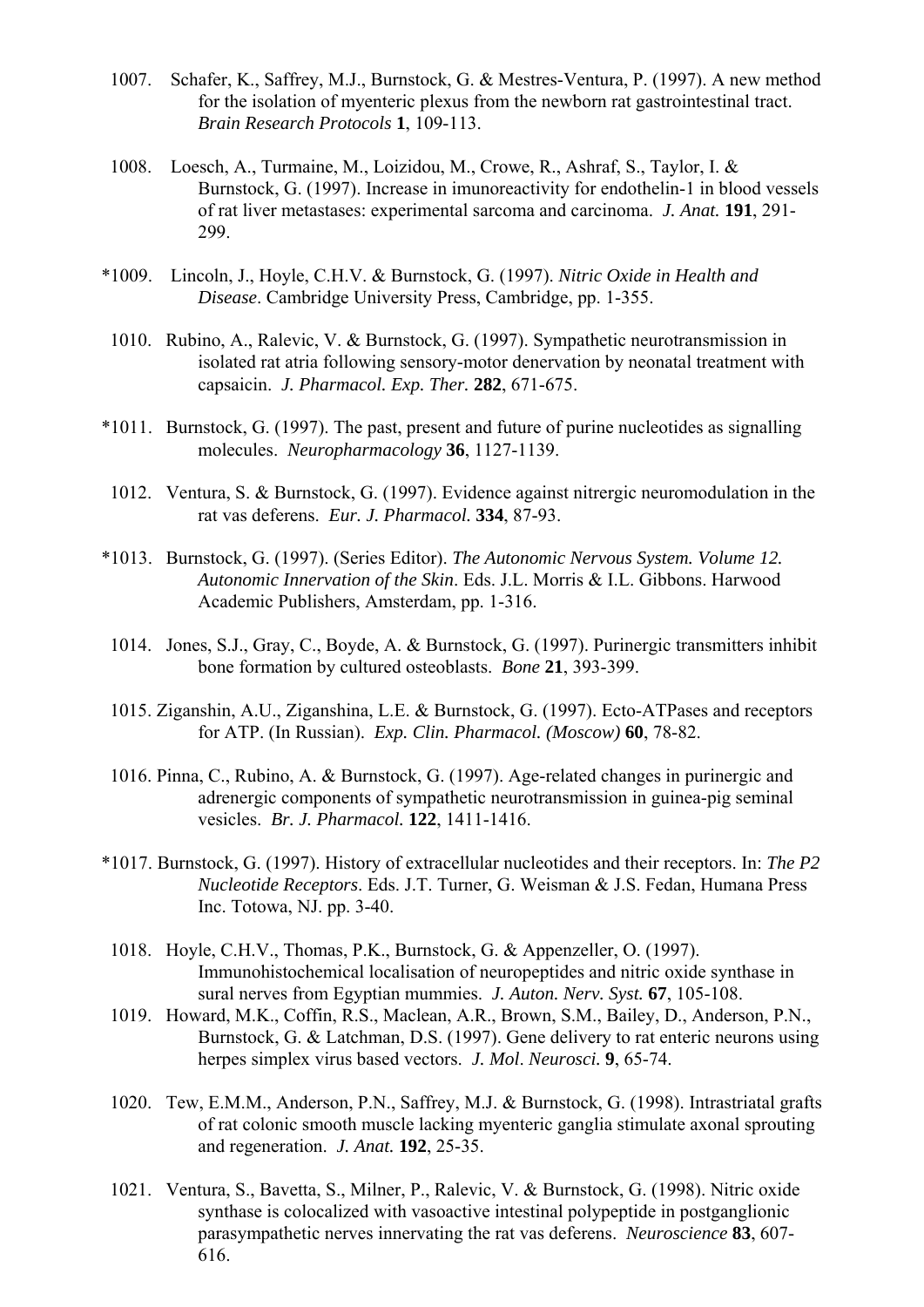1007. Schafer, K., Saffrey, M.J., Burnstock, G. & Mestres-Ventura, P. (1997). A new method for the isolation of myenteric plexus from the newborn rat gastrointestinal tract. *Brain Research Protocols* **1**, 109-113.

1008. Loesch, A., Turmaine, M., Loizidou, M., Crowe, R., Ashraf, S., Taylor, I. & Burnstock, G. (1997). Increase in imunoreactivity for endothelin-1 in blood vessels of rat liver metastases: experimental sarcoma and carcinoma. *J. Anat.* **191**, 291-299.

*1009. Lincoln, J., Hoyle, C.H.V. & Burnstock, G. (1997). *Nitric Oxide in Health and Disease*. Cambridge University Press, Cambridge, pp. 1-355.

1010. Rubino, A., Ralevic, V. & Burnstock, G. (1997). Sympathetic neurotransmission in isolated rat atria following sensory-motor denervation by neonatal treatment with capsaicin. *J. Pharmacol. Exp. Ther.* **282**, 671-675.

*1011. Burnstock, G. (1997). The past, present and future of purine nucleotides as signalling molecules. *Neuropharmacology* **36**, 1127-1139.

1012. Ventura, S. & Burnstock, G. (1997). Evidence against nitrergic neuromodulation in the rat vas deferens. *Eur. J. Pharmacol.* **334**, 87-93.

*1013. Burnstock, G. (1997). (Series Editor). *The Autonomic Nervous System. Volume 12. Autonomic Innervation of the Skin*. Eds. J.L. Morris & I.L. Gibbons. Harwood Academic Publishers, Amsterdam, pp. 1-316.

1014. Jones, S.J., Gray, C., Boyde, A. & Burnstock, G. (1997). Purinergic transmitters inhibit bone formation by cultured osteoblasts. *Bone* **21**, 393-399.

1015. Ziganshin, A.U., Ziganshina, L.E. & Burnstock, G. (1997). Ecto-ATPases and receptors for ATP. (In Russian). *Exp. Clin. Pharmacol. (Moscow)* **60**, 78-82.

1016. Pinna, C., Rubino, A. & Burnstock, G. (1997). Age-related changes in purinergic and adrenergic components of sympathetic neurotransmission in guinea-pig seminal vesicles. *Br. J. Pharmacol.* **122**, 1411-1416.

*1017. Burnstock, G. (1997). History of extracellular nucleotides and their receptors. In: *The P2 Nucleotide Receptors*. Eds. J.T. Turner, G. Weisman & J.S. Fedan, Humana Press Inc. Totowa, NJ. pp. 3-40.

1018. Hoyle, C.H.V., Thomas, P.K., Burnstock, G. & Appenzeller, O. (1997). Immunohistochemical localisation of neuropeptides and nitric oxide synthase in sural nerves from Egyptian mummies. *J. Auton. Nerv. Syst.* **67**, 105-108.

1019. Howard, M.K., Coffin, R.S., Maclean, A.R., Brown, S.M., Bailey, D., Anderson, P.N., Burnstock, G. & Latchman, D.S. (1997). Gene delivery to rat enteric neurons using herpes simplex virus based vectors. *J. Mol. Neurosci.* **9**, 65-74.

1020. Tew, E.M.M., Anderson, P.N., Saffrey, M.J. & Burnstock, G. (1998). Intrastriatal grafts of rat colonic smooth muscle lacking myenteric ganglia stimulate axonal sprouting and regeneration. *J. Anat.* **192**, 25-35.

1021. Ventura, S., Bavetta, S., Milner, P., Ralevic, V. & Burnstock, G. (1998). Nitric oxide synthase is colocalized with vasoactive intestinal polypeptide in postganglionic parasympathetic nerves innervating the rat vas deferens. *Neuroscience* **83**, 607-616.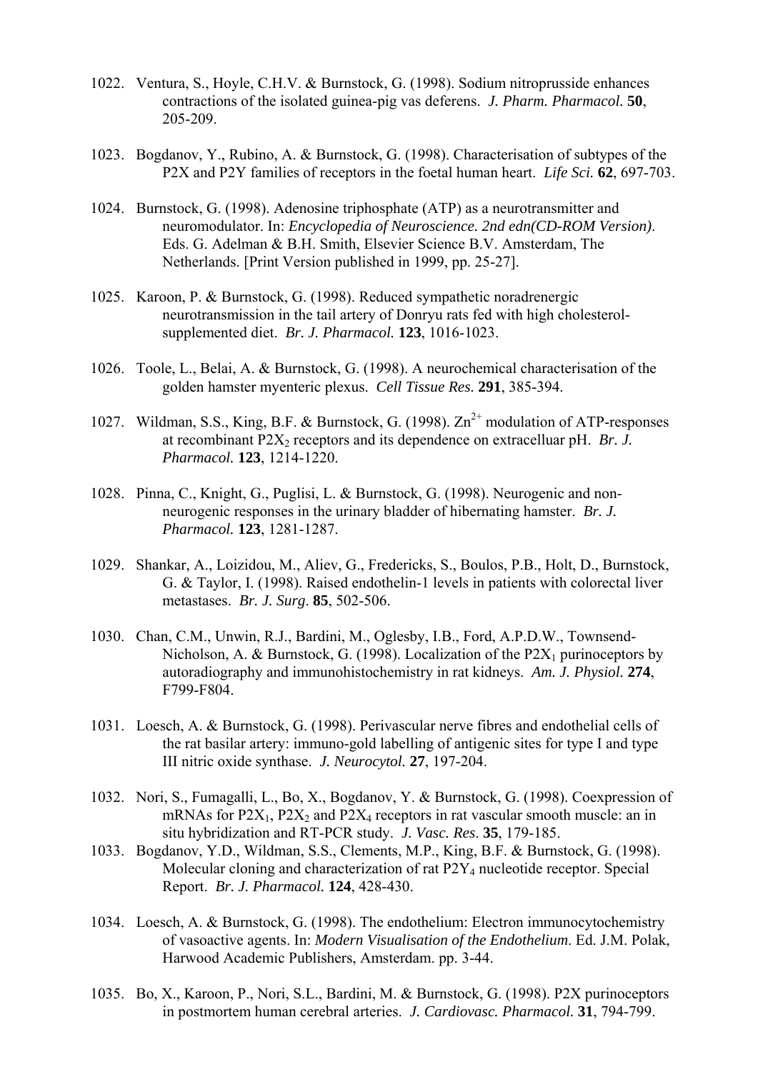1022. Ventura, S., Hoyle, C.H.V. & Burnstock, G. (1998). Sodium nitroprusside enhances contractions of the isolated guinea-pig vas deferens. *J. Pharm. Pharmacol.* **50**, 205-209.

1023. Bogdanov, Y., Rubino, A. & Burnstock, G. (1998). Characterisation of subtypes of the P2X and P2Y families of receptors in the foetal human heart. *Life Sci.* **62**, 697-703.

1024. Burnstock, G. (1998). Adenosine triphosphate (ATP) as a neurotransmitter and neuromodulator. In: *Encyclopedia of Neuroscience. 2nd edn(CD-ROM Version)*. Eds. G. Adelman & B.H. Smith, Elsevier Science B.V. Amsterdam, The Netherlands. [Print Version published in 1999, pp. 25-27].

1025. Karoon, P. & Burnstock, G. (1998). Reduced sympathetic noradrenergic neurotransmission in the tail artery of Donryu rats fed with high cholesterol-supplemented diet. *Br. J. Pharmacol.* **123**, 1016-1023.

1026. Toole, L., Belai, A. & Burnstock, G. (1998). A neurochemical characterisation of the golden hamster myenteric plexus. *Cell Tissue Res.* **291**, 385-394.

1027. Wildman, S.S., King, B.F. & Burnstock, G. (1998). $Zn^{2+}$ modulation of ATP-responses at recombinant $P2X_2$ receptors and its dependence on extracelluar pH. *Br. J. Pharmacol.* **123**, 1214-1220.

1028. Pinna, C., Knight, G., Puglisi, L. & Burnstock, G. (1998). Neurogenic and non-neurogenic responses in the urinary bladder of hibernating hamster. *Br. J. Pharmacol.* **123**, 1281-1287.

1029. Shankar, A., Loizidou, M., Aliev, G., Fredericks, S., Boulos, P.B., Holt, D., Burnstock, G. & Taylor, I. (1998). Raised endothelin-1 levels in patients with colorectal liver metastases. *Br. J. Surg*. **85**, 502-506.

1030. Chan, C.M., Unwin, R.J., Bardini, M., Oglesby, I.B., Ford, A.P.D.W., Townsend-Nicholson, A. & Burnstock, G. (1998). Localization of the $P2X_1$ purinoceptors by autoradiography and immunohistochemistry in rat kidneys. *Am. J. Physiol.* **274**, F799-F804.

1031. Loesch, A. & Burnstock, G. (1998). Perivascular nerve fibres and endothelial cells of the rat basilar artery: immuno-gold labelling of antigenic sites for type I and type III nitric oxide synthase. *J. Neurocytol.* **27**, 197-204.

1032. Nori, S., Fumagalli, L., Bo, X., Bogdanov, Y. & Burnstock, G. (1998). Coexpression of mRNAs for $P2X_1$, $P2X_2$ and $P2X_4$ receptors in rat vascular smooth muscle: an in situ hybridization and RT-PCR study. *J. Vasc. Res*. **35**, 179-185.

1033. Bogdanov, Y.D., Wildman, S.S., Clements, M.P., King, B.F. & Burnstock, G. (1998). Molecular cloning and characterization of rat $P2Y_4$ nucleotide receptor. Special Report. *Br. J. Pharmacol.* **124**, 428-430.

1034. Loesch, A. & Burnstock, G. (1998). The endothelium: Electron immunocytochemistry of vasoactive agents. In: *Modern Visualisation of the Endothelium*. Ed. J.M. Polak, Harwood Academic Publishers, Amsterdam. pp. 3-44.

1035. Bo, X., Karoon, P., Nori, S.L., Bardini, M. & Burnstock, G. (1998). P2X purinoceptors in postmortem human cerebral arteries. *J. Cardiovasc. Pharmacol.* **31**, 794-799.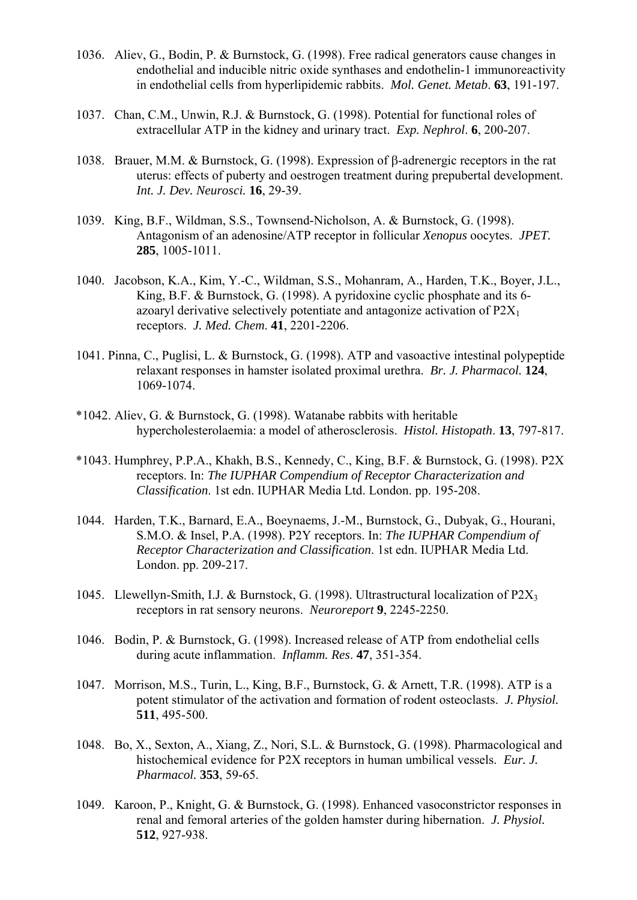1036. Aliev, G., Bodin, P. & Burnstock, G. (1998). Free radical generators cause changes in endothelial and inducible nitric oxide synthases and endothelin-1 immunoreactivity in endothelial cells from hyperlipidemic rabbits. *Mol. Genet. Metab*. **63**, 191-197.

1037. Chan, C.M., Unwin, R.J. & Burnstock, G. (1998). Potential for functional roles of extracellular ATP in the kidney and urinary tract. *Exp. Nephrol*. **6**, 200-207.

1038. Brauer, M.M. & Burnstock, G. (1998). Expression of β-adrenergic receptors in the rat uterus: effects of puberty and oestrogen treatment during prepubertal development. *Int. J. Dev. Neurosci.* **16**, 29-39.

1039. King, B.F., Wildman, S.S., Townsend-Nicholson, A. & Burnstock, G. (1998). Antagonism of an adenosine/ATP receptor in follicular *Xenopus* oocytes. *JPET.* **285**, 1005-1011.

1040. Jacobson, K.A., Kim, Y.-C., Wildman, S.S., Mohanram, A., Harden, T.K., Boyer, J.L., King, B.F. & Burnstock, G. (1998). A pyridoxine cyclic phosphate and its 6-azoaryl derivative selectively potentiate and antagonize activation of $P2X_1$ receptors. *J. Med. Chem*. **41**, 2201-2206.

1041. Pinna, C., Puglisi, L. & Burnstock, G. (1998). ATP and vasoactive intestinal polypeptide relaxant responses in hamster isolated proximal urethra. *Br. J. Pharmacol.* **124**, 1069-1074.

*1042. Aliev, G. & Burnstock, G. (1998). Watanabe rabbits with heritable hypercholesterolaemia: a model of atherosclerosis. *Histol. Histopath*. **13**, 797-817.

*1043. Humphrey, P.P.A., Khakh, B.S., Kennedy, C., King, B.F. & Burnstock, G. (1998). P2X receptors. In: *The IUPHAR Compendium of Receptor Characterization and Classification.* 1st edn. IUPHAR Media Ltd. London. pp. 195-208.

1044. Harden, T.K., Barnard, E.A., Boeynaems, J.-M., Burnstock, G., Dubyak, G., Hourani, S.M.O. & Insel, P.A. (1998). P2Y receptors. In: *The IUPHAR Compendium of Receptor Characterization and Classification*. 1st edn. IUPHAR Media Ltd. London. pp. 209-217.

1045. Llewellyn-Smith, I.J. & Burnstock, G. (1998). Ultrastructural localization of $P2X_3$ receptors in rat sensory neurons. *Neuroreport* **9**, 2245-2250.

1046. Bodin, P. & Burnstock, G. (1998). Increased release of ATP from endothelial cells during acute inflammation. *Inflamm. Res*. **47**, 351-354.

1047. Morrison, M.S., Turin, L., King, B.F., Burnstock, G. & Arnett, T.R. (1998). ATP is a potent stimulator of the activation and formation of rodent osteoclasts. *J. Physiol.* **511**, 495-500.

1048. Bo, X., Sexton, A., Xiang, Z., Nori, S.L. & Burnstock, G. (1998). Pharmacological and histochemical evidence for P2X receptors in human umbilical vessels. *Eur. J. Pharmacol.* **353**, 59-65.

1049. Karoon, P., Knight, G. & Burnstock, G. (1998). Enhanced vasoconstrictor responses in renal and femoral arteries of the golden hamster during hibernation. *J. Physiol.* **512**, 927-938.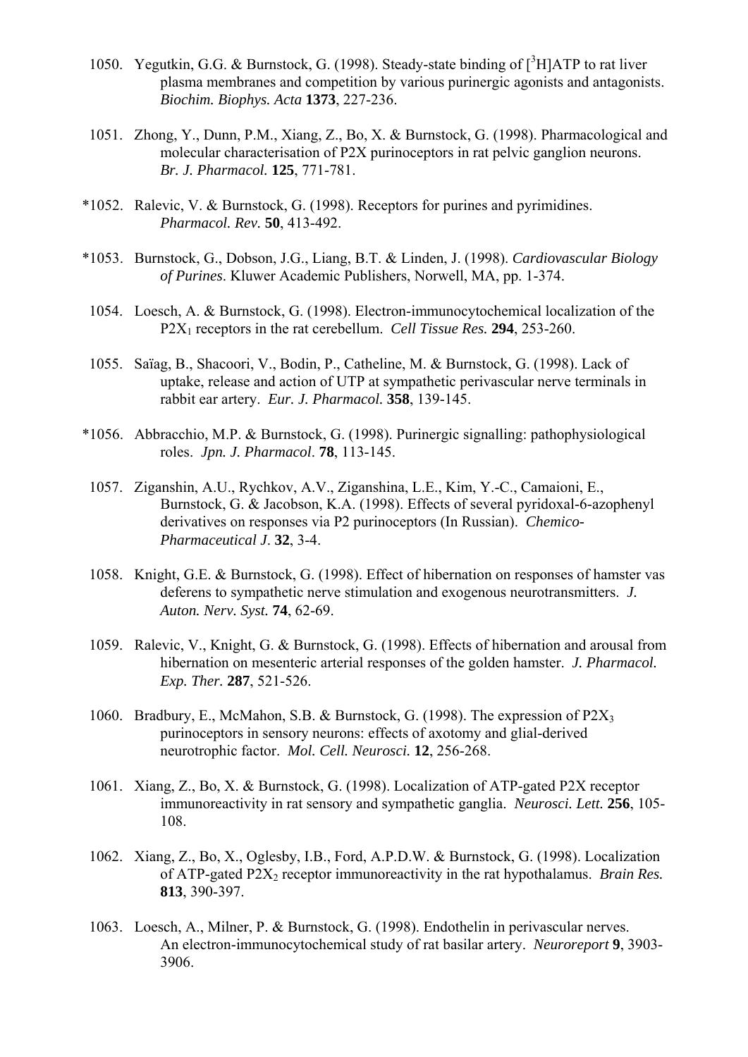1050. Yegutkin, G.G. & Burnstock, G. (1998). Steady-state binding of [$^3$H]ATP to rat liver plasma membranes and competition by various purinergic agonists and antagonists. *Biochim. Biophys. Acta* **1373**, 227-236.

1051. Zhong, Y., Dunn, P.M., Xiang, Z., Bo, X. & Burnstock, G. (1998). Pharmacological and molecular characterisation of P2X purinoceptors in rat pelvic ganglion neurons. *Br. J. Pharmacol.* **125**, 771-781.

*1052. Ralevic, V. & Burnstock, G. (1998). Receptors for purines and pyrimidines. *Pharmacol. Rev.* **50**, 413-492.

*1053. Burnstock, G., Dobson, J.G., Liang, B.T. & Linden, J. (1998). *Cardiovascular Biology of Purines*. Kluwer Academic Publishers, Norwell, MA, pp. 1-374.

1054. Loesch, A. & Burnstock, G. (1998). Electron-immunocytochemical localization of the $P2X_1$ receptors in the rat cerebellum. *Cell Tissue Res.* **294**, 253-260.

1055. Saïag, B., Shacoori, V., Bodin, P., Catheline, M. & Burnstock, G. (1998). Lack of uptake, release and action of UTP at sympathetic perivascular nerve terminals in rabbit ear artery. *Eur. J. Pharmacol.* **358**, 139-145.

*1056. Abbracchio, M.P. & Burnstock, G. (1998). Purinergic signalling: pathophysiological roles. *Jpn. J. Pharmacol*. **78**, 113-145.

1057. Ziganshin, A.U., Rychkov, A.V., Ziganshina, L.E., Kim, Y.-C., Camaioni, E., Burnstock, G. & Jacobson, K.A. (1998). Effects of several pyridoxal-6-azophenyl derivatives on responses via P2 purinoceptors (In Russian). *Chemico-Pharmaceutical J*. **32**, 3-4.

1058. Knight, G.E. & Burnstock, G. (1998). Effect of hibernation on responses of hamster vas deferens to sympathetic nerve stimulation and exogenous neurotransmitters. *J. Auton. Nerv. Syst.* **74**, 62-69.

1059. Ralevic, V., Knight, G. & Burnstock, G. (1998). Effects of hibernation and arousal from hibernation on mesenteric arterial responses of the golden hamster. *J. Pharmacol. Exp. Ther.* **287**, 521-526.

1060. Bradbury, E., McMahon, S.B. & Burnstock, G. (1998). The expression of $P2X_3$ purinoceptors in sensory neurons: effects of axotomy and glial-derived neurotrophic factor. *Mol. Cell. Neurosci.* **12**, 256-268.

1061. Xiang, Z., Bo, X. & Burnstock, G. (1998). Localization of ATP-gated P2X receptor immunoreactivity in rat sensory and sympathetic ganglia. *Neurosci. Lett.* **256**, 105-108.

1062. Xiang, Z., Bo, X., Oglesby, I.B., Ford, A.P.D.W. & Burnstock, G. (1998). Localization of ATP-gated $P2X_2$ receptor immunoreactivity in the rat hypothalamus. *Brain Res.* **813**, 390-397.

1063. Loesch, A., Milner, P. & Burnstock, G. (1998). Endothelin in perivascular nerves. An electron-immunocytochemical study of rat basilar artery. *Neuroreport* **9**, 3903-3906.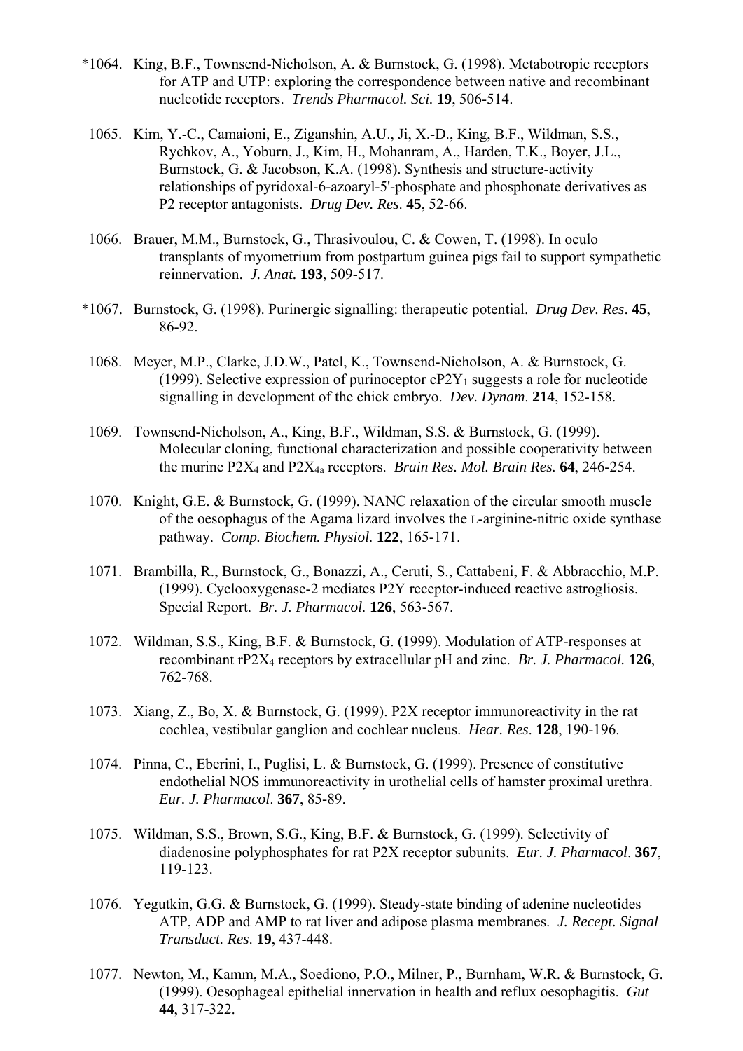*1064. King, B.F., Townsend-Nicholson, A. & Burnstock, G. (1998). Metabotropic receptors for ATP and UTP: exploring the correspondence between native and recombinant nucleotide receptors. *Trends Pharmacol. Sci.* **19**, 506-514.

1065. Kim, Y.-C., Camaioni, E., Ziganshin, A.U., Ji, X.-D., King, B.F., Wildman, S.S., Rychkov, A., Yoburn, J., Kim, H., Mohanram, A., Harden, T.K., Boyer, J.L., Burnstock, G. & Jacobson, K.A. (1998). Synthesis and structure-activity relationships of pyridoxal-6-azoaryl-5'-phosphate and phosphonate derivatives as P2 receptor antagonists. *Drug Dev. Res*. **45**, 52-66.

1066. Brauer, M.M., Burnstock, G., Thrasivoulou, C. & Cowen, T. (1998). In oculo transplants of myometrium from postpartum guinea pigs fail to support sympathetic reinnervation. *J. Anat.* **193**, 509-517.

*1067. Burnstock, G. (1998). Purinergic signalling: therapeutic potential. *Drug Dev. Res*. **45**, 86-92.

1068. Meyer, M.P., Clarke, J.D.W., Patel, K., Townsend-Nicholson, A. & Burnstock, G. (1999). Selective expression of purinoceptor $cP2Y_1$ suggests a role for nucleotide signalling in development of the chick embryo. *Dev. Dynam*. **214**, 152-158.

1069. Townsend-Nicholson, A., King, B.F., Wildman, S.S. & Burnstock, G. (1999). Molecular cloning, functional characterization and possible cooperativity between the murine $P2X_4$ and $P2X_{4a}$ receptors. *Brain Res. Mol. Brain Res.* **64**, 246-254.

1070. Knight, G.E. & Burnstock, G. (1999). NANC relaxation of the circular smooth muscle of the oesophagus of the Agama lizard involves the L-arginine-nitric oxide synthase pathway. *Comp. Biochem. Physiol.* **122**, 165-171.

1071. Brambilla, R., Burnstock, G., Bonazzi, A., Ceruti, S., Cattabeni, F. & Abbracchio, M.P. (1999). Cyclooxygenase-2 mediates P2Y receptor-induced reactive astrogliosis. Special Report. *Br. J. Pharmacol.* **126**, 563-567.

1072. Wildman, S.S., King, B.F. & Burnstock, G. (1999). Modulation of ATP-responses at recombinant $rP2X_4$ receptors by extracellular pH and zinc. *Br. J. Pharmacol.* **126**, 762-768.

1073. Xiang, Z., Bo, X. & Burnstock, G. (1999). P2X receptor immunoreactivity in the rat cochlea, vestibular ganglion and cochlear nucleus. *Hear. Res*. **128**, 190-196.

1074. Pinna, C., Eberini, I., Puglisi, L. & Burnstock, G. (1999). Presence of constitutive endothelial NOS immunoreactivity in urothelial cells of hamster proximal urethra. *Eur. J. Pharmacol*. **367**, 85-89.

1075. Wildman, S.S., Brown, S.G., King, B.F. & Burnstock, G. (1999). Selectivity of diadenosine polyphosphates for rat P2X receptor subunits. *Eur. J. Pharmacol*. **367**, 119-123.

1076. Yegutkin, G.G. & Burnstock, G. (1999). Steady-state binding of adenine nucleotides ATP, ADP and AMP to rat liver and adipose plasma membranes. *J. Recept. Signal Transduct. Res*. **19**, 437-448.

1077. Newton, M., Kamm, M.A., Soediono, P.O., Milner, P., Burnham, W.R. & Burnstock, G. (1999). Oesophageal epithelial innervation in health and reflux oesophagitis. *Gut* **44**, 317-322.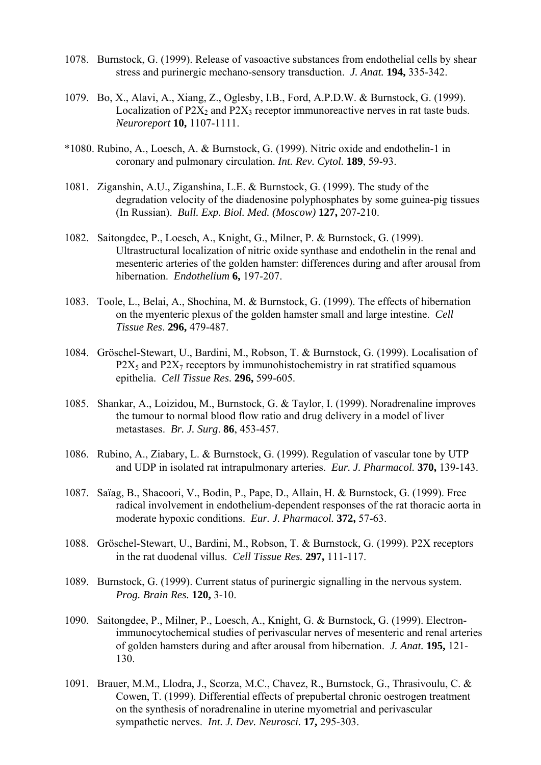1078. Burnstock, G. (1999). Release of vasoactive substances from endothelial cells by shear stress and purinergic mechano-sensory transduction. *J. Anat.* **194,** 335-342.

1079. Bo, X., Alavi, A., Xiang, Z., Oglesby, I.B., Ford, A.P.D.W. & Burnstock, G. (1999). Localization of $P2X_2$ and $P2X_3$ receptor immunoreactive nerves in rat taste buds. *Neuroreport* **10,** 1107-1111.

*1080. Rubino, A., Loesch, A. & Burnstock, G. (1999). Nitric oxide and endothelin-1 in coronary and pulmonary circulation. *Int. Rev. Cytol.* **189**, 59-93.

1081. Ziganshin, A.U., Ziganshina, L.E. & Burnstock, G. (1999). The study of the degradation velocity of the diadenosine polyphosphates by some guinea-pig tissues (In Russian). *Bull. Exp. Biol. Med. (Moscow)* **127,** 207-210.

1082. Saitongdee, P., Loesch, A., Knight, G., Milner, P. & Burnstock, G. (1999). Ultrastructural localization of nitric oxide synthase and endothelin in the renal and mesenteric arteries of the golden hamster: differences during and after arousal from hibernation. *Endothelium* **6,** 197-207.

1083. Toole, L., Belai, A., Shochina, M. & Burnstock, G. (1999). The effects of hibernation on the myenteric plexus of the golden hamster small and large intestine. *Cell Tissue Res*. **296,** 479-487.

1084. Gröschel-Stewart, U., Bardini, M., Robson, T. & Burnstock, G. (1999). Localisation of $P2X_5$ and $P2X_7$ receptors by immunohistochemistry in rat stratified squamous epithelia. *Cell Tissue Res.* **296,** 599-605.

1085. Shankar, A., Loizidou, M., Burnstock, G. & Taylor, I. (1999). Noradrenaline improves the tumour to normal blood flow ratio and drug delivery in a model of liver metastases. *Br. J. Surg*. **86**, 453-457.

1086. Rubino, A., Ziabary, L. & Burnstock, G. (1999). Regulation of vascular tone by UTP and UDP in isolated rat intrapulmonary arteries. *Eur. J. Pharmacol.* **370,** 139-143.

1087. Saïag, B., Shacoori, V., Bodin, P., Pape, D., Allain, H. & Burnstock, G. (1999). Free radical involvement in endothelium-dependent responses of the rat thoracic aorta in moderate hypoxic conditions. *Eur. J. Pharmacol.* **372,** 57-63.

1088. Gröschel-Stewart, U., Bardini, M., Robson, T. & Burnstock, G. (1999). P2X receptors in the rat duodenal villus. *Cell Tissue Res.* **297,** 111-117.

1089. Burnstock, G. (1999). Current status of purinergic signalling in the nervous system. *Prog. Brain Res.* **120,** 3-10.

1090. Saitongdee, P., Milner, P., Loesch, A., Knight, G. & Burnstock, G. (1999). Electron-immunocytochemical studies of perivascular nerves of mesenteric and renal arteries of golden hamsters during and after arousal from hibernation. *J. Anat.* **195,** 121-130.

1091. Brauer, M.M., Llodra, J., Scorza, M.C., Chavez, R., Burnstock, G., Thrasivoulu, C. & Cowen, T. (1999). Differential effects of prepubertal chronic oestrogen treatment on the synthesis of noradrenaline in uterine myometrial and perivascular sympathetic nerves. *Int. J. Dev. Neurosci.* **17,** 295-303.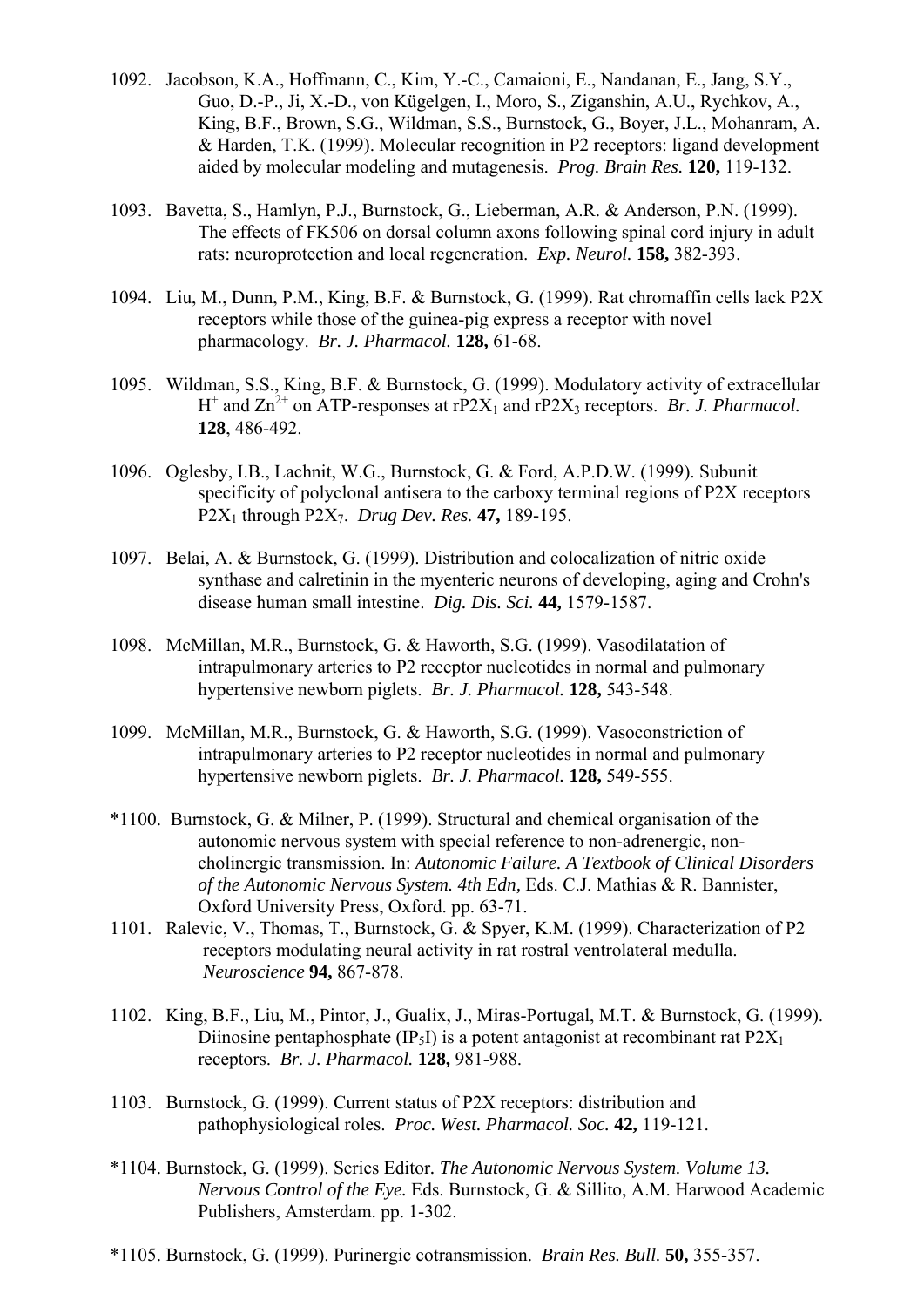1092. Jacobson, K.A., Hoffmann, C., Kim, Y.-C., Camaioni, E., Nandanan, E., Jang, S.Y., Guo, D.-P., Ji, X.-D., von Kügelgen, I., Moro, S., Ziganshin, A.U., Rychkov, A., King, B.F., Brown, S.G., Wildman, S.S., Burnstock, G., Boyer, J.L., Mohanram, A. & Harden, T.K. (1999). Molecular recognition in P2 receptors: ligand development aided by molecular modeling and mutagenesis. *Prog. Brain Res.* **120,** 119-132.

1093. Bavetta, S., Hamlyn, P.J., Burnstock, G., Lieberman, A.R. & Anderson, P.N. (1999). The effects of FK506 on dorsal column axons following spinal cord injury in adult rats: neuroprotection and local regeneration. *Exp. Neurol.* **158,** 382-393.

1094. Liu, M., Dunn, P.M., King, B.F. & Burnstock, G. (1999). Rat chromaffin cells lack P2X receptors while those of the guinea-pig express a receptor with novel pharmacology. *Br. J. Pharmacol.* **128,** 61-68.

1095. Wildman, S.S., King, B.F. & Burnstock, G. (1999). Modulatory activity of extracellular $H^+$ and $Zn^{2+}$ on ATP-responses at $rP2X_1$ and $rP2X_3$ receptors. *Br. J. Pharmacol.* **128**, 486-492.

1096. Oglesby, I.B., Lachnit, W.G., Burnstock, G. & Ford, A.P.D.W. (1999). Subunit specificity of polyclonal antisera to the carboxy terminal regions of P2X receptors $P2X_1$ through $P2X_7$. *Drug Dev. Res.* **47,** 189-195.

1097. Belai, A. & Burnstock, G. (1999). Distribution and colocalization of nitric oxide synthase and calretinin in the myenteric neurons of developing, aging and Crohn's disease human small intestine. *Dig. Dis. Sci.* **44,** 1579-1587.

1098. McMillan, M.R., Burnstock, G. & Haworth, S.G. (1999). Vasodilatation of intrapulmonary arteries to P2 receptor nucleotides in normal and pulmonary hypertensive newborn piglets. *Br. J. Pharmacol.* **128,** 543-548.

1099. McMillan, M.R., Burnstock, G. & Haworth, S.G. (1999). Vasoconstriction of intrapulmonary arteries to P2 receptor nucleotides in normal and pulmonary hypertensive newborn piglets. *Br. J. Pharmacol.* **128,** 549-555.

*1100. Burnstock, G. & Milner, P. (1999). Structural and chemical organisation of the autonomic nervous system with special reference to non-adrenergic, non-cholinergic transmission. In: *Autonomic Failure. A Textbook of Clinical Disorders of the Autonomic Nervous System. 4th Edn,* Eds. C.J. Mathias & R. Bannister, Oxford University Press, Oxford. pp. 63-71.

1101. Ralevic, V., Thomas, T., Burnstock, G. & Spyer, K.M. (1999). Characterization of P2 receptors modulating neural activity in rat rostral ventrolateral medulla. *Neuroscience* **94,** 867-878.

1102. King, B.F., Liu, M., Pintor, J., Gualix, J., Miras-Portugal, M.T. & Burnstock, G. (1999). Diinosine pentaphosphate ($IP_5I$) is a potent antagonist at recombinant rat $P2X_1$ receptors. *Br. J. Pharmacol.* **128,** 981-988.

1103. Burnstock, G. (1999). Current status of P2X receptors: distribution and pathophysiological roles. *Proc. West. Pharmacol. Soc.* **42,** 119-121.

*1104. Burnstock, G. (1999). Series Editor. *The Autonomic Nervous System. Volume 13. Nervous Control of the Eye.* Eds. Burnstock, G. & Sillito, A.M. Harwood Academic Publishers, Amsterdam. pp. 1-302.

*1105. Burnstock, G. (1999). Purinergic cotransmission. *Brain Res. Bull.* **50,** 355-357.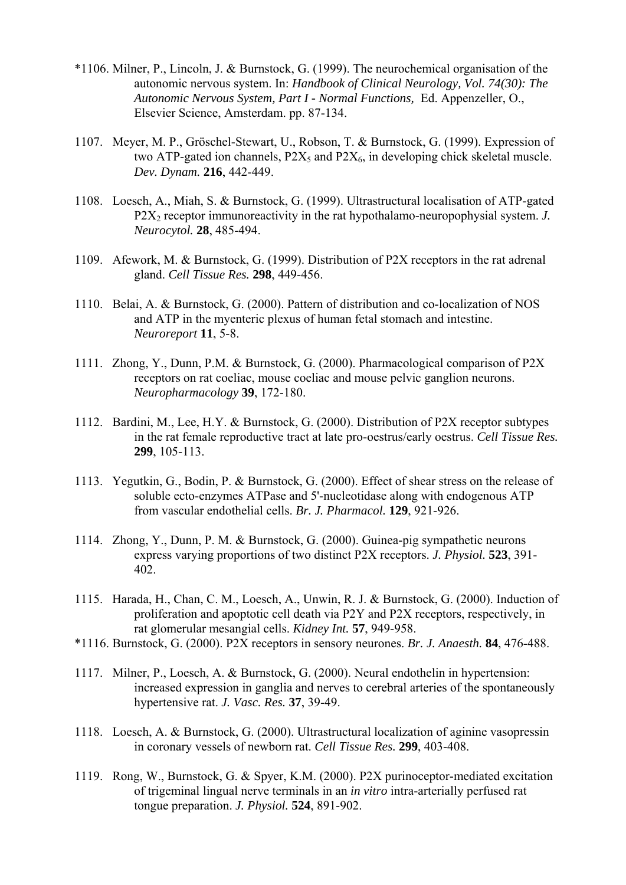*1106. Milner, P., Lincoln, J. & Burnstock, G. (1999). The neurochemical organisation of the autonomic nervous system. In: *Handbook of Clinical Neurology, Vol. 74(30): The Autonomic Nervous System, Part I - Normal Functions,* Ed. Appenzeller, O., Elsevier Science, Amsterdam. pp. 87-134.

1107. Meyer, M. P., Gröschel-Stewart, U., Robson, T. & Burnstock, G. (1999). Expression of two ATP-gated ion channels, $P2X_5$ and $P2X_6$, in developing chick skeletal muscle. *Dev. Dynam.* **216**, 442-449.

1108. Loesch, A., Miah, S. & Burnstock, G. (1999). Ultrastructural localisation of ATP-gated $P2X_2$ receptor immunoreactivity in the rat hypothalamo-neuropophysial system. *J. Neurocytol.* **28**, 485-494.

1109. Afework, M. & Burnstock, G. (1999). Distribution of P2X receptors in the rat adrenal gland. *Cell Tissue Res.* **298**, 449-456.

1110. Belai, A. & Burnstock, G. (2000). Pattern of distribution and co-localization of NOS and ATP in the myenteric plexus of human fetal stomach and intestine. *Neuroreport* **11**, 5-8.

1111. Zhong, Y., Dunn, P.M. & Burnstock, G. (2000). Pharmacological comparison of P2X receptors on rat coeliac, mouse coeliac and mouse pelvic ganglion neurons. *Neuropharmacology* **39**, 172-180.

1112. Bardini, M., Lee, H.Y. & Burnstock, G. (2000). Distribution of P2X receptor subtypes in the rat female reproductive tract at late pro-oestrus/early oestrus. *Cell Tissue Res.* **299**, 105-113.

1113. Yegutkin, G., Bodin, P. & Burnstock, G. (2000). Effect of shear stress on the release of soluble ecto-enzymes ATPase and 5'-nucleotidase along with endogenous ATP from vascular endothelial cells. *Br. J. Pharmacol.* **129**, 921-926.

1114. Zhong, Y., Dunn, P. M. & Burnstock, G. (2000). Guinea-pig sympathetic neurons express varying proportions of two distinct P2X receptors. *J. Physiol.* **523**, 391-402.

1115. Harada, H., Chan, C. M., Loesch, A., Unwin, R. J. & Burnstock, G. (2000). Induction of proliferation and apoptotic cell death via P2Y and P2X receptors, respectively, in rat glomerular mesangial cells. *Kidney Int.* **57**, 949-958.

*1116. Burnstock, G. (2000). P2X receptors in sensory neurones. *Br. J. Anaesth.* **84**, 476-488.

1117. Milner, P., Loesch, A. & Burnstock, G. (2000). Neural endothelin in hypertension: increased expression in ganglia and nerves to cerebral arteries of the spontaneously hypertensive rat. *J. Vasc. Res.* **37**, 39-49.

1118. Loesch, A. & Burnstock, G. (2000). Ultrastructural localization of aginine vasopressin in coronary vessels of newborn rat. *Cell Tissue Res.* **299**, 403-408.

1119. Rong, W., Burnstock, G. & Spyer, K.M. (2000). P2X purinoceptor-mediated excitation of trigeminal lingual nerve terminals in an *in vitro* intra-arterially perfused rat tongue preparation. *J. Physiol.* **524**, 891-902.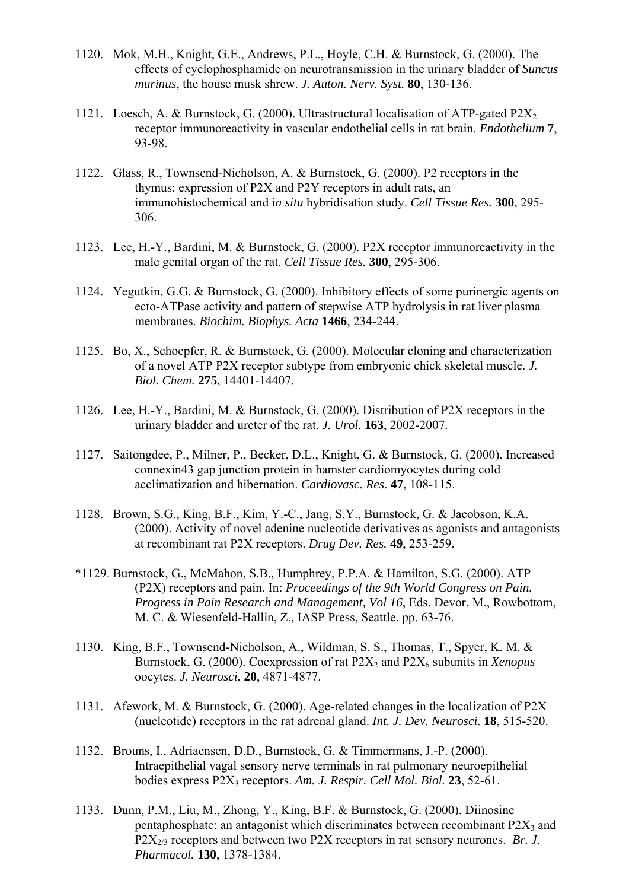1120. Mok, M.H., Knight, G.E., Andrews, P.L., Hoyle, C.H. & Burnstock, G. (2000). The effects of cyclophosphamide on neurotransmission in the urinary bladder of *Suncus murinus*, the house musk shrew. *J. Auton. Nerv. Syst.* **80**, 130-136.

1121. Loesch, A. & Burnstock, G. (2000). Ultrastructural localisation of ATP-gated $P2X_2$ receptor immunoreactivity in vascular endothelial cells in rat brain. *Endothelium* **7**, 93-98.

1122. Glass, R., Townsend-Nicholson, A. & Burnstock, G. (2000). P2 receptors in the thymus: expression of P2X and P2Y receptors in adult rats, an immunohistochemical and i*n situ* hybridisation study. *Cell Tissue Res.* **300**, 295-306.

1123. Lee, H.-Y., Bardini, M. & Burnstock, G. (2000). P2X receptor immunoreactivity in the male genital organ of the rat. *Cell Tissue Res.* **300**, 295-306.

1124. Yegutkin, G.G. & Burnstock, G. (2000). Inhibitory effects of some purinergic agents on ecto-ATPase activity and pattern of stepwise ATP hydrolysis in rat liver plasma membranes. *Biochim. Biophys. Acta* **1466**, 234-244.

1125. Bo, X., Schoepfer, R. & Burnstock, G. (2000). Molecular cloning and characterization of a novel ATP P2X receptor subtype from embryonic chick skeletal muscle. *J. Biol. Chem.* **275**, 14401-14407.

1126. Lee, H.-Y., Bardini, M. & Burnstock, G. (2000). Distribution of P2X receptors in the urinary bladder and ureter of the rat. *J. Urol.* **163**, 2002-2007.

1127. Saitongdee, P., Milner, P., Becker, D.L., Knight, G. & Burnstock, G. (2000). Increased connexin43 gap junction protein in hamster cardiomyocytes during cold acclimatization and hibernation. *Cardiovasc. Res*. **47**, 108-115.

1128. Brown, S.G., King, B.F., Kim, Y.-C., Jang, S.Y., Burnstock, G. & Jacobson, K.A. (2000). Activity of novel adenine nucleotide derivatives as agonists and antagonists at recombinant rat P2X receptors. *Drug Dev. Res.* **49**, 253-259.

*1129. Burnstock, G., McMahon, S.B., Humphrey, P.P.A. & Hamilton, S.G. (2000). ATP (P2X) receptors and pain. In: *Proceedings of the 9th World Congress on Pain. Progress in Pain Research and Management, Vol 16*, Eds. Devor, M., Rowbottom, M. C. & Wiesenfeld-Hallin, Z., IASP Press, Seattle. pp. 63-76.

1130. King, B.F., Townsend-Nicholson, A., Wildman, S. S., Thomas, T., Spyer, K. M. & Burnstock, G. (2000). Coexpression of rat $P2X_2$ and $P2X_6$ subunits in *Xenopus* oocytes. *J. Neurosci.* **20**, 4871-4877.

1131. Afework, M. & Burnstock, G. (2000). Age-related changes in the localization of P2X (nucleotide) receptors in the rat adrenal gland. *Int. J. Dev. Neurosci.* **18**, 515-520.

1132. Brouns, I., Adriaensen, D.D., Burnstock, G. & Timmermans, J.-P. (2000). Intraepithelial vagal sensory nerve terminals in rat pulmonary neuroepithelial bodies express $P2X_3$ receptors. *Am. J. Respir. Cell Mol. Biol.* **23**, 52-61.

1133. Dunn, P.M., Liu, M., Zhong, Y., King, B.F. & Burnstock, G. (2000). Diinosine pentaphosphate: an antagonist which discriminates between recombinant $P2X_3$ and $P2X_{2/3}$ receptors and between two P2X receptors in rat sensory neurones. *Br. J. Pharmacol.* **130**, 1378-1384.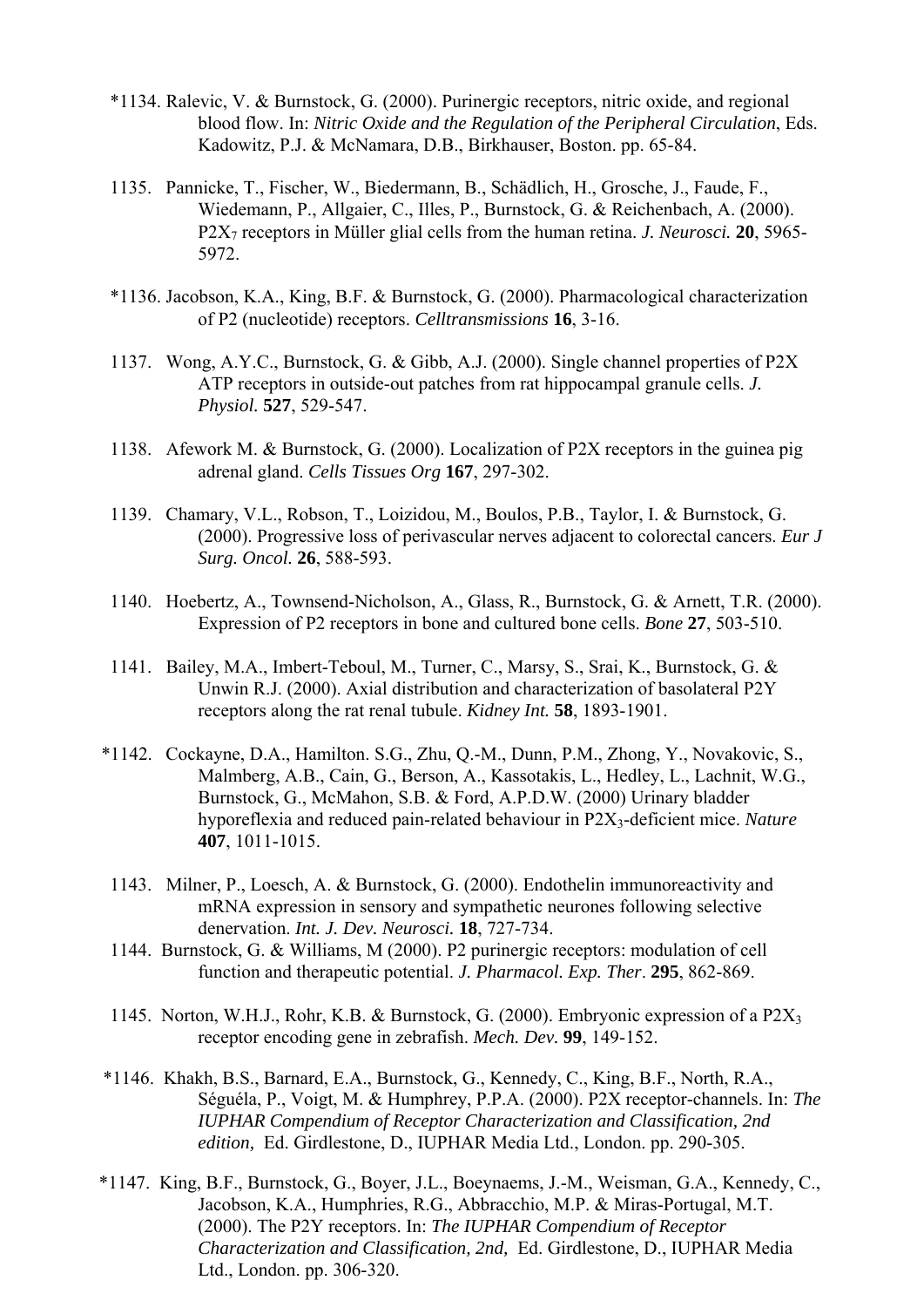*1134. Ralevic, V. & Burnstock, G. (2000). Purinergic receptors, nitric oxide, and regional blood flow. In: *Nitric Oxide and the Regulation of the Peripheral Circulation*, Eds. Kadowitz, P.J. & McNamara, D.B., Birkhauser, Boston. pp. 65-84.

1135. Pannicke, T., Fischer, W., Biedermann, B., Schädlich, H., Grosche, J., Faude, F., Wiedemann, P., Allgaier, C., Illes, P., Burnstock, G. & Reichenbach, A. (2000). $P2X_7$ receptors in Müller glial cells from the human retina. *J. Neurosci.* **20**, 5965-5972.

*1136. Jacobson, K.A., King, B.F. & Burnstock, G. (2000). Pharmacological characterization of P2 (nucleotide) receptors. *Celltransmissions* **16**, 3-16.

1137. Wong, A.Y.C., Burnstock, G. & Gibb, A.J. (2000). Single channel properties of P2X ATP receptors in outside-out patches from rat hippocampal granule cells. *J. Physiol.* **527**, 529-547.

1138. Afework M. & Burnstock, G. (2000). Localization of P2X receptors in the guinea pig adrenal gland. *Cells Tissues Org* **167**, 297-302.

1139. Chamary, V.L., Robson, T., Loizidou, M., Boulos, P.B., Taylor, I. & Burnstock, G. (2000). Progressive loss of perivascular nerves adjacent to colorectal cancers. *Eur J Surg. Oncol.* **26**, 588-593.

1140. Hoebertz, A., Townsend-Nicholson, A., Glass, R., Burnstock, G. & Arnett, T.R. (2000). Expression of P2 receptors in bone and cultured bone cells. *Bone* **27**, 503-510.

1141. Bailey, M.A., Imbert-Teboul, M., Turner, C., Marsy, S., Srai, K., Burnstock, G. & Unwin R.J. (2000). Axial distribution and characterization of basolateral P2Y receptors along the rat renal tubule. *Kidney Int.* **58**, 1893-1901.

*1142. Cockayne, D.A., Hamilton. S.G., Zhu, Q.-M., Dunn, P.M., Zhong, Y., Novakovic, S., Malmberg, A.B., Cain, G., Berson, A., Kassotakis, L., Hedley, L., Lachnit, W.G., Burnstock, G., McMahon, S.B. & Ford, A.P.D.W. (2000) Urinary bladder hyporeflexia and reduced pain-related behaviour in $P2X_3$-deficient mice. *Nature* **407**, 1011-1015.

1143. Milner, P., Loesch, A. & Burnstock, G. (2000). Endothelin immunoreactivity and mRNA expression in sensory and sympathetic neurones following selective denervation. *Int. J. Dev. Neurosci.* **18**, 727-734.

1144. Burnstock, G. & Williams, M (2000). P2 purinergic receptors: modulation of cell function and therapeutic potential. *J. Pharmacol. Exp. Ther*. **295**, 862-869.

1145. Norton, W.H.J., Rohr, K.B. & Burnstock, G. (2000). Embryonic expression of a $P2X_3$ receptor encoding gene in zebrafish. *Mech. Dev.* **99**, 149-152.

*1146. Khakh, B.S., Barnard, E.A., Burnstock, G., Kennedy, C., King, B.F., North, R.A., Séguéla, P., Voigt, M. & Humphrey, P.P.A. (2000). P2X receptor-channels. In: *The IUPHAR Compendium of Receptor Characterization and Classification, 2nd edition,* Ed. Girdlestone, D., IUPHAR Media Ltd., London. pp. 290-305.

*1147. King, B.F., Burnstock, G., Boyer, J.L., Boeynaems, J.-M., Weisman, G.A., Kennedy, C., Jacobson, K.A., Humphries, R.G., Abbracchio, M.P. & Miras-Portugal, M.T. (2000). The P2Y receptors. In: *The IUPHAR Compendium of Receptor Characterization and Classification, 2nd,* Ed. Girdlestone, D., IUPHAR Media Ltd., London. pp. 306-320.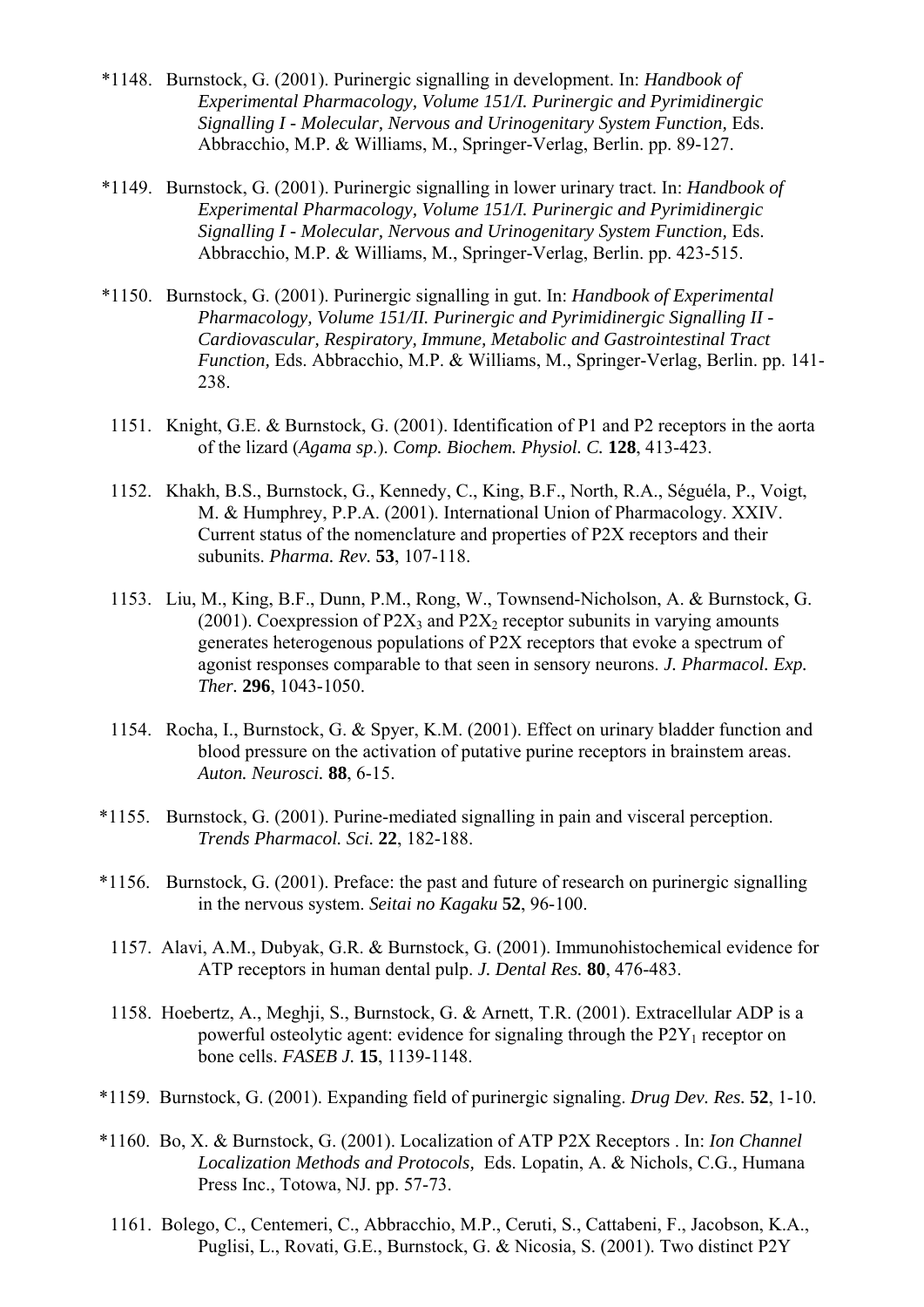*1148. Burnstock, G. (2001). Purinergic signalling in development. In: *Handbook of Experimental Pharmacology, Volume 151/I. Purinergic and Pyrimidinergic Signalling I - Molecular, Nervous and Urinogenitary System Function,* Eds. Abbracchio, M.P. & Williams, M., Springer-Verlag, Berlin. pp. 89-127.

*1149. Burnstock, G. (2001). Purinergic signalling in lower urinary tract. In: *Handbook of Experimental Pharmacology, Volume 151/I. Purinergic and Pyrimidinergic Signalling I - Molecular, Nervous and Urinogenitary System Function,* Eds. Abbracchio, M.P. & Williams, M., Springer-Verlag, Berlin. pp. 423-515.

*1150. Burnstock, G. (2001). Purinergic signalling in gut. In: *Handbook of Experimental Pharmacology, Volume 151/II. Purinergic and Pyrimidinergic Signalling II - Cardiovascular, Respiratory, Immune, Metabolic and Gastrointestinal Tract Function,* Eds. Abbracchio, M.P. & Williams, M., Springer-Verlag, Berlin. pp. 141-238.

1151. Knight, G.E. & Burnstock, G. (2001). Identification of P1 and P2 receptors in the aorta of the lizard (*Agama sp*.). *Comp. Biochem. Physiol. C.* **128**, 413-423.

1152. Khakh, B.S., Burnstock, G., Kennedy, C., King, B.F., North, R.A., Séguéla, P., Voigt, M. & Humphrey, P.P.A. (2001). International Union of Pharmacology. XXIV. Current status of the nomenclature and properties of P2X receptors and their subunits. *Pharma. Rev.* **53**, 107-118.

1153. Liu, M., King, B.F., Dunn, P.M., Rong, W., Townsend-Nicholson, A. & Burnstock, G. (2001). Coexpression of $P2X_3$ and $P2X_2$ receptor subunits in varying amounts generates heterogenous populations of P2X receptors that evoke a spectrum of agonist responses comparable to that seen in sensory neurons. *J. Pharmacol. Exp. Ther.* **296**, 1043-1050.

1154. Rocha, I., Burnstock, G. & Spyer, K.M. (2001). Effect on urinary bladder function and blood pressure on the activation of putative purine receptors in brainstem areas. *Auton. Neurosci.* **88**, 6-15.

*1155. Burnstock, G. (2001). Purine-mediated signalling in pain and visceral perception. *Trends Pharmacol. Sci.* **22**, 182-188.

*1156. Burnstock, G. (2001). Preface: the past and future of research on purinergic signalling in the nervous system. *Seitai no Kagaku* **52**, 96-100.

1157. Alavi, A.M., Dubyak, G.R. & Burnstock, G. (2001). Immunohistochemical evidence for ATP receptors in human dental pulp. *J. Dental Res.* **80**, 476-483.

1158. Hoebertz, A., Meghji, S., Burnstock, G. & Arnett, T.R. (2001). Extracellular ADP is a powerful osteolytic agent: evidence for signaling through the $P2Y_1$ receptor on bone cells. *FASEB J.* **15**, 1139-1148.

*1159. Burnstock, G. (2001). Expanding field of purinergic signaling. *Drug Dev. Res.* **52**, 1-10.

*1160. Bo, X. & Burnstock, G. (2001). Localization of ATP P2X Receptors . In: *Ion Channel Localization Methods and Protocols,* Eds. Lopatin, A. & Nichols, C.G., Humana Press Inc., Totowa, NJ. pp. 57-73.

1161. Bolego, C., Centemeri, C., Abbracchio, M.P., Ceruti, S., Cattabeni, F., Jacobson, K.A., Puglisi, L., Rovati, G.E., Burnstock, G. & Nicosia, S. (2001). Two distinct P2Y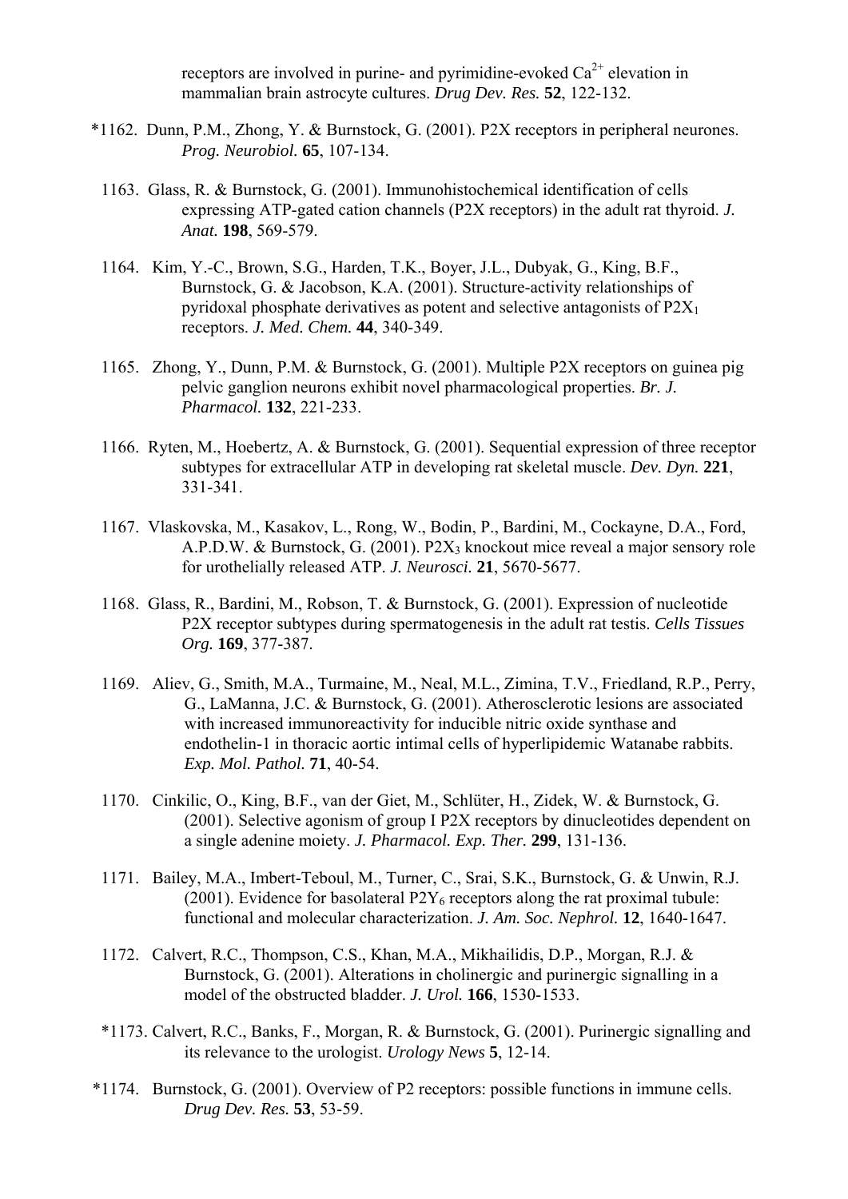receptors are involved in purine- and pyrimidine-evoked $Ca^{2+}$ elevation in mammalian brain astrocyte cultures. *Drug Dev. Res.* **52**, 122-132.

*1162. Dunn, P.M., Zhong, Y. & Burnstock, G. (2001). P2X receptors in peripheral neurones. *Prog. Neurobiol.* **65**, 107-134.

1163. Glass, R. & Burnstock, G. (2001). Immunohistochemical identification of cells expressing ATP-gated cation channels (P2X receptors) in the adult rat thyroid. *J. Anat.* **198**, 569-579.

1164. Kim, Y.-C., Brown, S.G., Harden, T.K., Boyer, J.L., Dubyak, G., King, B.F., Burnstock, G. & Jacobson, K.A. (2001). Structure-activity relationships of pyridoxal phosphate derivatives as potent and selective antagonists of $P2X_1$ receptors. *J. Med. Chem.* **44**, 340-349.

1165. Zhong, Y., Dunn, P.M. & Burnstock, G. (2001). Multiple P2X receptors on guinea pig pelvic ganglion neurons exhibit novel pharmacological properties. *Br. J. Pharmacol.* **132**, 221-233.

1166. Ryten, M., Hoebertz, A. & Burnstock, G. (2001). Sequential expression of three receptor subtypes for extracellular ATP in developing rat skeletal muscle. *Dev. Dyn.* **221**, 331-341.

1167. Vlaskovska, M., Kasakov, L., Rong, W., Bodin, P., Bardini, M., Cockayne, D.A., Ford, A.P.D.W. & Burnstock, G. (2001). $P2X_3$ knockout mice reveal a major sensory role for urothelially released ATP. *J. Neurosci.* **21**, 5670-5677.

1168. Glass, R., Bardini, M., Robson, T. & Burnstock, G. (2001). Expression of nucleotide P2X receptor subtypes during spermatogenesis in the adult rat testis. *Cells Tissues Org.* **169**, 377-387.

1169. Aliev, G., Smith, M.A., Turmaine, M., Neal, M.L., Zimina, T.V., Friedland, R.P., Perry, G., LaManna, J.C. & Burnstock, G. (2001). Atherosclerotic lesions are associated with increased immunoreactivity for inducible nitric oxide synthase and endothelin-1 in thoracic aortic intimal cells of hyperlipidemic Watanabe rabbits. *Exp. Mol. Pathol.* **71**, 40-54.

1170. Cinkilic, O., King, B.F., van der Giet, M., Schlüter, H., Zidek, W. & Burnstock, G. (2001). Selective agonism of group I P2X receptors by dinucleotides dependent on a single adenine moiety. *J. Pharmacol. Exp. Ther.* **299**, 131-136.

1171. Bailey, M.A., Imbert-Teboul, M., Turner, C., Srai, S.K., Burnstock, G. & Unwin, R.J. (2001). Evidence for basolateral $P2Y_6$ receptors along the rat proximal tubule: functional and molecular characterization. *J. Am. Soc. Nephrol.* **12**, 1640-1647.

1172. Calvert, R.C., Thompson, C.S., Khan, M.A., Mikhailidis, D.P., Morgan, R.J. & Burnstock, G. (2001). Alterations in cholinergic and purinergic signalling in a model of the obstructed bladder. *J. Urol.* **166**, 1530-1533.

*1173. Calvert, R.C., Banks, F., Morgan, R. & Burnstock, G. (2001). Purinergic signalling and its relevance to the urologist. *Urology News* **5**, 12-14.

*1174. Burnstock, G. (2001). Overview of P2 receptors: possible functions in immune cells. *Drug Dev. Res.* **53**, 53-59.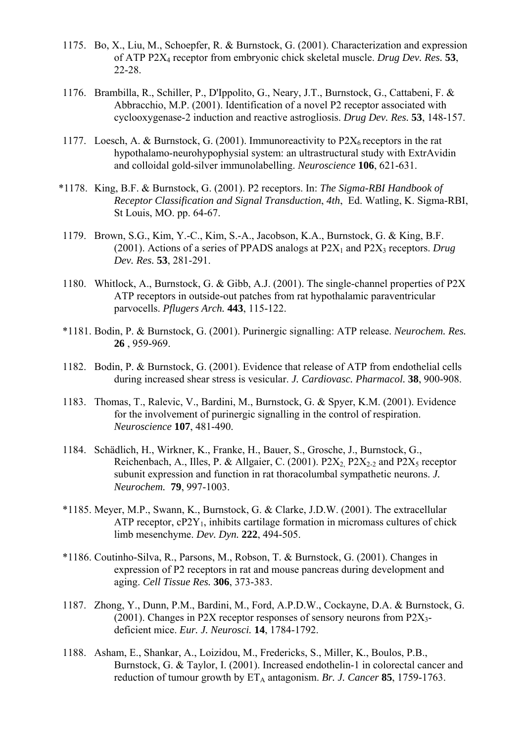1175. Bo, X., Liu, M., Schoepfer, R. & Burnstock, G. (2001). Characterization and expression of ATP $P2X_4$ receptor from embryonic chick skeletal muscle. *Drug Dev. Res.* **53**, 22-28.

1176. Brambilla, R., Schiller, P., D'Ippolito, G., Neary, J.T., Burnstock, G., Cattabeni, F. & Abbracchio, M.P. (2001). Identification of a novel P2 receptor associated with cyclooxygenase-2 induction and reactive astrogliosis. *Drug Dev. Res.* **53**, 148-157.

1177. Loesch, A. & Burnstock, G. (2001). Immunoreactivity to $P2X_6$ receptors in the rat hypothalamo-neurohypophysial system: an ultrastructural study with ExtrAvidin and colloidal gold-silver immunolabelling. *Neuroscience* **106**, 621-631.

*1178. King, B.F. & Burnstock, G. (2001). P2 receptors. In: *The Sigma-RBI Handbook of Receptor Classification and Signal Transduction*, *4th*, Ed. Watling, K. Sigma-RBI, St Louis, MO. pp. 64-67.

1179. Brown, S.G., Kim, Y.-C., Kim, S.-A., Jacobson, K.A., Burnstock, G. & King, B.F. (2001). Actions of a series of PPADS analogs at $P2X_1$ and $P2X_3$ receptors. *Drug Dev. Res.* **53**, 281-291.

1180. Whitlock, A., Burnstock, G. & Gibb, A.J. (2001). The single-channel properties of P2X ATP receptors in outside-out patches from rat hypothalamic paraventricular parvocells. *Pflugers Arch.* **443**, 115-122.

*1181. Bodin, P. & Burnstock, G. (2001). Purinergic signalling: ATP release. *Neurochem. Res.* **26** , 959-969.

1182. Bodin, P. & Burnstock, G. (2001). Evidence that release of ATP from endothelial cells during increased shear stress is vesicular. *J. Cardiovasc. Pharmacol.* **38**, 900-908.

1183. Thomas, T., Ralevic, V., Bardini, M., Burnstock, G. & Spyer, K.M. (2001). Evidence for the involvement of purinergic signalling in the control of respiration. *Neuroscience* **107**, 481-490.

1184. Schädlich, H., Wirkner, K., Franke, H., Bauer, S., Grosche, J., Burnstock, G., Reichenbach, A., Illes, P. & Allgaier, C. (2001). $P2X_2$, $P2X_{2-2}$ and $P2X_5$ receptor subunit expression and function in rat thoracolumbal sympathetic neurons. *J. Neurochem.* **79**, 997-1003.

*1185. Meyer, M.P., Swann, K., Burnstock, G. & Clarke, J.D.W. (2001). The extracellular ATP receptor, $cP2Y_1$, inhibits cartilage formation in micromass cultures of chick limb mesenchyme. *Dev. Dyn.* **222**, 494-505.

*1186. Coutinho-Silva, R., Parsons, M., Robson, T. & Burnstock, G. (2001). Changes in expression of P2 receptors in rat and mouse pancreas during development and aging. *Cell Tissue Res.* **306**, 373-383.

1187. Zhong, Y., Dunn, P.M., Bardini, M., Ford, A.P.D.W., Cockayne, D.A. & Burnstock, G. (2001). Changes in P2X receptor responses of sensory neurons from $P2X_3$-deficient mice. *Eur. J. Neurosci.* **14**, 1784-1792.

1188. Asham, E., Shankar, A., Loizidou, M., Fredericks, S., Miller, K., Boulos, P.B., Burnstock, G. & Taylor, I. (2001). Increased endothelin-1 in colorectal cancer and reduction of tumour growth by $ET_A$ antagonism. *Br. J. Cancer* **85**, 1759-1763.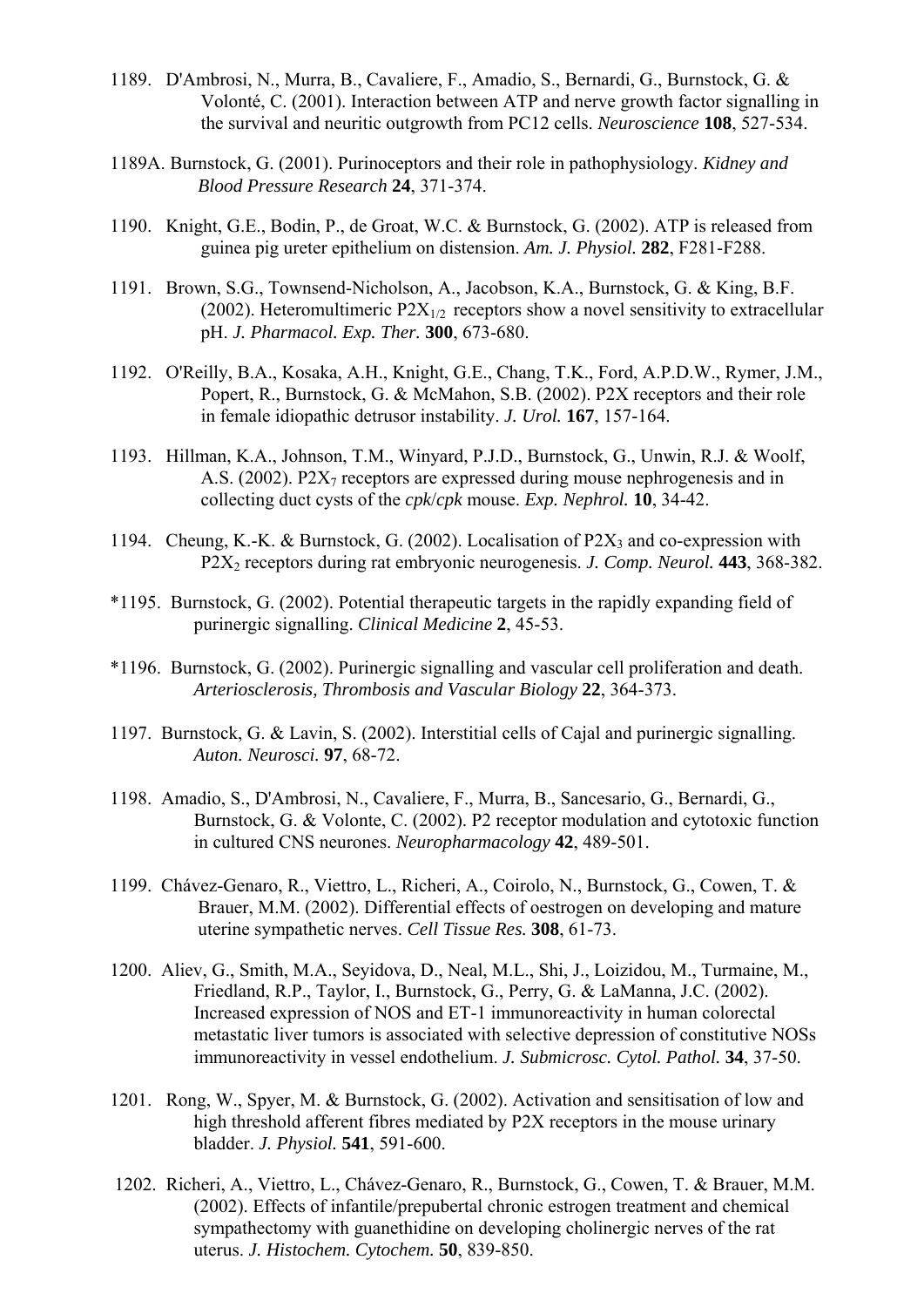1189. D'Ambrosi, N., Murra, B., Cavaliere, F., Amadio, S., Bernardi, G., Burnstock, G. & Volonté, C. (2001). Interaction between ATP and nerve growth factor signalling in the survival and neuritic outgrowth from PC12 cells. *Neuroscience* **108**, 527-534.

1189A. Burnstock, G. (2001). Purinoceptors and their role in pathophysiology. *Kidney and Blood Pressure Research* **24**, 371-374.

1190. Knight, G.E., Bodin, P., de Groat, W.C. & Burnstock, G. (2002). ATP is released from guinea pig ureter epithelium on distension. *Am. J. Physiol.* **282**, F281-F288.

1191. Brown, S.G., Townsend-Nicholson, A., Jacobson, K.A., Burnstock, G. & King, B.F. (2002). Heteromultimeric $P2X_{1/2}$ receptors show a novel sensitivity to extracellular pH. *J. Pharmacol. Exp. Ther.* **300**, 673-680.

1192. O'Reilly, B.A., Kosaka, A.H., Knight, G.E., Chang, T.K., Ford, A.P.D.W., Rymer, J.M., Popert, R., Burnstock, G. & McMahon, S.B. (2002). P2X receptors and their role in female idiopathic detrusor instability. *J. Urol.* **167**, 157-164.

1193. Hillman, K.A., Johnson, T.M., Winyard, P.J.D., Burnstock, G., Unwin, R.J. & Woolf, A.S. (2002). $P2X_7$ receptors are expressed during mouse nephrogenesis and in collecting duct cysts of the *cpk*/*cpk* mouse. *Exp. Nephrol.* **10**, 34-42.

1194. Cheung, K.-K. & Burnstock, G. (2002). Localisation of $P2X_3$ and co-expression with $P2X_2$ receptors during rat embryonic neurogenesis. *J. Comp. Neurol.* **443**, 368-382.

*1195. Burnstock, G. (2002). Potential therapeutic targets in the rapidly expanding field of purinergic signalling. *Clinical Medicine* **2**, 45-53.

*1196. Burnstock, G. (2002). Purinergic signalling and vascular cell proliferation and death. *Arteriosclerosis, Thrombosis and Vascular Biology* **22**, 364-373.

1197. Burnstock, G. & Lavin, S. (2002). Interstitial cells of Cajal and purinergic signalling. *Auton. Neurosci.* **97**, 68-72.

1198. Amadio, S., D'Ambrosi, N., Cavaliere, F., Murra, B., Sancesario, G., Bernardi, G., Burnstock, G. & Volonte, C. (2002). P2 receptor modulation and cytotoxic function in cultured CNS neurones. *Neuropharmacology* **42**, 489-501.

1199. Chávez-Genaro, R., Viettro, L., Richeri, A., Coirolo, N., Burnstock, G., Cowen, T. & Brauer, M.M. (2002). Differential effects of oestrogen on developing and mature uterine sympathetic nerves. *Cell Tissue Res.* **308**, 61-73.

1200. Aliev, G., Smith, M.A., Seyidova, D., Neal, M.L., Shi, J., Loizidou, M., Turmaine, M., Friedland, R.P., Taylor, I., Burnstock, G., Perry, G. & LaManna, J.C. (2002). Increased expression of NOS and ET-1 immunoreactivity in human colorectal metastatic liver tumors is associated with selective depression of constitutive NOSs immunoreactivity in vessel endothelium. *J. Submicrosc. Cytol. Pathol.* **34**, 37-50.

1201. Rong, W., Spyer, M. & Burnstock, G. (2002). Activation and sensitisation of low and high threshold afferent fibres mediated by P2X receptors in the mouse urinary bladder. *J. Physiol.* **541**, 591-600.

1202. Richeri, A., Viettro, L., Chávez-Genaro, R., Burnstock, G., Cowen, T. & Brauer, M.M. (2002). Effects of infantile/prepubertal chronic estrogen treatment and chemical sympathectomy with guanethidine on developing cholinergic nerves of the rat uterus. *J. Histochem. Cytochem.* **50**, 839-850.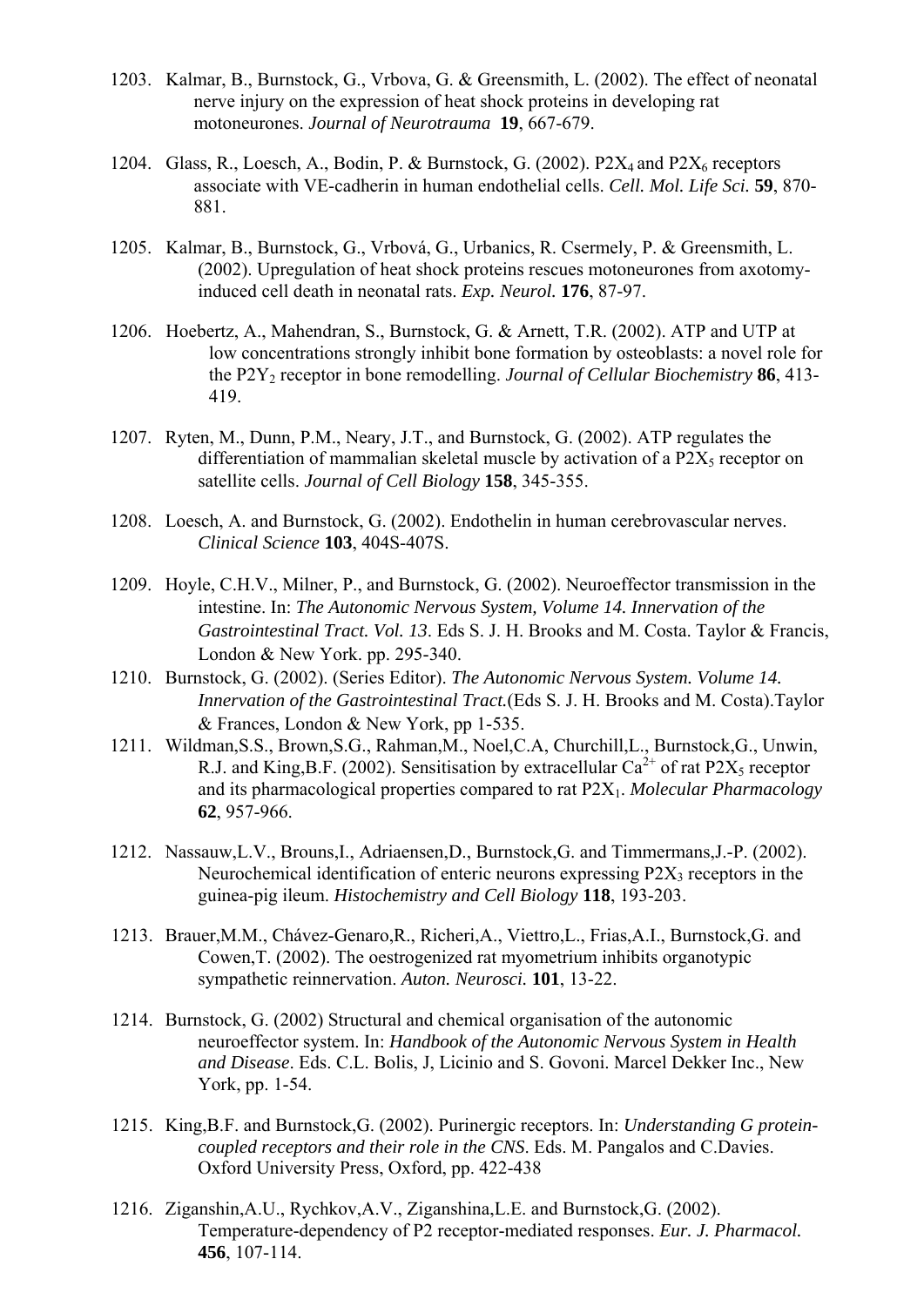1203. Kalmar, B., Burnstock, G., Vrbova, G. & Greensmith, L. (2002). The effect of neonatal nerve injury on the expression of heat shock proteins in developing rat motoneurones. *Journal of Neurotrauma* **19**, 667-679.

1204. Glass, R., Loesch, A., Bodin, P. & Burnstock, G. (2002). $P2X_4$ and $P2X_6$ receptors associate with VE-cadherin in human endothelial cells. *Cell. Mol. Life Sci.* **59**, 870-881.

1205. Kalmar, B., Burnstock, G., Vrbová, G., Urbanics, R. Csermely, P. & Greensmith, L. (2002). Upregulation of heat shock proteins rescues motoneurones from axotomy-induced cell death in neonatal rats. *Exp. Neurol.* **176**, 87-97.

1206. Hoebertz, A., Mahendran, S., Burnstock, G. & Arnett, T.R. (2002). ATP and UTP at low concentrations strongly inhibit bone formation by osteoblasts: a novel role for the $P2Y_2$ receptor in bone remodelling. *Journal of Cellular Biochemistry* **86**, 413-419.

1207. Ryten, M., Dunn, P.M., Neary, J.T., and Burnstock, G. (2002). ATP regulates the differentiation of mammalian skeletal muscle by activation of a $P2X_5$ receptor on satellite cells. *Journal of Cell Biology* **158**, 345-355.

1208. Loesch, A. and Burnstock, G. (2002). Endothelin in human cerebrovascular nerves. *Clinical Science* **103**, 404S-407S.

1209. Hoyle, C.H.V., Milner, P., and Burnstock, G. (2002). Neuroeffector transmission in the intestine. In: *The Autonomic Nervous System, Volume 14. Innervation of the Gastrointestinal Tract. Vol. 13*. Eds S. J. H. Brooks and M. Costa. Taylor & Francis, London & New York. pp. 295-340.

1210. Burnstock, G. (2002). (Series Editor). *The Autonomic Nervous System. Volume 14. Innervation of the Gastrointestinal Tract.*(Eds S. J. H. Brooks and M. Costa).Taylor & Frances, London & New York, pp 1-535.

1211. Wildman,S.S., Brown,S.G., Rahman,M., Noel,C.A, Churchill,L., Burnstock,G., Unwin, R.J. and King,B.F. (2002). Sensitisation by extracellular $Ca^{2+}$ of rat $P2X_5$ receptor and its pharmacological properties compared to rat $P2X_1$. *Molecular Pharmacology* **62**, 957-966.

1212. Nassauw,L.V., Brouns,I., Adriaensen,D., Burnstock,G. and Timmermans,J.-P. (2002). Neurochemical identification of enteric neurons expressing $P2X_3$ receptors in the guinea-pig ileum. *Histochemistry and Cell Biology* **118**, 193-203.

1213. Brauer,M.M., Chávez-Genaro,R., Richeri,A., Viettro,L., Frias,A.I., Burnstock,G. and Cowen,T. (2002). The oestrogenized rat myometrium inhibits organotypic sympathetic reinnervation. *Auton. Neurosci.* **101**, 13-22.

1214. Burnstock, G. (2002) Structural and chemical organisation of the autonomic neuroeffector system. In: *Handbook of the Autonomic Nervous System in Health and Disease*. Eds. C.L. Bolis, J, Licinio and S. Govoni. Marcel Dekker Inc., New York, pp. 1-54.

1215. King,B.F. and Burnstock,G. (2002). Purinergic receptors. In: *Understanding G protein-coupled receptors and their role in the CNS*. Eds. M. Pangalos and C.Davies. Oxford University Press, Oxford, pp. 422-438

1216. Ziganshin,A.U., Rychkov,A.V., Ziganshina,L.E. and Burnstock,G. (2002). Temperature-dependency of P2 receptor-mediated responses. *Eur. J. Pharmacol.* **456**, 107-114.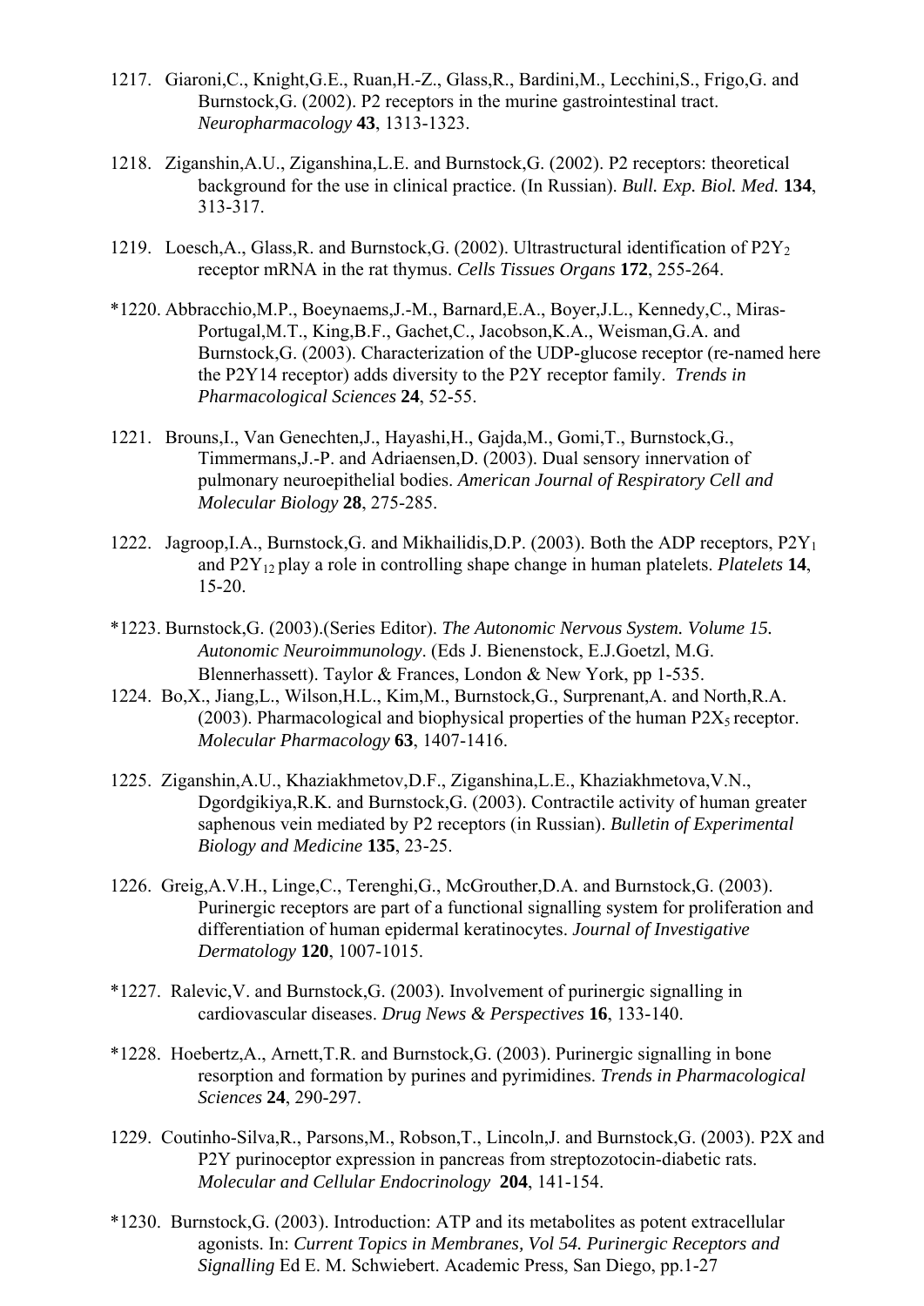1217. Giaroni,C., Knight,G.E., Ruan,H.-Z., Glass,R., Bardini,M., Lecchini,S., Frigo,G. and Burnstock,G. (2002). P2 receptors in the murine gastrointestinal tract. *Neuropharmacology* **43**, 1313-1323.

1218. Ziganshin,A.U., Ziganshina,L.E. and Burnstock,G. (2002). P2 receptors: theoretical background for the use in clinical practice. (In Russian). *Bull. Exp. Biol. Med.* **134**, 313-317.

1219. Loesch,A., Glass,R. and Burnstock,G. (2002). Ultrastructural identification of $P2Y_2$ receptor mRNA in the rat thymus. *Cells Tissues Organs* **172**, 255-264.

*1220. Abbracchio,M.P., Boeynaems,J.-M., Barnard,E.A., Boyer,J.L., Kennedy,C., Miras-Portugal,M.T., King,B.F., Gachet,C., Jacobson,K.A., Weisman,G.A. and Burnstock,G. (2003). Characterization of the UDP-glucose receptor (re-named here the P2Y14 receptor) adds diversity to the P2Y receptor family. *Trends in Pharmacological Sciences* **24**, 52-55.

1221. Brouns,I., Van Genechten,J., Hayashi,H., Gajda,M., Gomi,T., Burnstock,G., Timmermans,J.-P. and Adriaensen,D. (2003). Dual sensory innervation of pulmonary neuroepithelial bodies. *American Journal of Respiratory Cell and Molecular Biology* **28**, 275-285.

1222. Jagroop,I.A., Burnstock,G. and Mikhailidis,D.P. (2003). Both the ADP receptors, $P2Y_1$ and $P2Y_{12}$ play a role in controlling shape change in human platelets. *Platelets* **14**, 15-20.

*1223. Burnstock,G. (2003).(Series Editor). *The Autonomic Nervous System. Volume 15. Autonomic Neuroimmunology*. (Eds J. Bienenstock, E.J.Goetzl, M.G. Blennerhassett). Taylor & Frances, London & New York, pp 1-535.

1224. Bo,X., Jiang,L., Wilson,H.L., Kim,M., Burnstock,G., Surprenant,A. and North,R.A. (2003). Pharmacological and biophysical properties of the human $P2X_5$ receptor. *Molecular Pharmacology* **63**, 1407-1416.

1225. Ziganshin,A.U., Khaziakhmetov,D.F., Ziganshina,L.E., Khaziakhmetova,V.N., Dgordgikiya,R.K. and Burnstock,G. (2003). Contractile activity of human greater saphenous vein mediated by P2 receptors (in Russian). *Bulletin of Experimental Biology and Medicine* **135**, 23-25.

1226. Greig,A.V.H., Linge,C., Terenghi,G., McGrouther,D.A. and Burnstock,G. (2003). Purinergic receptors are part of a functional signalling system for proliferation and differentiation of human epidermal keratinocytes. *Journal of Investigative Dermatology* **120**, 1007-1015.

*1227. Ralevic,V. and Burnstock,G. (2003). Involvement of purinergic signalling in cardiovascular diseases. *Drug News & Perspectives* **16**, 133-140.

*1228. Hoebertz,A., Arnett,T.R. and Burnstock,G. (2003). Purinergic signalling in bone resorption and formation by purines and pyrimidines. *Trends in Pharmacological Sciences* **24**, 290-297.

1229. Coutinho-Silva,R., Parsons,M., Robson,T., Lincoln,J. and Burnstock,G. (2003). P2X and P2Y purinoceptor expression in pancreas from streptozotocin-diabetic rats. *Molecular and Cellular Endocrinology* **204**, 141-154.

*1230. Burnstock,G. (2003). Introduction: ATP and its metabolites as potent extracellular agonists. In: *Current Topics in Membranes, Vol 54. Purinergic Receptors and Signalling* Ed E. M. Schwiebert. Academic Press, San Diego, pp.1-27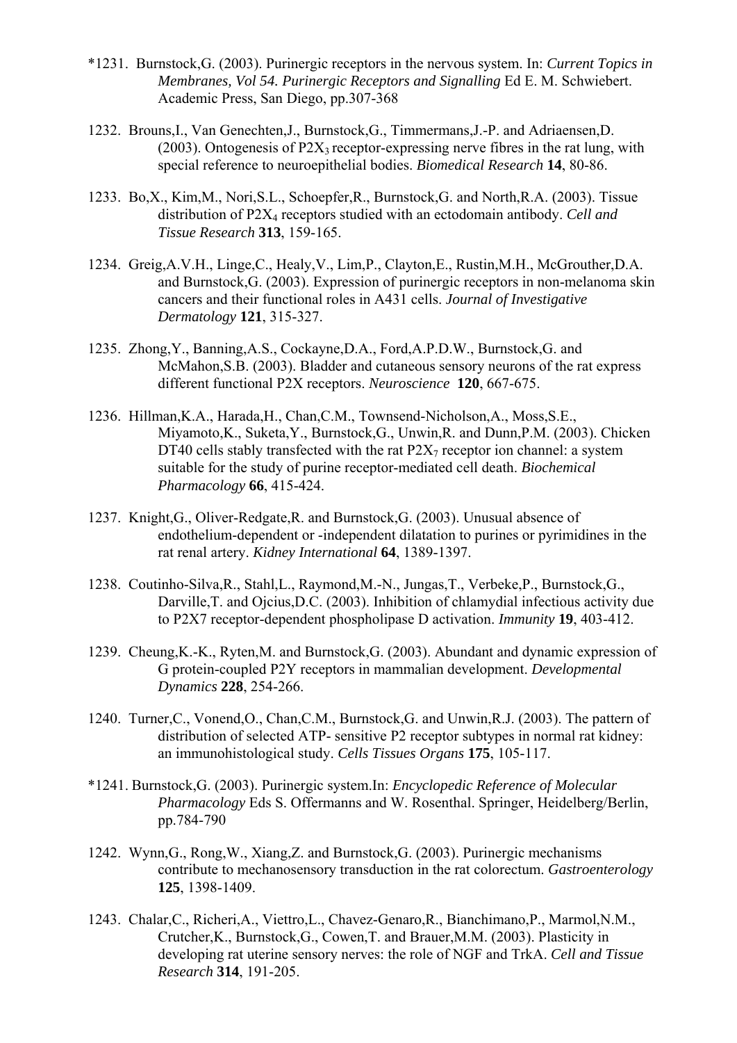*1231. Burnstock,G. (2003). Purinergic receptors in the nervous system. In: *Current Topics in Membranes, Vol 54. Purinergic Receptors and Signalling* Ed E. M. Schwiebert. Academic Press, San Diego, pp.307-368

1232. Brouns,I., Van Genechten,J., Burnstock,G., Timmermans,J.-P. and Adriaensen,D. (2003). Ontogenesis of $P2X_3$ receptor-expressing nerve fibres in the rat lung, with special reference to neuroepithelial bodies. *Biomedical Research* **14**, 80-86.

1233. Bo,X., Kim,M., Nori,S.L., Schoepfer,R., Burnstock,G. and North,R.A. (2003). Tissue distribution of $P2X_4$ receptors studied with an ectodomain antibody. *Cell and Tissue Research* **313**, 159-165.

1234. Greig,A.V.H., Linge,C., Healy,V., Lim,P., Clayton,E., Rustin,M.H., McGrouther,D.A. and Burnstock,G. (2003). Expression of purinergic receptors in non-melanoma skin cancers and their functional roles in A431 cells. *Journal of Investigative Dermatology* **121**, 315-327.

1235. Zhong,Y., Banning,A.S., Cockayne,D.A., Ford,A.P.D.W., Burnstock,G. and McMahon,S.B. (2003). Bladder and cutaneous sensory neurons of the rat express different functional P2X receptors. *Neuroscience* **120**, 667-675.

1236. Hillman,K.A., Harada,H., Chan,C.M., Townsend-Nicholson,A., Moss,S.E., Miyamoto,K., Suketa,Y., Burnstock,G., Unwin,R. and Dunn,P.M. (2003). Chicken DT40 cells stably transfected with the rat $P2X_7$ receptor ion channel: a system suitable for the study of purine receptor-mediated cell death. *Biochemical Pharmacology* **66**, 415-424.

1237. Knight,G., Oliver-Redgate,R. and Burnstock,G. (2003). Unusual absence of endothelium-dependent or -independent dilatation to purines or pyrimidines in the rat renal artery. *Kidney International* **64**, 1389-1397.

1238. Coutinho-Silva,R., Stahl,L., Raymond,M.-N., Jungas,T., Verbeke,P., Burnstock,G., Darville,T. and Ojcius,D.C. (2003). Inhibition of chlamydial infectious activity due to P2X7 receptor-dependent phospholipase D activation. *Immunity* **19**, 403-412.

1239. Cheung,K.-K., Ryten,M. and Burnstock,G. (2003). Abundant and dynamic expression of G protein-coupled P2Y receptors in mammalian development. *Developmental Dynamics* **228**, 254-266.

1240. Turner,C., Vonend,O., Chan,C.M., Burnstock,G. and Unwin,R.J. (2003). The pattern of distribution of selected ATP- sensitive P2 receptor subtypes in normal rat kidney: an immunohistological study. *Cells Tissues Organs* **175**, 105-117.

*1241. Burnstock,G. (2003). Purinergic system.In: *Encyclopedic Reference of Molecular Pharmacology* Eds S. Offermanns and W. Rosenthal. Springer, Heidelberg/Berlin, pp.784-790

1242. Wynn,G., Rong,W., Xiang,Z. and Burnstock,G. (2003). Purinergic mechanisms contribute to mechanosensory transduction in the rat colorectum. *Gastroenterology* **125**, 1398-1409.

1243. Chalar,C., Richeri,A., Viettro,L., Chavez-Genaro,R., Bianchimano,P., Marmol,N.M., Crutcher,K., Burnstock,G., Cowen,T. and Brauer,M.M. (2003). Plasticity in developing rat uterine sensory nerves: the role of NGF and TrkA. *Cell and Tissue Research* **314**, 191-205.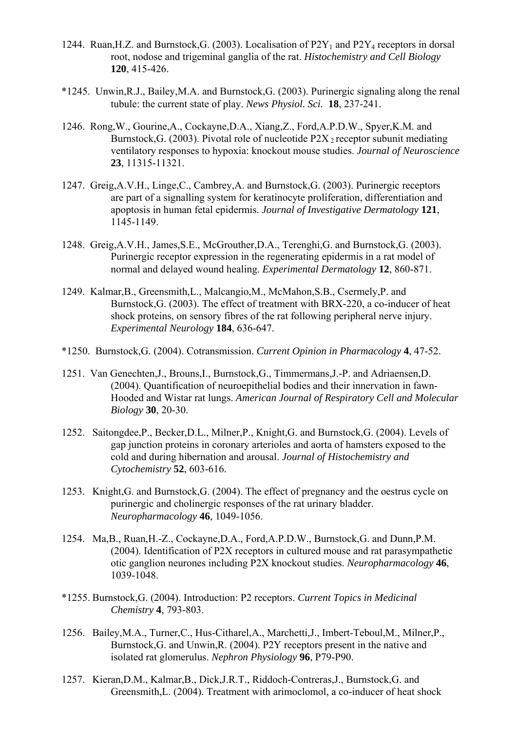1244. Ruan,H.Z. and Burnstock,G. (2003). Localisation of $P2Y_1$ and $P2Y_4$ receptors in dorsal root, nodose and trigeminal ganglia of the rat. *Histochemistry and Cell Biology* **120**, 415-426.

*1245. Unwin,R.J., Bailey,M.A. and Burnstock,G. (2003). Purinergic signaling along the renal tubule: the current state of play. *News Physiol. Sci.* **18**, 237-241.

1246. Rong,W., Gourine,A., Cockayne,D.A., Xiang,Z., Ford,A.P.D.W., Spyer,K.M. and Burnstock,G. (2003). Pivotal role of nucleotide $P2X_2$ receptor subunit mediating ventilatory responses to hypoxia: knockout mouse studies. *Journal of Neuroscience* **23**, 11315-11321.

1247. Greig,A.V.H., Linge,C., Cambrey,A. and Burnstock,G. (2003). Purinergic receptors are part of a signalling system for keratinocyte proliferation, differentiation and apoptosis in human fetal epidermis. *Journal of Investigative Dermatology* **121**, 1145-1149.

1248. Greig,A.V.H., James,S.E., McGrouther,D.A., Terenghi,G. and Burnstock,G. (2003). Purinergic receptor expression in the regenerating epidermis in a rat model of normal and delayed wound healing. *Experimental Dermatology* **12**, 860-871.

1249. Kalmar,B., Greensmith,L., Malcangio,M., McMahon,S.B., Csermely,P. and Burnstock,G. (2003). The effect of treatment with BRX-220, a co-inducer of heat shock proteins, on sensory fibres of the rat following peripheral nerve injury. *Experimental Neurology* **184**, 636-647.

*1250. Burnstock,G. (2004). Cotransmission. *Current Opinion in Pharmacology* **4**, 47-52.

1251. Van Genechten,J., Brouns,I., Burnstock,G., Timmermans,J.-P. and Adriaensen,D. (2004). Quantification of neuroepithelial bodies and their innervation in fawn-Hooded and Wistar rat lungs. *American Journal of Respiratory Cell and Molecular Biology* **30**, 20-30.

1252. Saitongdee,P., Becker,D.L., Milner,P., Knight,G. and Burnstock,G. (2004). Levels of gap junction proteins in coronary arterioles and aorta of hamsters exposed to the cold and during hibernation and arousal. *Journal of Histochemistry and Cytochemistry* **52**, 603-616.

1253. Knight,G. and Burnstock,G. (2004). The effect of pregnancy and the oestrus cycle on purinergic and cholinergic responses of the rat urinary bladder. *Neuropharmacology* **46**, 1049-1056.

1254. Ma,B., Ruan,H.-Z., Cockayne,D.A., Ford,A.P.D.W., Burnstock,G. and Dunn,P.M. (2004). Identification of P2X receptors in cultured mouse and rat parasympathetic otic ganglion neurones including P2X knockout studies. *Neuropharmacology* **46**, 1039-1048.

*1255. Burnstock,G. (2004). Introduction: P2 receptors. *Current Topics in Medicinal Chemistry* **4**, 793-803.

1256. Bailey,M.A., Turner,C., Hus-Citharel,A., Marchetti,J., Imbert-Teboul,M., Milner,P., Burnstock,G. and Unwin,R. (2004). P2Y receptors present in the native and isolated rat glomerulus. *Nephron Physiology* **96**, P79-P90.

1257. Kieran,D.M., Kalmar,B., Dick,J.R.T., Riddoch-Contreras,J., Burnstock,G. and Greensmith,L. (2004). Treatment with arimoclomol, a co-inducer of heat shock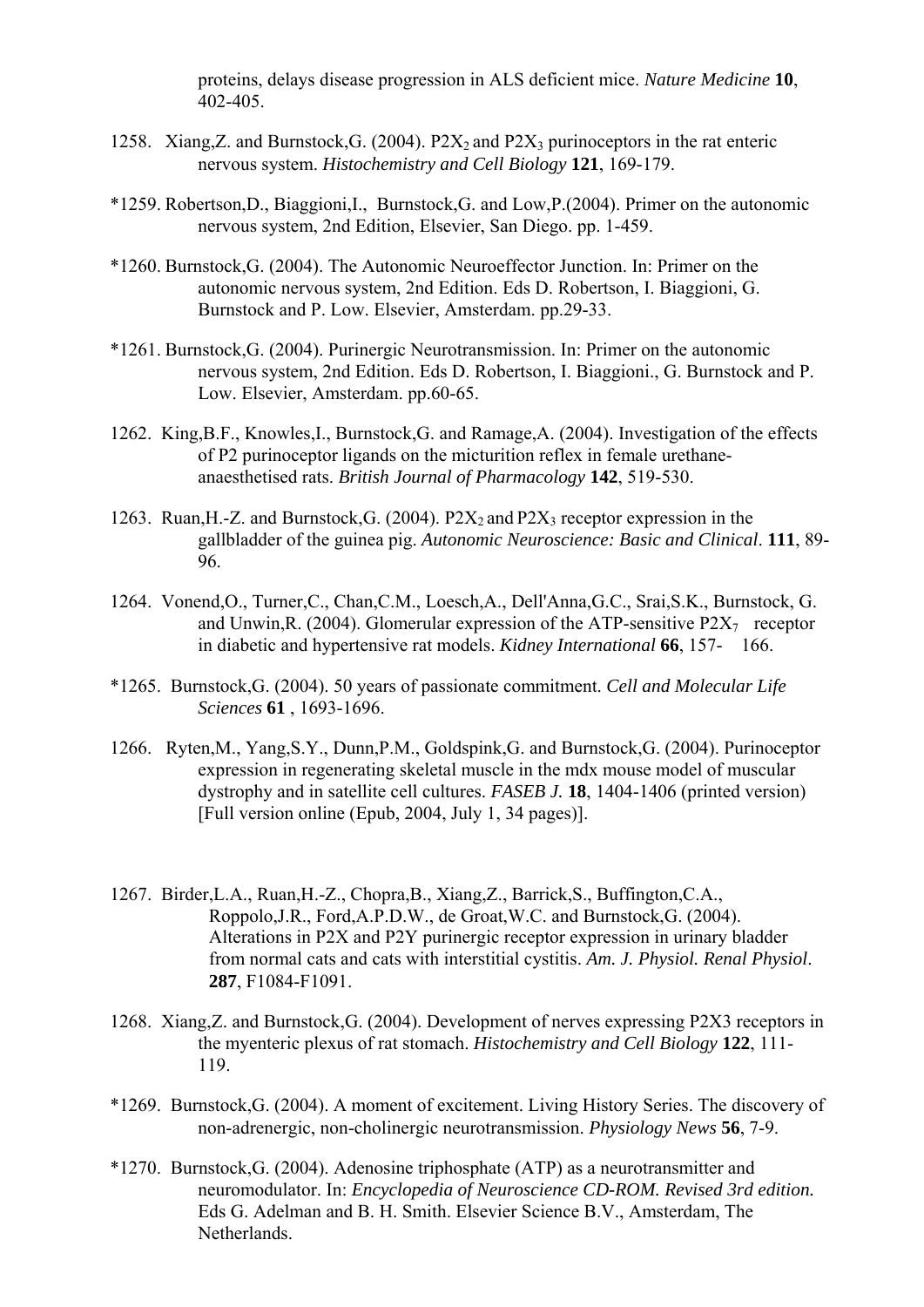proteins, delays disease progression in ALS deficient mice. *Nature Medicine* **10**, 402-405.

1258. Xiang,Z. and Burnstock,G. (2004). $P2X_2$ and $P2X_3$ purinoceptors in the rat enteric nervous system. *Histochemistry and Cell Biology* **121**, 169-179.

*1259. Robertson,D., Biaggioni,I., Burnstock,G. and Low,P.(2004). Primer on the autonomic nervous system, 2nd Edition, Elsevier, San Diego. pp. 1-459.

*1260. Burnstock,G. (2004). The Autonomic Neuroeffector Junction. In: Primer on the autonomic nervous system, 2nd Edition. Eds D. Robertson, I. Biaggioni, G. Burnstock and P. Low. Elsevier, Amsterdam. pp.29-33.

*1261. Burnstock,G. (2004). Purinergic Neurotransmission. In: Primer on the autonomic nervous system, 2nd Edition. Eds D. Robertson, I. Biaggioni., G. Burnstock and P. Low. Elsevier, Amsterdam. pp.60-65.

1262. King,B.F., Knowles,I., Burnstock,G. and Ramage,A. (2004). Investigation of the effects of P2 purinoceptor ligands on the micturition reflex in female urethane-anaesthetised rats. *British Journal of Pharmacology* **142**, 519-530.

1263. Ruan,H.-Z. and Burnstock,G. (2004). $P2X_2$ and $P2X_3$ receptor expression in the gallbladder of the guinea pig. *Autonomic Neuroscience: Basic and Clinical*. **111**, 89-96.

1264. Vonend,O., Turner,C., Chan,C.M., Loesch,A., Dell'Anna,G.C., Srai,S.K., Burnstock, G. and Unwin,R. (2004). Glomerular expression of the ATP-sensitive $P2X_7$ receptor in diabetic and hypertensive rat models. *Kidney International* **66**, 157- 166.

*1265. Burnstock,G. (2004). 50 years of passionate commitment. *Cell and Molecular Life Sciences* **61** , 1693-1696.

1266. Ryten,M., Yang,S.Y., Dunn,P.M., Goldspink,G. and Burnstock,G. (2004). Purinoceptor expression in regenerating skeletal muscle in the mdx mouse model of muscular dystrophy and in satellite cell cultures. *FASEB J.* **18**, 1404-1406 (printed version) [Full version online (Epub, 2004, July 1, 34 pages)].

1267. Birder,L.A., Ruan,H.-Z., Chopra,B., Xiang,Z., Barrick,S., Buffington,C.A., Roppolo,J.R., Ford,A.P.D.W., de Groat,W.C. and Burnstock,G. (2004). Alterations in P2X and P2Y purinergic receptor expression in urinary bladder from normal cats and cats with interstitial cystitis. *Am. J. Physiol. Renal Physiol*. **287**, F1084-F1091.

1268. Xiang,Z. and Burnstock,G. (2004). Development of nerves expressing P2X3 receptors in the myenteric plexus of rat stomach. *Histochemistry and Cell Biology* **122**, 111-119.

*1269. Burnstock,G. (2004). A moment of excitement. Living History Series. The discovery of non-adrenergic, non-cholinergic neurotransmission. *Physiology News* **56**, 7-9.

*1270. Burnstock,G. (2004). Adenosine triphosphate (ATP) as a neurotransmitter and neuromodulator. In: *Encyclopedia of Neuroscience CD-ROM. Revised 3rd edition.* Eds G. Adelman and B. H. Smith. Elsevier Science B.V., Amsterdam, The Netherlands.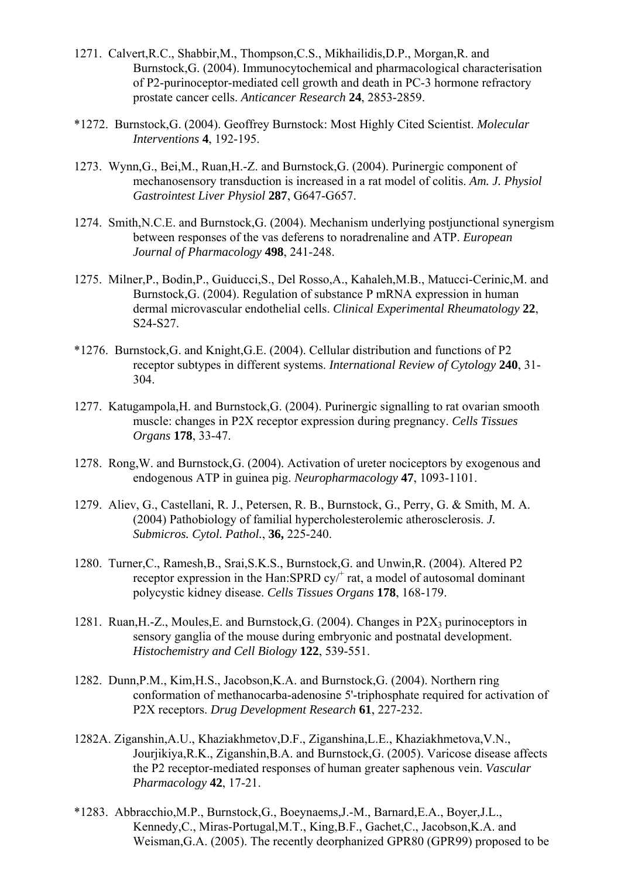1271. Calvert,R.C., Shabbir,M., Thompson,C.S., Mikhailidis,D.P., Morgan,R. and Burnstock,G. (2004). Immunocytochemical and pharmacological characterisation of P2-purinoceptor-mediated cell growth and death in PC-3 hormone refractory prostate cancer cells. *Anticancer Research* **24**, 2853-2859.

*1272. Burnstock,G. (2004). Geoffrey Burnstock: Most Highly Cited Scientist. *Molecular Interventions* **4**, 192-195.

1273. Wynn,G., Bei,M., Ruan,H.-Z. and Burnstock,G. (2004). Purinergic component of mechanosensory transduction is increased in a rat model of colitis. *Am. J. Physiol Gastrointest Liver Physiol* **287**, G647-G657.

1274. Smith,N.C.E. and Burnstock,G. (2004). Mechanism underlying postjunctional synergism between responses of the vas deferens to noradrenaline and ATP. *European Journal of Pharmacology* **498**, 241-248.

1275. Milner,P., Bodin,P., Guiducci,S., Del Rosso,A., Kahaleh,M.B., Matucci-Cerinic,M. and Burnstock,G. (2004). Regulation of substance P mRNA expression in human dermal microvascular endothelial cells. *Clinical Experimental Rheumatology* **22**, S24-S27.

*1276. Burnstock,G. and Knight,G.E. (2004). Cellular distribution and functions of P2 receptor subtypes in different systems. *International Review of Cytology* **240**, 31-304.

1277. Katugampola,H. and Burnstock,G. (2004). Purinergic signalling to rat ovarian smooth muscle: changes in P2X receptor expression during pregnancy. *Cells Tissues Organs* **178**, 33-47.

1278. Rong,W. and Burnstock,G. (2004). Activation of ureter nociceptors by exogenous and endogenous ATP in guinea pig. *Neuropharmacology* **47**, 1093-1101.

1279. Aliev, G., Castellani, R. J., Petersen, R. B., Burnstock, G., Perry, G. & Smith, M. A. (2004) Pathobiology of familial hypercholesterolemic atherosclerosis. *J. Submicros. Cytol. Pathol.*, **36,** 225-240.

1280. Turner,C., Ramesh,B., Srai,S.K.S., Burnstock,G. and Unwin,R. (2004). Altered P2 receptor expression in the Han:SPRD cy/$^{+}$ rat, a model of autosomal dominant polycystic kidney disease. *Cells Tissues Organs* **178**, 168-179.

1281. Ruan,H.-Z., Moules,E. and Burnstock,G. (2004). Changes in $P2X_3$ purinoceptors in sensory ganglia of the mouse during embryonic and postnatal development. *Histochemistry and Cell Biology* **122**, 539-551.

1282. Dunn,P.M., Kim,H.S., Jacobson,K.A. and Burnstock,G. (2004). Northern ring conformation of methanocarba-adenosine 5'-triphosphate required for activation of P2X receptors. *Drug Development Research* **61**, 227-232.

1282A. Ziganshin,A.U., Khaziakhmetov,D.F., Ziganshina,L.E., Khaziakhmetova,V.N., Jourjikiya,R.K., Ziganshin,B.A. and Burnstock,G. (2005). Varicose disease affects the P2 receptor-mediated responses of human greater saphenous vein. *Vascular Pharmacology* **42**, 17-21.

*1283. Abbracchio,M.P., Burnstock,G., Boeynaems,J.-M., Barnard,E.A., Boyer,J.L., Kennedy,C., Miras-Portugal,M.T., King,B.F., Gachet,C., Jacobson,K.A. and Weisman,G.A. (2005). The recently deorphanized GPR80 (GPR99) proposed to be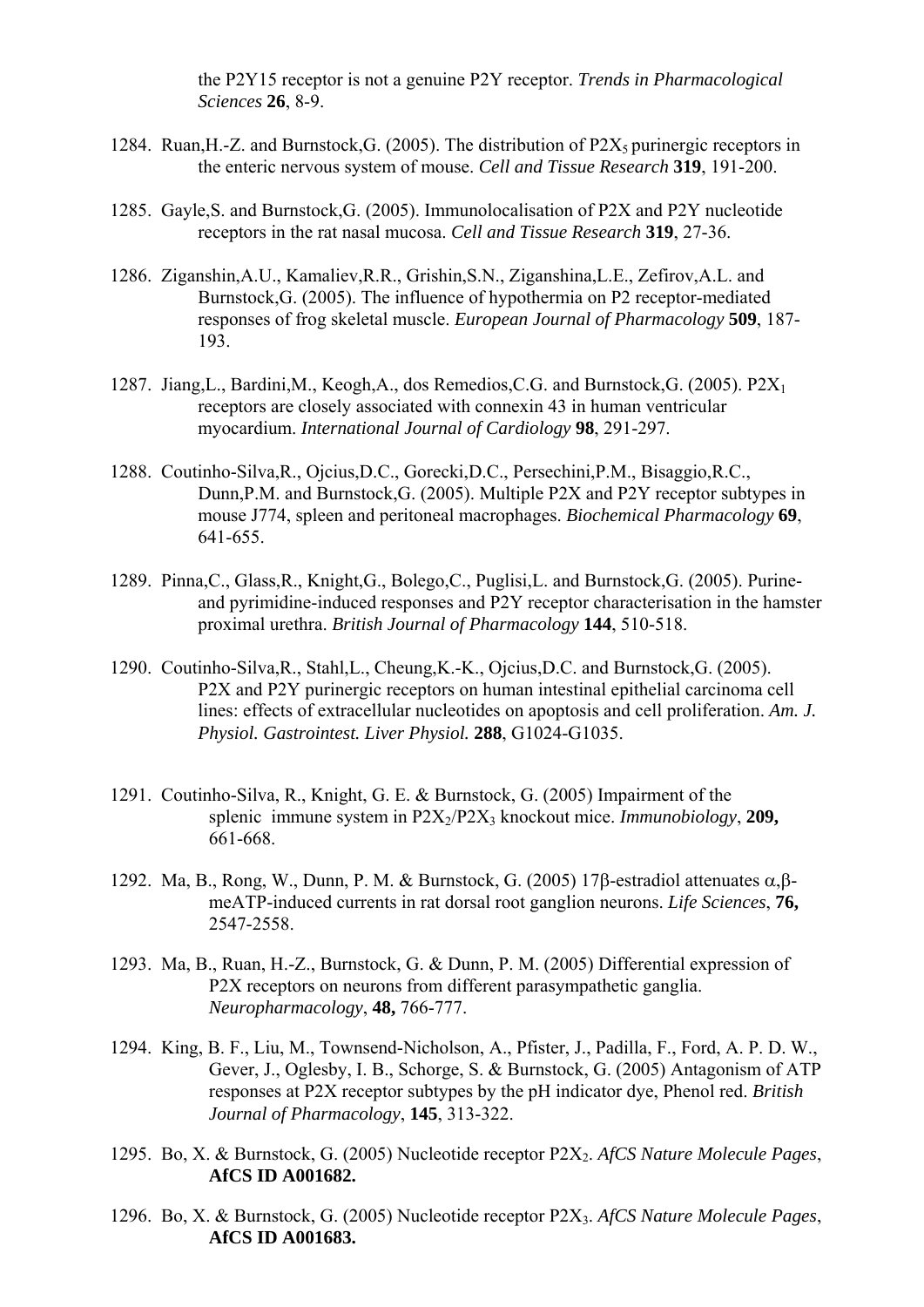the P2Y15 receptor is not a genuine P2Y receptor. *Trends in Pharmacological Sciences* **26**, 8-9.

1284. Ruan,H.-Z. and Burnstock,G. (2005). The distribution of $P2X_5$ purinergic receptors in the enteric nervous system of mouse. *Cell and Tissue Research* **319**, 191-200.

1285. Gayle,S. and Burnstock,G. (2005). Immunolocalisation of P2X and P2Y nucleotide receptors in the rat nasal mucosa. *Cell and Tissue Research* **319**, 27-36.

1286. Ziganshin,A.U., Kamaliev,R.R., Grishin,S.N., Ziganshina,L.E., Zefirov,A.L. and Burnstock,G. (2005). The influence of hypothermia on P2 receptor-mediated responses of frog skeletal muscle. *European Journal of Pharmacology* **509**, 187-193.

1287. Jiang,L., Bardini,M., Keogh,A., dos Remedios,C.G. and Burnstock,G. (2005). $P2X_1$ receptors are closely associated with connexin 43 in human ventricular myocardium. *International Journal of Cardiology* **98**, 291-297.

1288. Coutinho-Silva,R., Ojcius,D.C., Gorecki,D.C., Persechini,P.M., Bisaggio,R.C., Dunn,P.M. and Burnstock,G. (2005). Multiple P2X and P2Y receptor subtypes in mouse J774, spleen and peritoneal macrophages. *Biochemical Pharmacology* **69**, 641-655.

1289. Pinna,C., Glass,R., Knight,G., Bolego,C., Puglisi,L. and Burnstock,G. (2005). Purine- and pyrimidine-induced responses and P2Y receptor characterisation in the hamster proximal urethra. *British Journal of Pharmacology* **144**, 510-518.

1290. Coutinho-Silva,R., Stahl,L., Cheung,K.-K., Ojcius,D.C. and Burnstock,G. (2005). P2X and P2Y purinergic receptors on human intestinal epithelial carcinoma cell lines: effects of extracellular nucleotides on apoptosis and cell proliferation. *Am. J. Physiol. Gastrointest. Liver Physiol.* **288**, G1024-G1035.

1291. Coutinho-Silva, R., Knight, G. E. & Burnstock, G. (2005) Impairment of the splenic immune system in $P2X_2$/$P2X_3$ knockout mice. *Immunobiology*, **209,** 661-668.

1292. Ma, B., Rong, W., Dunn, P. M. & Burnstock, G. (2005) 17$\beta$-estradiol attenuates $\alpha,\beta$-meATP-induced currents in rat dorsal root ganglion neurons. *Life Sciences*, **76,** 2547-2558.

1293. Ma, B., Ruan, H.-Z., Burnstock, G. & Dunn, P. M. (2005) Differential expression of P2X receptors on neurons from different parasympathetic ganglia. *Neuropharmacology*, **48,** 766-777.

1294. King, B. F., Liu, M., Townsend-Nicholson, A., Pfister, J., Padilla, F., Ford, A. P. D. W., Gever, J., Oglesby, I. B., Schorge, S. & Burnstock, G. (2005) Antagonism of ATP responses at P2X receptor subtypes by the pH indicator dye, Phenol red. *British Journal of Pharmacology*, **145**, 313-322.

1295. Bo, X. & Burnstock, G. (2005) Nucleotide receptor $P2X_2$. *AfCS Nature Molecule Pages*, **AfCS ID A001682.**

1296. Bo, X. & Burnstock, G. (2005) Nucleotide receptor $P2X_3$. *AfCS Nature Molecule Pages*, **AfCS ID A001683.**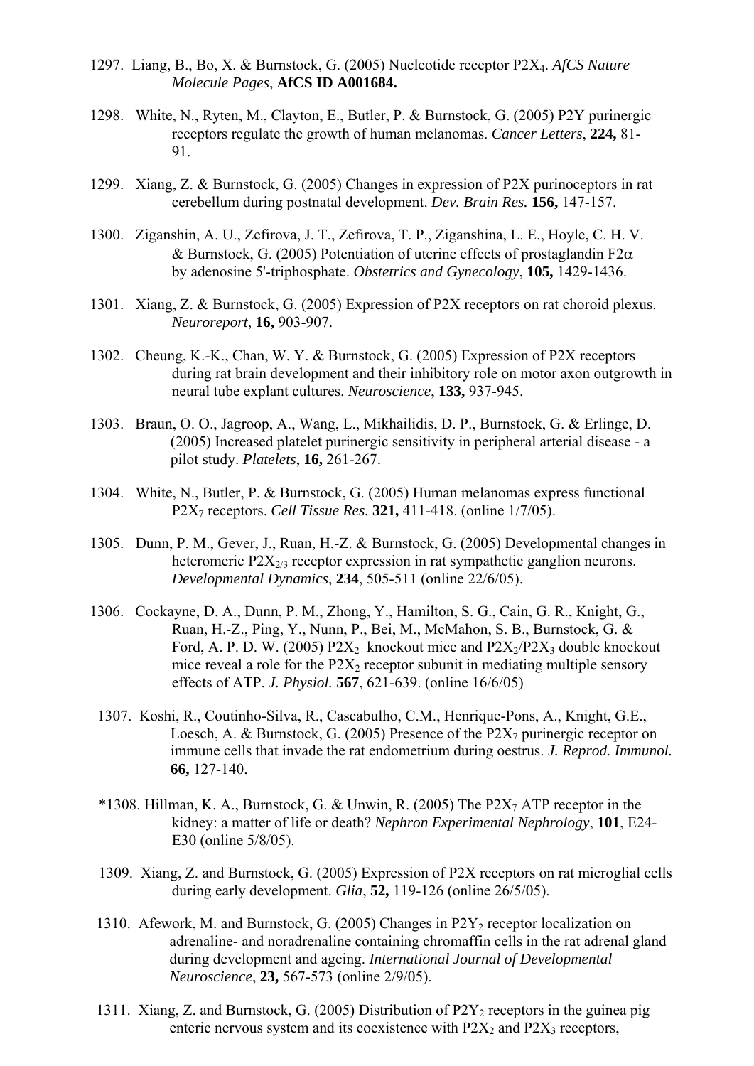1297. Liang, B., Bo, X. & Burnstock, G. (2005) Nucleotide receptor $P2X_4$. *AfCS Nature Molecule Pages*, **AfCS ID A001684.**

1298. White, N., Ryten, M., Clayton, E., Butler, P. & Burnstock, G. (2005) P2Y purinergic receptors regulate the growth of human melanomas. *Cancer Letters*, **224,** 81-91.

1299. Xiang, Z. & Burnstock, G. (2005) Changes in expression of P2X purinoceptors in rat cerebellum during postnatal development. *Dev. Brain Res.* **156,** 147-157.

1300. Ziganshin, A. U., Zefirova, J. T., Zefirova, T. P., Ziganshina, L. E., Hoyle, C. H. V. & Burnstock, G. (2005) Potentiation of uterine effects of prostaglandin F2$\alpha$ by adenosine 5'-triphosphate. *Obstetrics and Gynecology*, **105,** 1429-1436.

1301. Xiang, Z. & Burnstock, G. (2005) Expression of P2X receptors on rat choroid plexus. *Neuroreport*, **16,** 903-907.

1302. Cheung, K.-K., Chan, W. Y. & Burnstock, G. (2005) Expression of P2X receptors during rat brain development and their inhibitory role on motor axon outgrowth in neural tube explant cultures. *Neuroscience*, **133,** 937-945.

1303. Braun, O. O., Jagroop, A., Wang, L., Mikhailidis, D. P., Burnstock, G. & Erlinge, D. (2005) Increased platelet purinergic sensitivity in peripheral arterial disease - a pilot study. *Platelets*, **16,** 261-267.

1304. White, N., Butler, P. & Burnstock, G. (2005) Human melanomas express functional $P2X_7$ receptors. *Cell Tissue Res.* **321,** 411-418. (online 1/7/05).

1305. Dunn, P. M., Gever, J., Ruan, H.-Z. & Burnstock, G. (2005) Developmental changes in heteromeric $P2X_{2/3}$ receptor expression in rat sympathetic ganglion neurons. *Developmental Dynamics*, **234**, 505-511 (online 22/6/05).

1306. Cockayne, D. A., Dunn, P. M., Zhong, Y., Hamilton, S. G., Cain, G. R., Knight, G., Ruan, H.-Z., Ping, Y., Nunn, P., Bei, M., McMahon, S. B., Burnstock, G. & Ford, A. P. D. W. (2005) $P2X_2$ knockout mice and $P2X_2$/$P2X_3$ double knockout mice reveal a role for the $P2X_2$ receptor subunit in mediating multiple sensory effects of ATP. *J. Physiol.* **567**, 621-639. (online 16/6/05)

1307. Koshi, R., Coutinho-Silva, R., Cascabulho, C.M., Henrique-Pons, A., Knight, G.E., Loesch, A. & Burnstock, G. (2005) Presence of the $P2X_7$ purinergic receptor on immune cells that invade the rat endometrium during oestrus. *J. Reprod. Immunol.* **66,** 127-140.

*1308. Hillman, K. A., Burnstock, G. & Unwin, R. (2005) The $P2X_7$ ATP receptor in the kidney: a matter of life or death? *Nephron Experimental Nephrology*, **101**, E24-E30 (online 5/8/05).

1309. Xiang, Z. and Burnstock, G. (2005) Expression of P2X receptors on rat microglial cells during early development. *Glia*, **52,** 119-126 (online 26/5/05).

1310. Afework, M. and Burnstock, G. (2005) Changes in $P2Y_2$ receptor localization on adrenaline- and noradrenaline containing chromaffin cells in the rat adrenal gland during development and ageing. *International Journal of Developmental Neuroscience*, **23,** 567-573 (online 2/9/05).

1311. Xiang, Z. and Burnstock, G. (2005) Distribution of $P2Y_2$ receptors in the guinea pig enteric nervous system and its coexistence with $P2X_2$ and $P2X_3$ receptors,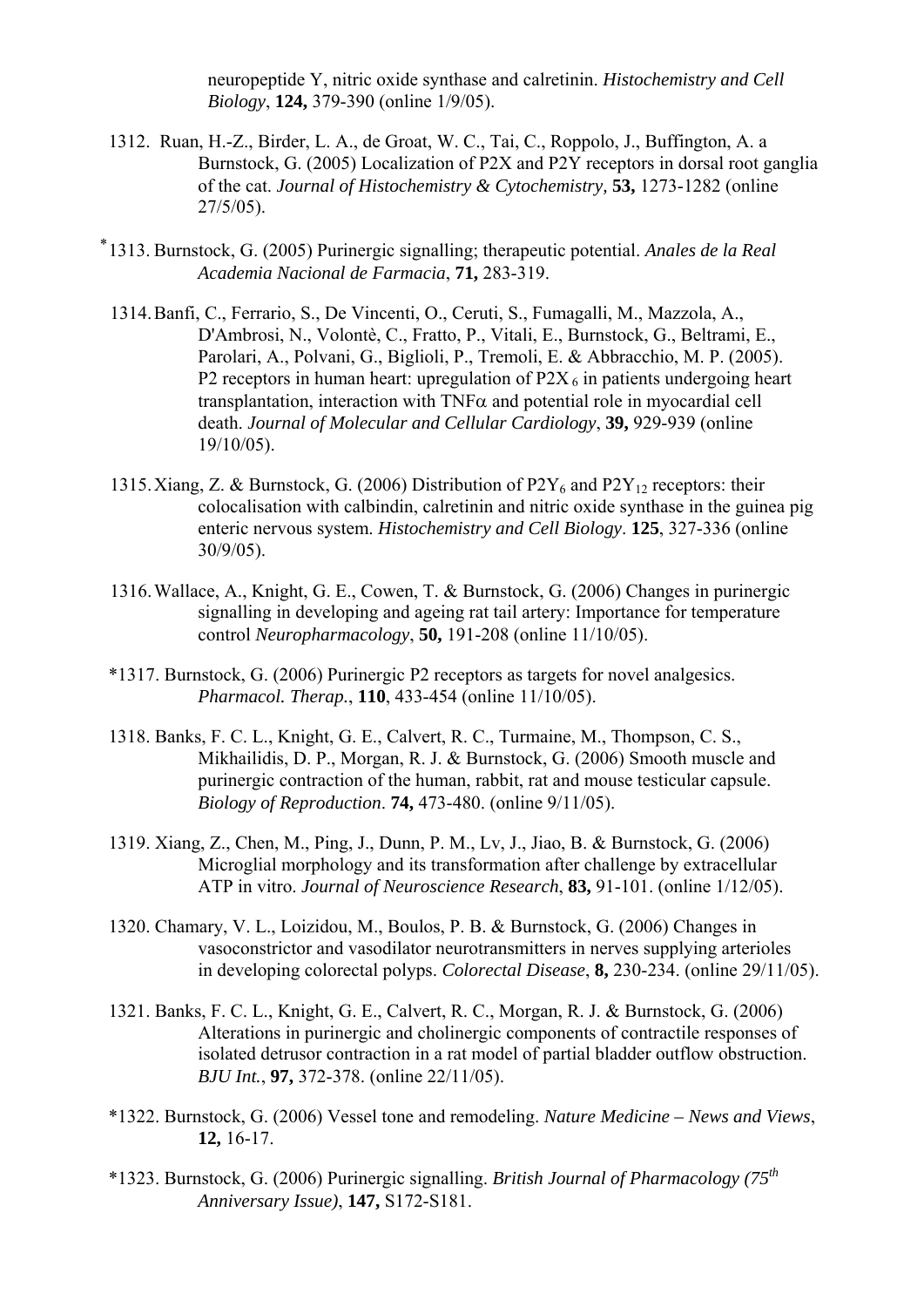neuropeptide Y, nitric oxide synthase and calretinin. *Histochemistry and Cell Biology*, **124,** 379-390 (online 1/9/05).

1312. Ruan, H.-Z., Birder, L. A., de Groat, W. C., Tai, C., Roppolo, J., Buffington, A. a Burnstock, G. (2005) Localization of P2X and P2Y receptors in dorsal root ganglia of the cat. *Journal of Histochemistry & Cytochemistry,* **53,** 1273-1282 (online 27/5/05).

*1313. Burnstock, G. (2005) Purinergic signalling; therapeutic potential. *Anales de la Real Academia Nacional de Farmacia*, **71,** 283-319.

1314. Banfi, C., Ferrario, S., De Vincenti, O., Ceruti, S., Fumagalli, M., Mazzola, A., D'Ambrosi, N., Volontè, C., Fratto, P., Vitali, E., Burnstock, G., Beltrami, E., Parolari, A., Polvani, G., Biglioli, P., Tremoli, E. & Abbracchio, M. P. (2005). P2 receptors in human heart: upregulation of $P2X_6$ in patients undergoing heart transplantation, interaction with TNF$\alpha$ and potential role in myocardial cell death. *Journal of Molecular and Cellular Cardiology*, **39,** 929-939 (online 19/10/05).

1315. Xiang, Z. & Burnstock, G. (2006) Distribution of $P2Y_6$ and $P2Y_{12}$ receptors: their colocalisation with calbindin, calretinin and nitric oxide synthase in the guinea pig enteric nervous system. *Histochemistry and Cell Biology*. **125**, 327-336 (online 30/9/05).

1316. Wallace, A., Knight, G. E., Cowen, T. & Burnstock, G. (2006) Changes in purinergic signalling in developing and ageing rat tail artery: Importance for temperature control *Neuropharmacology*, **50,** 191-208 (online 11/10/05).

*1317. Burnstock, G. (2006) Purinergic P2 receptors as targets for novel analgesics. *Pharmacol. Therap.*, **110**, 433-454 (online 11/10/05).

1318. Banks, F. C. L., Knight, G. E., Calvert, R. C., Turmaine, M., Thompson, C. S., Mikhailidis, D. P., Morgan, R. J. & Burnstock, G. (2006) Smooth muscle and purinergic contraction of the human, rabbit, rat and mouse testicular capsule. *Biology of Reproduction*. **74,** 473-480. (online 9/11/05).

1319. Xiang, Z., Chen, M., Ping, J., Dunn, P. M., Lv, J., Jiao, B. & Burnstock, G. (2006) Microglial morphology and its transformation after challenge by extracellular ATP in vitro. *Journal of Neuroscience Research*, **83,** 91-101. (online 1/12/05).

1320. Chamary, V. L., Loizidou, M., Boulos, P. B. & Burnstock, G. (2006) Changes in vasoconstrictor and vasodilator neurotransmitters in nerves supplying arterioles in developing colorectal polyps. *Colorectal Disease*, **8,** 230-234. (online 29/11/05).

1321. Banks, F. C. L., Knight, G. E., Calvert, R. C., Morgan, R. J. & Burnstock, G. (2006) Alterations in purinergic and cholinergic components of contractile responses of isolated detrusor contraction in a rat model of partial bladder outflow obstruction. *BJU Int.*, **97,** 372-378. (online 22/11/05).

*1322. Burnstock, G. (2006) Vessel tone and remodeling. *Nature Medicine – News and Views*, **12,** 16-17.

*1323. Burnstock, G. (2006) Purinergic signalling. *British Journal of Pharmacology (75th Anniversary Issue)*, **147,** S172-S181.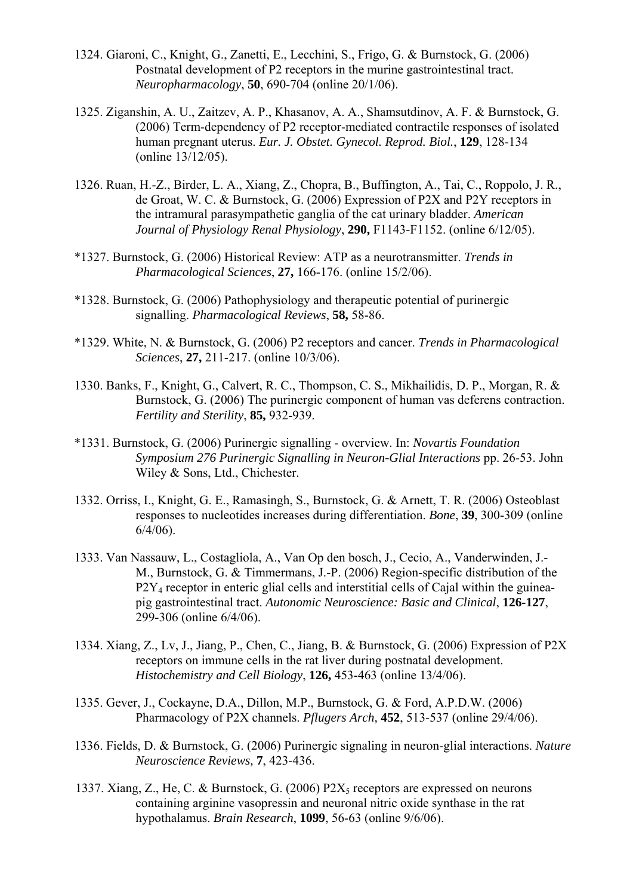1324. Giaroni, C., Knight, G., Zanetti, E., Lecchini, S., Frigo, G. & Burnstock, G. (2006) Postnatal development of P2 receptors in the murine gastrointestinal tract. *Neuropharmacology*, **50**, 690-704 (online 20/1/06).

1325. Ziganshin, A. U., Zaitzev, A. P., Khasanov, A. A., Shamsutdinov, A. F. & Burnstock, G. (2006) Term-dependency of P2 receptor-mediated contractile responses of isolated human pregnant uterus. *Eur. J. Obstet. Gynecol. Reprod. Biol.*, **129**, 128-134 (online 13/12/05).

1326. Ruan, H.-Z., Birder, L. A., Xiang, Z., Chopra, B., Buffington, A., Tai, C., Roppolo, J. R., de Groat, W. C. & Burnstock, G. (2006) Expression of P2X and P2Y receptors in the intramural parasympathetic ganglia of the cat urinary bladder. *American Journal of Physiology Renal Physiology*, **290,** F1143-F1152. (online 6/12/05).

*1327. Burnstock, G. (2006) Historical Review: ATP as a neurotransmitter. *Trends in Pharmacological Sciences*, **27,** 166-176. (online 15/2/06).

*1328. Burnstock, G. (2006) Pathophysiology and therapeutic potential of purinergic signalling. *Pharmacological Reviews*, **58,** 58-86.

*1329. White, N. & Burnstock, G. (2006) P2 receptors and cancer. *Trends in Pharmacological Sciences*, **27,** 211-217. (online 10/3/06).

1330. Banks, F., Knight, G., Calvert, R. C., Thompson, C. S., Mikhailidis, D. P., Morgan, R. & Burnstock, G. (2006) The purinergic component of human vas deferens contraction. *Fertility and Sterility*, **85,** 932-939.

*1331. Burnstock, G. (2006) Purinergic signalling - overview. In: *Novartis Foundation Symposium 276 Purinergic Signalling in Neuron-Glial Interactions* pp. 26-53. John Wiley & Sons, Ltd., Chichester.

1332. Orriss, I., Knight, G. E., Ramasingh, S., Burnstock, G. & Arnett, T. R. (2006) Osteoblast responses to nucleotides increases during differentiation. *Bone*, **39**, 300-309 (online 6/4/06).

1333. Van Nassauw, L., Costagliola, A., Van Op den bosch, J., Cecio, A., Vanderwinden, J.-M., Burnstock, G. & Timmermans, J.-P. (2006) Region-specific distribution of the $P2Y_4$ receptor in enteric glial cells and interstitial cells of Cajal within the guinea-pig gastrointestinal tract. *Autonomic Neuroscience: Basic and Clinical*, **126-127**, 299-306 (online 6/4/06).

1334. Xiang, Z., Lv, J., Jiang, P., Chen, C., Jiang, B. & Burnstock, G. (2006) Expression of P2X receptors on immune cells in the rat liver during postnatal development. *Histochemistry and Cell Biology*, **126,** 453-463 (online 13/4/06).

1335. Gever, J., Cockayne, D.A., Dillon, M.P., Burnstock, G. & Ford, A.P.D.W. (2006) Pharmacology of P2X channels. *Pflugers Arch,* **452**, 513-537 (online 29/4/06).

1336. Fields, D. & Burnstock, G. (2006) Purinergic signaling in neuron-glial interactions. *Nature Neuroscience Reviews,* **7**, 423-436.

1337. Xiang, Z., He, C. & Burnstock, G. (2006) $P2X_5$ receptors are expressed on neurons containing arginine vasopressin and neuronal nitric oxide synthase in the rat hypothalamus. *Brain Research*, **1099**, 56-63 (online 9/6/06).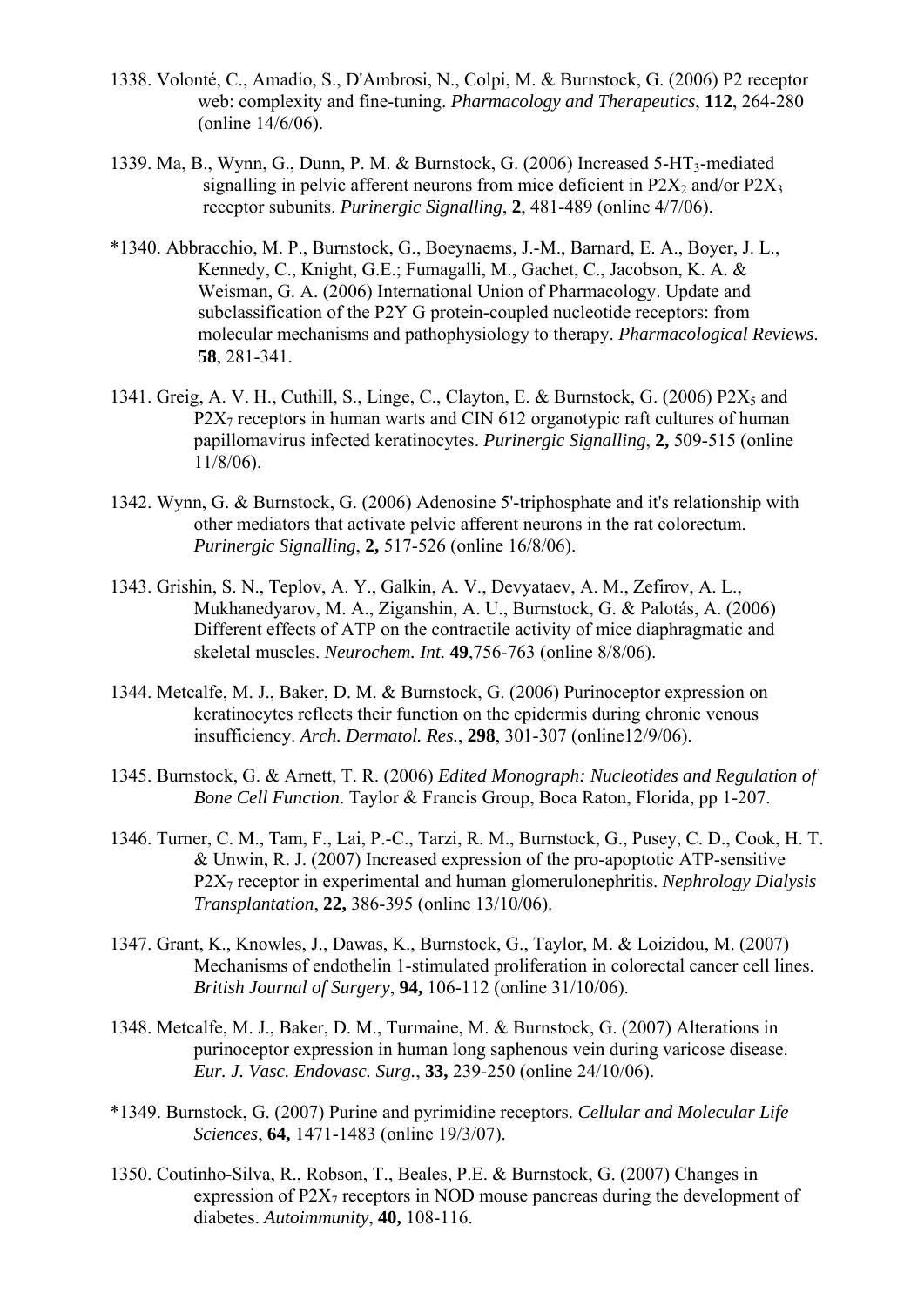1338. Volonté, C., Amadio, S., D'Ambrosi, N., Colpi, M. & Burnstock, G. (2006) P2 receptor web: complexity and fine-tuning. *Pharmacology and Therapeutics*, **112**, 264-280 (online 14/6/06).

1339. Ma, B., Wynn, G., Dunn, P. M. & Burnstock, G. (2006) Increased 5-$HT_3$-mediated signalling in pelvic afferent neurons from mice deficient in $P2X_2$ and/or $P2X_3$ receptor subunits. *Purinergic Signalling*, **2**, 481-489 (online 4/7/06).

*1340. Abbracchio, M. P., Burnstock, G., Boeynaems, J.-M., Barnard, E. A., Boyer, J. L., Kennedy, C., Knight, G.E.; Fumagalli, M., Gachet, C., Jacobson, K. A. & Weisman, G. A. (2006) International Union of Pharmacology. Update and subclassification of the P2Y G protein-coupled nucleotide receptors: from molecular mechanisms and pathophysiology to therapy. *Pharmacological Reviews*. **58**, 281-341.

1341. Greig, A. V. H., Cuthill, S., Linge, C., Clayton, E. & Burnstock, G. (2006) $P2X_5$ and $P2X_7$ receptors in human warts and CIN 612 organotypic raft cultures of human papillomavirus infected keratinocytes. *Purinergic Signalling*, **2,** 509-515 (online 11/8/06).

1342. Wynn, G. & Burnstock, G. (2006) Adenosine 5'-triphosphate and it's relationship with other mediators that activate pelvic afferent neurons in the rat colorectum. *Purinergic Signalling*, **2,** 517-526 (online 16/8/06).

1343. Grishin, S. N., Teplov, A. Y., Galkin, A. V., Devyataev, A. M., Zefirov, A. L., Mukhanedyarov, M. A., Ziganshin, A. U., Burnstock, G. & Palotás, A. (2006) Different effects of ATP on the contractile activity of mice diaphragmatic and skeletal muscles. *Neurochem. Int.* **49**,756-763 (online 8/8/06).

1344. Metcalfe, M. J., Baker, D. M. & Burnstock, G. (2006) Purinoceptor expression on keratinocytes reflects their function on the epidermis during chronic venous insufficiency. *Arch. Dermatol. Res.*, **298**, 301-307 (online12/9/06).

1345. Burnstock, G. & Arnett, T. R. (2006) *Edited Monograph: Nucleotides and Regulation of Bone Cell Function*. Taylor & Francis Group, Boca Raton, Florida, pp 1-207.

1346. Turner, C. M., Tam, F., Lai, P.-C., Tarzi, R. M., Burnstock, G., Pusey, C. D., Cook, H. T. & Unwin, R. J. (2007) Increased expression of the pro-apoptotic ATP-sensitive $P2X_7$ receptor in experimental and human glomerulonephritis. *Nephrology Dialysis Transplantation*, **22,** 386-395 (online 13/10/06).

1347. Grant, K., Knowles, J., Dawas, K., Burnstock, G., Taylor, M. & Loizidou, M. (2007) Mechanisms of endothelin 1-stimulated proliferation in colorectal cancer cell lines. *British Journal of Surgery*, **94,** 106-112 (online 31/10/06).

1348. Metcalfe, M. J., Baker, D. M., Turmaine, M. & Burnstock, G. (2007) Alterations in purinoceptor expression in human long saphenous vein during varicose disease. *Eur. J. Vasc. Endovasc. Surg.*, **33,** 239-250 (online 24/10/06).

*1349. Burnstock, G. (2007) Purine and pyrimidine receptors. *Cellular and Molecular Life Sciences*, **64,** 1471-1483 (online 19/3/07).

1350. Coutinho-Silva, R., Robson, T., Beales, P.E. & Burnstock, G. (2007) Changes in expression of $P2X_7$ receptors in NOD mouse pancreas during the development of diabetes. *Autoimmunity*, **40,** 108-116.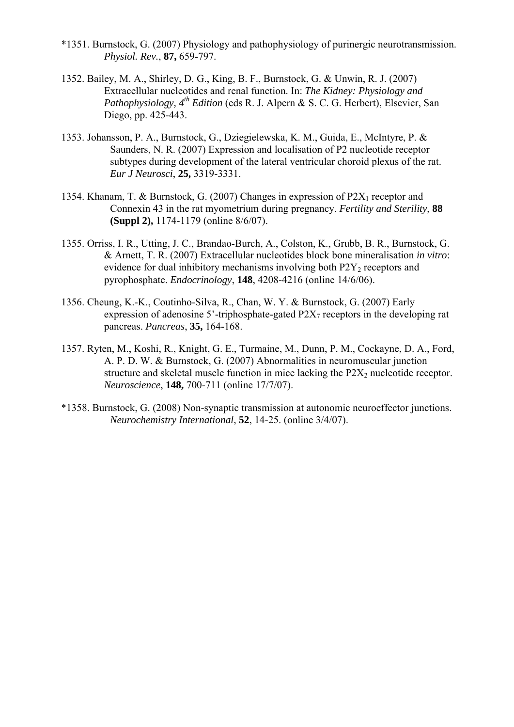*1351. Burnstock, G. (2007) Physiology and pathophysiology of purinergic neurotransmission. *Physiol. Rev.*, **87,** 659-797.

1352. Bailey, M. A., Shirley, D. G., King, B. F., Burnstock, G. & Unwin, R. J. (2007) Extracellular nucleotides and renal function. In: *The Kidney: Physiology and Pathophysiology, 4$^{th}$ Edition* (eds R. J. Alpern & S. C. G. Herbert), Elsevier, San Diego, pp. 425-443.

1353. Johansson, P. A., Burnstock, G., Dziegielewska, K. M., Guida, E., McIntyre, P. & Saunders, N. R. (2007) Expression and localisation of P2 nucleotide receptor subtypes during development of the lateral ventricular choroid plexus of the rat. *Eur J Neurosci*, **25,** 3319-3331.

1354. Khanam, T. & Burnstock, G. (2007) Changes in expression of $P2X_1$ receptor and Connexin 43 in the rat myometrium during pregnancy. *Fertility and Sterility*, **88 (Suppl 2),** 1174-1179 (online 8/6/07).

1355. Orriss, I. R., Utting, J. C., Brandao-Burch, A., Colston, K., Grubb, B. R., Burnstock, G. & Arnett, T. R. (2007) Extracellular nucleotides block bone mineralisation *in vitro*: evidence for dual inhibitory mechanisms involving both $P2Y_2$ receptors and pyrophosphate. *Endocrinology*, **148**, 4208-4216 (online 14/6/06).

1356. Cheung, K.-K., Coutinho-Silva, R., Chan, W. Y. & Burnstock, G. (2007) Early expression of adenosine 5'-triphosphate-gated $P2X_7$ receptors in the developing rat pancreas. *Pancreas*, **35,** 164-168.

1357. Ryten, M., Koshi, R., Knight, G. E., Turmaine, M., Dunn, P. M., Cockayne, D. A., Ford, A. P. D. W. & Burnstock, G. (2007) Abnormalities in neuromuscular junction structure and skeletal muscle function in mice lacking the $P2X_2$ nucleotide receptor. *Neuroscience*, **148,** 700-711 (online 17/7/07).

*1358. Burnstock, G. (2008) Non-synaptic transmission at autonomic neuroeffector junctions. *Neurochemistry International*, **52**, 14-25. (online 3/4/07).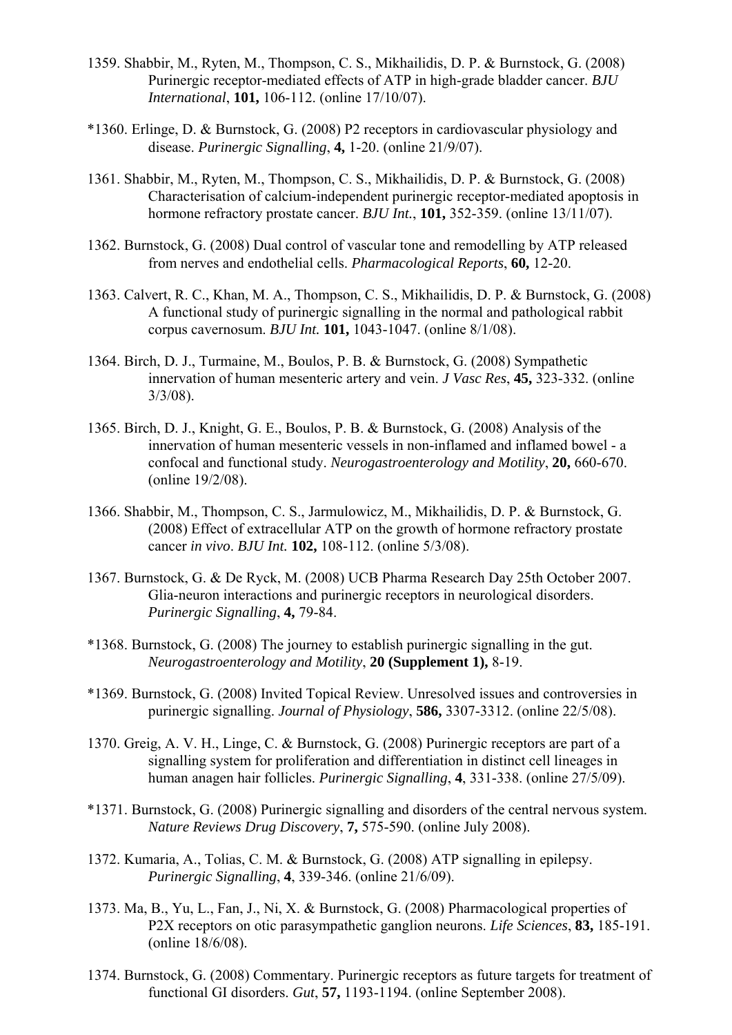1359. Shabbir, M., Ryten, M., Thompson, C. S., Mikhailidis, D. P. & Burnstock, G. (2008) Purinergic receptor-mediated effects of ATP in high-grade bladder cancer. *BJU International*, **101,** 106-112. (online 17/10/07).

*1360. Erlinge, D. & Burnstock, G. (2008) P2 receptors in cardiovascular physiology and disease. *Purinergic Signalling*, **4,** 1-20. (online 21/9/07).

1361. Shabbir, M., Ryten, M., Thompson, C. S., Mikhailidis, D. P. & Burnstock, G. (2008) Characterisation of calcium-independent purinergic receptor-mediated apoptosis in hormone refractory prostate cancer. *BJU Int.*, **101,** 352-359. (online 13/11/07).

1362. Burnstock, G. (2008) Dual control of vascular tone and remodelling by ATP released from nerves and endothelial cells. *Pharmacological Reports*, **60,** 12-20.

1363. Calvert, R. C., Khan, M. A., Thompson, C. S., Mikhailidis, D. P. & Burnstock, G. (2008) A functional study of purinergic signalling in the normal and pathological rabbit corpus cavernosum. *BJU Int.* **101,** 1043-1047. (online 8/1/08).

1364. Birch, D. J., Turmaine, M., Boulos, P. B. & Burnstock, G. (2008) Sympathetic innervation of human mesenteric artery and vein. *J Vasc Res*, **45,** 323-332. (online 3/3/08).

1365. Birch, D. J., Knight, G. E., Boulos, P. B. & Burnstock, G. (2008) Analysis of the innervation of human mesenteric vessels in non-inflamed and inflamed bowel - a confocal and functional study. *Neurogastroenterology and Motility*, **20,** 660-670. (online 19/2/08).

1366. Shabbir, M., Thompson, C. S., Jarmulowicz, M., Mikhailidis, D. P. & Burnstock, G. (2008) Effect of extracellular ATP on the growth of hormone refractory prostate cancer *in vivo*. *BJU Int.* **102,** 108-112. (online 5/3/08).

1367. Burnstock, G. & De Ryck, M. (2008) UCB Pharma Research Day 25th October 2007. Glia-neuron interactions and purinergic receptors in neurological disorders. *Purinergic Signalling*, **4,** 79-84.

*1368. Burnstock, G. (2008) The journey to establish purinergic signalling in the gut. *Neurogastroenterology and Motility*, **20 (Supplement 1),** 8-19.

*1369. Burnstock, G. (2008) Invited Topical Review. Unresolved issues and controversies in purinergic signalling. *Journal of Physiology*, **586,** 3307-3312. (online 22/5/08).

1370. Greig, A. V. H., Linge, C. & Burnstock, G. (2008) Purinergic receptors are part of a signalling system for proliferation and differentiation in distinct cell lineages in human anagen hair follicles. *Purinergic Signalling*, **4**, 331-338. (online 27/5/09).

*1371. Burnstock, G. (2008) Purinergic signalling and disorders of the central nervous system. *Nature Reviews Drug Discovery*, **7,** 575-590. (online July 2008).

1372. Kumaria, A., Tolias, C. M. & Burnstock, G. (2008) ATP signalling in epilepsy. *Purinergic Signalling*, **4**, 339-346. (online 21/6/09).

1373. Ma, B., Yu, L., Fan, J., Ni, X. & Burnstock, G. (2008) Pharmacological properties of P2X receptors on otic parasympathetic ganglion neurons. *Life Sciences*, **83,** 185-191. (online 18/6/08).

1374. Burnstock, G. (2008) Commentary. Purinergic receptors as future targets for treatment of functional GI disorders. *Gut*, **57,** 1193-1194. (online September 2008).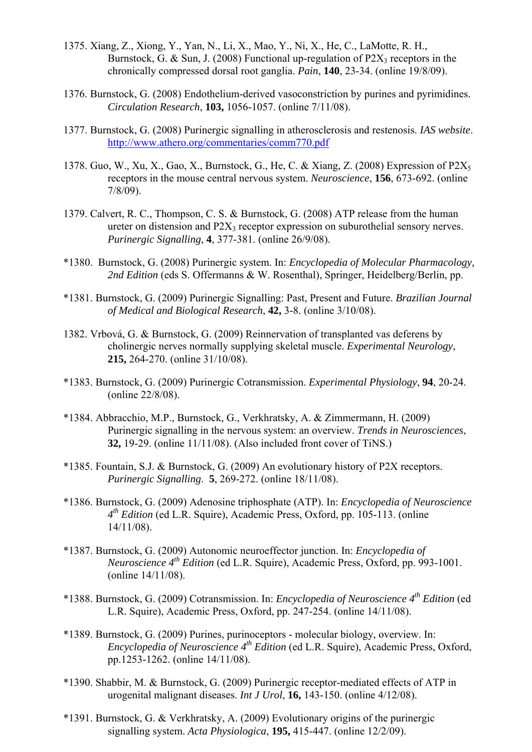1375. Xiang, Z., Xiong, Y., Yan, N., Li, X., Mao, Y., Ni, X., He, C., LaMotte, R. H., Burnstock, G. & Sun, J. (2008) Functional up-regulation of $P2X_3$ receptors in the chronically compressed dorsal root ganglia. *Pain*, **140**, 23-34. (online 19/8/09).

1376. Burnstock, G. (2008) Endothelium-derived vasoconstriction by purines and pyrimidines. *Circulation Research*, **103,** 1056-1057. (online 7/11/08).

1377. Burnstock, G. (2008) Purinergic signalling in atherosclerosis and restenosis. *IAS website*. http://www.athero.org/commentaries/comm770.pdf

1378. Guo, W., Xu, X., Gao, X., Burnstock, G., He, C. & Xiang, Z. (2008) Expression of $P2X_5$ receptors in the mouse central nervous system. *Neuroscience*, **156**, 673-692. (online 7/8/09).

1379. Calvert, R. C., Thompson, C. S. & Burnstock, G. (2008) ATP release from the human ureter on distension and $P2X_3$ receptor expression on suburothelial sensory nerves. *Purinergic Signalling*, **4**, 377-381. (online 26/9/08).

*1380. Burnstock, G. (2008) Purinergic system. In: *Encyclopedia of Molecular Pharmacology, 2nd Edition* (eds S. Offermanns & W. Rosenthal), Springer, Heidelberg/Berlin, pp.

*1381. Burnstock, G. (2009) Purinergic Signalling: Past, Present and Future. *Brazilian Journal of Medical and Biological Research*, **42,** 3-8. (online 3/10/08).

1382. Vrbová, G. & Burnstock, G. (2009) Reinnervation of transplanted vas deferens by cholinergic nerves normally supplying skeletal muscle. *Experimental Neurology*, **215,** 264-270. (online 31/10/08).

*1383. Burnstock, G. (2009) Purinergic Cotransmission. *Experimental Physiology*, **94**, 20-24. (online 22/8/08).

*1384. Abbracchio, M.P., Burnstock, G., Verkhratsky, A. & Zimmermann, H. (2009) Purinergic signalling in the nervous system: an overview. *Trends in Neurosciences*, **32,** 19-29. (online 11/11/08). (Also included front cover of TiNS.)

*1385. Fountain, S.J. & Burnstock, G. (2009) An evolutionary history of P2X receptors. *Purinergic Signalling*. **5**, 269-272. (online 18/11/08).

*1386. Burnstock, G. (2009) Adenosine triphosphate (ATP). In: *Encyclopedia of Neuroscience 4th Edition* (ed L.R. Squire), Academic Press, Oxford, pp. 105-113. (online 14/11/08).

*1387. Burnstock, G. (2009) Autonomic neuroeffector junction. In: *Encyclopedia of Neuroscience 4th Edition* (ed L.R. Squire), Academic Press, Oxford, pp. 993-1001. (online 14/11/08).

*1388. Burnstock, G. (2009) Cotransmission. In: *Encyclopedia of Neuroscience 4th Edition* (ed L.R. Squire), Academic Press, Oxford, pp. 247-254. (online 14/11/08).

*1389. Burnstock, G. (2009) Purines, purinoceptors - molecular biology, overview. In: *Encyclopedia of Neuroscience 4th Edition* (ed L.R. Squire), Academic Press, Oxford, pp.1253-1262. (online 14/11/08).

*1390. Shabbir, M. & Burnstock, G. (2009) Purinergic receptor-mediated effects of ATP in urogenital malignant diseases. *Int J Urol*, **16,** 143-150. (online 4/12/08).

*1391. Burnstock, G. & Verkhratsky, A. (2009) Evolutionary origins of the purinergic signalling system. *Acta Physiologica*, **195,** 415-447. (online 12/2/09).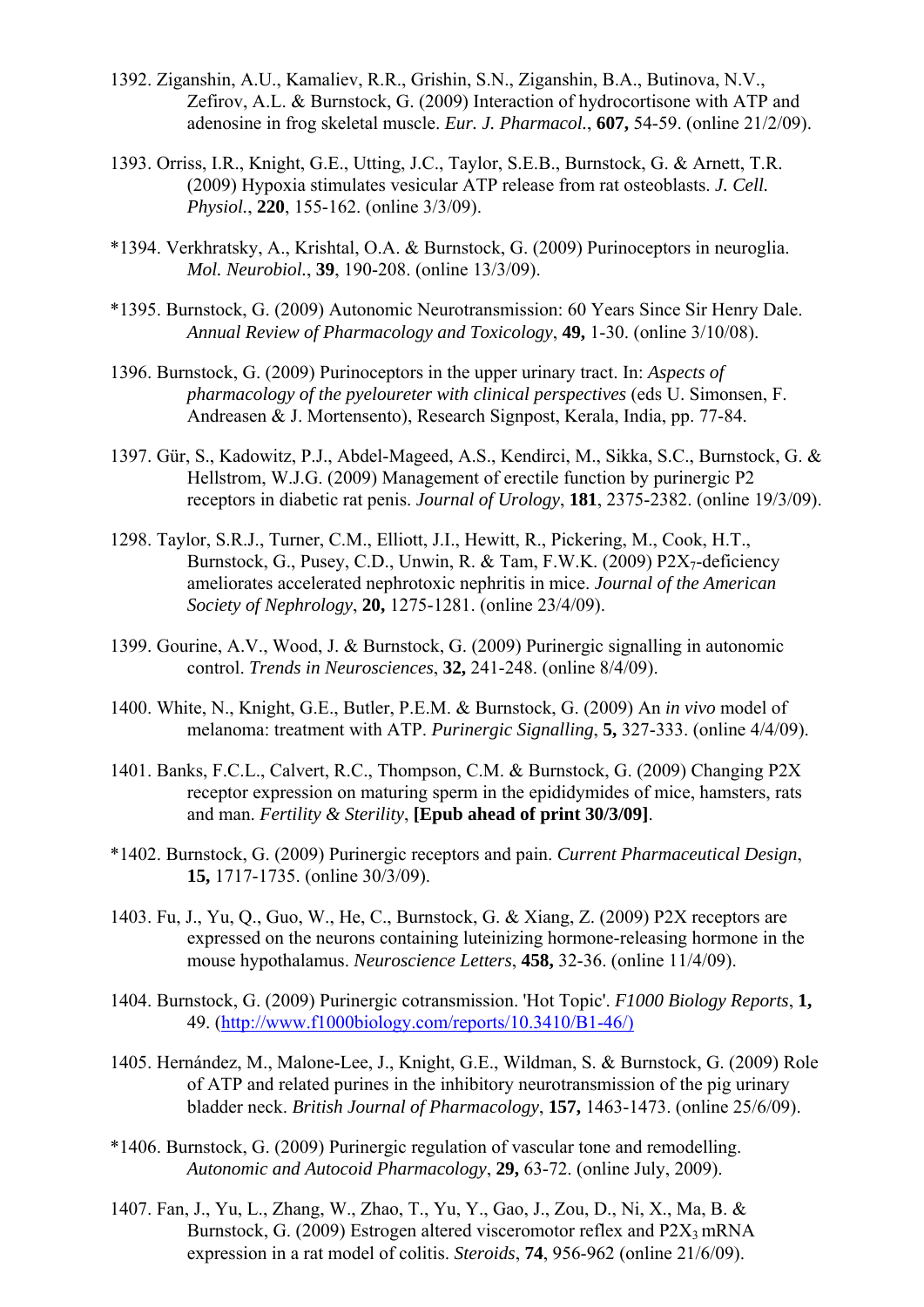1392. Ziganshin, A.U., Kamaliev, R.R., Grishin, S.N., Ziganshin, B.A., Butinova, N.V., Zefirov, A.L. & Burnstock, G. (2009) Interaction of hydrocortisone with ATP and adenosine in frog skeletal muscle. *Eur. J. Pharmacol.*, **607,** 54-59. (online 21/2/09).

1393. Orriss, I.R., Knight, G.E., Utting, J.C., Taylor, S.E.B., Burnstock, G. & Arnett, T.R. (2009) Hypoxia stimulates vesicular ATP release from rat osteoblasts. *J. Cell. Physiol.*, **220**, 155-162. (online 3/3/09).

*1394. Verkhratsky, A., Krishtal, O.A. & Burnstock, G. (2009) Purinoceptors in neuroglia. *Mol. Neurobiol.*, **39**, 190-208. (online 13/3/09).

*1395. Burnstock, G. (2009) Autonomic Neurotransmission: 60 Years Since Sir Henry Dale. *Annual Review of Pharmacology and Toxicology*, **49,** 1-30. (online 3/10/08).

1396. Burnstock, G. (2009) Purinoceptors in the upper urinary tract. In: *Aspects of pharmacology of the pyeloureter with clinical perspectives* (eds U. Simonsen, F. Andreasen & J. Mortensento), Research Signpost, Kerala, India, pp. 77-84.

1397. Gür, S., Kadowitz, P.J., Abdel-Mageed, A.S., Kendirci, M., Sikka, S.C., Burnstock, G. & Hellstrom, W.J.G. (2009) Management of erectile function by purinergic P2 receptors in diabetic rat penis. *Journal of Urology*, **181**, 2375-2382. (online 19/3/09).

1298. Taylor, S.R.J., Turner, C.M., Elliott, J.I., Hewitt, R., Pickering, M., Cook, H.T., Burnstock, G., Pusey, C.D., Unwin, R. & Tam, F.W.K. (2009) $P2X_7$-deficiency ameliorates accelerated nephrotoxic nephritis in mice. *Journal of the American Society of Nephrology*, **20,** 1275-1281. (online 23/4/09).

1399. Gourine, A.V., Wood, J. & Burnstock, G. (2009) Purinergic signalling in autonomic control. *Trends in Neurosciences*, **32,** 241-248. (online 8/4/09).

1400. White, N., Knight, G.E., Butler, P.E.M. & Burnstock, G. (2009) An *in vivo* model of melanoma: treatment with ATP. *Purinergic Signalling*, **5,** 327-333. (online 4/4/09).

1401. Banks, F.C.L., Calvert, R.C., Thompson, C.M. & Burnstock, G. (2009) Changing P2X receptor expression on maturing sperm in the epididymides of mice, hamsters, rats and man. *Fertility & Sterility*, **[Epub ahead of print 30/3/09]**.

*1402. Burnstock, G. (2009) Purinergic receptors and pain. *Current Pharmaceutical Design*, **15,** 1717-1735. (online 30/3/09).

1403. Fu, J., Yu, Q., Guo, W., He, C., Burnstock, G. & Xiang, Z. (2009) P2X receptors are expressed on the neurons containing luteinizing hormone-releasing hormone in the mouse hypothalamus. *Neuroscience Letters*, **458,** 32-36. (online 11/4/09).

1404. Burnstock, G. (2009) Purinergic cotransmission. 'Hot Topic'. *F1000 Biology Reports*, **1,** 49. (http://www.f1000biology.com/reports/10.3410/B1-46/)

1405. Hernández, M., Malone-Lee, J., Knight, G.E., Wildman, S. & Burnstock, G. (2009) Role of ATP and related purines in the inhibitory neurotransmission of the pig urinary bladder neck. *British Journal of Pharmacology*, **157,** 1463-1473. (online 25/6/09).

*1406. Burnstock, G. (2009) Purinergic regulation of vascular tone and remodelling. *Autonomic and Autocoid Pharmacology*, **29,** 63-72. (online July, 2009).

1407. Fan, J., Yu, L., Zhang, W., Zhao, T., Yu, Y., Gao, J., Zou, D., Ni, X., Ma, B. & Burnstock, G. (2009) Estrogen altered visceromotor reflex and $P2X_3$ mRNA expression in a rat model of colitis. *Steroids*, **74**, 956-962 (online 21/6/09).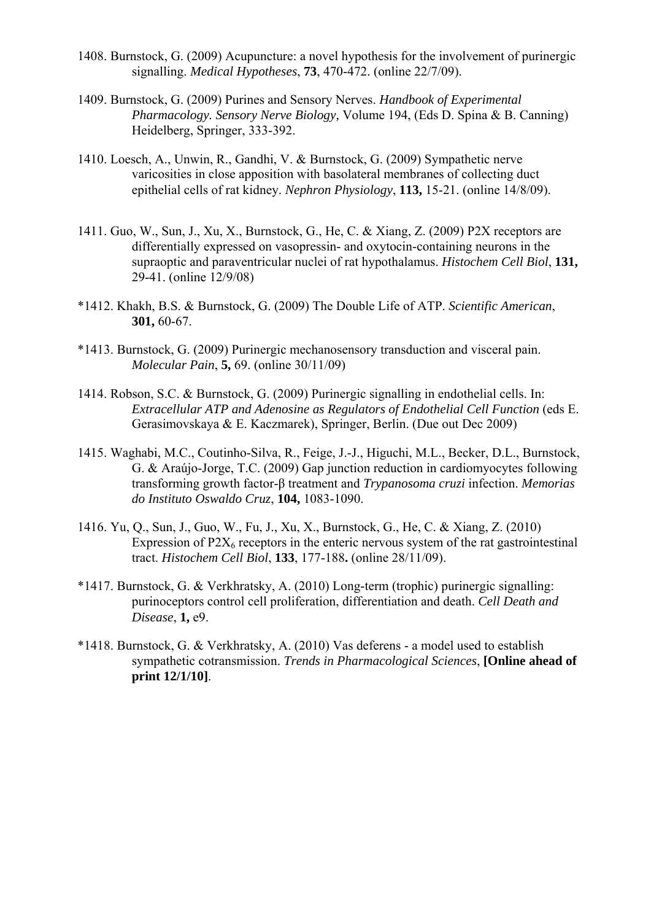1408. Burnstock, G. (2009) Acupuncture: a novel hypothesis for the involvement of purinergic signalling. *Medical Hypotheses*, **73**, 470-472. (online 22/7/09).

1409. Burnstock, G. (2009) Purines and Sensory Nerves. *Handbook of Experimental Pharmacology. Sensory Nerve Biology,* Volume 194, (Eds D. Spina & B. Canning) Heidelberg, Springer, 333-392.

1410. Loesch, A., Unwin, R., Gandhi, V. & Burnstock, G. (2009) Sympathetic nerve varicosities in close apposition with basolateral membranes of collecting duct epithelial cells of rat kidney. *Nephron Physiology*, **113,** 15-21. (online 14/8/09).

1411. Guo, W., Sun, J., Xu, X., Burnstock, G., He, C. & Xiang, Z. (2009) P2X receptors are differentially expressed on vasopressin- and oxytocin-containing neurons in the supraoptic and paraventricular nuclei of rat hypothalamus. *Histochem Cell Biol*, **131,** 29-41. (online 12/9/08)

*1412. Khakh, B.S. & Burnstock, G. (2009) The Double Life of ATP. *Scientific American*, **301,** 60-67.

*1413. Burnstock, G. (2009) Purinergic mechanosensory transduction and visceral pain. *Molecular Pain*, **5,** 69. (online 30/11/09)

1414. Robson, S.C. & Burnstock, G. (2009) Purinergic signalling in endothelial cells. In: *Extracellular ATP and Adenosine as Regulators of Endothelial Cell Function* (eds E. Gerasimovskaya & E. Kaczmarek), Springer, Berlin. (Due out Dec 2009)

1415. Waghabi, M.C., Coutinho-Silva, R., Feige, J.-J., Higuchi, M.L., Becker, D.L., Burnstock, G. & Araújo-Jorge, T.C. (2009) Gap junction reduction in cardiomyocytes following transforming growth factor-β treatment and *Trypanosoma cruzi* infection. *Memorias do Instituto Oswaldo Cruz*, **104,** 1083-1090.

1416. Yu, Q., Sun, J., Guo, W., Fu, J., Xu, X., Burnstock, G., He, C. & Xiang, Z. (2010) Expression of $P2X_6$ receptors in the enteric nervous system of the rat gastrointestinal tract. *Histochem Cell Biol*, **133**, 177-188**.** (online 28/11/09).

*1417. Burnstock, G. & Verkhratsky, A. (2010) Long-term (trophic) purinergic signalling: purinoceptors control cell proliferation, differentiation and death. *Cell Death and Disease*, **1,** e9.

*1418. Burnstock, G. & Verkhratsky, A. (2010) Vas deferens - a model used to establish sympathetic cotransmission. *Trends in Pharmacological Sciences*, **[Online ahead of print 12/1/10]**.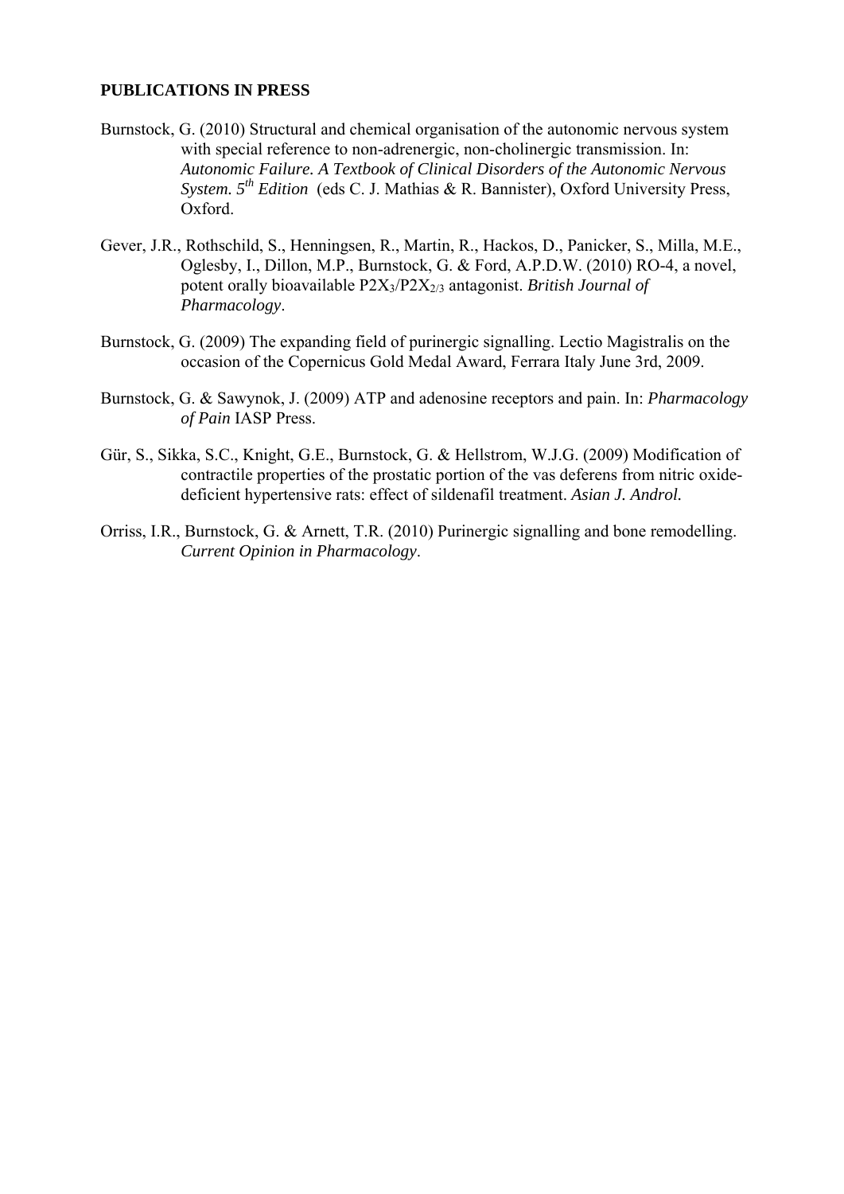**PUBLICATIONS IN PRESS**

Burnstock, G. (2010) Structural and chemical organisation of the autonomic nervous system with special reference to non-adrenergic, non-cholinergic transmission. In: *Autonomic Failure. A Textbook of Clinical Disorders of the Autonomic Nervous System. 5th Edition* (eds C. J. Mathias & R. Bannister), Oxford University Press, Oxford.

Gever, J.R., Rothschild, S., Henningsen, R., Martin, R., Hackos, D., Panicker, S., Milla, M.E., Oglesby, I., Dillon, M.P., Burnstock, G. & Ford, A.P.D.W. (2010) RO-4, a novel, potent orally bioavailable $P2X_3$/$P2X_{2/3}$ antagonist. *British Journal of Pharmacology*.

Burnstock, G. (2009) The expanding field of purinergic signalling. Lectio Magistralis on the occasion of the Copernicus Gold Medal Award, Ferrara Italy June 3rd, 2009.

Burnstock, G. & Sawynok, J. (2009) ATP and adenosine receptors and pain. In: *Pharmacology of Pain* IASP Press.

Gür, S., Sikka, S.C., Knight, G.E., Burnstock, G. & Hellstrom, W.J.G. (2009) Modification of contractile properties of the prostatic portion of the vas deferens from nitric oxide-deficient hypertensive rats: effect of sildenafil treatment. *Asian J. Androl.*

Orriss, I.R., Burnstock, G. & Arnett, T.R. (2010) Purinergic signalling and bone remodelling. *Current Opinion in Pharmacology*.